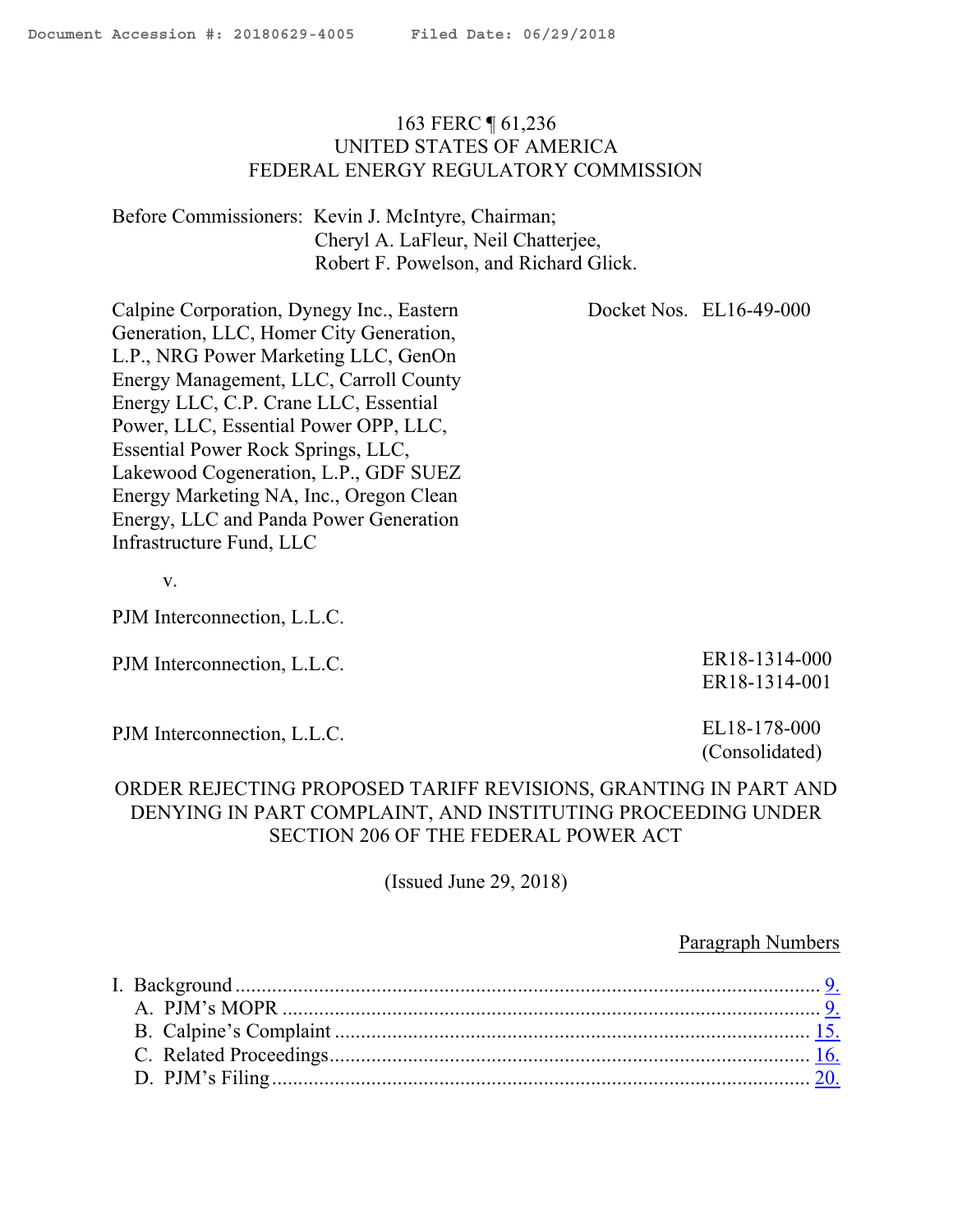163 FERC ¶ 61,236
UNITED STATES OF AMERICA
FEDERAL ENERGY REGULATORY COMMISSION

Before Commissioners: Kevin J. McIntyre, Chairman;
Cheryl A. LaFleur, Neil Chatterjee,
Robert F. Powelson, and Richard Glick.

| | |
|---|---|
| Calpine Corporation, Dynegy Inc., Eastern Generation, LLC, Homer City Generation, L.P., NRG Power Marketing LLC, GenOn Energy Management, LLC, Carroll County Energy LLC, C.P. Crane LLC, Essential Power, LLC, Essential Power OPP, LLC, Essential Power Rock Springs, LLC, Lakewood Cogeneration, L.P., GDF SUEZ Energy Marketing NA, Inc., Oregon Clean Energy, LLC and Panda Power Generation Infrastructure Fund, LLC<br><br>v.<br><br>PJM Interconnection, L.L.C. | Docket Nos. EL16-49-000 |
| PJM Interconnection, L.L.C. | ER18-1314-000<br>ER18-1314-001 |
| PJM Interconnection, L.L.C. | EL18-178-000<br>(Consolidated) |

ORDER REJECTING PROPOSED TARIFF REVISIONS, GRANTING IN PART AND DENYING IN PART COMPLAINT, AND INSTITUTING PROCEEDING UNDER SECTION 206 OF THE FEDERAL POWER ACT

(Issued June 29, 2018)

| | Paragraph Numbers |
|---|---|
| I. Background | 9. |
| A. PJM's MOPR | 9. |
| B. Calpine's Complaint | 15. |
| C. Related Proceedings | 16. |
| D. PJM's Filing | 20. |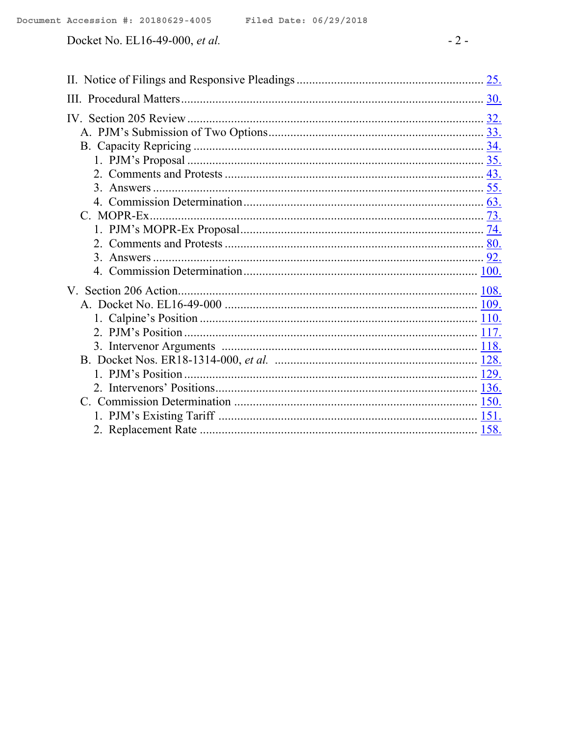II. Notice of Filings and Responsive Pleadings ........................................................... 25.

III. Procedural Matters ................................................................................................ 30.

IV. Section 205 Review .............................................................................................. 32.
- A. PJM's Submission of Two Options .................................................................... 33.
- B. Capacity Repricing ............................................................................................ 34.
  1. PJM's Proposal ............................................................................................. 35.
  2. Comments and Protests ................................................................................. 43.
  3. Answers ........................................................................................................ 55.
  4. Commission Determination ........................................................................... 63.
- C. MOPR-Ex .......................................................................................................... 73.
  1. PJM's MOPR-Ex Proposal ............................................................................ 74.
  2. Comments and Protests ................................................................................. 80.
  3. Answers ........................................................................................................ 92.
  4. Commission Determination ......................................................................... 100.

V. Section 206 Action ............................................................................................... 108.
- A. Docket No. EL16-49-000 ................................................................................ 109.
  1. Calpine's Position ....................................................................................... 110.
  2. PJM's Position ............................................................................................ 117.
  3. Intervenor Arguments ................................................................................ 118.
- B. Docket Nos. ER18-1314-000, *et al.* ............................................................... 128.
  1. PJM's Position ............................................................................................ 129.
  2. Intervenors' Positions .................................................................................. 136.
- C. Commission Determination ............................................................................. 150.
  1. PJM's Existing Tariff .................................................................................. 151.
  2. Replacement Rate ....................................................................................... 158.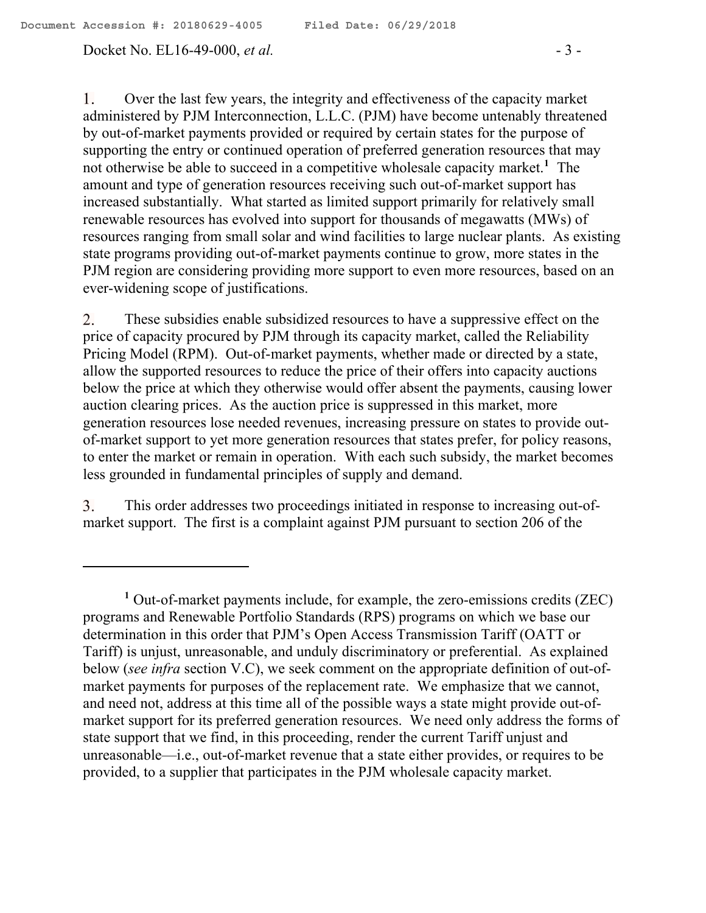1. Over the last few years, the integrity and effectiveness of the capacity market administered by PJM Interconnection, L.L.C. (PJM) have become untenably threatened by out-of-market payments provided or required by certain states for the purpose of supporting the entry or continued operation of preferred generation resources that may not otherwise be able to succeed in a competitive wholesale capacity market.[1] The amount and type of generation resources receiving such out-of-market support has increased substantially. What started as limited support primarily for relatively small renewable resources has evolved into support for thousands of megawatts (MWs) of resources ranging from small solar and wind facilities to large nuclear plants. As existing state programs providing out-of-market payments continue to grow, more states in the PJM region are considering providing more support to even more resources, based on an ever-widening scope of justifications.

2. These subsidies enable subsidized resources to have a suppressive effect on the price of capacity procured by PJM through its capacity market, called the Reliability Pricing Model (RPM). Out-of-market payments, whether made or directed by a state, allow the supported resources to reduce the price of their offers into capacity auctions below the price at which they otherwise would offer absent the payments, causing lower auction clearing prices. As the auction price is suppressed in this market, more generation resources lose needed revenues, increasing pressure on states to provide out-of-market support to yet more generation resources that states prefer, for policy reasons, to enter the market or remain in operation. With each such subsidy, the market becomes less grounded in fundamental principles of supply and demand.

3. This order addresses two proceedings initiated in response to increasing out-of-market support. The first is a complaint against PJM pursuant to section 206 of the

---

[1] Out-of-market payments include, for example, the zero-emissions credits (ZEC) programs and Renewable Portfolio Standards (RPS) programs on which we base our determination in this order that PJM's Open Access Transmission Tariff (OATT or Tariff) is unjust, unreasonable, and unduly discriminatory or preferential. As explained below (*see infra* section V.C), we seek comment on the appropriate definition of out-of-market payments for purposes of the replacement rate. We emphasize that we cannot, and need not, address at this time all of the possible ways a state might provide out-of-market support for its preferred generation resources. We need only address the forms of state support that we find, in this proceeding, render the current Tariff unjust and unreasonable—i.e., out-of-market revenue that a state either provides, or requires to be provided, to a supplier that participates in the PJM wholesale capacity market.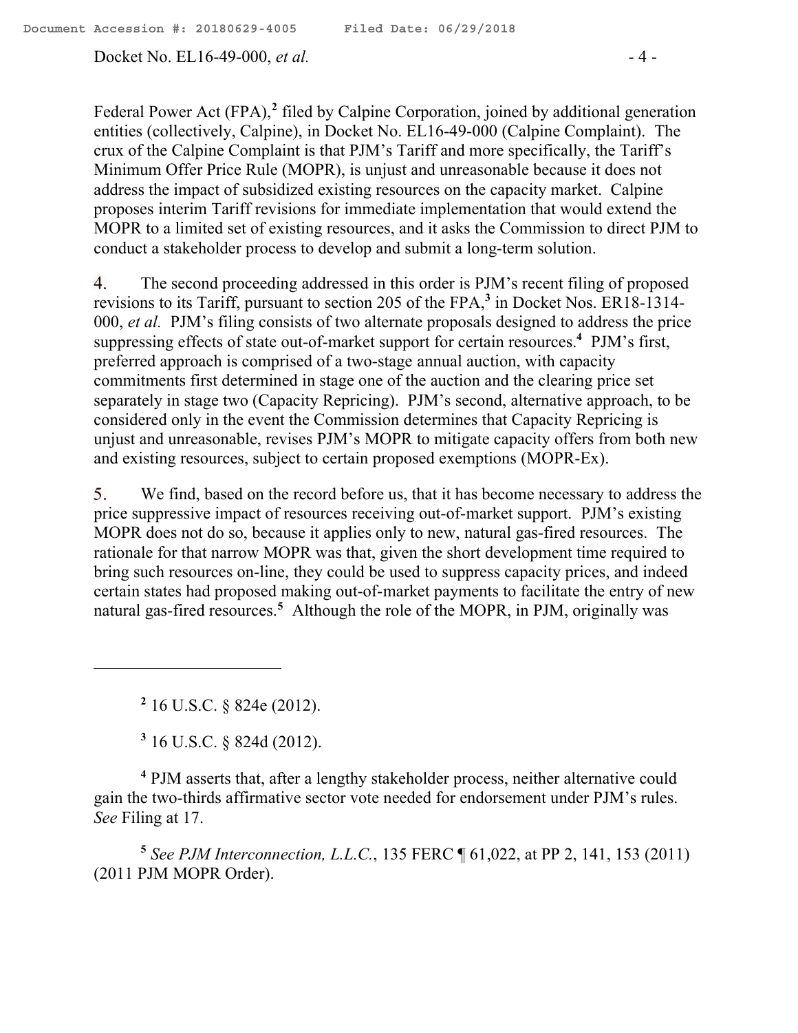Federal Power Act (FPA),[2] filed by Calpine Corporation, joined by additional generation entities (collectively, Calpine), in Docket No. EL16-49-000 (Calpine Complaint). The crux of the Calpine Complaint is that PJM's Tariff and more specifically, the Tariff's Minimum Offer Price Rule (MOPR), is unjust and unreasonable because it does not address the impact of subsidized existing resources on the capacity market. Calpine proposes interim Tariff revisions for immediate implementation that would extend the MOPR to a limited set of existing resources, and it asks the Commission to direct PJM to conduct a stakeholder process to develop and submit a long-term solution.

4. The second proceeding addressed in this order is PJM's recent filing of proposed revisions to its Tariff, pursuant to section 205 of the FPA,[3] in Docket Nos. ER18-1314-000, *et al.* PJM's filing consists of two alternate proposals designed to address the price suppressing effects of state out-of-market support for certain resources.[4] PJM's first, preferred approach is comprised of a two-stage annual auction, with capacity commitments first determined in stage one of the auction and the clearing price set separately in stage two (Capacity Repricing). PJM's second, alternative approach, to be considered only in the event the Commission determines that Capacity Repricing is unjust and unreasonable, revises PJM's MOPR to mitigate capacity offers from both new and existing resources, subject to certain proposed exemptions (MOPR-Ex).

5. We find, based on the record before us, that it has become necessary to address the price suppressive impact of resources receiving out-of-market support. PJM's existing MOPR does not do so, because it applies only to new, natural gas-fired resources. The rationale for that narrow MOPR was that, given the short development time required to bring such resources on-line, they could be used to suppress capacity prices, and indeed certain states had proposed making out-of-market payments to facilitate the entry of new natural gas-fired resources.[5] Although the role of the MOPR, in PJM, originally was

---

[2] 16 U.S.C. § 824e (2012).

[3] 16 U.S.C. § 824d (2012).

[4] PJM asserts that, after a lengthy stakeholder process, neither alternative could gain the two-thirds affirmative sector vote needed for endorsement under PJM's rules. *See* Filing at 17.

[5] *See PJM Interconnection, L.L.C.*, 135 FERC ¶ 61,022, at PP 2, 141, 153 (2011) (2011 PJM MOPR Order).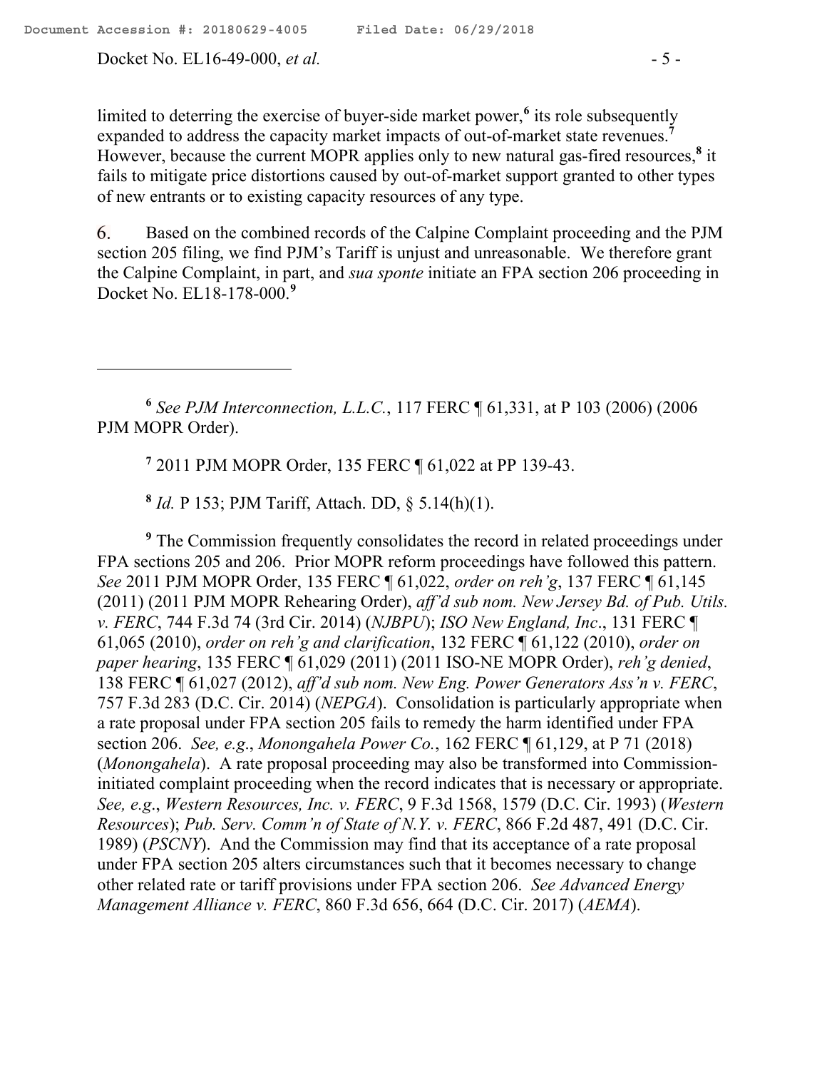limited to deterring the exercise of buyer-side market power,[6] its role subsequently expanded to address the capacity market impacts of out-of-market state revenues.[7] However, because the current MOPR applies only to new natural gas-fired resources,[8] it fails to mitigate price distortions caused by out-of-market support granted to other types of new entrants or to existing capacity resources of any type.

6. Based on the combined records of the Calpine Complaint proceeding and the PJM section 205 filing, we find PJM's Tariff is unjust and unreasonable. We therefore grant the Calpine Complaint, in part, and *sua sponte* initiate an FPA section 206 proceeding in Docket No. EL18-178-000.[9]

---

[6] *See PJM Interconnection, L.L.C.*, 117 FERC ¶ 61,331, at P 103 (2006) (2006 PJM MOPR Order).

[7] 2011 PJM MOPR Order, 135 FERC ¶ 61,022 at PP 139-43.

[8] *Id.* P 153; PJM Tariff, Attach. DD, § 5.14(h)(1).

[9] The Commission frequently consolidates the record in related proceedings under FPA sections 205 and 206. Prior MOPR reform proceedings have followed this pattern. *See* 2011 PJM MOPR Order, 135 FERC ¶ 61,022, *order on reh'g*, 137 FERC ¶ 61,145 (2011) (2011 PJM MOPR Rehearing Order), *aff'd sub nom. New Jersey Bd. of Pub. Utils. v. FERC*, 744 F.3d 74 (3rd Cir. 2014) (*NJBPU*); *ISO New England, Inc*., 131 FERC ¶ 61,065 (2010), *order on reh'g and clarification*, 132 FERC ¶ 61,122 (2010), *order on paper hearing*, 135 FERC ¶ 61,029 (2011) (2011 ISO-NE MOPR Order), *reh'g denied*, 138 FERC ¶ 61,027 (2012), *aff'd sub nom. New Eng. Power Generators Ass'n v. FERC*, 757 F.3d 283 (D.C. Cir. 2014) (*NEPGA*). Consolidation is particularly appropriate when a rate proposal under FPA section 205 fails to remedy the harm identified under FPA section 206. *See, e.g*., *Monongahela Power Co.*, 162 FERC ¶ 61,129, at P 71 (2018) (*Monongahela*). A rate proposal proceeding may also be transformed into Commission-initiated complaint proceeding when the record indicates that is necessary or appropriate. *See, e.g*., *Western Resources, Inc. v. FERC*, 9 F.3d 1568, 1579 (D.C. Cir. 1993) (*Western Resources*); *Pub. Serv. Comm'n of State of N.Y. v. FERC*, 866 F.2d 487, 491 (D.C. Cir. 1989) (*PSCNY*). And the Commission may find that its acceptance of a rate proposal under FPA section 205 alters circumstances such that it becomes necessary to change other related rate or tariff provisions under FPA section 206. *See Advanced Energy Management Alliance v. FERC*, 860 F.3d 656, 664 (D.C. Cir. 2017) (*AEMA*).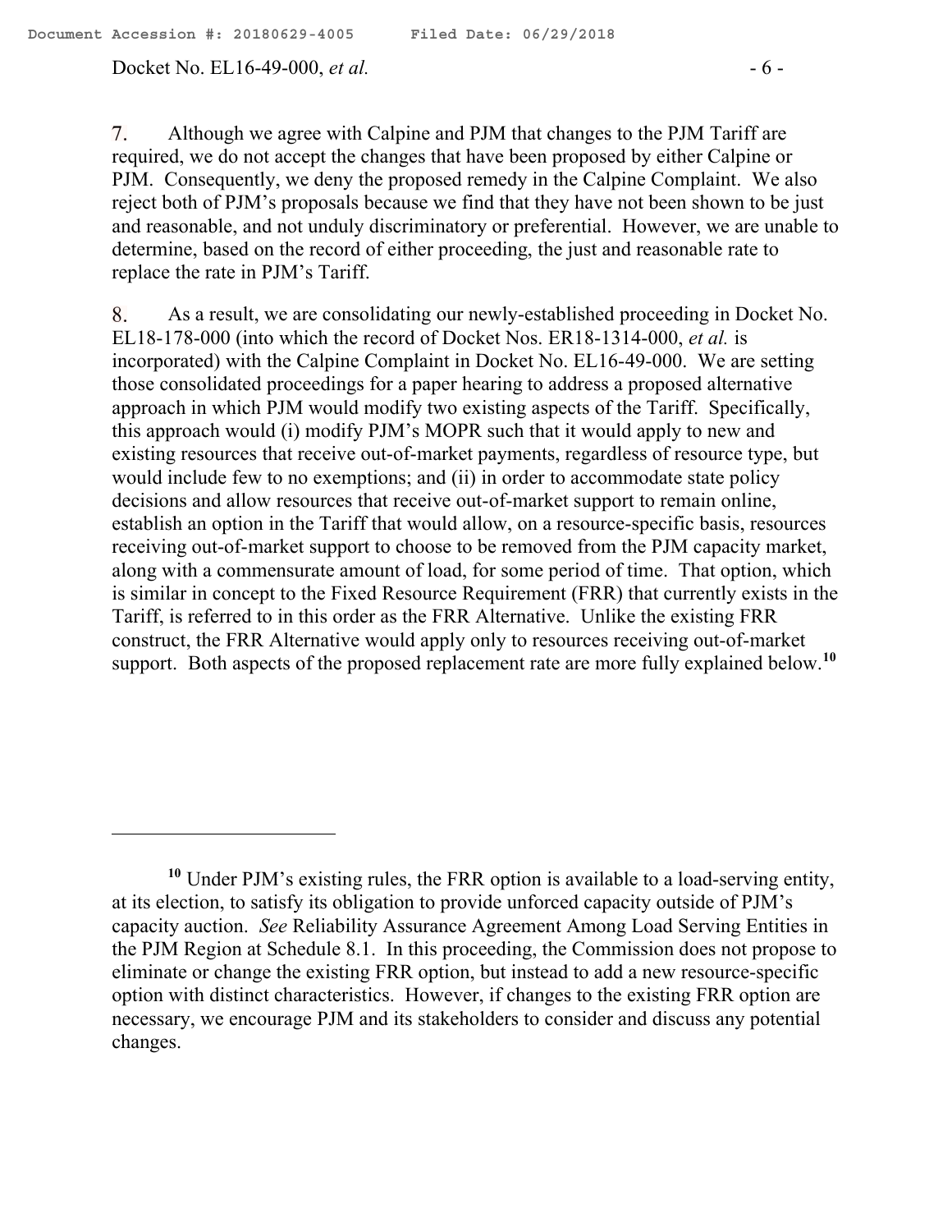7. Although we agree with Calpine and PJM that changes to the PJM Tariff are required, we do not accept the changes that have been proposed by either Calpine or PJM. Consequently, we deny the proposed remedy in the Calpine Complaint. We also reject both of PJM's proposals because we find that they have not been shown to be just and reasonable, and not unduly discriminatory or preferential. However, we are unable to determine, based on the record of either proceeding, the just and reasonable rate to replace the rate in PJM's Tariff.

8. As a result, we are consolidating our newly-established proceeding in Docket No. EL18-178-000 (into which the record of Docket Nos. ER18-1314-000, *et al.* is incorporated) with the Calpine Complaint in Docket No. EL16-49-000. We are setting those consolidated proceedings for a paper hearing to address a proposed alternative approach in which PJM would modify two existing aspects of the Tariff. Specifically, this approach would (i) modify PJM's MOPR such that it would apply to new and existing resources that receive out-of-market payments, regardless of resource type, but would include few to no exemptions; and (ii) in order to accommodate state policy decisions and allow resources that receive out-of-market support to remain online, establish an option in the Tariff that would allow, on a resource-specific basis, resources receiving out-of-market support to choose to be removed from the PJM capacity market, along with a commensurate amount of load, for some period of time. That option, which is similar in concept to the Fixed Resource Requirement (FRR) that currently exists in the Tariff, is referred to in this order as the FRR Alternative. Unlike the existing FRR construct, the FRR Alternative would apply only to resources receiving out-of-market support. Both aspects of the proposed replacement rate are more fully explained below.[10]

---

[10] Under PJM's existing rules, the FRR option is available to a load-serving entity, at its election, to satisfy its obligation to provide unforced capacity outside of PJM's capacity auction. *See* Reliability Assurance Agreement Among Load Serving Entities in the PJM Region at Schedule 8.1. In this proceeding, the Commission does not propose to eliminate or change the existing FRR option, but instead to add a new resource-specific option with distinct characteristics. However, if changes to the existing FRR option are necessary, we encourage PJM and its stakeholders to consider and discuss any potential changes.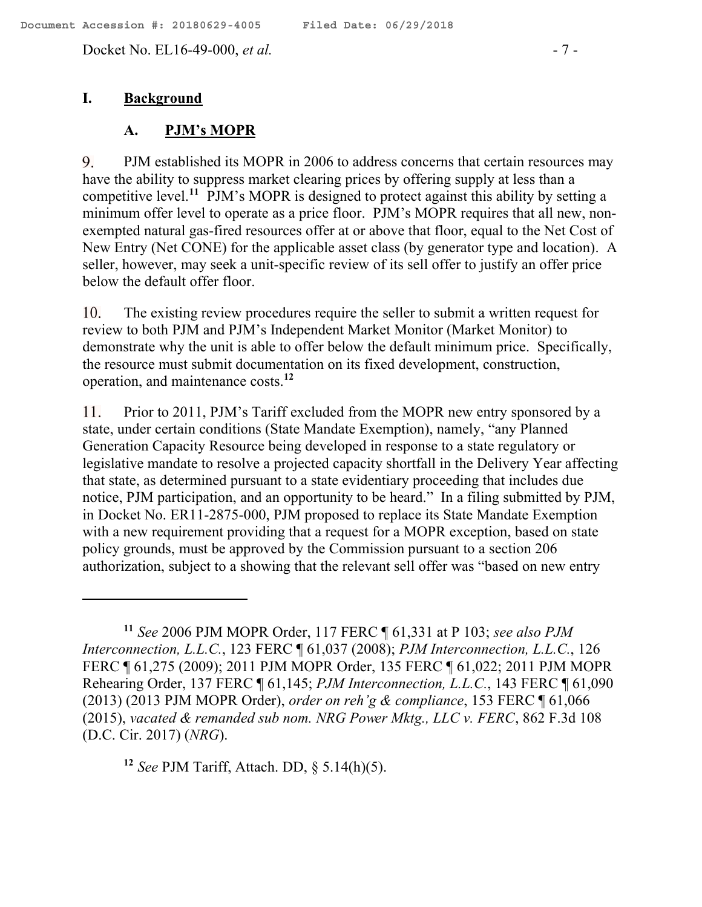## I. Background

### A. PJM's MOPR

9. PJM established its MOPR in 2006 to address concerns that certain resources may have the ability to suppress market clearing prices by offering supply at less than a competitive level.[11] PJM's MOPR is designed to protect against this ability by setting a minimum offer level to operate as a price floor. PJM's MOPR requires that all new, non-exempted natural gas-fired resources offer at or above that floor, equal to the Net Cost of New Entry (Net CONE) for the applicable asset class (by generator type and location). A seller, however, may seek a unit-specific review of its sell offer to justify an offer price below the default offer floor.

10. The existing review procedures require the seller to submit a written request for review to both PJM and PJM's Independent Market Monitor (Market Monitor) to demonstrate why the unit is able to offer below the default minimum price. Specifically, the resource must submit documentation on its fixed development, construction, operation, and maintenance costs.[12]

11. Prior to 2011, PJM's Tariff excluded from the MOPR new entry sponsored by a state, under certain conditions (State Mandate Exemption), namely, "any Planned Generation Capacity Resource being developed in response to a state regulatory or legislative mandate to resolve a projected capacity shortfall in the Delivery Year affecting that state, as determined pursuant to a state evidentiary proceeding that includes due notice, PJM participation, and an opportunity to be heard." In a filing submitted by PJM, in Docket No. ER11-2875-000, PJM proposed to replace its State Mandate Exemption with a new requirement providing that a request for a MOPR exception, based on state policy grounds, must be approved by the Commission pursuant to a section 206 authorization, subject to a showing that the relevant sell offer was "based on new entry

---

[11] *See* 2006 PJM MOPR Order, 117 FERC ¶ 61,331 at P 103; *see also PJM Interconnection, L.L.C.*, 123 FERC ¶ 61,037 (2008); *PJM Interconnection, L.L.C.*, 126 FERC ¶ 61,275 (2009); 2011 PJM MOPR Order, 135 FERC ¶ 61,022; 2011 PJM MOPR Rehearing Order, 137 FERC ¶ 61,145; *PJM Interconnection, L.L.C.*, 143 FERC ¶ 61,090 (2013) (2013 PJM MOPR Order), *order on reh'g & compliance*, 153 FERC ¶ 61,066 (2015), *vacated & remanded sub nom. NRG Power Mktg., LLC v. FERC*, 862 F.3d 108 (D.C. Cir. 2017) (*NRG*).

[12] *See* PJM Tariff, Attach. DD, § 5.14(h)(5).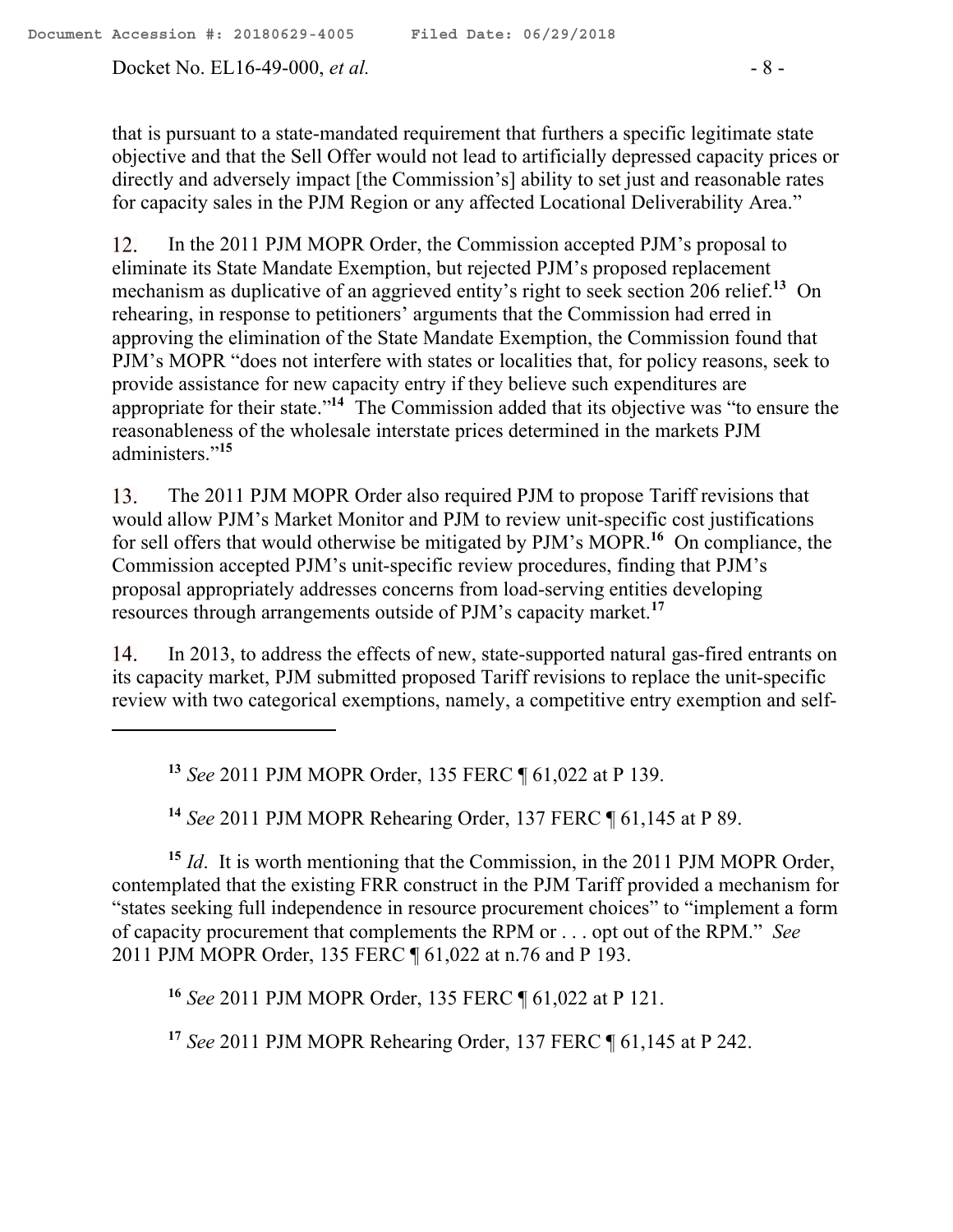that is pursuant to a state-mandated requirement that furthers a specific legitimate state objective and that the Sell Offer would not lead to artificially depressed capacity prices or directly and adversely impact [the Commission's] ability to set just and reasonable rates for capacity sales in the PJM Region or any affected Locational Deliverability Area."

12. In the 2011 PJM MOPR Order, the Commission accepted PJM's proposal to eliminate its State Mandate Exemption, but rejected PJM's proposed replacement mechanism as duplicative of an aggrieved entity's right to seek section 206 relief.[13] On rehearing, in response to petitioners' arguments that the Commission had erred in approving the elimination of the State Mandate Exemption, the Commission found that PJM's MOPR "does not interfere with states or localities that, for policy reasons, seek to provide assistance for new capacity entry if they believe such expenditures are appropriate for their state."[14] The Commission added that its objective was "to ensure the reasonableness of the wholesale interstate prices determined in the markets PJM administers."[15]

13. The 2011 PJM MOPR Order also required PJM to propose Tariff revisions that would allow PJM's Market Monitor and PJM to review unit-specific cost justifications for sell offers that would otherwise be mitigated by PJM's MOPR.[16] On compliance, the Commission accepted PJM's unit-specific review procedures, finding that PJM's proposal appropriately addresses concerns from load-serving entities developing resources through arrangements outside of PJM's capacity market.[17]

14. In 2013, to address the effects of new, state-supported natural gas-fired entrants on its capacity market, PJM submitted proposed Tariff revisions to replace the unit-specific review with two categorical exemptions, namely, a competitive entry exemption and self-

---

[13] *See* 2011 PJM MOPR Order, 135 FERC ¶ 61,022 at P 139.

[14] *See* 2011 PJM MOPR Rehearing Order, 137 FERC ¶ 61,145 at P 89.

[15] *Id*. It is worth mentioning that the Commission, in the 2011 PJM MOPR Order, contemplated that the existing FRR construct in the PJM Tariff provided a mechanism for "states seeking full independence in resource procurement choices" to "implement a form of capacity procurement that complements the RPM or . . . opt out of the RPM." *See* 2011 PJM MOPR Order, 135 FERC ¶ 61,022 at n.76 and P 193.

[16] *See* 2011 PJM MOPR Order, 135 FERC ¶ 61,022 at P 121.

[17] *See* 2011 PJM MOPR Rehearing Order, 137 FERC ¶ 61,145 at P 242.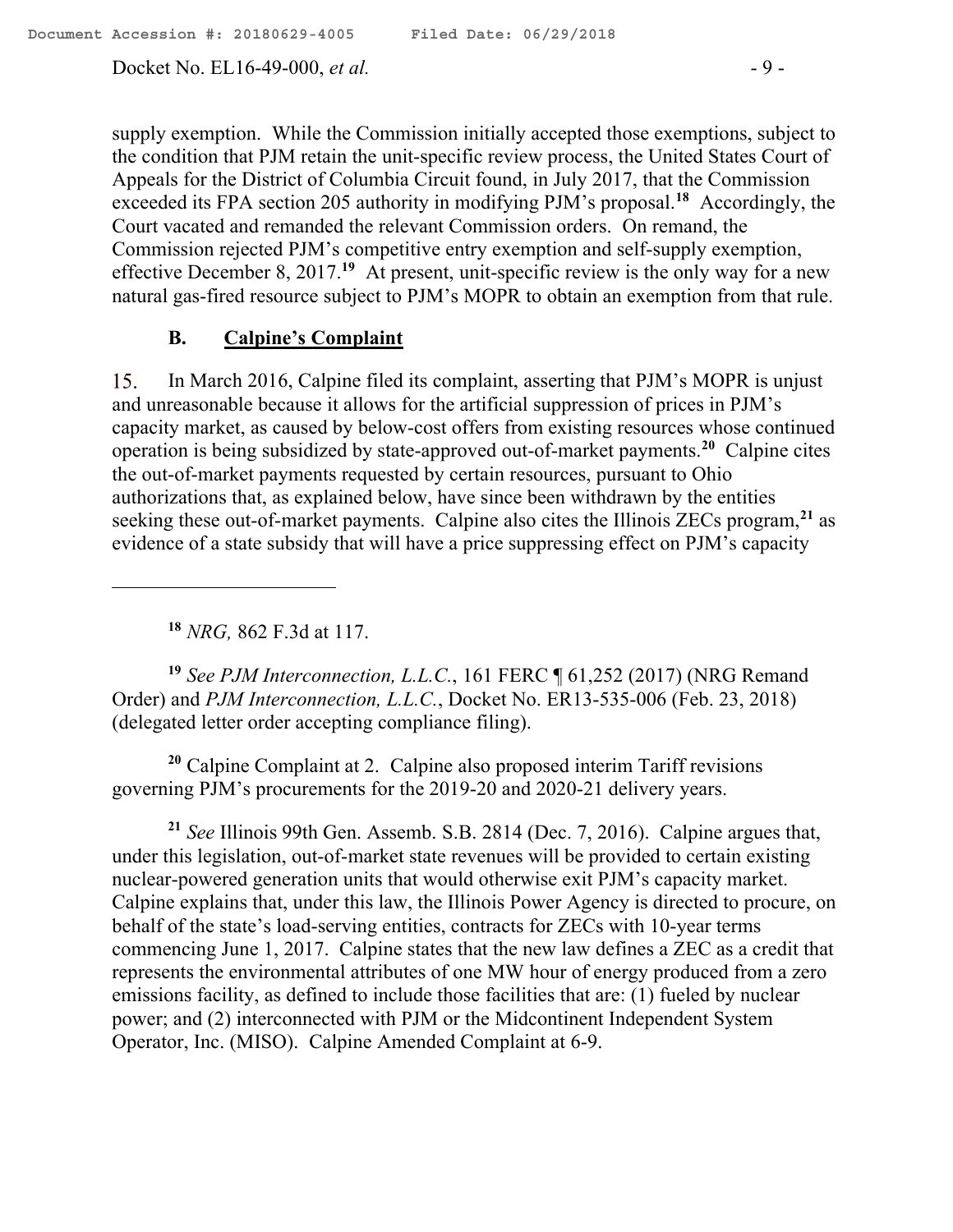supply exemption. While the Commission initially accepted those exemptions, subject to the condition that PJM retain the unit-specific review process, the United States Court of Appeals for the District of Columbia Circuit found, in July 2017, that the Commission exceeded its FPA section 205 authority in modifying PJM's proposal.[18] Accordingly, the Court vacated and remanded the relevant Commission orders. On remand, the Commission rejected PJM's competitive entry exemption and self-supply exemption, effective December 8, 2017.[19] At present, unit-specific review is the only way for a new natural gas-fired resource subject to PJM's MOPR to obtain an exemption from that rule.

### B. Calpine's Complaint

15. In March 2016, Calpine filed its complaint, asserting that PJM's MOPR is unjust and unreasonable because it allows for the artificial suppression of prices in PJM's capacity market, as caused by below-cost offers from existing resources whose continued operation is being subsidized by state-approved out-of-market payments.[20] Calpine cites the out-of-market payments requested by certain resources, pursuant to Ohio authorizations that, as explained below, have since been withdrawn by the entities seeking these out-of-market payments. Calpine also cites the Illinois ZECs program,[21] as evidence of a state subsidy that will have a price suppressing effect on PJM's capacity

---

[18] *NRG,* 862 F.3d at 117.

[19] *See PJM Interconnection, L.L.C.*, 161 FERC ¶ 61,252 (2017) (NRG Remand Order) and *PJM Interconnection, L.L.C.*, Docket No. ER13-535-006 (Feb. 23, 2018) (delegated letter order accepting compliance filing).

[20] Calpine Complaint at 2. Calpine also proposed interim Tariff revisions governing PJM's procurements for the 2019-20 and 2020-21 delivery years.

[21] *See* Illinois 99th Gen. Assemb. S.B. 2814 (Dec. 7, 2016). Calpine argues that, under this legislation, out-of-market state revenues will be provided to certain existing nuclear-powered generation units that would otherwise exit PJM's capacity market. Calpine explains that, under this law, the Illinois Power Agency is directed to procure, on behalf of the state's load-serving entities, contracts for ZECs with 10-year terms commencing June 1, 2017. Calpine states that the new law defines a ZEC as a credit that represents the environmental attributes of one MW hour of energy produced from a zero emissions facility, as defined to include those facilities that are: (1) fueled by nuclear power; and (2) interconnected with PJM or the Midcontinent Independent System Operator, Inc. (MISO). Calpine Amended Complaint at 6-9.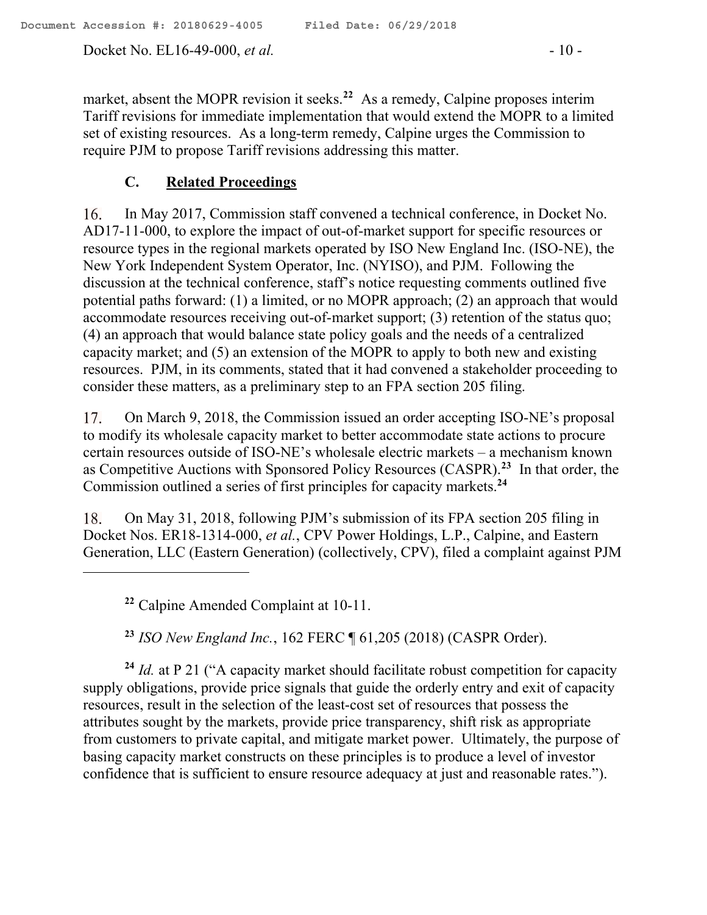market, absent the MOPR revision it seeks.[22] As a remedy, Calpine proposes interim Tariff revisions for immediate implementation that would extend the MOPR to a limited set of existing resources. As a long-term remedy, Calpine urges the Commission to require PJM to propose Tariff revisions addressing this matter.

### C. Related Proceedings

16. In May 2017, Commission staff convened a technical conference, in Docket No. AD17-11-000, to explore the impact of out-of-market support for specific resources or resource types in the regional markets operated by ISO New England Inc. (ISO-NE), the New York Independent System Operator, Inc. (NYISO), and PJM. Following the discussion at the technical conference, staff's notice requesting comments outlined five potential paths forward: (1) a limited, or no MOPR approach; (2) an approach that would accommodate resources receiving out-of-market support; (3) retention of the status quo; (4) an approach that would balance state policy goals and the needs of a centralized capacity market; and (5) an extension of the MOPR to apply to both new and existing resources. PJM, in its comments, stated that it had convened a stakeholder proceeding to consider these matters, as a preliminary step to an FPA section 205 filing.

17. On March 9, 2018, the Commission issued an order accepting ISO-NE's proposal to modify its wholesale capacity market to better accommodate state actions to procure certain resources outside of ISO-NE's wholesale electric markets – a mechanism known as Competitive Auctions with Sponsored Policy Resources (CASPR).[23] In that order, the Commission outlined a series of first principles for capacity markets.[24]

18. On May 31, 2018, following PJM's submission of its FPA section 205 filing in Docket Nos. ER18-1314-000, *et al.*, CPV Power Holdings, L.P., Calpine, and Eastern Generation, LLC (Eastern Generation) (collectively, CPV), filed a complaint against PJM

---

[22] Calpine Amended Complaint at 10-11.

[23] *ISO New England Inc.*, 162 FERC ¶ 61,205 (2018) (CASPR Order).

[24] *Id.* at P 21 ("A capacity market should facilitate robust competition for capacity supply obligations, provide price signals that guide the orderly entry and exit of capacity resources, result in the selection of the least-cost set of resources that possess the attributes sought by the markets, provide price transparency, shift risk as appropriate from customers to private capital, and mitigate market power. Ultimately, the purpose of basing capacity market constructs on these principles is to produce a level of investor confidence that is sufficient to ensure resource adequacy at just and reasonable rates.").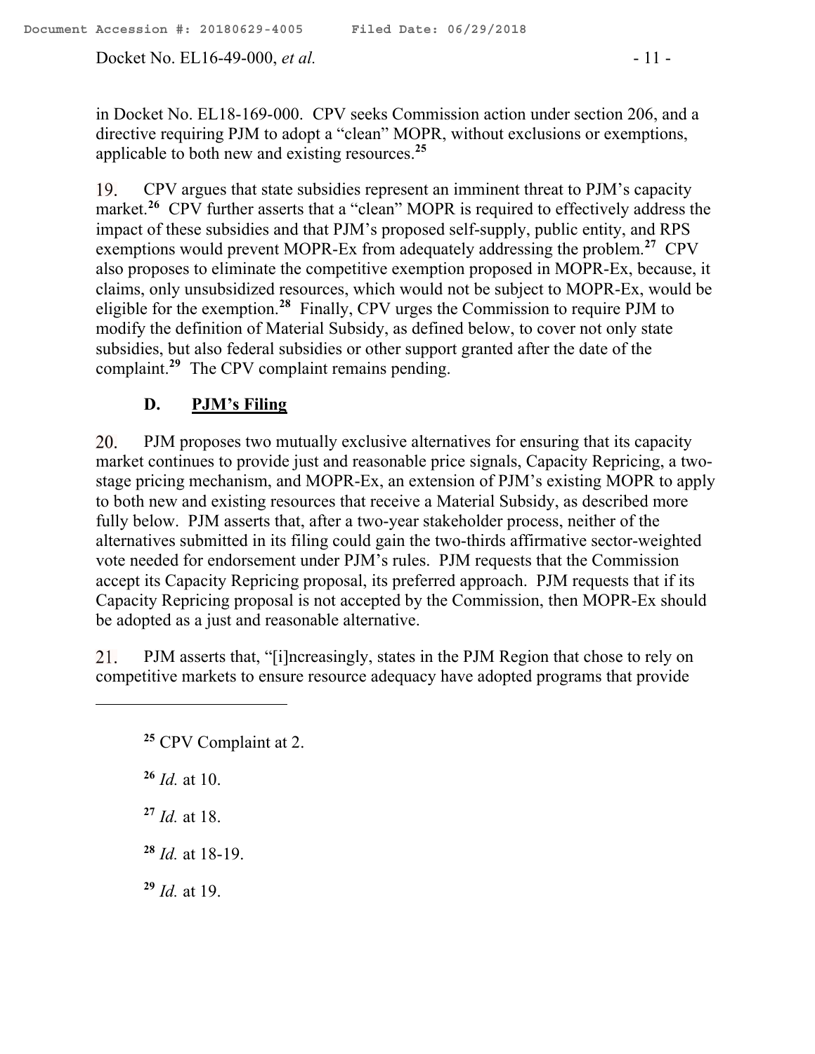in Docket No. EL18-169-000. CPV seeks Commission action under section 206, and a directive requiring PJM to adopt a "clean" MOPR, without exclusions or exemptions, applicable to both new and existing resources.[25]

19. CPV argues that state subsidies represent an imminent threat to PJM's capacity market.[26] CPV further asserts that a "clean" MOPR is required to effectively address the impact of these subsidies and that PJM's proposed self-supply, public entity, and RPS exemptions would prevent MOPR-Ex from adequately addressing the problem.[27] CPV also proposes to eliminate the competitive exemption proposed in MOPR-Ex, because, it claims, only unsubsidized resources, which would not be subject to MOPR-Ex, would be eligible for the exemption.[28] Finally, CPV urges the Commission to require PJM to modify the definition of Material Subsidy, as defined below, to cover not only state subsidies, but also federal subsidies or other support granted after the date of the complaint.[29] The CPV complaint remains pending.

### D. PJM's Filing

20. PJM proposes two mutually exclusive alternatives for ensuring that its capacity market continues to provide just and reasonable price signals, Capacity Repricing, a two-stage pricing mechanism, and MOPR-Ex, an extension of PJM's existing MOPR to apply to both new and existing resources that receive a Material Subsidy, as described more fully below. PJM asserts that, after a two-year stakeholder process, neither of the alternatives submitted in its filing could gain the two-thirds affirmative sector-weighted vote needed for endorsement under PJM's rules. PJM requests that the Commission accept its Capacity Repricing proposal, its preferred approach. PJM requests that if its Capacity Repricing proposal is not accepted by the Commission, then MOPR-Ex should be adopted as a just and reasonable alternative.

21. PJM asserts that, "[i]ncreasingly, states in the PJM Region that chose to rely on competitive markets to ensure resource adequacy have adopted programs that provide

---

[25] CPV Complaint at 2.

[26] *Id.* at 10.

[27] *Id.* at 18.

[28] *Id.* at 18-19.

[29] *Id.* at 19.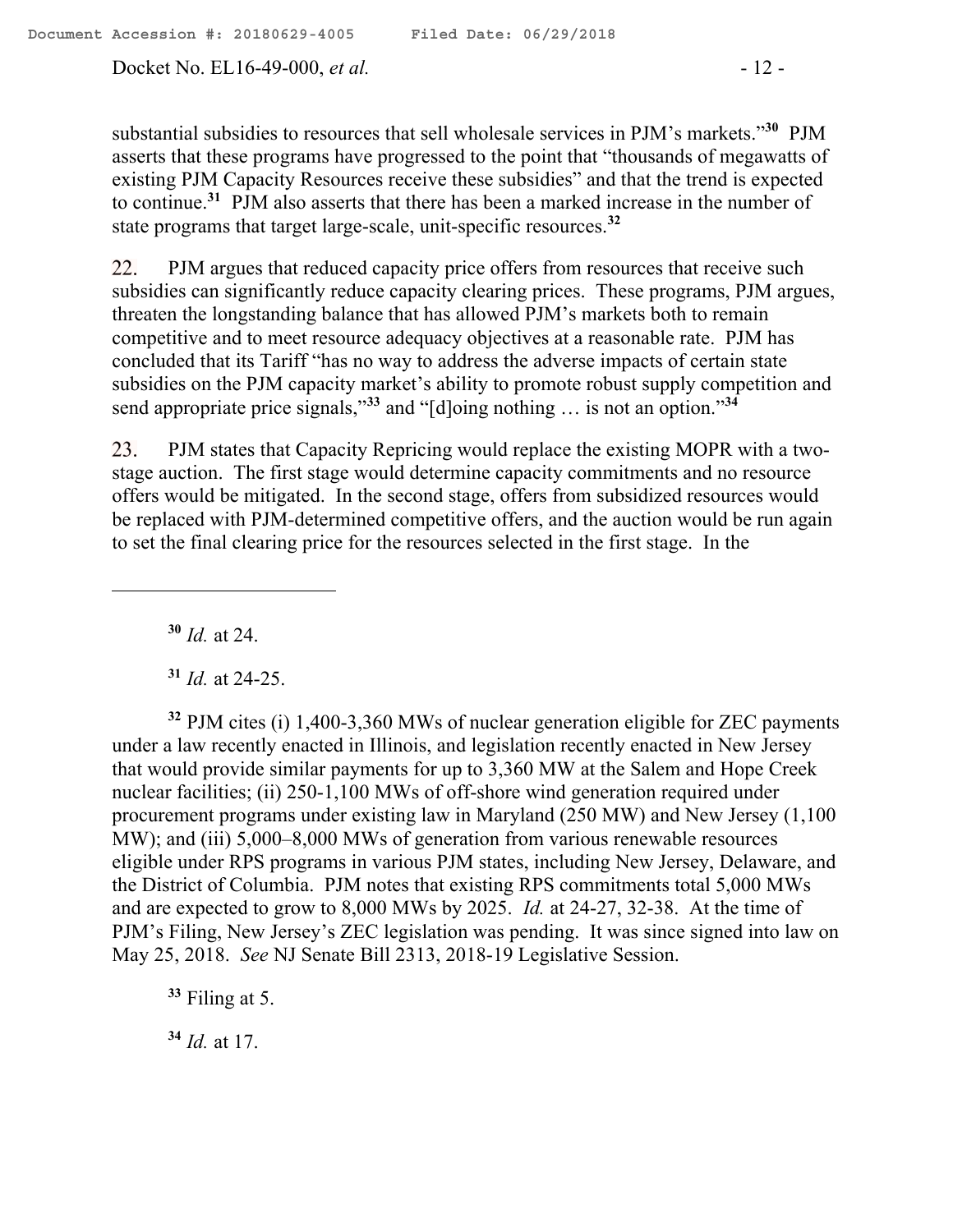substantial subsidies to resources that sell wholesale services in PJM's markets."[30] PJM asserts that these programs have progressed to the point that "thousands of megawatts of existing PJM Capacity Resources receive these subsidies" and that the trend is expected to continue.[31] PJM also asserts that there has been a marked increase in the number of state programs that target large-scale, unit-specific resources.[32]

22. PJM argues that reduced capacity price offers from resources that receive such subsidies can significantly reduce capacity clearing prices. These programs, PJM argues, threaten the longstanding balance that has allowed PJM's markets both to remain competitive and to meet resource adequacy objectives at a reasonable rate. PJM has concluded that its Tariff "has no way to address the adverse impacts of certain state subsidies on the PJM capacity market's ability to promote robust supply competition and send appropriate price signals,"[33] and "[d]oing nothing … is not an option."[34]

23. PJM states that Capacity Repricing would replace the existing MOPR with a two-stage auction. The first stage would determine capacity commitments and no resource offers would be mitigated. In the second stage, offers from subsidized resources would be replaced with PJM-determined competitive offers, and the auction would be run again to set the final clearing price for the resources selected in the first stage. In the

---

[30] *Id.* at 24.

[31] *Id.* at 24-25.

[32] PJM cites (i) 1,400-3,360 MWs of nuclear generation eligible for ZEC payments under a law recently enacted in Illinois, and legislation recently enacted in New Jersey that would provide similar payments for up to 3,360 MW at the Salem and Hope Creek nuclear facilities; (ii) 250-1,100 MWs of off-shore wind generation required under procurement programs under existing law in Maryland (250 MW) and New Jersey (1,100 MW); and (iii) 5,000–8,000 MWs of generation from various renewable resources eligible under RPS programs in various PJM states, including New Jersey, Delaware, and the District of Columbia. PJM notes that existing RPS commitments total 5,000 MWs and are expected to grow to 8,000 MWs by 2025. *Id.* at 24-27, 32-38. At the time of PJM's Filing, New Jersey's ZEC legislation was pending. It was since signed into law on May 25, 2018. *See* NJ Senate Bill 2313, 2018-19 Legislative Session.

[33] Filing at 5.

[34] *Id.* at 17.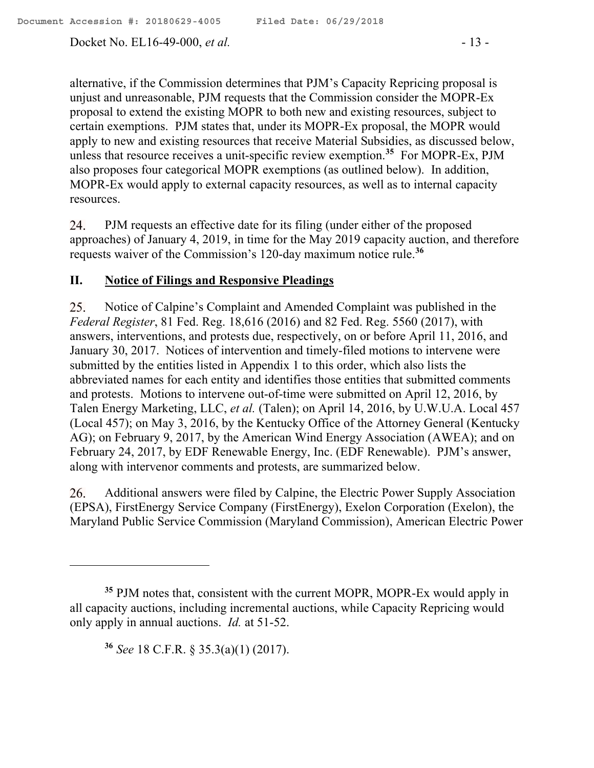alternative, if the Commission determines that PJM's Capacity Repricing proposal is unjust and unreasonable, PJM requests that the Commission consider the MOPR-Ex proposal to extend the existing MOPR to both new and existing resources, subject to certain exemptions. PJM states that, under its MOPR-Ex proposal, the MOPR would apply to new and existing resources that receive Material Subsidies, as discussed below, unless that resource receives a unit-specific review exemption.[35] For MOPR-Ex, PJM also proposes four categorical MOPR exemptions (as outlined below). In addition, MOPR-Ex would apply to external capacity resources, as well as to internal capacity resources.

24. PJM requests an effective date for its filing (under either of the proposed approaches) of January 4, 2019, in time for the May 2019 capacity auction, and therefore requests waiver of the Commission's 120-day maximum notice rule.[36]

## II. Notice of Filings and Responsive Pleadings

25. Notice of Calpine's Complaint and Amended Complaint was published in the *Federal Register*, 81 Fed. Reg. 18,616 (2016) and 82 Fed. Reg. 5560 (2017), with answers, interventions, and protests due, respectively, on or before April 11, 2016, and January 30, 2017. Notices of intervention and timely-filed motions to intervene were submitted by the entities listed in Appendix 1 to this order, which also lists the abbreviated names for each entity and identifies those entities that submitted comments and protests. Motions to intervene out-of-time were submitted on April 12, 2016, by Talen Energy Marketing, LLC, *et al.* (Talen); on April 14, 2016, by U.W.U.A. Local 457 (Local 457); on May 3, 2016, by the Kentucky Office of the Attorney General (Kentucky AG); on February 9, 2017, by the American Wind Energy Association (AWEA); and on February 24, 2017, by EDF Renewable Energy, Inc. (EDF Renewable). PJM's answer, along with intervenor comments and protests, are summarized below.

26. Additional answers were filed by Calpine, the Electric Power Supply Association (EPSA), FirstEnergy Service Company (FirstEnergy), Exelon Corporation (Exelon), the Maryland Public Service Commission (Maryland Commission), American Electric Power

---

[35] PJM notes that, consistent with the current MOPR, MOPR-Ex would apply in all capacity auctions, including incremental auctions, while Capacity Repricing would only apply in annual auctions. *Id.* at 51-52.

[36] *See* 18 C.F.R. § 35.3(a)(1) (2017).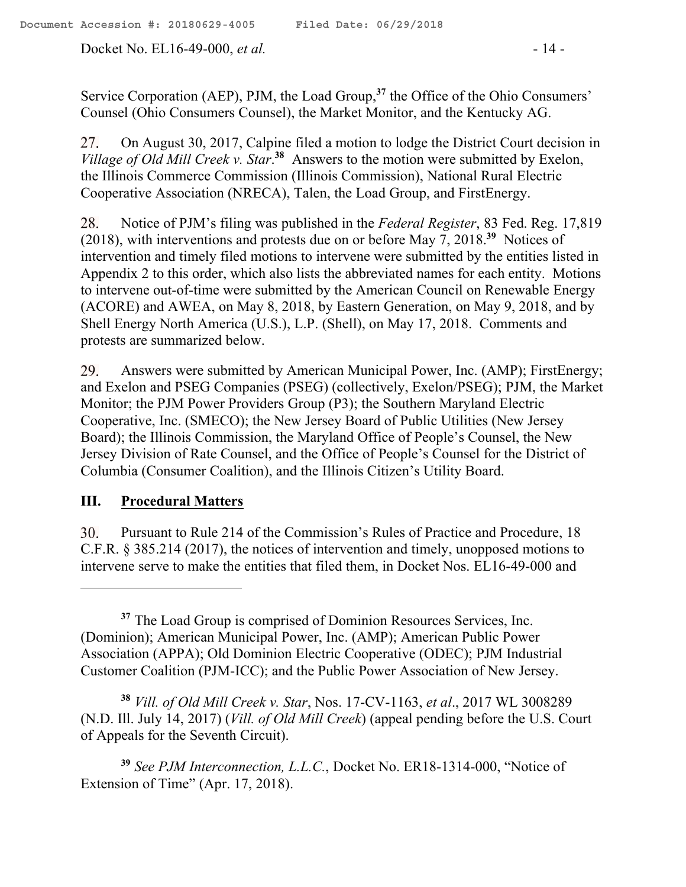Service Corporation (AEP), PJM, the Load Group,[37] the Office of the Ohio Consumers' Counsel (Ohio Consumers Counsel), the Market Monitor, and the Kentucky AG.

27. On August 30, 2017, Calpine filed a motion to lodge the District Court decision in *Village of Old Mill Creek v. Star*.[38] Answers to the motion were submitted by Exelon, the Illinois Commerce Commission (Illinois Commission), National Rural Electric Cooperative Association (NRECA), Talen, the Load Group, and FirstEnergy.

28. Notice of PJM's filing was published in the *Federal Register*, 83 Fed. Reg. 17,819 (2018), with interventions and protests due on or before May 7, 2018.[39] Notices of intervention and timely filed motions to intervene were submitted by the entities listed in Appendix 2 to this order, which also lists the abbreviated names for each entity. Motions to intervene out-of-time were submitted by the American Council on Renewable Energy (ACORE) and AWEA, on May 8, 2018, by Eastern Generation, on May 9, 2018, and by Shell Energy North America (U.S.), L.P. (Shell), on May 17, 2018. Comments and protests are summarized below.

29. Answers were submitted by American Municipal Power, Inc. (AMP); FirstEnergy; and Exelon and PSEG Companies (PSEG) (collectively, Exelon/PSEG); PJM, the Market Monitor; the PJM Power Providers Group (P3); the Southern Maryland Electric Cooperative, Inc. (SMECO); the New Jersey Board of Public Utilities (New Jersey Board); the Illinois Commission, the Maryland Office of People's Counsel, the New Jersey Division of Rate Counsel, and the Office of People's Counsel for the District of Columbia (Consumer Coalition), and the Illinois Citizen's Utility Board.

## III. Procedural Matters

30. Pursuant to Rule 214 of the Commission's Rules of Practice and Procedure, 18 C.F.R. § 385.214 (2017), the notices of intervention and timely, unopposed motions to intervene serve to make the entities that filed them, in Docket Nos. EL16-49-000 and

---

[37] The Load Group is comprised of Dominion Resources Services, Inc. (Dominion); American Municipal Power, Inc. (AMP); American Public Power Association (APPA); Old Dominion Electric Cooperative (ODEC); PJM Industrial Customer Coalition (PJM-ICC); and the Public Power Association of New Jersey.

[38] *Vill. of Old Mill Creek v. Star*, Nos. 17-CV-1163, *et al*., 2017 WL 3008289 (N.D. Ill. July 14, 2017) (*Vill. of Old Mill Creek*) (appeal pending before the U.S. Court of Appeals for the Seventh Circuit).

[39] *See PJM Interconnection, L.L.C.*, Docket No. ER18-1314-000, "Notice of Extension of Time" (Apr. 17, 2018).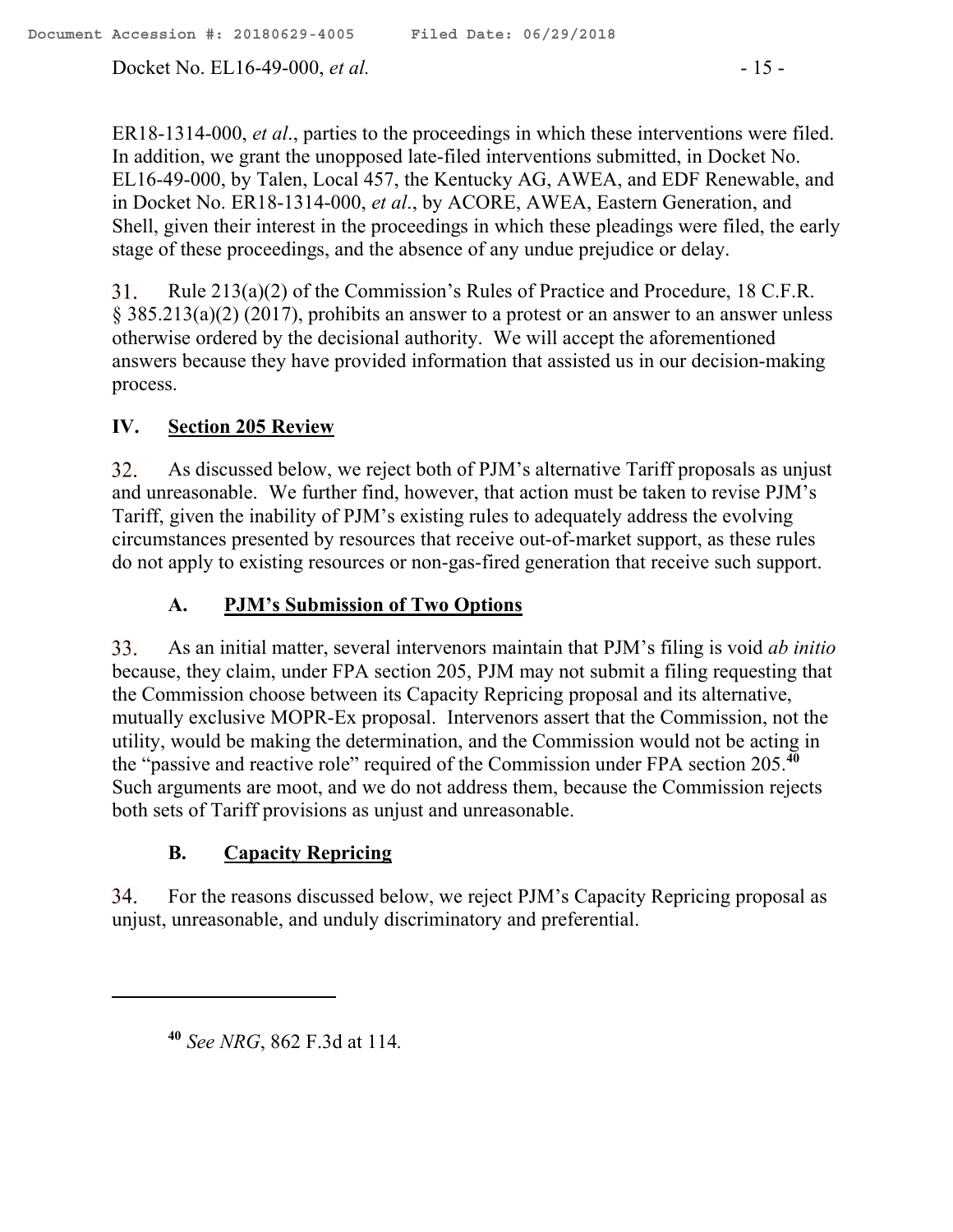ER18-1314-000, *et al*., parties to the proceedings in which these interventions were filed. In addition, we grant the unopposed late-filed interventions submitted, in Docket No. EL16-49-000, by Talen, Local 457, the Kentucky AG, AWEA, and EDF Renewable, and in Docket No. ER18-1314-000, *et al*., by ACORE, AWEA, Eastern Generation, and Shell, given their interest in the proceedings in which these pleadings were filed, the early stage of these proceedings, and the absence of any undue prejudice or delay.

31. Rule 213(a)(2) of the Commission's Rules of Practice and Procedure, 18 C.F.R. § 385.213(a)(2) (2017), prohibits an answer to a protest or an answer to an answer unless otherwise ordered by the decisional authority. We will accept the aforementioned answers because they have provided information that assisted us in our decision-making process.

## IV. Section 205 Review

32. As discussed below, we reject both of PJM's alternative Tariff proposals as unjust and unreasonable. We further find, however, that action must be taken to revise PJM's Tariff, given the inability of PJM's existing rules to adequately address the evolving circumstances presented by resources that receive out-of-market support, as these rules do not apply to existing resources or non-gas-fired generation that receive such support.

### A. PJM's Submission of Two Options

33. As an initial matter, several intervenors maintain that PJM's filing is void *ab initio* because, they claim, under FPA section 205, PJM may not submit a filing requesting that the Commission choose between its Capacity Repricing proposal and its alternative, mutually exclusive MOPR-Ex proposal. Intervenors assert that the Commission, not the utility, would be making the determination, and the Commission would not be acting in the "passive and reactive role" required of the Commission under FPA section 205.[40] Such arguments are moot, and we do not address them, because the Commission rejects both sets of Tariff provisions as unjust and unreasonable.

### B. Capacity Repricing

34. For the reasons discussed below, we reject PJM's Capacity Repricing proposal as unjust, unreasonable, and unduly discriminatory and preferential.

---

[40] *See NRG*, 862 F.3d at 114.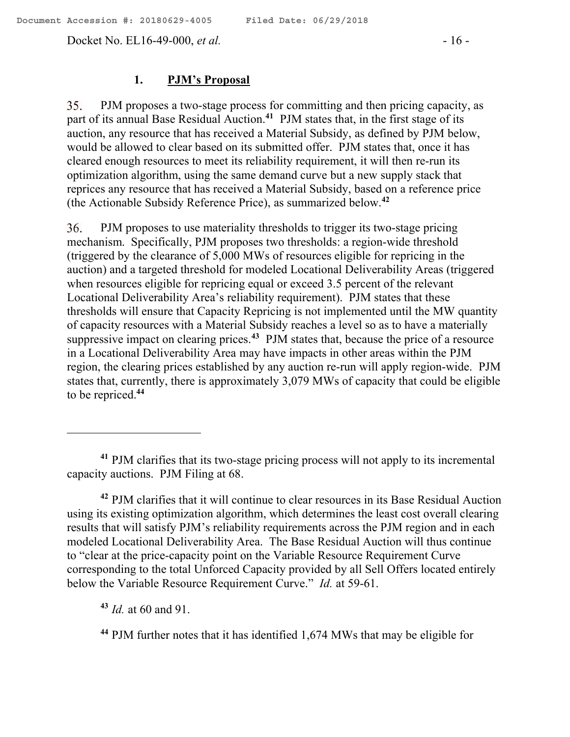### 1. PJM's Proposal

35. PJM proposes a two-stage process for committing and then pricing capacity, as part of its annual Base Residual Auction.[41] PJM states that, in the first stage of its auction, any resource that has received a Material Subsidy, as defined by PJM below, would be allowed to clear based on its submitted offer. PJM states that, once it has cleared enough resources to meet its reliability requirement, it will then re-run its optimization algorithm, using the same demand curve but a new supply stack that reprices any resource that has received a Material Subsidy, based on a reference price (the Actionable Subsidy Reference Price), as summarized below.[42]

36. PJM proposes to use materiality thresholds to trigger its two-stage pricing mechanism. Specifically, PJM proposes two thresholds: a region-wide threshold (triggered by the clearance of 5,000 MWs of resources eligible for repricing in the auction) and a targeted threshold for modeled Locational Deliverability Areas (triggered when resources eligible for repricing equal or exceed 3.5 percent of the relevant Locational Deliverability Area's reliability requirement). PJM states that these thresholds will ensure that Capacity Repricing is not implemented until the MW quantity of capacity resources with a Material Subsidy reaches a level so as to have a materially suppressive impact on clearing prices.[43] PJM states that, because the price of a resource in a Locational Deliverability Area may have impacts in other areas within the PJM region, the clearing prices established by any auction re-run will apply region-wide. PJM states that, currently, there is approximately 3,079 MWs of capacity that could be eligible to be repriced.[44]

---

[41] PJM clarifies that its two-stage pricing process will not apply to its incremental capacity auctions. PJM Filing at 68.

[42] PJM clarifies that it will continue to clear resources in its Base Residual Auction using its existing optimization algorithm, which determines the least cost overall clearing results that will satisfy PJM's reliability requirements across the PJM region and in each modeled Locational Deliverability Area. The Base Residual Auction will thus continue to "clear at the price-capacity point on the Variable Resource Requirement Curve corresponding to the total Unforced Capacity provided by all Sell Offers located entirely below the Variable Resource Requirement Curve." *Id.* at 59-61.

[43] *Id.* at 60 and 91.

[44] PJM further notes that it has identified 1,674 MWs that may be eligible for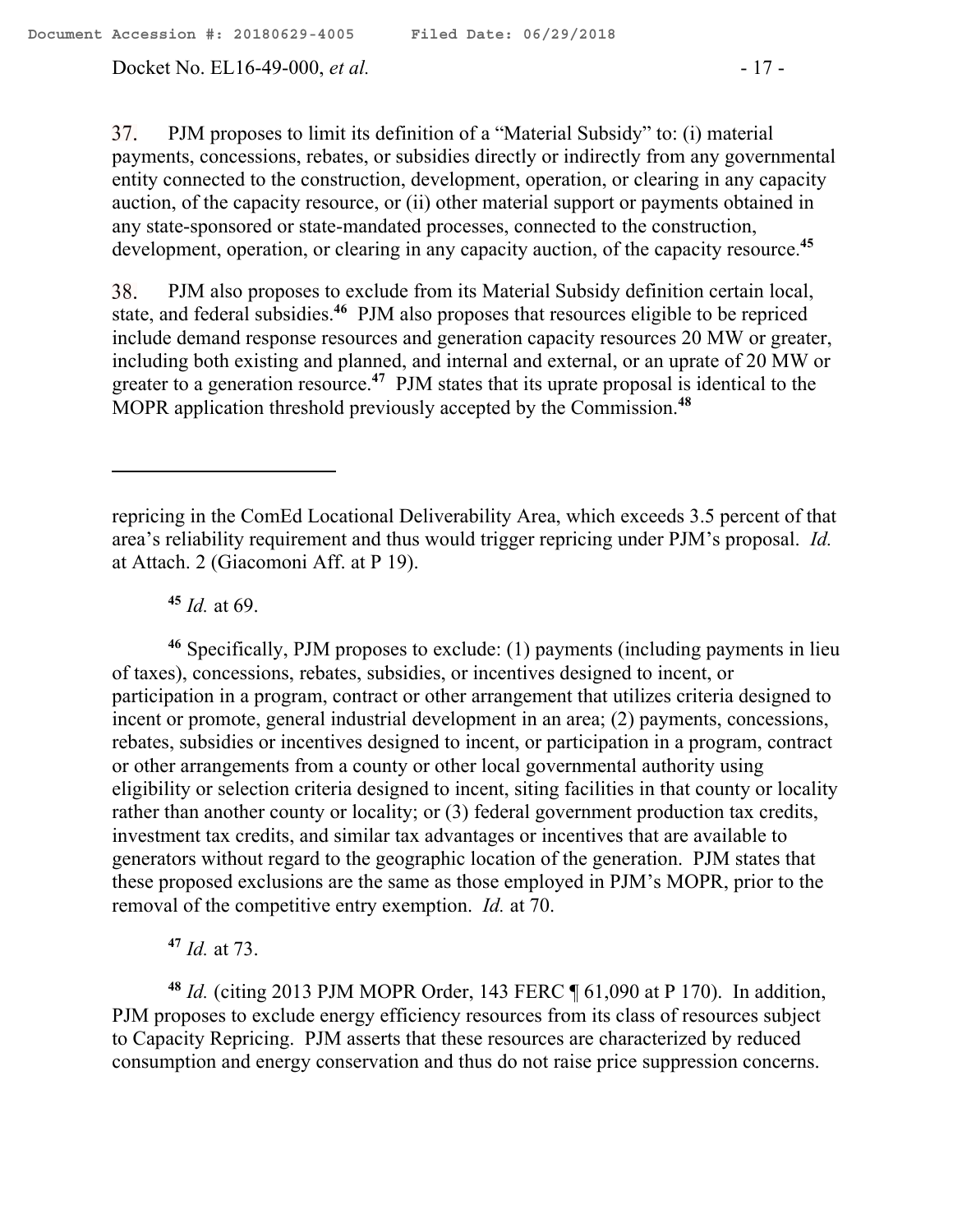37. PJM proposes to limit its definition of a "Material Subsidy" to: (i) material payments, concessions, rebates, or subsidies directly or indirectly from any governmental entity connected to the construction, development, operation, or clearing in any capacity auction, of the capacity resource, or (ii) other material support or payments obtained in any state-sponsored or state-mandated processes, connected to the construction, development, operation, or clearing in any capacity auction, of the capacity resource.[45]

38. PJM also proposes to exclude from its Material Subsidy definition certain local, state, and federal subsidies.[46] PJM also proposes that resources eligible to be repriced include demand response resources and generation capacity resources 20 MW or greater, including both existing and planned, and internal and external, or an uprate of 20 MW or greater to a generation resource.[47] PJM states that its uprate proposal is identical to the MOPR application threshold previously accepted by the Commission.[48]

---

repricing in the ComEd Locational Deliverability Area, which exceeds 3.5 percent of that area's reliability requirement and thus would trigger repricing under PJM's proposal. *Id.* at Attach. 2 (Giacomoni Aff. at P 19).

[45] *Id.* at 69.

[46] Specifically, PJM proposes to exclude: (1) payments (including payments in lieu of taxes), concessions, rebates, subsidies, or incentives designed to incent, or participation in a program, contract or other arrangement that utilizes criteria designed to incent or promote, general industrial development in an area; (2) payments, concessions, rebates, subsidies or incentives designed to incent, or participation in a program, contract or other arrangements from a county or other local governmental authority using eligibility or selection criteria designed to incent, siting facilities in that county or locality rather than another county or locality; or (3) federal government production tax credits, investment tax credits, and similar tax advantages or incentives that are available to generators without regard to the geographic location of the generation. PJM states that these proposed exclusions are the same as those employed in PJM's MOPR, prior to the removal of the competitive entry exemption. *Id.* at 70.

[47] *Id.* at 73.

[48] *Id.* (citing 2013 PJM MOPR Order, 143 FERC ¶ 61,090 at P 170). In addition, PJM proposes to exclude energy efficiency resources from its class of resources subject to Capacity Repricing. PJM asserts that these resources are characterized by reduced consumption and energy conservation and thus do not raise price suppression concerns.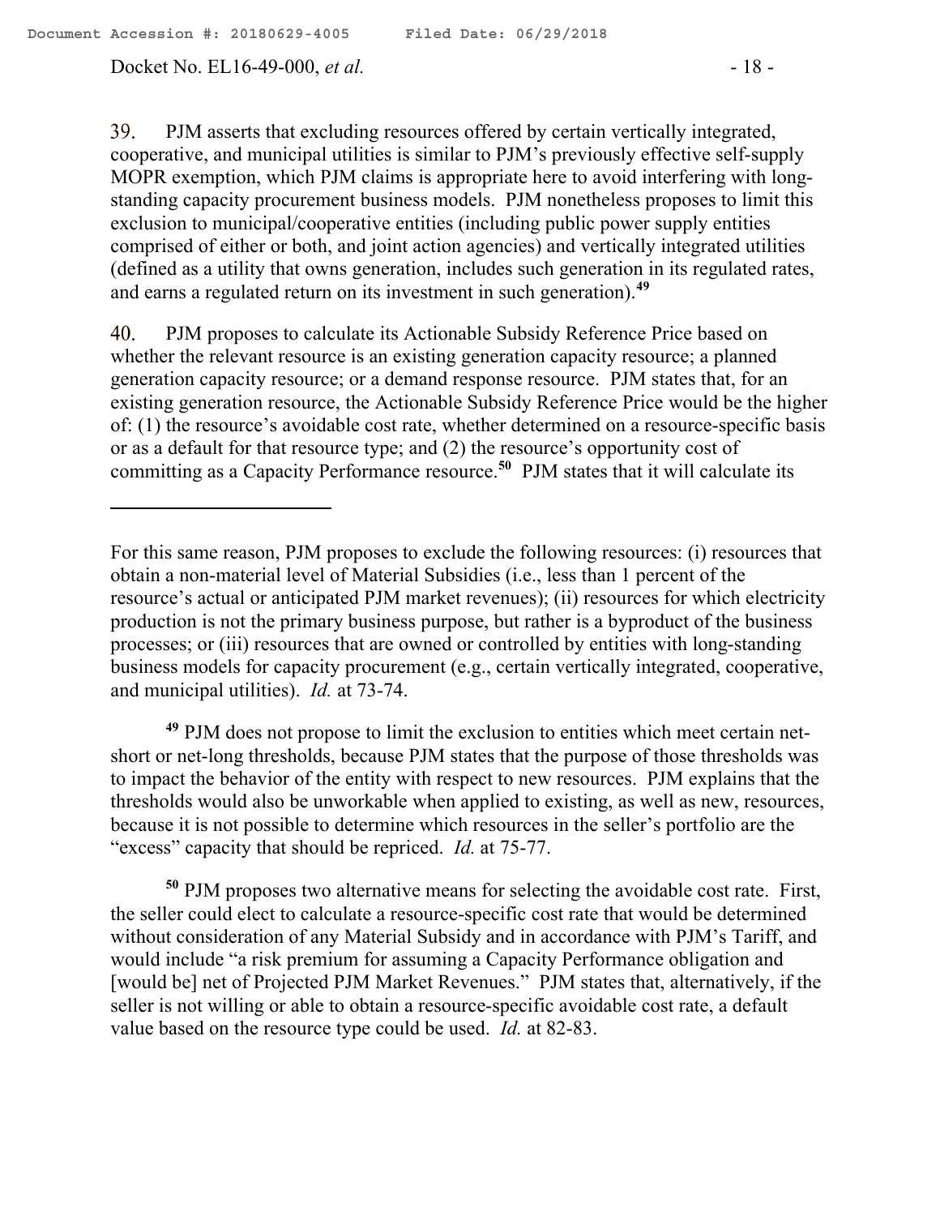39. PJM asserts that excluding resources offered by certain vertically integrated, cooperative, and municipal utilities is similar to PJM's previously effective self-supply MOPR exemption, which PJM claims is appropriate here to avoid interfering with long-standing capacity procurement business models. PJM nonetheless proposes to limit this exclusion to municipal/cooperative entities (including public power supply entities comprised of either or both, and joint action agencies) and vertically integrated utilities (defined as a utility that owns generation, includes such generation in its regulated rates, and earns a regulated return on its investment in such generation).[49]

40. PJM proposes to calculate its Actionable Subsidy Reference Price based on whether the relevant resource is an existing generation capacity resource; a planned generation capacity resource; or a demand response resource. PJM states that, for an existing generation resource, the Actionable Subsidy Reference Price would be the higher of: (1) the resource's avoidable cost rate, whether determined on a resource-specific basis or as a default for that resource type; and (2) the resource's opportunity cost of committing as a Capacity Performance resource.[50] PJM states that it will calculate its

---

For this same reason, PJM proposes to exclude the following resources: (i) resources that obtain a non-material level of Material Subsidies (i.e., less than 1 percent of the resource's actual or anticipated PJM market revenues); (ii) resources for which electricity production is not the primary business purpose, but rather is a byproduct of the business processes; or (iii) resources that are owned or controlled by entities with long-standing business models for capacity procurement (e.g., certain vertically integrated, cooperative, and municipal utilities). *Id.* at 73-74.

[49] PJM does not propose to limit the exclusion to entities which meet certain net-short or net-long thresholds, because PJM states that the purpose of those thresholds was to impact the behavior of the entity with respect to new resources. PJM explains that the thresholds would also be unworkable when applied to existing, as well as new, resources, because it is not possible to determine which resources in the seller's portfolio are the "excess" capacity that should be repriced. *Id.* at 75-77.

[50] PJM proposes two alternative means for selecting the avoidable cost rate. First, the seller could elect to calculate a resource-specific cost rate that would be determined without consideration of any Material Subsidy and in accordance with PJM's Tariff, and would include "a risk premium for assuming a Capacity Performance obligation and [would be] net of Projected PJM Market Revenues." PJM states that, alternatively, if the seller is not willing or able to obtain a resource-specific avoidable cost rate, a default value based on the resource type could be used. *Id.* at 82-83.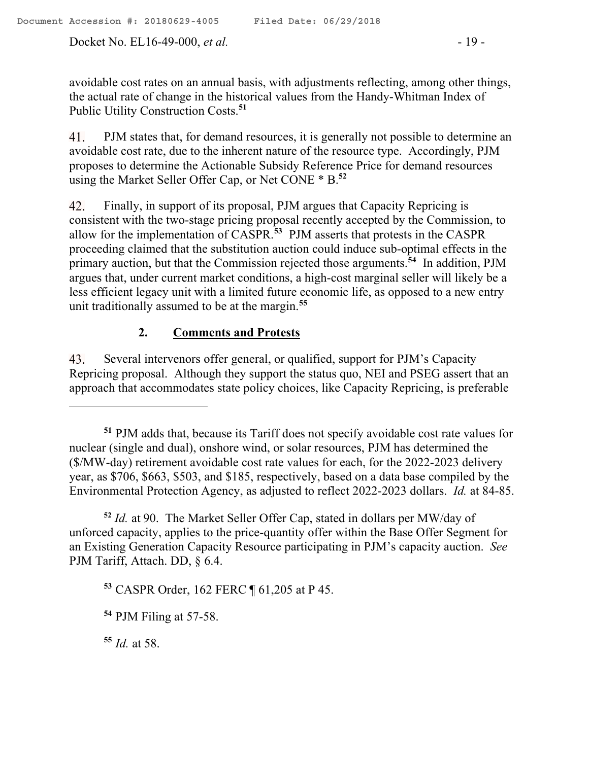avoidable cost rates on an annual basis, with adjustments reflecting, among other things, the actual rate of change in the historical values from the Handy-Whitman Index of Public Utility Construction Costs.[51]

41. PJM states that, for demand resources, it is generally not possible to determine an avoidable cost rate, due to the inherent nature of the resource type. Accordingly, PJM proposes to determine the Actionable Subsidy Reference Price for demand resources using the Market Seller Offer Cap, or Net CONE * B.[52]

42. Finally, in support of its proposal, PJM argues that Capacity Repricing is consistent with the two-stage pricing proposal recently accepted by the Commission, to allow for the implementation of CASPR.[53] PJM asserts that protests in the CASPR proceeding claimed that the substitution auction could induce sub-optimal effects in the primary auction, but that the Commission rejected those arguments.[54] In addition, PJM argues that, under current market conditions, a high-cost marginal seller will likely be a less efficient legacy unit with a limited future economic life, as opposed to a new entry unit traditionally assumed to be at the margin.[55]

### 2. <u>Comments and Protests</u>

43. Several intervenors offer general, or qualified, support for PJM's Capacity Repricing proposal. Although they support the status quo, NEI and PSEG assert that an approach that accommodates state policy choices, like Capacity Repricing, is preferable

---

[51] PJM adds that, because its Tariff does not specify avoidable cost rate values for nuclear (single and dual), onshore wind, or solar resources, PJM has determined the ($/MW-day) retirement avoidable cost rate values for each, for the 2022-2023 delivery year, as $706, $663, $503, and $185, respectively, based on a data base compiled by the Environmental Protection Agency, as adjusted to reflect 2022-2023 dollars. *Id.* at 84-85.

[52] *Id.* at 90. The Market Seller Offer Cap, stated in dollars per MW/day of unforced capacity, applies to the price-quantity offer within the Base Offer Segment for an Existing Generation Capacity Resource participating in PJM's capacity auction. *See* PJM Tariff, Attach. DD, § 6.4.

[53] CASPR Order, 162 FERC ¶ 61,205 at P 45.

[54] PJM Filing at 57-58.

[55] *Id.* at 58.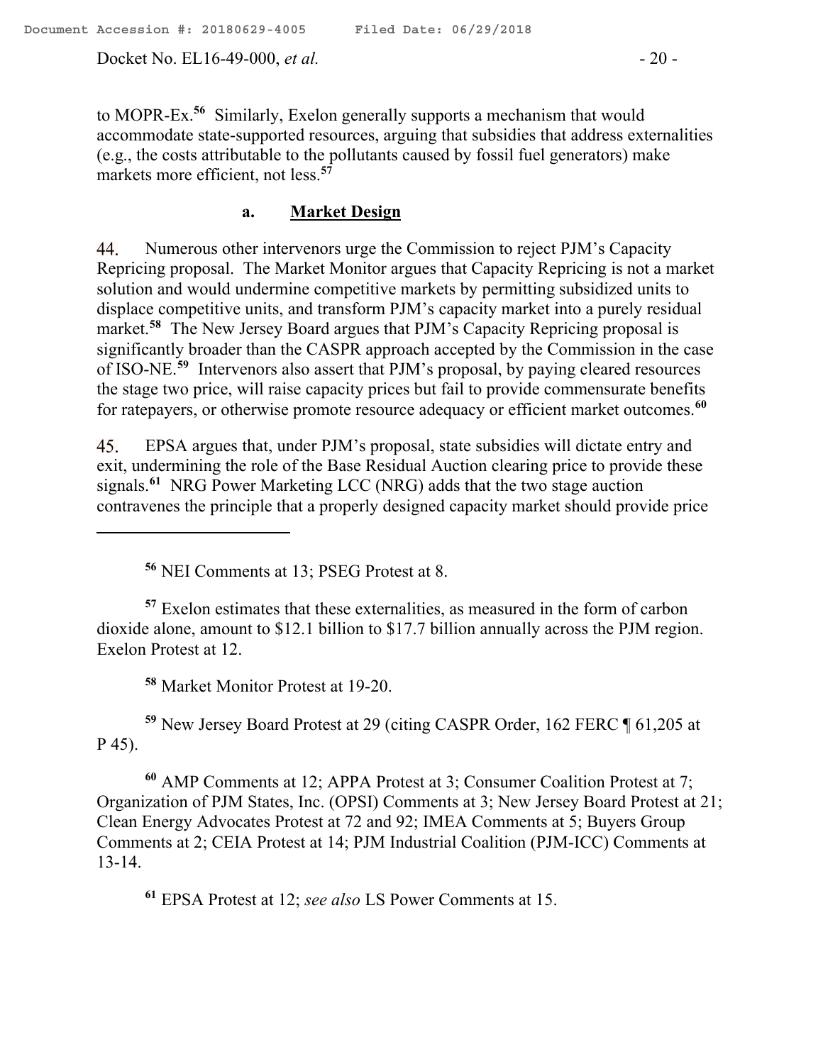to MOPR-Ex.[56] Similarly, Exelon generally supports a mechanism that would accommodate state-supported resources, arguing that subsidies that address externalities (e.g., the costs attributable to the pollutants caused by fossil fuel generators) make markets more efficient, not less.[57]

### a. **Market Design**

44. Numerous other intervenors urge the Commission to reject PJM's Capacity Repricing proposal. The Market Monitor argues that Capacity Repricing is not a market solution and would undermine competitive markets by permitting subsidized units to displace competitive units, and transform PJM's capacity market into a purely residual market.[58] The New Jersey Board argues that PJM's Capacity Repricing proposal is significantly broader than the CASPR approach accepted by the Commission in the case of ISO-NE.[59] Intervenors also assert that PJM's proposal, by paying cleared resources the stage two price, will raise capacity prices but fail to provide commensurate benefits for ratepayers, or otherwise promote resource adequacy or efficient market outcomes.[60]

45. EPSA argues that, under PJM's proposal, state subsidies will dictate entry and exit, undermining the role of the Base Residual Auction clearing price to provide these signals.[61] NRG Power Marketing LCC (NRG) adds that the two stage auction contravenes the principle that a properly designed capacity market should provide price

---

[56] NEI Comments at 13; PSEG Protest at 8.

[57] Exelon estimates that these externalities, as measured in the form of carbon dioxide alone, amount to $12.1 billion to $17.7 billion annually across the PJM region. Exelon Protest at 12.

[58] Market Monitor Protest at 19-20.

[59] New Jersey Board Protest at 29 (citing CASPR Order, 162 FERC ¶ 61,205 at P 45).

[60] AMP Comments at 12; APPA Protest at 3; Consumer Coalition Protest at 7; Organization of PJM States, Inc. (OPSI) Comments at 3; New Jersey Board Protest at 21; Clean Energy Advocates Protest at 72 and 92; IMEA Comments at 5; Buyers Group Comments at 2; CEIA Protest at 14; PJM Industrial Coalition (PJM-ICC) Comments at 13-14.

[61] EPSA Protest at 12; *see also* LS Power Comments at 15.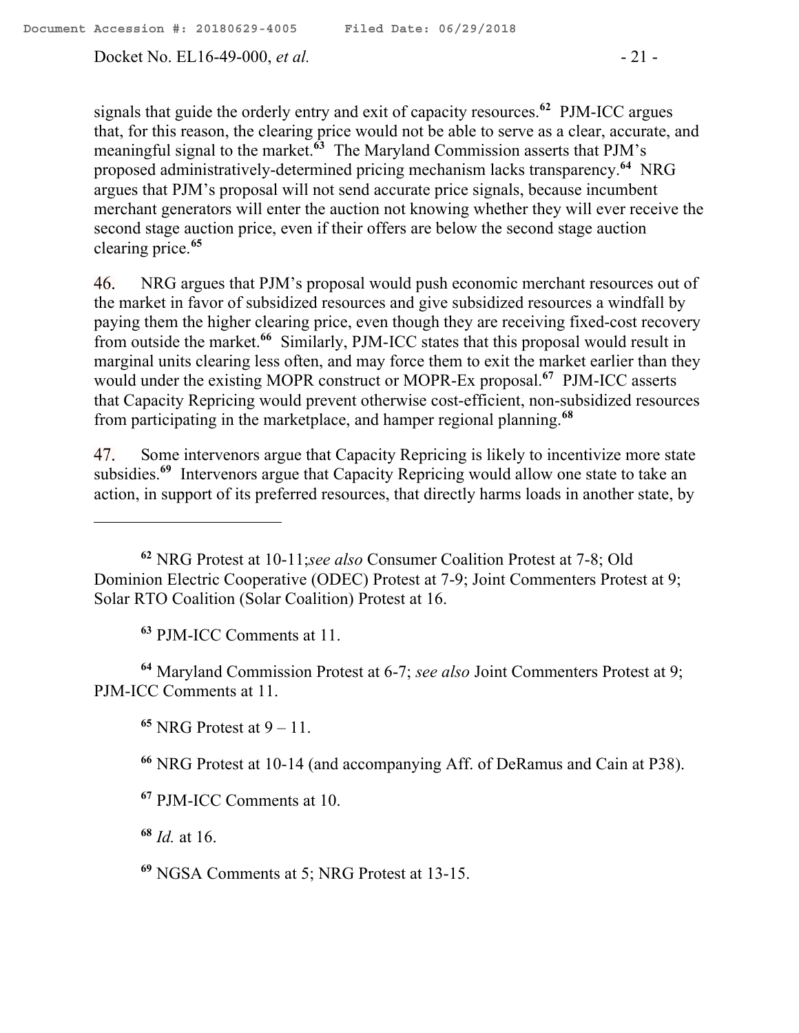signals that guide the orderly entry and exit of capacity resources.[62] PJM-ICC argues that, for this reason, the clearing price would not be able to serve as a clear, accurate, and meaningful signal to the market.[63] The Maryland Commission asserts that PJM's proposed administratively-determined pricing mechanism lacks transparency.[64] NRG argues that PJM's proposal will not send accurate price signals, because incumbent merchant generators will enter the auction not knowing whether they will ever receive the second stage auction price, even if their offers are below the second stage auction clearing price.[65]

46. NRG argues that PJM's proposal would push economic merchant resources out of the market in favor of subsidized resources and give subsidized resources a windfall by paying them the higher clearing price, even though they are receiving fixed-cost recovery from outside the market.[66] Similarly, PJM-ICC states that this proposal would result in marginal units clearing less often, and may force them to exit the market earlier than they would under the existing MOPR construct or MOPR-Ex proposal.[67] PJM-ICC asserts that Capacity Repricing would prevent otherwise cost-efficient, non-subsidized resources from participating in the marketplace, and hamper regional planning.[68]

47. Some intervenors argue that Capacity Repricing is likely to incentivize more state subsidies.[69] Intervenors argue that Capacity Repricing would allow one state to take an action, in support of its preferred resources, that directly harms loads in another state, by

---

[62] NRG Protest at 10-11; *see also* Consumer Coalition Protest at 7-8; Old Dominion Electric Cooperative (ODEC) Protest at 7-9; Joint Commenters Protest at 9; Solar RTO Coalition (Solar Coalition) Protest at 16.

[63] PJM-ICC Comments at 11.

[64] Maryland Commission Protest at 6-7; *see also* Joint Commenters Protest at 9; PJM-ICC Comments at 11.

[65] NRG Protest at 9 – 11.

[66] NRG Protest at 10-14 (and accompanying Aff. of DeRamus and Cain at P38).

[67] PJM-ICC Comments at 10.

[68] *Id.* at 16.

[69] NGSA Comments at 5; NRG Protest at 13-15.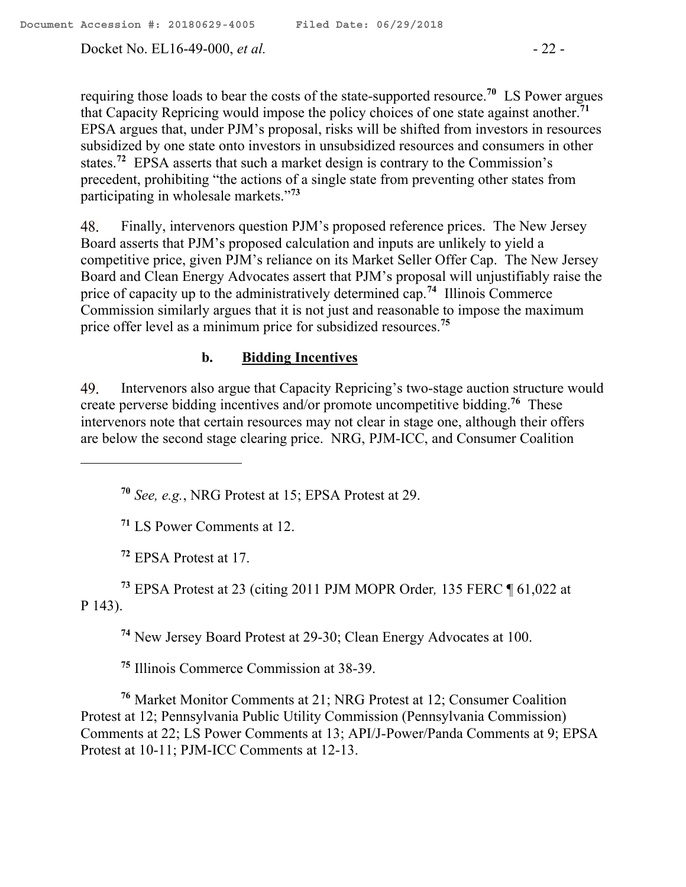requiring those loads to bear the costs of the state-supported resource.[70] LS Power argues that Capacity Repricing would impose the policy choices of one state against another.[71] EPSA argues that, under PJM's proposal, risks will be shifted from investors in resources subsidized by one state onto investors in unsubsidized resources and consumers in other states.[72] EPSA asserts that such a market design is contrary to the Commission's precedent, prohibiting "the actions of a single state from preventing other states from participating in wholesale markets."[73]

48. Finally, intervenors question PJM's proposed reference prices. The New Jersey Board asserts that PJM's proposed calculation and inputs are unlikely to yield a competitive price, given PJM's reliance on its Market Seller Offer Cap. The New Jersey Board and Clean Energy Advocates assert that PJM's proposal will unjustifiably raise the price of capacity up to the administratively determined cap.[74] Illinois Commerce Commission similarly argues that it is not just and reasonable to impose the maximum price offer level as a minimum price for subsidized resources.[75]

#### b. **Bidding Incentives**

49. Intervenors also argue that Capacity Repricing's two-stage auction structure would create perverse bidding incentives and/or promote uncompetitive bidding.[76] These intervenors note that certain resources may not clear in stage one, although their offers are below the second stage clearing price. NRG, PJM-ICC, and Consumer Coalition

---

[70] *See, e.g.*, NRG Protest at 15; EPSA Protest at 29.

[71] LS Power Comments at 12.

[72] EPSA Protest at 17.

[73] EPSA Protest at 23 (citing 2011 PJM MOPR Order*,* 135 FERC ¶ 61,022 at P 143).

[74] New Jersey Board Protest at 29-30; Clean Energy Advocates at 100.

[75] Illinois Commerce Commission at 38-39.

[76] Market Monitor Comments at 21; NRG Protest at 12; Consumer Coalition Protest at 12; Pennsylvania Public Utility Commission (Pennsylvania Commission) Comments at 22; LS Power Comments at 13; API/J-Power/Panda Comments at 9; EPSA Protest at 10-11; PJM-ICC Comments at 12-13.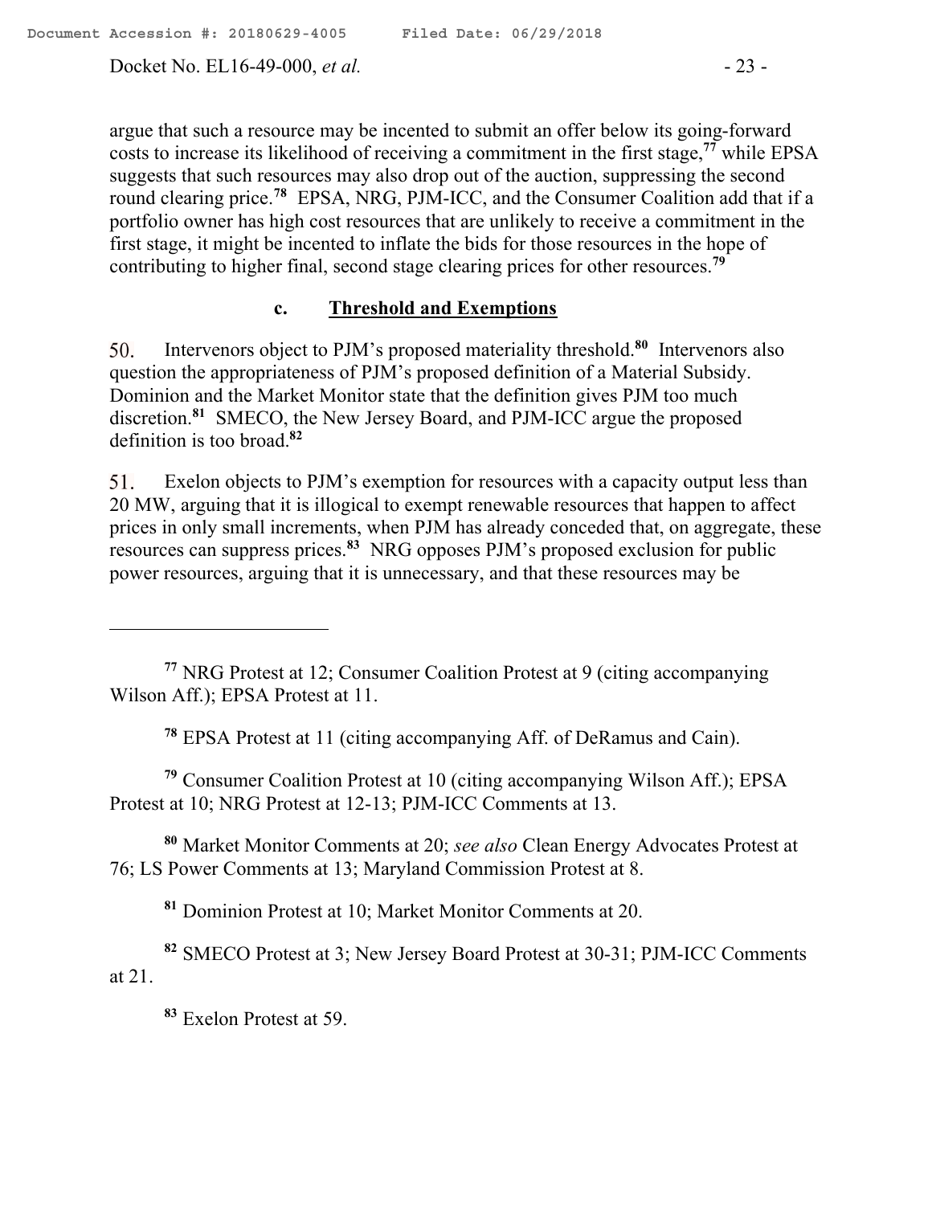argue that such a resource may be incented to submit an offer below its going-forward costs to increase its likelihood of receiving a commitment in the first stage,[77] while EPSA suggests that such resources may also drop out of the auction, suppressing the second round clearing price.[78] EPSA, NRG, PJM-ICC, and the Consumer Coalition add that if a portfolio owner has high cost resources that are unlikely to receive a commitment in the first stage, it might be incented to inflate the bids for those resources in the hope of contributing to higher final, second stage clearing prices for other resources.[79]

### c. Threshold and Exemptions

50. Intervenors object to PJM's proposed materiality threshold.[80] Intervenors also question the appropriateness of PJM's proposed definition of a Material Subsidy. Dominion and the Market Monitor state that the definition gives PJM too much discretion.[81] SMECO, the New Jersey Board, and PJM-ICC argue the proposed definition is too broad.[82]

51. Exelon objects to PJM's exemption for resources with a capacity output less than 20 MW, arguing that it is illogical to exempt renewable resources that happen to affect prices in only small increments, when PJM has already conceded that, on aggregate, these resources can suppress prices.[83] NRG opposes PJM's proposed exclusion for public power resources, arguing that it is unnecessary, and that these resources may be

---

[77] NRG Protest at 12; Consumer Coalition Protest at 9 (citing accompanying Wilson Aff.); EPSA Protest at 11.

[78] EPSA Protest at 11 (citing accompanying Aff. of DeRamus and Cain).

[79] Consumer Coalition Protest at 10 (citing accompanying Wilson Aff.); EPSA Protest at 10; NRG Protest at 12-13; PJM-ICC Comments at 13.

[80] Market Monitor Comments at 20; *see also* Clean Energy Advocates Protest at 76; LS Power Comments at 13; Maryland Commission Protest at 8.

[81] Dominion Protest at 10; Market Monitor Comments at 20.

[82] SMECO Protest at 3; New Jersey Board Protest at 30-31; PJM-ICC Comments at 21.

[83] Exelon Protest at 59.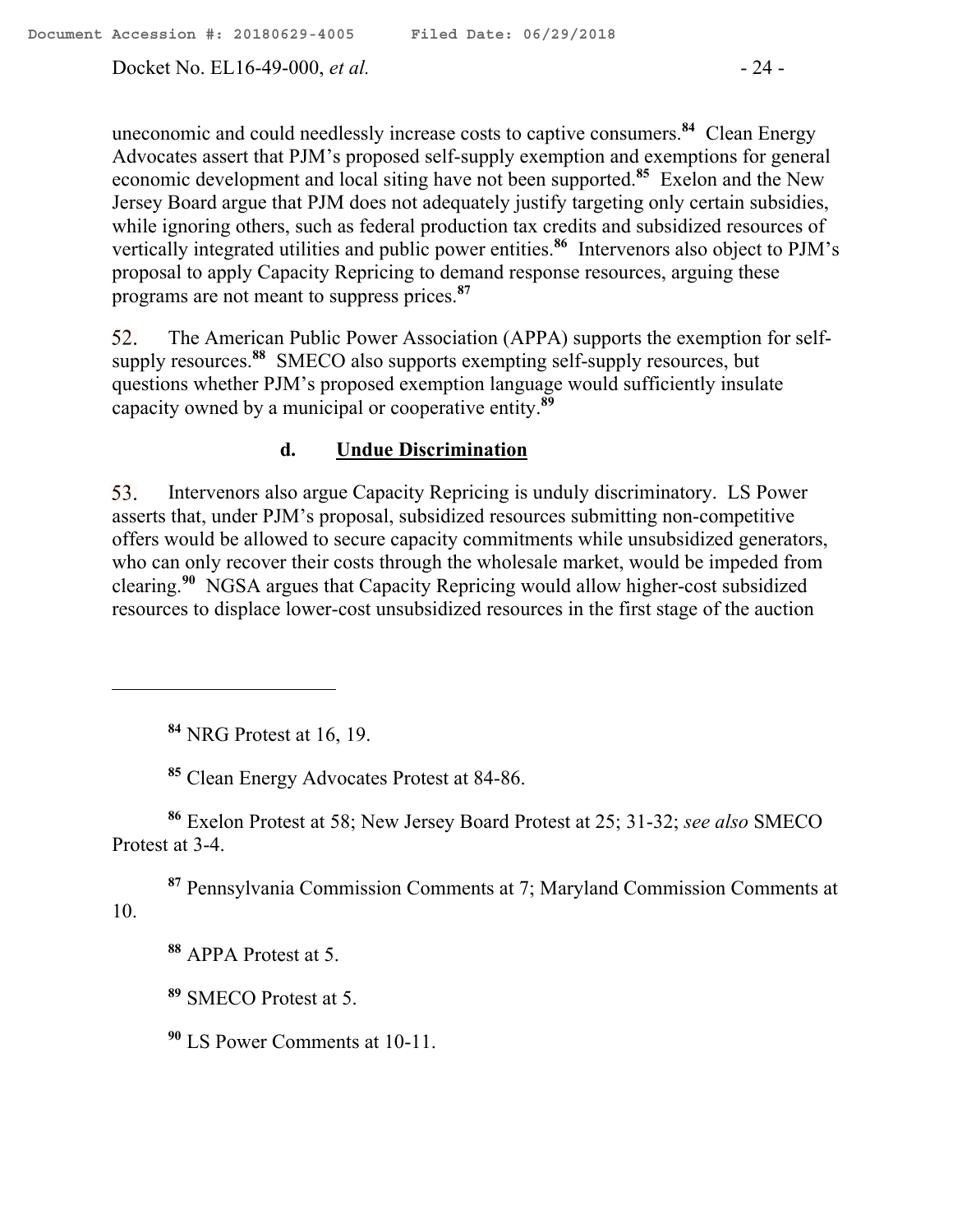uneconomic and could needlessly increase costs to captive consumers.[84] Clean Energy Advocates assert that PJM's proposed self-supply exemption and exemptions for general economic development and local siting have not been supported.[85] Exelon and the New Jersey Board argue that PJM does not adequately justify targeting only certain subsidies, while ignoring others, such as federal production tax credits and subsidized resources of vertically integrated utilities and public power entities.[86] Intervenors also object to PJM's proposal to apply Capacity Repricing to demand response resources, arguing these programs are not meant to suppress prices.[87]

52. The American Public Power Association (APPA) supports the exemption for self-supply resources.[88] SMECO also supports exempting self-supply resources, but questions whether PJM's proposed exemption language would sufficiently insulate capacity owned by a municipal or cooperative entity.[89]

#### d. **Undue Discrimination**

53. Intervenors also argue Capacity Repricing is unduly discriminatory. LS Power asserts that, under PJM's proposal, subsidized resources submitting non-competitive offers would be allowed to secure capacity commitments while unsubsidized generators, who can only recover their costs through the wholesale market, would be impeded from clearing.[90] NGSA argues that Capacity Repricing would allow higher-cost subsidized resources to displace lower-cost unsubsidized resources in the first stage of the auction

---

[84] NRG Protest at 16, 19.

[85] Clean Energy Advocates Protest at 84-86.

[86] Exelon Protest at 58; New Jersey Board Protest at 25; 31-32; *see also* SMECO Protest at 3-4.

[87] Pennsylvania Commission Comments at 7; Maryland Commission Comments at 10.

[88] APPA Protest at 5.

[89] SMECO Protest at 5.

[90] LS Power Comments at 10-11.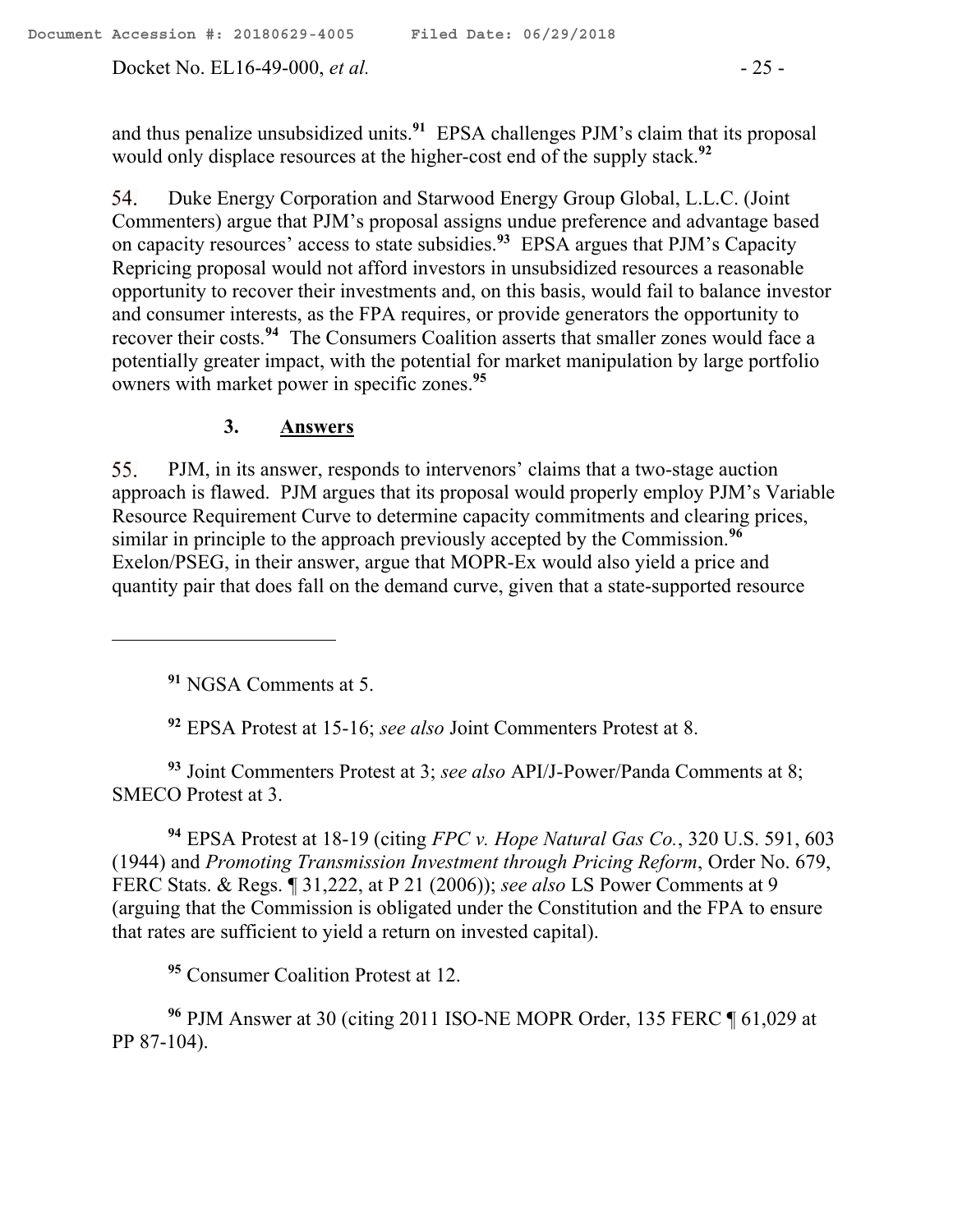and thus penalize unsubsidized units.[91] EPSA challenges PJM's claim that its proposal would only displace resources at the higher-cost end of the supply stack.[92]

54. Duke Energy Corporation and Starwood Energy Group Global, L.L.C. (Joint Commenters) argue that PJM's proposal assigns undue preference and advantage based on capacity resources' access to state subsidies.[93] EPSA argues that PJM's Capacity Repricing proposal would not afford investors in unsubsidized resources a reasonable opportunity to recover their investments and, on this basis, would fail to balance investor and consumer interests, as the FPA requires, or provide generators the opportunity to recover their costs.[94] The Consumers Coalition asserts that smaller zones would face a potentially greater impact, with the potential for market manipulation by large portfolio owners with market power in specific zones.[95]

### 3. Answers

55. PJM, in its answer, responds to intervenors' claims that a two-stage auction approach is flawed. PJM argues that its proposal would properly employ PJM's Variable Resource Requirement Curve to determine capacity commitments and clearing prices, similar in principle to the approach previously accepted by the Commission.[96] Exelon/PSEG, in their answer, argue that MOPR-Ex would also yield a price and quantity pair that does fall on the demand curve, given that a state-supported resource

---

[91] NGSA Comments at 5.

[92] EPSA Protest at 15-16; *see also* Joint Commenters Protest at 8.

[93] Joint Commenters Protest at 3; *see also* API/J-Power/Panda Comments at 8; SMECO Protest at 3.

[94] EPSA Protest at 18-19 (citing *FPC v. Hope Natural Gas Co.*, 320 U.S. 591, 603 (1944) and *Promoting Transmission Investment through Pricing Reform*, Order No. 679, FERC Stats. & Regs. ¶ 31,222, at P 21 (2006)); *see also* LS Power Comments at 9 (arguing that the Commission is obligated under the Constitution and the FPA to ensure that rates are sufficient to yield a return on invested capital).

[95] Consumer Coalition Protest at 12.

[96] PJM Answer at 30 (citing 2011 ISO-NE MOPR Order, 135 FERC ¶ 61,029 at PP 87-104).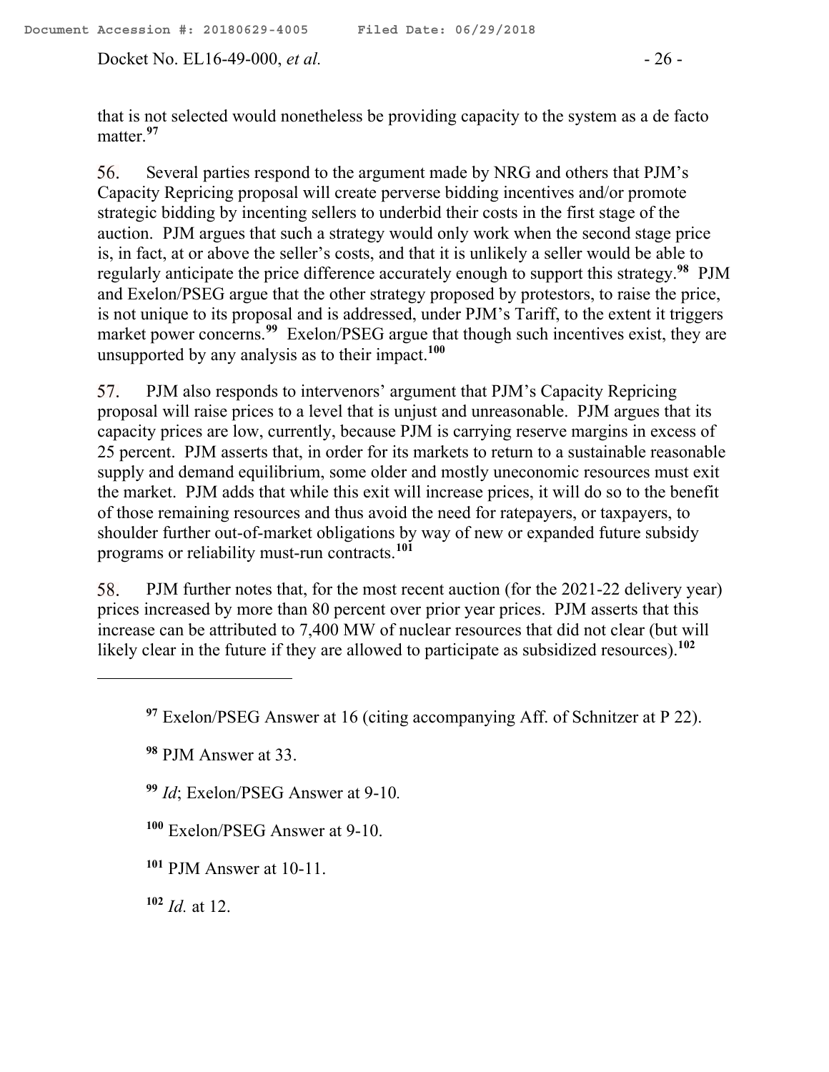that is not selected would nonetheless be providing capacity to the system as a de facto matter.[97]

56. Several parties respond to the argument made by NRG and others that PJM's Capacity Repricing proposal will create perverse bidding incentives and/or promote strategic bidding by incenting sellers to underbid their costs in the first stage of the auction. PJM argues that such a strategy would only work when the second stage price is, in fact, at or above the seller's costs, and that it is unlikely a seller would be able to regularly anticipate the price difference accurately enough to support this strategy.[98] PJM and Exelon/PSEG argue that the other strategy proposed by protestors, to raise the price, is not unique to its proposal and is addressed, under PJM's Tariff, to the extent it triggers market power concerns.[99] Exelon/PSEG argue that though such incentives exist, they are unsupported by any analysis as to their impact.[100]

57. PJM also responds to intervenors' argument that PJM's Capacity Repricing proposal will raise prices to a level that is unjust and unreasonable. PJM argues that its capacity prices are low, currently, because PJM is carrying reserve margins in excess of 25 percent. PJM asserts that, in order for its markets to return to a sustainable reasonable supply and demand equilibrium, some older and mostly uneconomic resources must exit the market. PJM adds that while this exit will increase prices, it will do so to the benefit of those remaining resources and thus avoid the need for ratepayers, or taxpayers, to shoulder further out-of-market obligations by way of new or expanded future subsidy programs or reliability must-run contracts.[101]

58. PJM further notes that, for the most recent auction (for the 2021-22 delivery year) prices increased by more than 80 percent over prior year prices. PJM asserts that this increase can be attributed to 7,400 MW of nuclear resources that did not clear (but will likely clear in the future if they are allowed to participate as subsidized resources).[102]

---

[97] Exelon/PSEG Answer at 16 (citing accompanying Aff. of Schnitzer at P 22).

[98] PJM Answer at 33.

[99] *Id*; Exelon/PSEG Answer at 9-10.

[100] Exelon/PSEG Answer at 9-10.

[101] PJM Answer at 10-11.

[102] *Id.* at 12.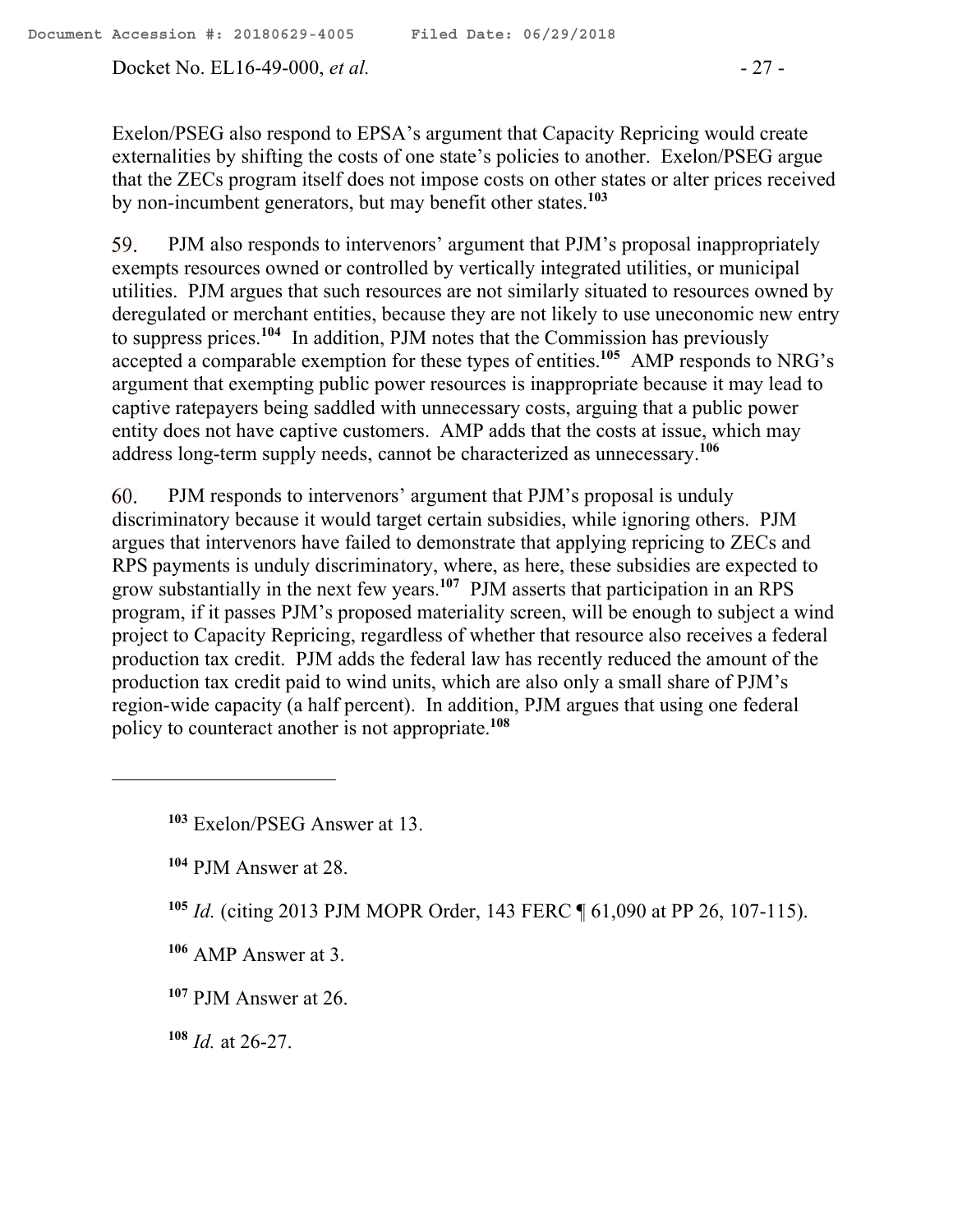Exelon/PSEG also respond to EPSA's argument that Capacity Repricing would create externalities by shifting the costs of one state's policies to another. Exelon/PSEG argue that the ZECs program itself does not impose costs on other states or alter prices received by non-incumbent generators, but may benefit other states.[103]

59. PJM also responds to intervenors' argument that PJM's proposal inappropriately exempts resources owned or controlled by vertically integrated utilities, or municipal utilities. PJM argues that such resources are not similarly situated to resources owned by deregulated or merchant entities, because they are not likely to use uneconomic new entry to suppress prices.[104] In addition, PJM notes that the Commission has previously accepted a comparable exemption for these types of entities.[105] AMP responds to NRG's argument that exempting public power resources is inappropriate because it may lead to captive ratepayers being saddled with unnecessary costs, arguing that a public power entity does not have captive customers. AMP adds that the costs at issue, which may address long-term supply needs, cannot be characterized as unnecessary.[106]

60. PJM responds to intervenors' argument that PJM's proposal is unduly discriminatory because it would target certain subsidies, while ignoring others. PJM argues that intervenors have failed to demonstrate that applying repricing to ZECs and RPS payments is unduly discriminatory, where, as here, these subsidies are expected to grow substantially in the next few years.[107] PJM asserts that participation in an RPS program, if it passes PJM's proposed materiality screen, will be enough to subject a wind project to Capacity Repricing, regardless of whether that resource also receives a federal production tax credit. PJM adds the federal law has recently reduced the amount of the production tax credit paid to wind units, which are also only a small share of PJM's region-wide capacity (a half percent). In addition, PJM argues that using one federal policy to counteract another is not appropriate.[108]

---

[103] Exelon/PSEG Answer at 13.

[104] PJM Answer at 28.

[105] *Id.* (citing 2013 PJM MOPR Order, 143 FERC ¶ 61,090 at PP 26, 107-115).

[106] AMP Answer at 3.

[107] PJM Answer at 26.

[108] *Id.* at 26-27.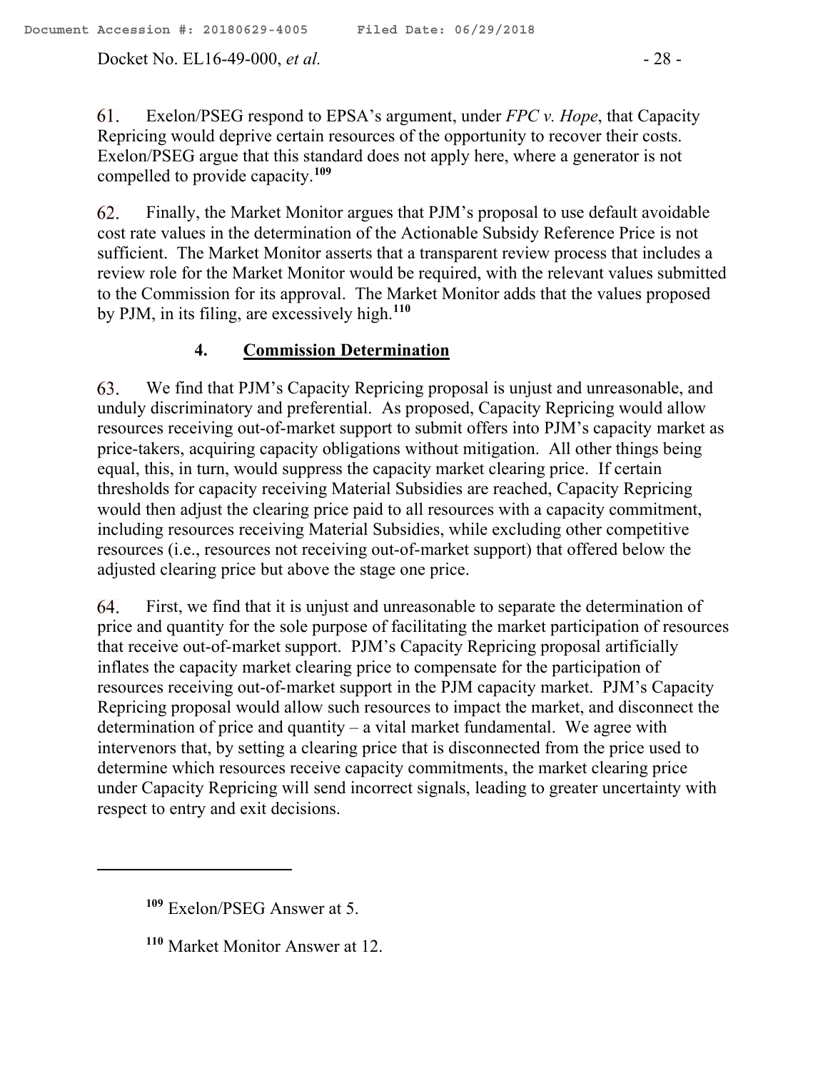61. Exelon/PSEG respond to EPSA's argument, under *FPC v. Hope*, that Capacity Repricing would deprive certain resources of the opportunity to recover their costs. Exelon/PSEG argue that this standard does not apply here, where a generator is not compelled to provide capacity.[109]

62. Finally, the Market Monitor argues that PJM's proposal to use default avoidable cost rate values in the determination of the Actionable Subsidy Reference Price is not sufficient. The Market Monitor asserts that a transparent review process that includes a review role for the Market Monitor would be required, with the relevant values submitted to the Commission for its approval. The Market Monitor adds that the values proposed by PJM, in its filing, are excessively high.[110]

### 4. Commission Determination

63. We find that PJM's Capacity Repricing proposal is unjust and unreasonable, and unduly discriminatory and preferential. As proposed, Capacity Repricing would allow resources receiving out-of-market support to submit offers into PJM's capacity market as price-takers, acquiring capacity obligations without mitigation. All other things being equal, this, in turn, would suppress the capacity market clearing price. If certain thresholds for capacity receiving Material Subsidies are reached, Capacity Repricing would then adjust the clearing price paid to all resources with a capacity commitment, including resources receiving Material Subsidies, while excluding other competitive resources (i.e., resources not receiving out-of-market support) that offered below the adjusted clearing price but above the stage one price.

64. First, we find that it is unjust and unreasonable to separate the determination of price and quantity for the sole purpose of facilitating the market participation of resources that receive out-of-market support. PJM's Capacity Repricing proposal artificially inflates the capacity market clearing price to compensate for the participation of resources receiving out-of-market support in the PJM capacity market. PJM's Capacity Repricing proposal would allow such resources to impact the market, and disconnect the determination of price and quantity – a vital market fundamental. We agree with intervenors that, by setting a clearing price that is disconnected from the price used to determine which resources receive capacity commitments, the market clearing price under Capacity Repricing will send incorrect signals, leading to greater uncertainty with respect to entry and exit decisions.

---

[109] Exelon/PSEG Answer at 5.

[110] Market Monitor Answer at 12.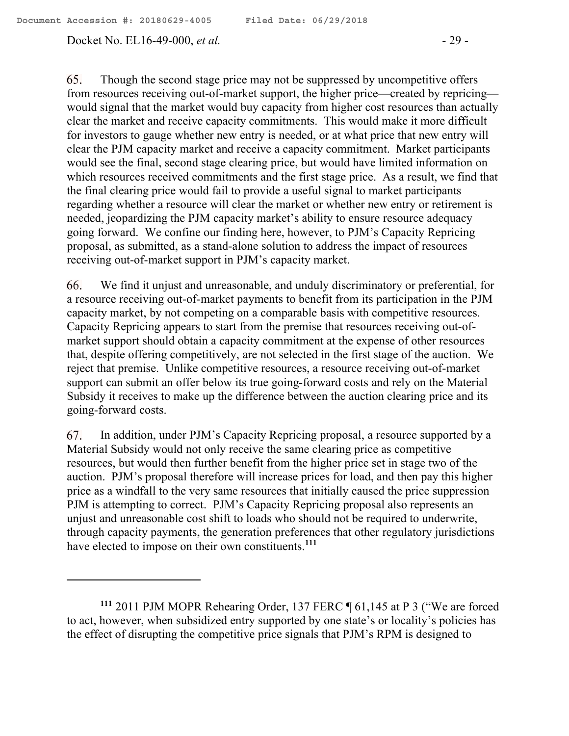65. Though the second stage price may not be suppressed by uncompetitive offers from resources receiving out-of-market support, the higher price—created by repricing—would signal that the market would buy capacity from higher cost resources than actually clear the market and receive capacity commitments. This would make it more difficult for investors to gauge whether new entry is needed, or at what price that new entry will clear the PJM capacity market and receive a capacity commitment. Market participants would see the final, second stage clearing price, but would have limited information on which resources received commitments and the first stage price. As a result, we find that the final clearing price would fail to provide a useful signal to market participants regarding whether a resource will clear the market or whether new entry or retirement is needed, jeopardizing the PJM capacity market's ability to ensure resource adequacy going forward. We confine our finding here, however, to PJM's Capacity Repricing proposal, as submitted, as a stand-alone solution to address the impact of resources receiving out-of-market support in PJM's capacity market.

66. We find it unjust and unreasonable, and unduly discriminatory or preferential, for a resource receiving out-of-market payments to benefit from its participation in the PJM capacity market, by not competing on a comparable basis with competitive resources. Capacity Repricing appears to start from the premise that resources receiving out-of-market support should obtain a capacity commitment at the expense of other resources that, despite offering competitively, are not selected in the first stage of the auction. We reject that premise. Unlike competitive resources, a resource receiving out-of-market support can submit an offer below its true going-forward costs and rely on the Material Subsidy it receives to make up the difference between the auction clearing price and its going-forward costs.

67. In addition, under PJM's Capacity Repricing proposal, a resource supported by a Material Subsidy would not only receive the same clearing price as competitive resources, but would then further benefit from the higher price set in stage two of the auction. PJM's proposal therefore will increase prices for load, and then pay this higher price as a windfall to the very same resources that initially caused the price suppression PJM is attempting to correct. PJM's Capacity Repricing proposal also represents an unjust and unreasonable cost shift to loads who should not be required to underwrite, through capacity payments, the generation preferences that other regulatory jurisdictions have elected to impose on their own constituents.[111]

---

[111] 2011 PJM MOPR Rehearing Order, 137 FERC ¶ 61,145 at P 3 ("We are forced to act, however, when subsidized entry supported by one state's or locality's policies has the effect of disrupting the competitive price signals that PJM's RPM is designed to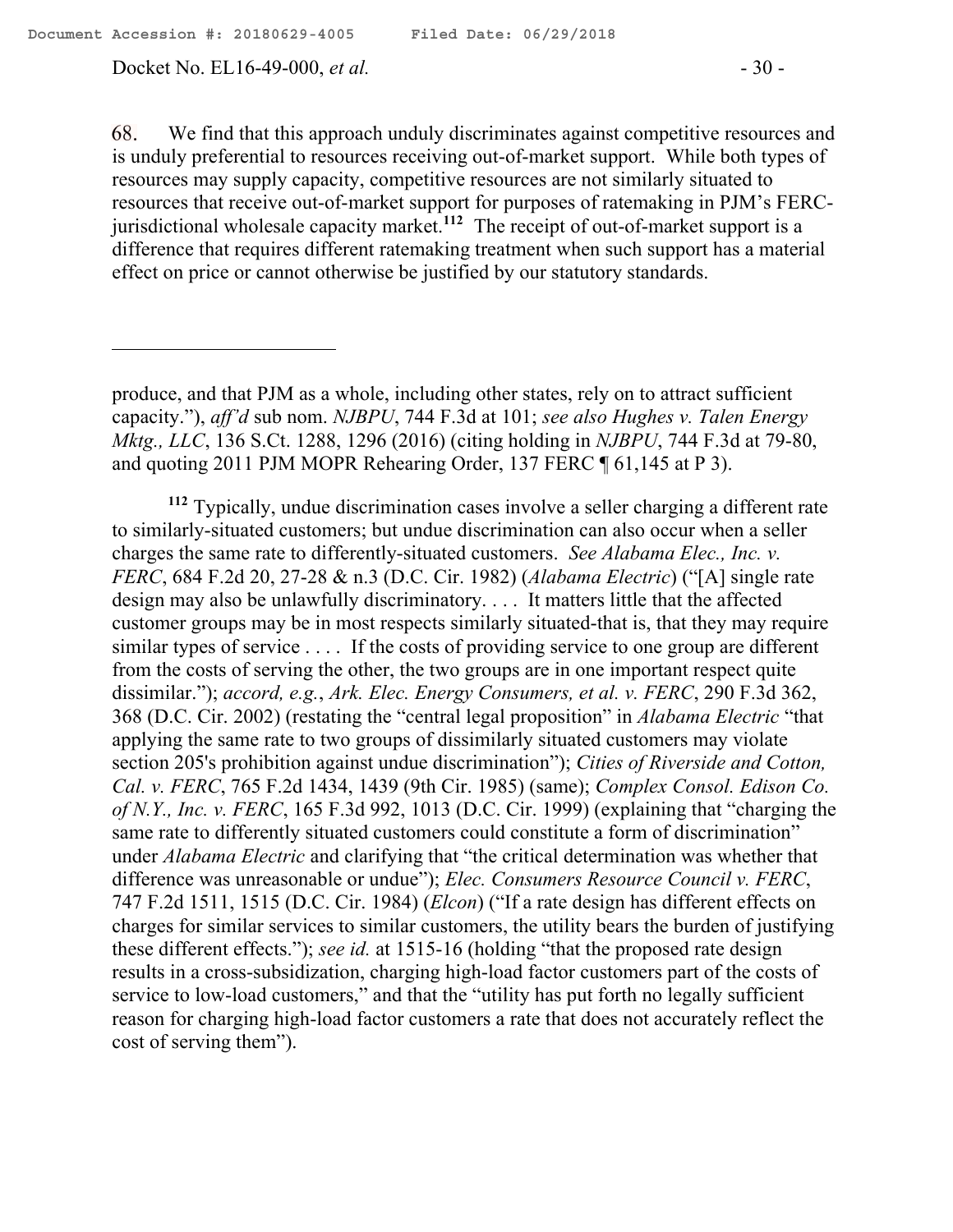68. We find that this approach unduly discriminates against competitive resources and is unduly preferential to resources receiving out-of-market support. While both types of resources may supply capacity, competitive resources are not similarly situated to resources that receive out-of-market support for purposes of ratemaking in PJM's FERC-jurisdictional wholesale capacity market.[112] The receipt of out-of-market support is a difference that requires different ratemaking treatment when such support has a material effect on price or cannot otherwise be justified by our statutory standards.

---

produce, and that PJM as a whole, including other states, rely on to attract sufficient capacity."), *aff'd* sub nom. *NJBPU*, 744 F.3d at 101; *see also Hughes v. Talen Energy Mktg., LLC*, 136 S.Ct. 1288, 1296 (2016) (citing holding in *NJBPU*, 744 F.3d at 79-80, and quoting 2011 PJM MOPR Rehearing Order, 137 FERC ¶ 61,145 at P 3).

[112] Typically, undue discrimination cases involve a seller charging a different rate to similarly-situated customers; but undue discrimination can also occur when a seller charges the same rate to differently-situated customers. *See Alabama Elec., Inc. v. FERC*, 684 F.2d 20, 27-28 & n.3 (D.C. Cir. 1982) (*Alabama Electric*) ("[A] single rate design may also be unlawfully discriminatory. . . . It matters little that the affected customer groups may be in most respects similarly situated-that is, that they may require similar types of service . . . . If the costs of providing service to one group are different from the costs of serving the other, the two groups are in one important respect quite dissimilar."); *accord, e.g.*, *Ark. Elec. Energy Consumers, et al. v. FERC*, 290 F.3d 362, 368 (D.C. Cir. 2002) (restating the "central legal proposition" in *Alabama Electric* "that applying the same rate to two groups of dissimilarly situated customers may violate section 205's prohibition against undue discrimination"); *Cities of Riverside and Cotton, Cal. v. FERC*, 765 F.2d 1434, 1439 (9th Cir. 1985) (same); *Complex Consol. Edison Co. of N.Y., Inc. v. FERC*, 165 F.3d 992, 1013 (D.C. Cir. 1999) (explaining that "charging the same rate to differently situated customers could constitute a form of discrimination" under *Alabama Electric* and clarifying that "the critical determination was whether that difference was unreasonable or undue"); *Elec. Consumers Resource Council v. FERC*, 747 F.2d 1511, 1515 (D.C. Cir. 1984) (*Elcon*) ("If a rate design has different effects on charges for similar services to similar customers, the utility bears the burden of justifying these different effects."); *see id.* at 1515-16 (holding "that the proposed rate design results in a cross-subsidization, charging high-load factor customers part of the costs of service to low-load customers," and that the "utility has put forth no legally sufficient reason for charging high-load factor customers a rate that does not accurately reflect the cost of serving them").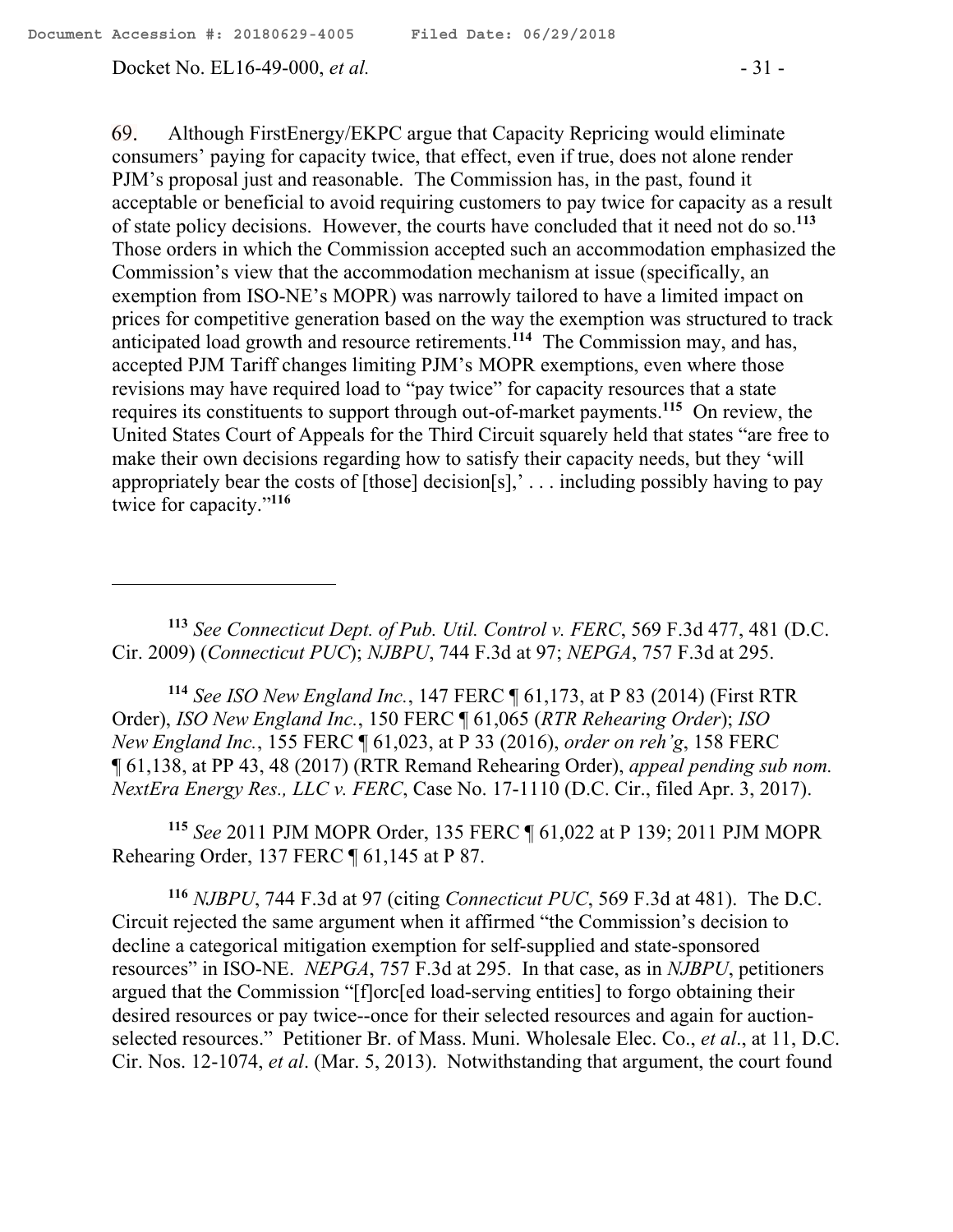69. Although FirstEnergy/EKPC argue that Capacity Repricing would eliminate consumers' paying for capacity twice, that effect, even if true, does not alone render PJM's proposal just and reasonable. The Commission has, in the past, found it acceptable or beneficial to avoid requiring customers to pay twice for capacity as a result of state policy decisions. However, the courts have concluded that it need not do so.[113] Those orders in which the Commission accepted such an accommodation emphasized the Commission's view that the accommodation mechanism at issue (specifically, an exemption from ISO-NE's MOPR) was narrowly tailored to have a limited impact on prices for competitive generation based on the way the exemption was structured to track anticipated load growth and resource retirements.[114] The Commission may, and has, accepted PJM Tariff changes limiting PJM's MOPR exemptions, even where those revisions may have required load to "pay twice" for capacity resources that a state requires its constituents to support through out-of-market payments.[115] On review, the United States Court of Appeals for the Third Circuit squarely held that states "are free to make their own decisions regarding how to satisfy their capacity needs, but they 'will appropriately bear the costs of [those] decision[s],' . . . including possibly having to pay twice for capacity."[116]

---

[113] *See Connecticut Dept. of Pub. Util. Control v. FERC*, 569 F.3d 477, 481 (D.C. Cir. 2009) (*Connecticut PUC*); *NJBPU*, 744 F.3d at 97; *NEPGA*, 757 F.3d at 295.

[114] *See ISO New England Inc.*, 147 FERC ¶ 61,173, at P 83 (2014) (First RTR Order), *ISO New England Inc.*, 150 FERC ¶ 61,065 (*RTR Rehearing Order*); *ISO New England Inc.*, 155 FERC ¶ 61,023, at P 33 (2016), *order on reh'g*, 158 FERC ¶ 61,138, at PP 43, 48 (2017) (RTR Remand Rehearing Order), *appeal pending sub nom. NextEra Energy Res., LLC v. FERC*, Case No. 17-1110 (D.C. Cir., filed Apr. 3, 2017).

[115] *See* 2011 PJM MOPR Order, 135 FERC ¶ 61,022 at P 139; 2011 PJM MOPR Rehearing Order, 137 FERC ¶ 61,145 at P 87.

[116] *NJBPU*, 744 F.3d at 97 (citing *Connecticut PUC*, 569 F.3d at 481). The D.C. Circuit rejected the same argument when it affirmed "the Commission's decision to decline a categorical mitigation exemption for self-supplied and state-sponsored resources" in ISO-NE. *NEPGA*, 757 F.3d at 295. In that case, as in *NJBPU*, petitioners argued that the Commission "[f]orc[ed load-serving entities] to forgo obtaining their desired resources or pay twice--once for their selected resources and again for auction-selected resources." Petitioner Br. of Mass. Muni. Wholesale Elec. Co., *et al*., at 11, D.C. Cir. Nos. 12-1074, *et al*. (Mar. 5, 2013). Notwithstanding that argument, the court found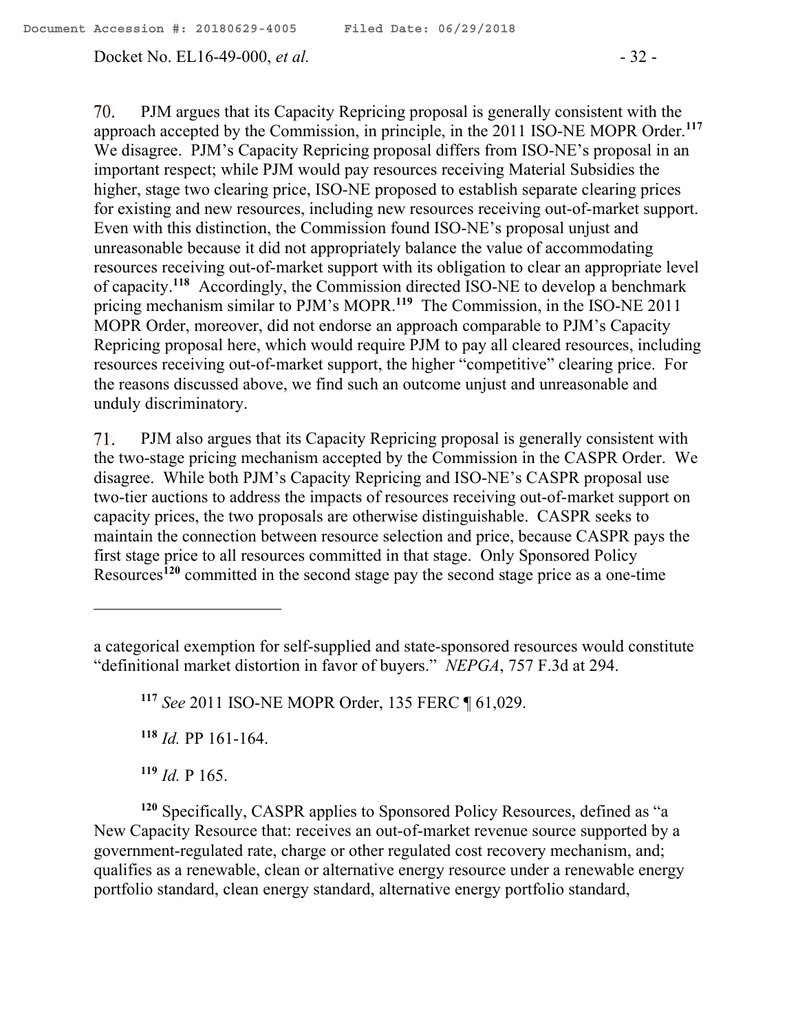70. PJM argues that its Capacity Repricing proposal is generally consistent with the approach accepted by the Commission, in principle, in the 2011 ISO-NE MOPR Order.[117] We disagree. PJM's Capacity Repricing proposal differs from ISO-NE's proposal in an important respect; while PJM would pay resources receiving Material Subsidies the higher, stage two clearing price, ISO-NE proposed to establish separate clearing prices for existing and new resources, including new resources receiving out-of-market support. Even with this distinction, the Commission found ISO-NE's proposal unjust and unreasonable because it did not appropriately balance the value of accommodating resources receiving out-of-market support with its obligation to clear an appropriate level of capacity.[118] Accordingly, the Commission directed ISO-NE to develop a benchmark pricing mechanism similar to PJM's MOPR.[119] The Commission, in the ISO-NE 2011 MOPR Order, moreover, did not endorse an approach comparable to PJM's Capacity Repricing proposal here, which would require PJM to pay all cleared resources, including resources receiving out-of-market support, the higher "competitive" clearing price. For the reasons discussed above, we find such an outcome unjust and unreasonable and unduly discriminatory.

71. PJM also argues that its Capacity Repricing proposal is generally consistent with the two-stage pricing mechanism accepted by the Commission in the CASPR Order. We disagree. While both PJM's Capacity Repricing and ISO-NE's CASPR proposal use two-tier auctions to address the impacts of resources receiving out-of-market support on capacity prices, the two proposals are otherwise distinguishable. CASPR seeks to maintain the connection between resource selection and price, because CASPR pays the first stage price to all resources committed in that stage. Only Sponsored Policy Resources[120] committed in the second stage pay the second stage price as a one-time

---

a categorical exemption for self-supplied and state-sponsored resources would constitute "definitional market distortion in favor of buyers." *NEPGA*, 757 F.3d at 294.

[117] *See* 2011 ISO-NE MOPR Order, 135 FERC ¶ 61,029.

[118] *Id.* PP 161-164.

[119] *Id.* P 165.

[120] Specifically, CASPR applies to Sponsored Policy Resources, defined as "a New Capacity Resource that: receives an out-of-market revenue source supported by a government-regulated rate, charge or other regulated cost recovery mechanism, and; qualifies as a renewable, clean or alternative energy resource under a renewable energy portfolio standard, clean energy standard, alternative energy portfolio standard,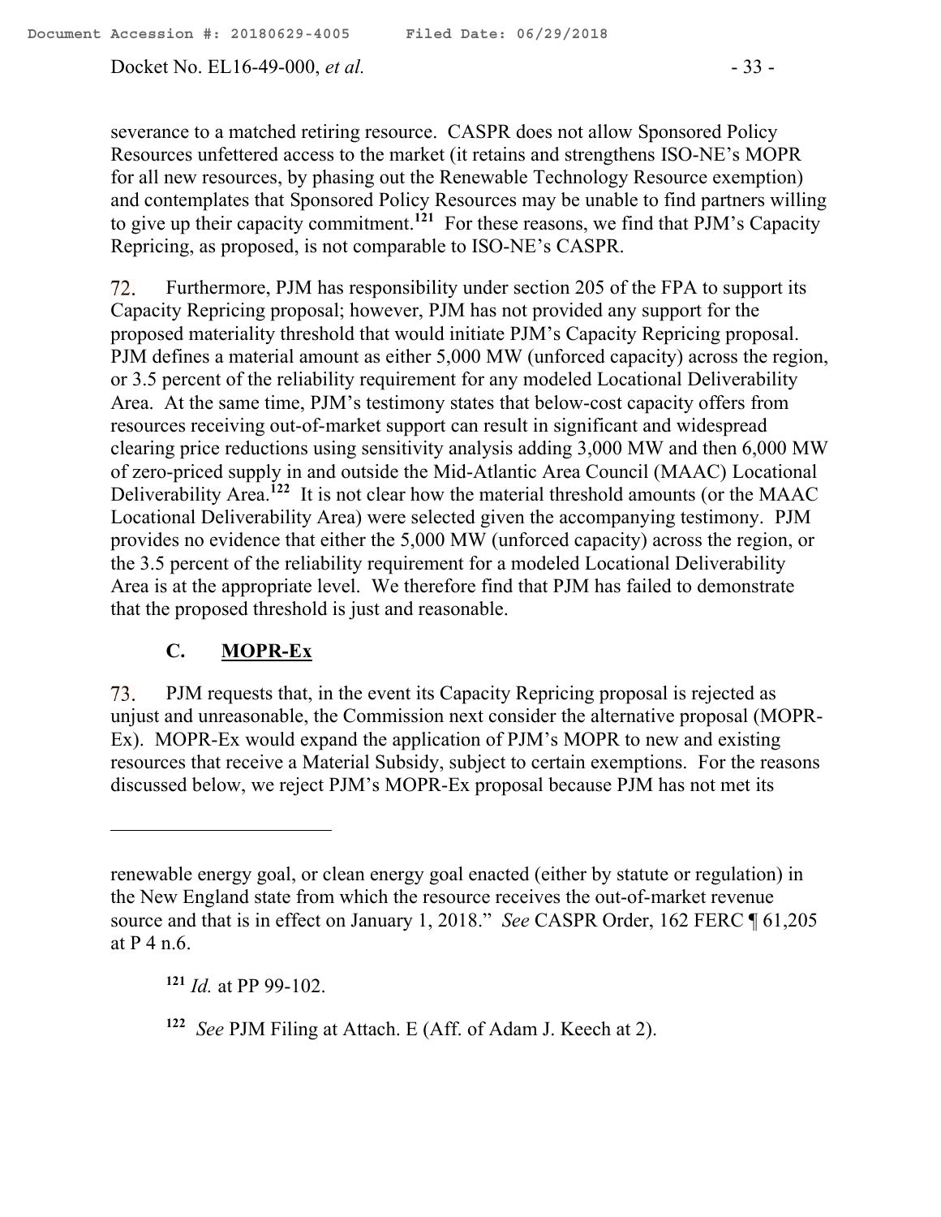severance to a matched retiring resource. CASPR does not allow Sponsored Policy Resources unfettered access to the market (it retains and strengthens ISO-NE's MOPR for all new resources, by phasing out the Renewable Technology Resource exemption) and contemplates that Sponsored Policy Resources may be unable to find partners willing to give up their capacity commitment.[121] For these reasons, we find that PJM's Capacity Repricing, as proposed, is not comparable to ISO-NE's CASPR.

72. Furthermore, PJM has responsibility under section 205 of the FPA to support its Capacity Repricing proposal; however, PJM has not provided any support for the proposed materiality threshold that would initiate PJM's Capacity Repricing proposal. PJM defines a material amount as either 5,000 MW (unforced capacity) across the region, or 3.5 percent of the reliability requirement for any modeled Locational Deliverability Area. At the same time, PJM's testimony states that below-cost capacity offers from resources receiving out-of-market support can result in significant and widespread clearing price reductions using sensitivity analysis adding 3,000 MW and then 6,000 MW of zero-priced supply in and outside the Mid-Atlantic Area Council (MAAC) Locational Deliverability Area.[122] It is not clear how the material threshold amounts (or the MAAC Locational Deliverability Area) were selected given the accompanying testimony. PJM provides no evidence that either the 5,000 MW (unforced capacity) across the region, or the 3.5 percent of the reliability requirement for a modeled Locational Deliverability Area is at the appropriate level. We therefore find that PJM has failed to demonstrate that the proposed threshold is just and reasonable.

### C. MOPR-Ex

73. PJM requests that, in the event its Capacity Repricing proposal is rejected as unjust and unreasonable, the Commission next consider the alternative proposal (MOPR-Ex). MOPR-Ex would expand the application of PJM's MOPR to new and existing resources that receive a Material Subsidy, subject to certain exemptions. For the reasons discussed below, we reject PJM's MOPR-Ex proposal because PJM has not met its

---

renewable energy goal, or clean energy goal enacted (either by statute or regulation) in the New England state from which the resource receives the out-of-market revenue source and that is in effect on January 1, 2018." *See* CASPR Order, 162 FERC ¶ 61,205 at P 4 n.6.

[121] *Id.* at PP 99-102.

[122] *See* PJM Filing at Attach. E (Aff. of Adam J. Keech at 2).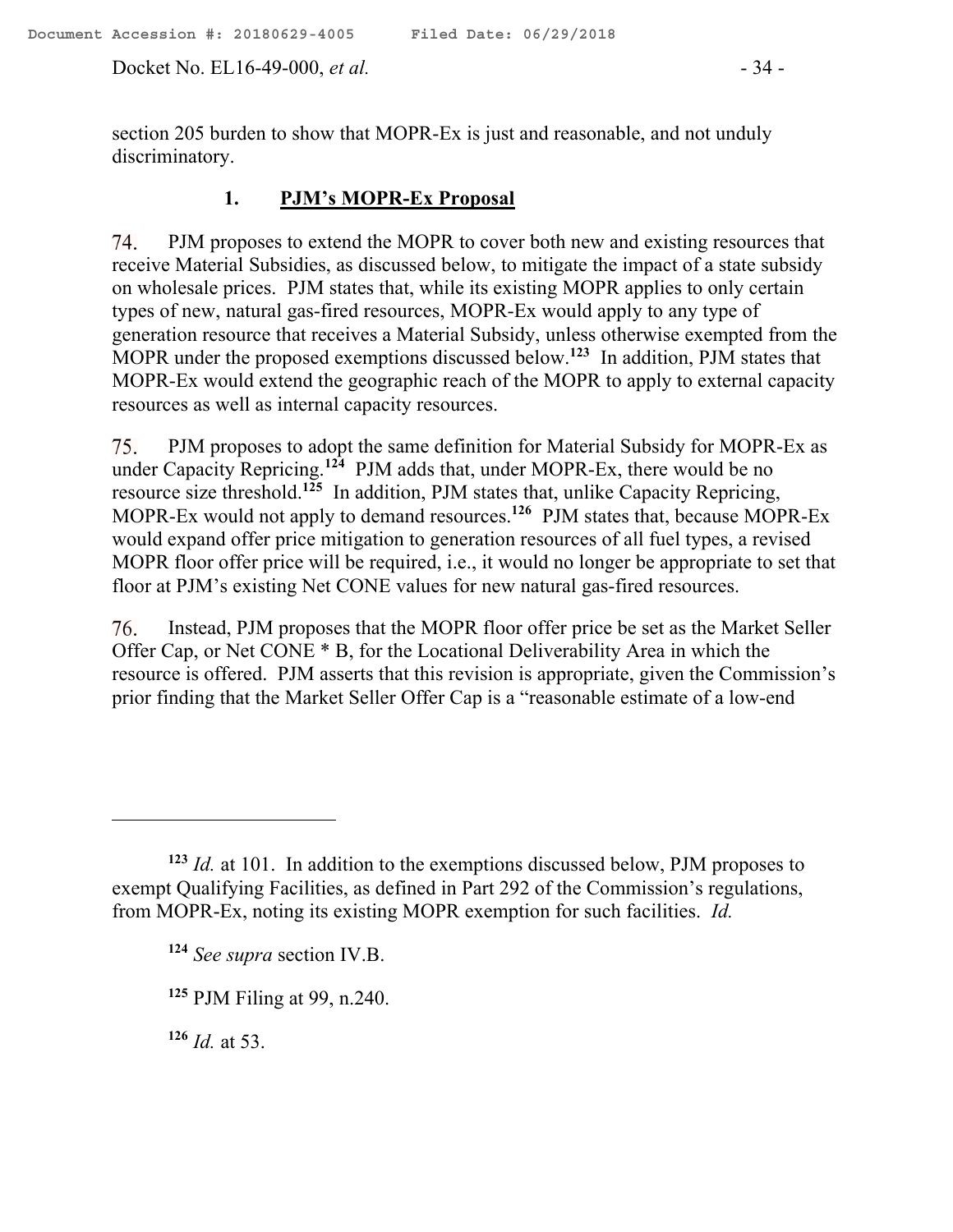section 205 burden to show that MOPR-Ex is just and reasonable, and not unduly discriminatory.

### 1. PJM's MOPR-Ex Proposal

74. PJM proposes to extend the MOPR to cover both new and existing resources that receive Material Subsidies, as discussed below, to mitigate the impact of a state subsidy on wholesale prices. PJM states that, while its existing MOPR applies to only certain types of new, natural gas-fired resources, MOPR-Ex would apply to any type of generation resource that receives a Material Subsidy, unless otherwise exempted from the MOPR under the proposed exemptions discussed below.[123] In addition, PJM states that MOPR-Ex would extend the geographic reach of the MOPR to apply to external capacity resources as well as internal capacity resources.

75. PJM proposes to adopt the same definition for Material Subsidy for MOPR-Ex as under Capacity Repricing.[124] PJM adds that, under MOPR-Ex, there would be no resource size threshold.[125] In addition, PJM states that, unlike Capacity Repricing, MOPR-Ex would not apply to demand resources.[126] PJM states that, because MOPR-Ex would expand offer price mitigation to generation resources of all fuel types, a revised MOPR floor offer price will be required, i.e., it would no longer be appropriate to set that floor at PJM's existing Net CONE values for new natural gas-fired resources.

76. Instead, PJM proposes that the MOPR floor offer price be set as the Market Seller Offer Cap, or Net CONE * B, for the Locational Deliverability Area in which the resource is offered. PJM asserts that this revision is appropriate, given the Commission's prior finding that the Market Seller Offer Cap is a "reasonable estimate of a low-end

---

[123] *Id.* at 101. In addition to the exemptions discussed below, PJM proposes to exempt Qualifying Facilities, as defined in Part 292 of the Commission's regulations, from MOPR-Ex, noting its existing MOPR exemption for such facilities. *Id.*

[124] *See supra* section IV.B.

[125] PJM Filing at 99, n.240.

[126] *Id.* at 53.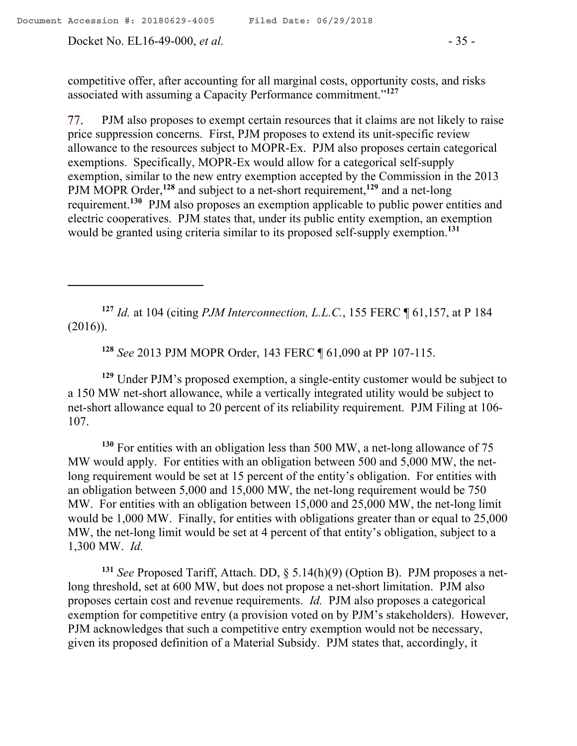competitive offer, after accounting for all marginal costs, opportunity costs, and risks associated with assuming a Capacity Performance commitment."[127]

77. PJM also proposes to exempt certain resources that it claims are not likely to raise price suppression concerns. First, PJM proposes to extend its unit-specific review allowance to the resources subject to MOPR-Ex. PJM also proposes certain categorical exemptions. Specifically, MOPR-Ex would allow for a categorical self-supply exemption, similar to the new entry exemption accepted by the Commission in the 2013 PJM MOPR Order,[128] and subject to a net-short requirement,[129] and a net-long requirement.[130] PJM also proposes an exemption applicable to public power entities and electric cooperatives. PJM states that, under its public entity exemption, an exemption would be granted using criteria similar to its proposed self-supply exemption.[131]

---

[127] *Id.* at 104 (citing *PJM Interconnection, L.L.C.*, 155 FERC ¶ 61,157, at P 184 (2016)).

[128] *See* 2013 PJM MOPR Order, 143 FERC ¶ 61,090 at PP 107-115.

[129] Under PJM's proposed exemption, a single-entity customer would be subject to a 150 MW net-short allowance, while a vertically integrated utility would be subject to net-short allowance equal to 20 percent of its reliability requirement. PJM Filing at 106-107.

[130] For entities with an obligation less than 500 MW, a net-long allowance of 75 MW would apply. For entities with an obligation between 500 and 5,000 MW, the net-long requirement would be set at 15 percent of the entity's obligation. For entities with an obligation between 5,000 and 15,000 MW, the net-long requirement would be 750 MW. For entities with an obligation between 15,000 and 25,000 MW, the net-long limit would be 1,000 MW. Finally, for entities with obligations greater than or equal to 25,000 MW, the net-long limit would be set at 4 percent of that entity's obligation, subject to a 1,300 MW. *Id.*

[131] *See* Proposed Tariff, Attach. DD, § 5.14(h)(9) (Option B). PJM proposes a net-long threshold, set at 600 MW, but does not propose a net-short limitation. PJM also proposes certain cost and revenue requirements. *Id.* PJM also proposes a categorical exemption for competitive entry (a provision voted on by PJM's stakeholders). However, PJM acknowledges that such a competitive entry exemption would not be necessary, given its proposed definition of a Material Subsidy. PJM states that, accordingly, it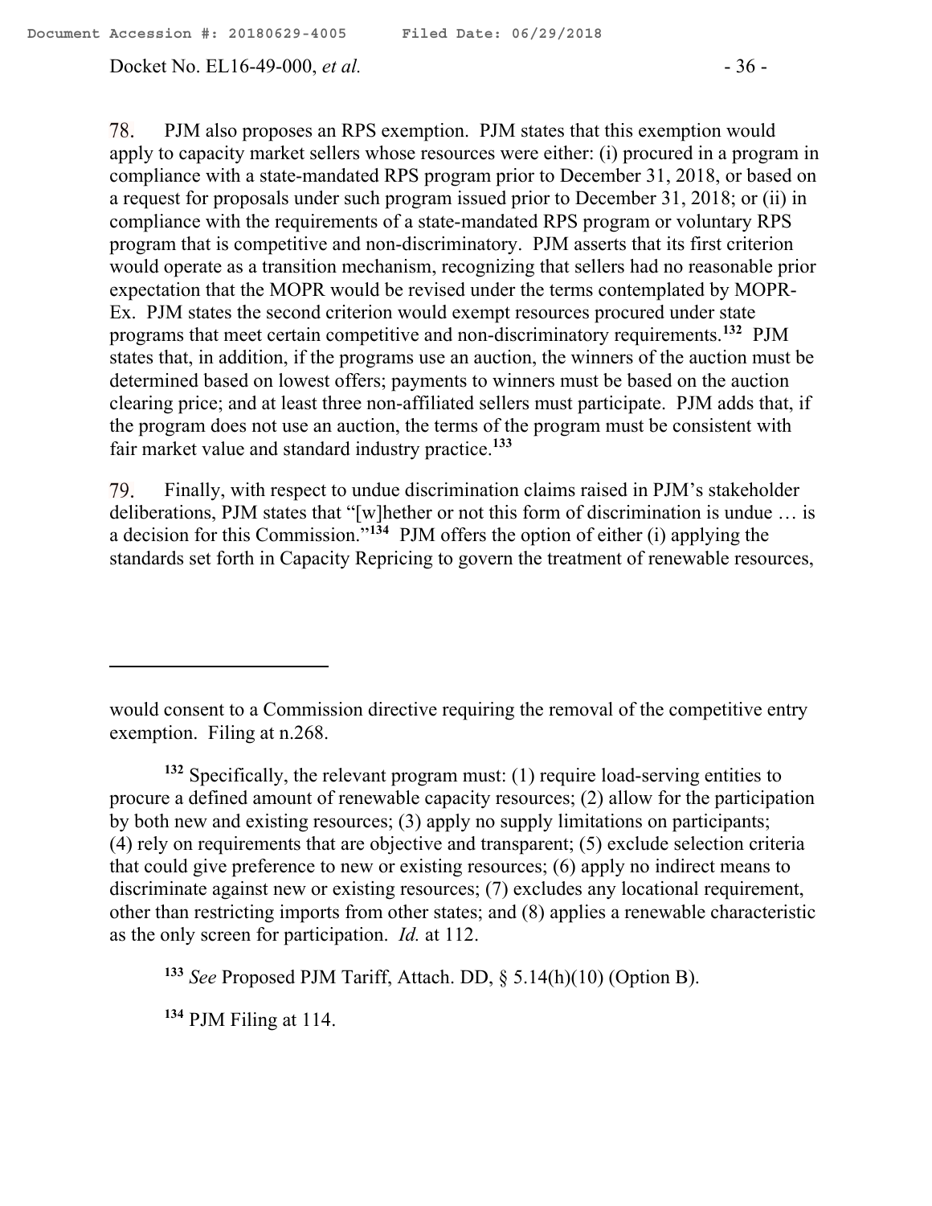78. PJM also proposes an RPS exemption. PJM states that this exemption would apply to capacity market sellers whose resources were either: (i) procured in a program in compliance with a state-mandated RPS program prior to December 31, 2018, or based on a request for proposals under such program issued prior to December 31, 2018; or (ii) in compliance with the requirements of a state-mandated RPS program or voluntary RPS program that is competitive and non-discriminatory. PJM asserts that its first criterion would operate as a transition mechanism, recognizing that sellers had no reasonable prior expectation that the MOPR would be revised under the terms contemplated by MOPR-Ex. PJM states the second criterion would exempt resources procured under state programs that meet certain competitive and non-discriminatory requirements.[132] PJM states that, in addition, if the programs use an auction, the winners of the auction must be determined based on lowest offers; payments to winners must be based on the auction clearing price; and at least three non-affiliated sellers must participate. PJM adds that, if the program does not use an auction, the terms of the program must be consistent with fair market value and standard industry practice.[133]

79. Finally, with respect to undue discrimination claims raised in PJM's stakeholder deliberations, PJM states that "[w]hether or not this form of discrimination is undue … is a decision for this Commission."[134] PJM offers the option of either (i) applying the standards set forth in Capacity Repricing to govern the treatment of renewable resources,

---

would consent to a Commission directive requiring the removal of the competitive entry exemption. Filing at n.268.

[132] Specifically, the relevant program must: (1) require load-serving entities to procure a defined amount of renewable capacity resources; (2) allow for the participation by both new and existing resources; (3) apply no supply limitations on participants; (4) rely on requirements that are objective and transparent; (5) exclude selection criteria that could give preference to new or existing resources; (6) apply no indirect means to discriminate against new or existing resources; (7) excludes any locational requirement, other than restricting imports from other states; and (8) applies a renewable characteristic as the only screen for participation. *Id.* at 112.

[133] *See* Proposed PJM Tariff, Attach. DD, § 5.14(h)(10) (Option B).

[134] PJM Filing at 114.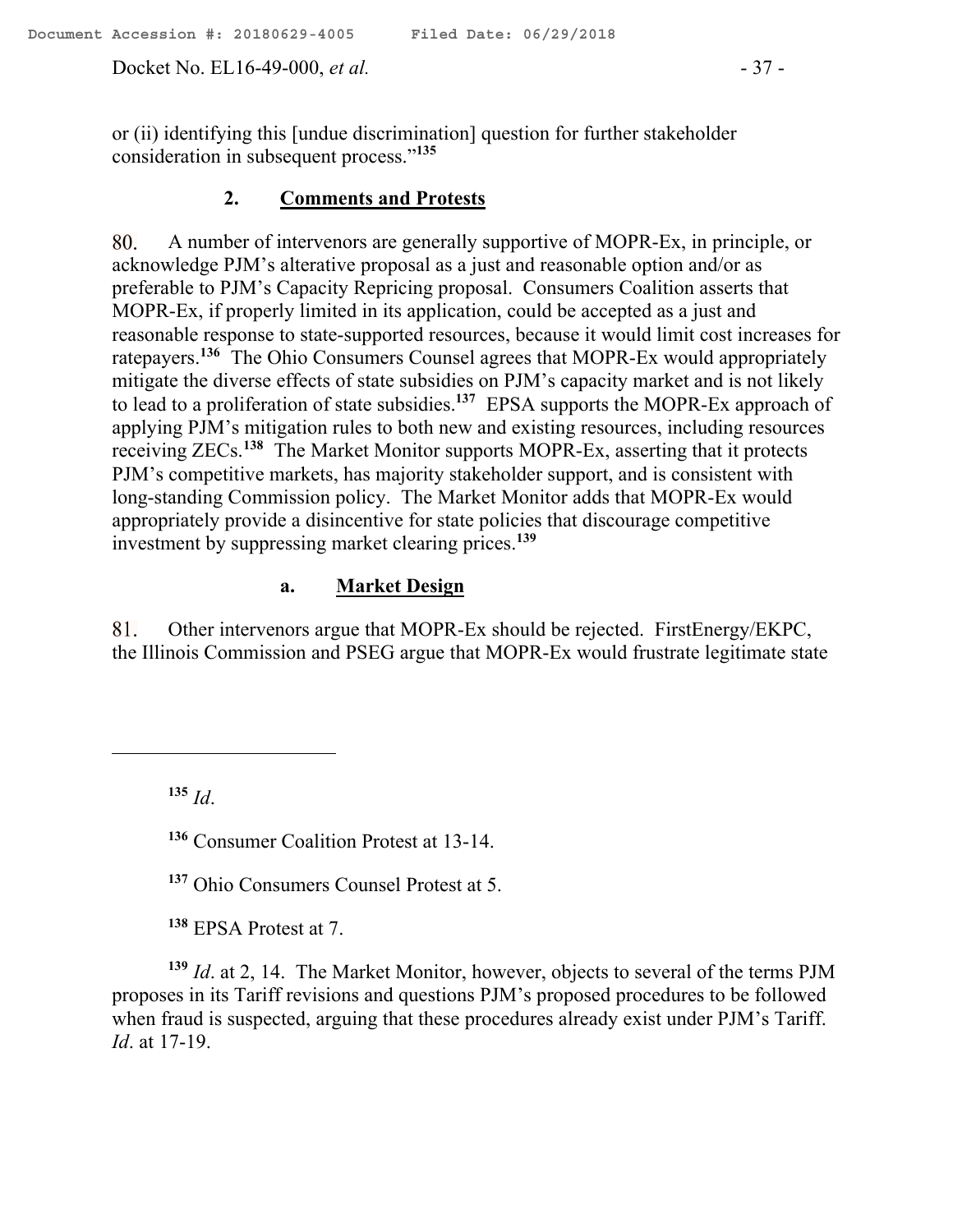or (ii) identifying this [undue discrimination] question for further stakeholder consideration in subsequent process."[135]

### 2. Comments and Protests

80. A number of intervenors are generally supportive of MOPR-Ex, in principle, or acknowledge PJM's alterative proposal as a just and reasonable option and/or as preferable to PJM's Capacity Repricing proposal. Consumers Coalition asserts that MOPR-Ex, if properly limited in its application, could be accepted as a just and reasonable response to state-supported resources, because it would limit cost increases for ratepayers.[136] The Ohio Consumers Counsel agrees that MOPR-Ex would appropriately mitigate the diverse effects of state subsidies on PJM's capacity market and is not likely to lead to a proliferation of state subsidies.[137] EPSA supports the MOPR-Ex approach of applying PJM's mitigation rules to both new and existing resources, including resources receiving ZECs.[138] The Market Monitor supports MOPR-Ex, asserting that it protects PJM's competitive markets, has majority stakeholder support, and is consistent with long-standing Commission policy. The Market Monitor adds that MOPR-Ex would appropriately provide a disincentive for state policies that discourage competitive investment by suppressing market clearing prices.[139]

#### a. Market Design

81. Other intervenors argue that MOPR-Ex should be rejected. FirstEnergy/EKPC, the Illinois Commission and PSEG argue that MOPR-Ex would frustrate legitimate state

---

[135] *Id*.

[136] Consumer Coalition Protest at 13-14.

[137] Ohio Consumers Counsel Protest at 5.

[138] EPSA Protest at 7.

[139] *Id*. at 2, 14. The Market Monitor, however, objects to several of the terms PJM proposes in its Tariff revisions and questions PJM's proposed procedures to be followed when fraud is suspected, arguing that these procedures already exist under PJM's Tariff. *Id*. at 17-19.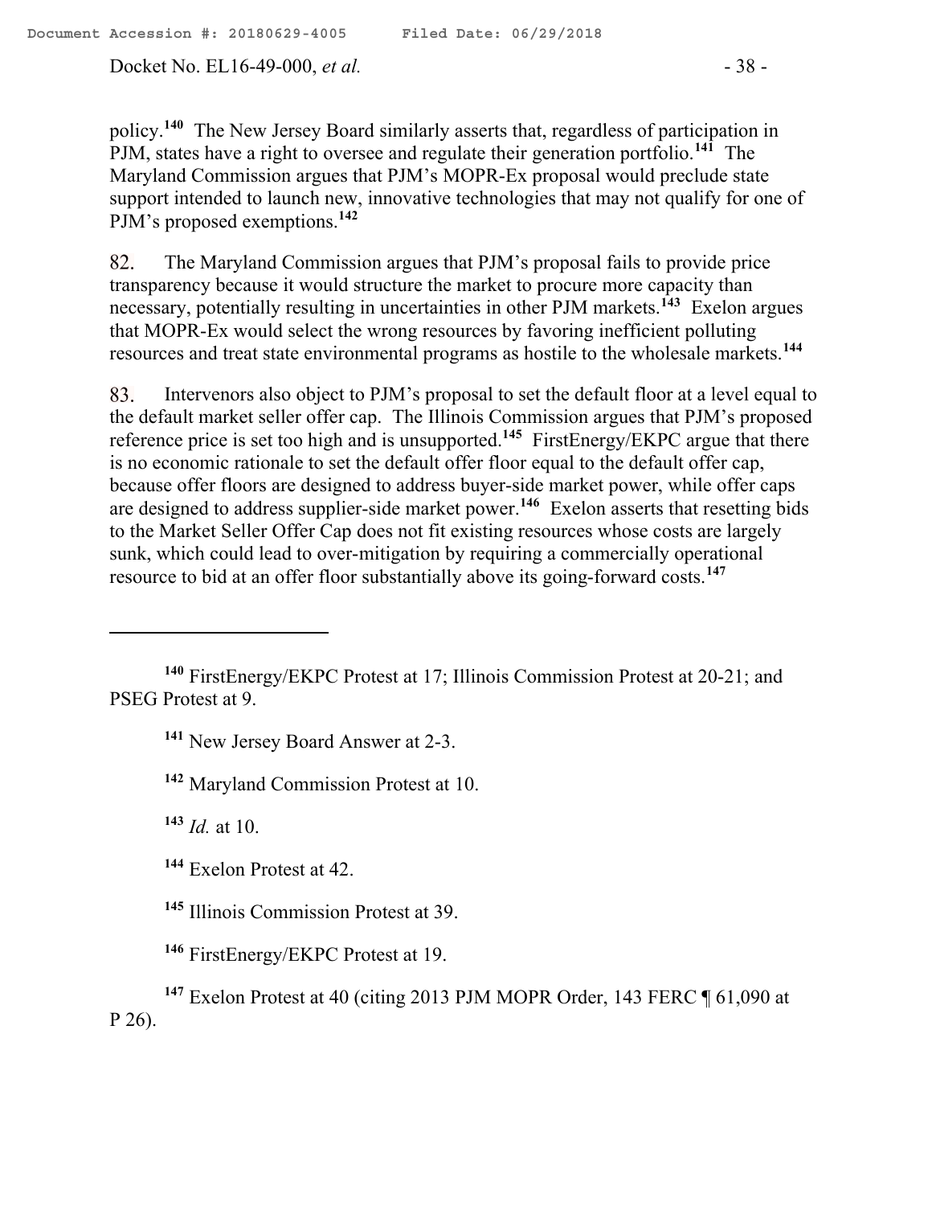policy.[140] The New Jersey Board similarly asserts that, regardless of participation in PJM, states have a right to oversee and regulate their generation portfolio.[141] The Maryland Commission argues that PJM's MOPR-Ex proposal would preclude state support intended to launch new, innovative technologies that may not qualify for one of PJM's proposed exemptions.[142]

82. The Maryland Commission argues that PJM's proposal fails to provide price transparency because it would structure the market to procure more capacity than necessary, potentially resulting in uncertainties in other PJM markets.[143] Exelon argues that MOPR-Ex would select the wrong resources by favoring inefficient polluting resources and treat state environmental programs as hostile to the wholesale markets.[144]

83. Intervenors also object to PJM's proposal to set the default floor at a level equal to the default market seller offer cap. The Illinois Commission argues that PJM's proposed reference price is set too high and is unsupported.[145] FirstEnergy/EKPC argue that there is no economic rationale to set the default offer floor equal to the default offer cap, because offer floors are designed to address buyer-side market power, while offer caps are designed to address supplier-side market power.[146] Exelon asserts that resetting bids to the Market Seller Offer Cap does not fit existing resources whose costs are largely sunk, which could lead to over-mitigation by requiring a commercially operational resource to bid at an offer floor substantially above its going-forward costs.[147]

---

[140] FirstEnergy/EKPC Protest at 17; Illinois Commission Protest at 20-21; and PSEG Protest at 9.

[141] New Jersey Board Answer at 2-3.

[142] Maryland Commission Protest at 10.

[143] *Id.* at 10.

[144] Exelon Protest at 42.

[145] Illinois Commission Protest at 39.

[146] FirstEnergy/EKPC Protest at 19.

[147] Exelon Protest at 40 (citing 2013 PJM MOPR Order, 143 FERC ¶ 61,090 at P 26).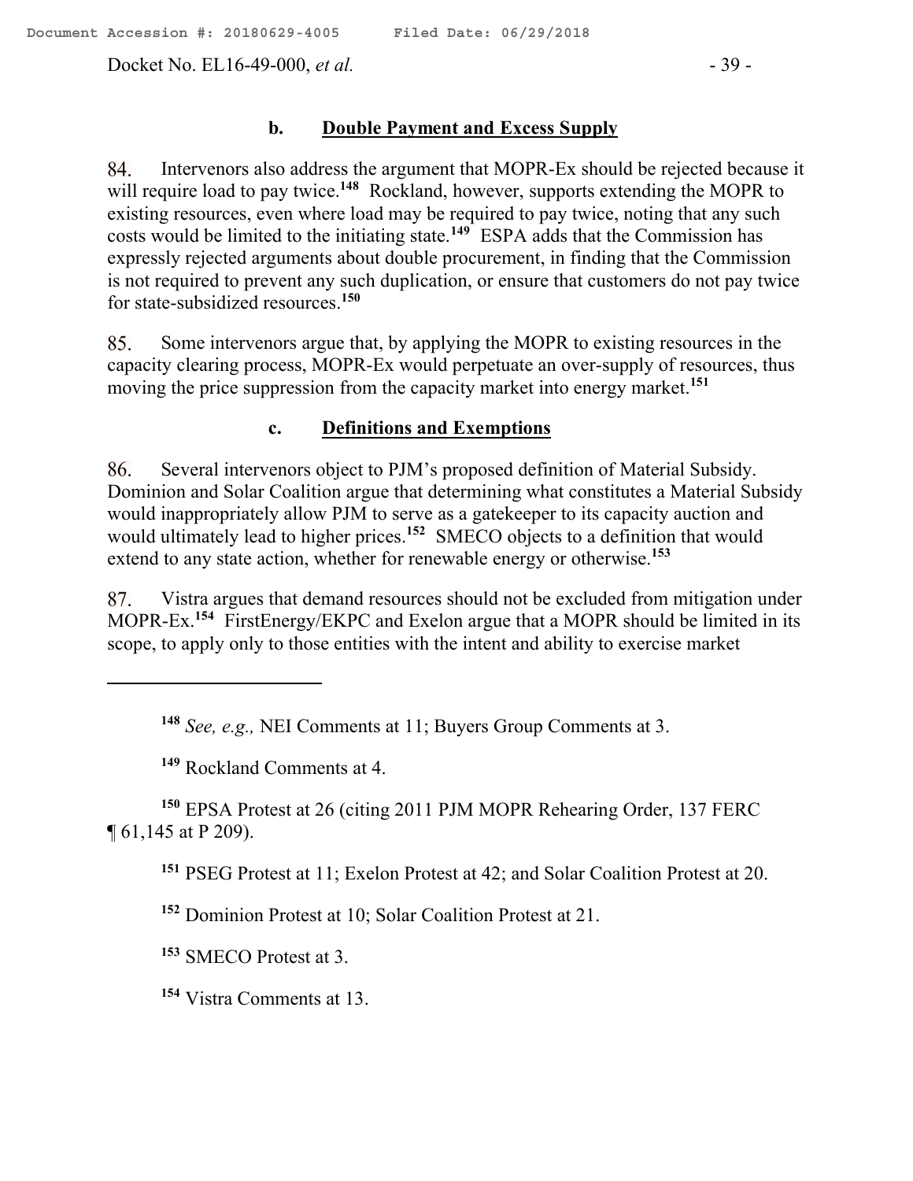### b. **Double Payment and Excess Supply**

84. Intervenors also address the argument that MOPR-Ex should be rejected because it will require load to pay twice.[148] Rockland, however, supports extending the MOPR to existing resources, even where load may be required to pay twice, noting that any such costs would be limited to the initiating state.[149] ESPA adds that the Commission has expressly rejected arguments about double procurement, in finding that the Commission is not required to prevent any such duplication, or ensure that customers do not pay twice for state-subsidized resources.[150]

85. Some intervenors argue that, by applying the MOPR to existing resources in the capacity clearing process, MOPR-Ex would perpetuate an over-supply of resources, thus moving the price suppression from the capacity market into energy market.[151]

### c. **Definitions and Exemptions**

86. Several intervenors object to PJM's proposed definition of Material Subsidy. Dominion and Solar Coalition argue that determining what constitutes a Material Subsidy would inappropriately allow PJM to serve as a gatekeeper to its capacity auction and would ultimately lead to higher prices.[152] SMECO objects to a definition that would extend to any state action, whether for renewable energy or otherwise.[153]

87. Vistra argues that demand resources should not be excluded from mitigation under MOPR-Ex.[154] FirstEnergy/EKPC and Exelon argue that a MOPR should be limited in its scope, to apply only to those entities with the intent and ability to exercise market

---

[148] *See, e.g.,* NEI Comments at 11; Buyers Group Comments at 3.

[149] Rockland Comments at 4.

[150] EPSA Protest at 26 (citing 2011 PJM MOPR Rehearing Order, 137 FERC ¶ 61,145 at P 209).

[151] PSEG Protest at 11; Exelon Protest at 42; and Solar Coalition Protest at 20.

[152] Dominion Protest at 10; Solar Coalition Protest at 21.

[153] SMECO Protest at 3.

[154] Vistra Comments at 13.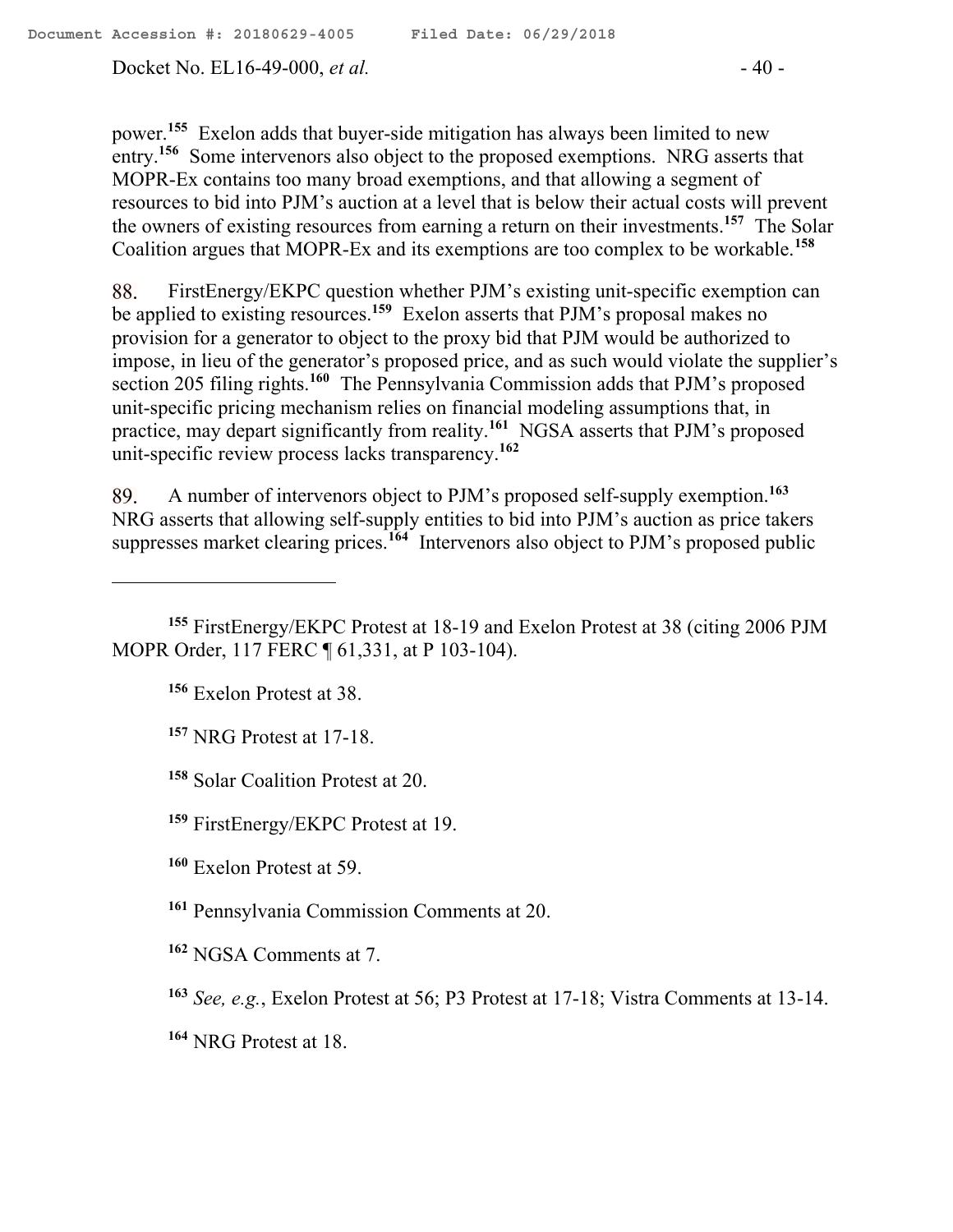power.[155] Exelon adds that buyer-side mitigation has always been limited to new entry.[156] Some intervenors also object to the proposed exemptions. NRG asserts that MOPR-Ex contains too many broad exemptions, and that allowing a segment of resources to bid into PJM's auction at a level that is below their actual costs will prevent the owners of existing resources from earning a return on their investments.[157] The Solar Coalition argues that MOPR-Ex and its exemptions are too complex to be workable.[158]

88. FirstEnergy/EKPC question whether PJM's existing unit-specific exemption can be applied to existing resources.[159] Exelon asserts that PJM's proposal makes no provision for a generator to object to the proxy bid that PJM would be authorized to impose, in lieu of the generator's proposed price, and as such would violate the supplier's section 205 filing rights.[160] The Pennsylvania Commission adds that PJM's proposed unit-specific pricing mechanism relies on financial modeling assumptions that, in practice, may depart significantly from reality.[161] NGSA asserts that PJM's proposed unit-specific review process lacks transparency.[162]

89. A number of intervenors object to PJM's proposed self-supply exemption.[163] NRG asserts that allowing self-supply entities to bid into PJM's auction as price takers suppresses market clearing prices.[164] Intervenors also object to PJM's proposed public

---

[155] FirstEnergy/EKPC Protest at 18-19 and Exelon Protest at 38 (citing 2006 PJM MOPR Order, 117 FERC ¶ 61,331, at P 103-104).

[156] Exelon Protest at 38.

[157] NRG Protest at 17-18.

[158] Solar Coalition Protest at 20.

[159] FirstEnergy/EKPC Protest at 19.

[160] Exelon Protest at 59.

[161] Pennsylvania Commission Comments at 20.

[162] NGSA Comments at 7.

[163] *See, e.g.*, Exelon Protest at 56; P3 Protest at 17-18; Vistra Comments at 13-14.

[164] NRG Protest at 18.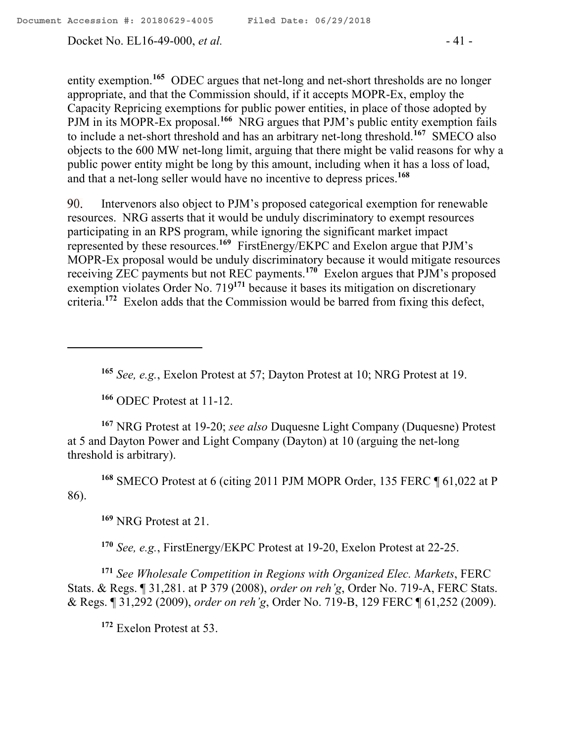entity exemption.[165] ODEC argues that net-long and net-short thresholds are no longer appropriate, and that the Commission should, if it accepts MOPR-Ex, employ the Capacity Repricing exemptions for public power entities, in place of those adopted by PJM in its MOPR-Ex proposal.[166] NRG argues that PJM's public entity exemption fails to include a net-short threshold and has an arbitrary net-long threshold.[167] SMECO also objects to the 600 MW net-long limit, arguing that there might be valid reasons for why a public power entity might be long by this amount, including when it has a loss of load, and that a net-long seller would have no incentive to depress prices.[168]

90. Intervenors also object to PJM's proposed categorical exemption for renewable resources. NRG asserts that it would be unduly discriminatory to exempt resources participating in an RPS program, while ignoring the significant market impact represented by these resources.[169] FirstEnergy/EKPC and Exelon argue that PJM's MOPR-Ex proposal would be unduly discriminatory because it would mitigate resources receiving ZEC payments but not REC payments.[170] Exelon argues that PJM's proposed exemption violates Order No. 719[171] because it bases its mitigation on discretionary criteria.[172] Exelon adds that the Commission would be barred from fixing this defect,

---

[165] *See, e.g.*, Exelon Protest at 57; Dayton Protest at 10; NRG Protest at 19.

[166] ODEC Protest at 11-12.

[167] NRG Protest at 19-20; *see also* Duquesne Light Company (Duquesne) Protest at 5 and Dayton Power and Light Company (Dayton) at 10 (arguing the net-long threshold is arbitrary).

[168] SMECO Protest at 6 (citing 2011 PJM MOPR Order, 135 FERC ¶ 61,022 at P 86).

[169] NRG Protest at 21.

[170] *See, e.g.*, FirstEnergy/EKPC Protest at 19-20, Exelon Protest at 22-25.

[171] *See Wholesale Competition in Regions with Organized Elec. Markets*, FERC Stats. & Regs. ¶ 31,281. at P 379 (2008), *order on reh'g*, Order No. 719-A, FERC Stats. & Regs. ¶ 31,292 (2009), *order on reh'g*, Order No. 719-B, 129 FERC ¶ 61,252 (2009).

[172] Exelon Protest at 53.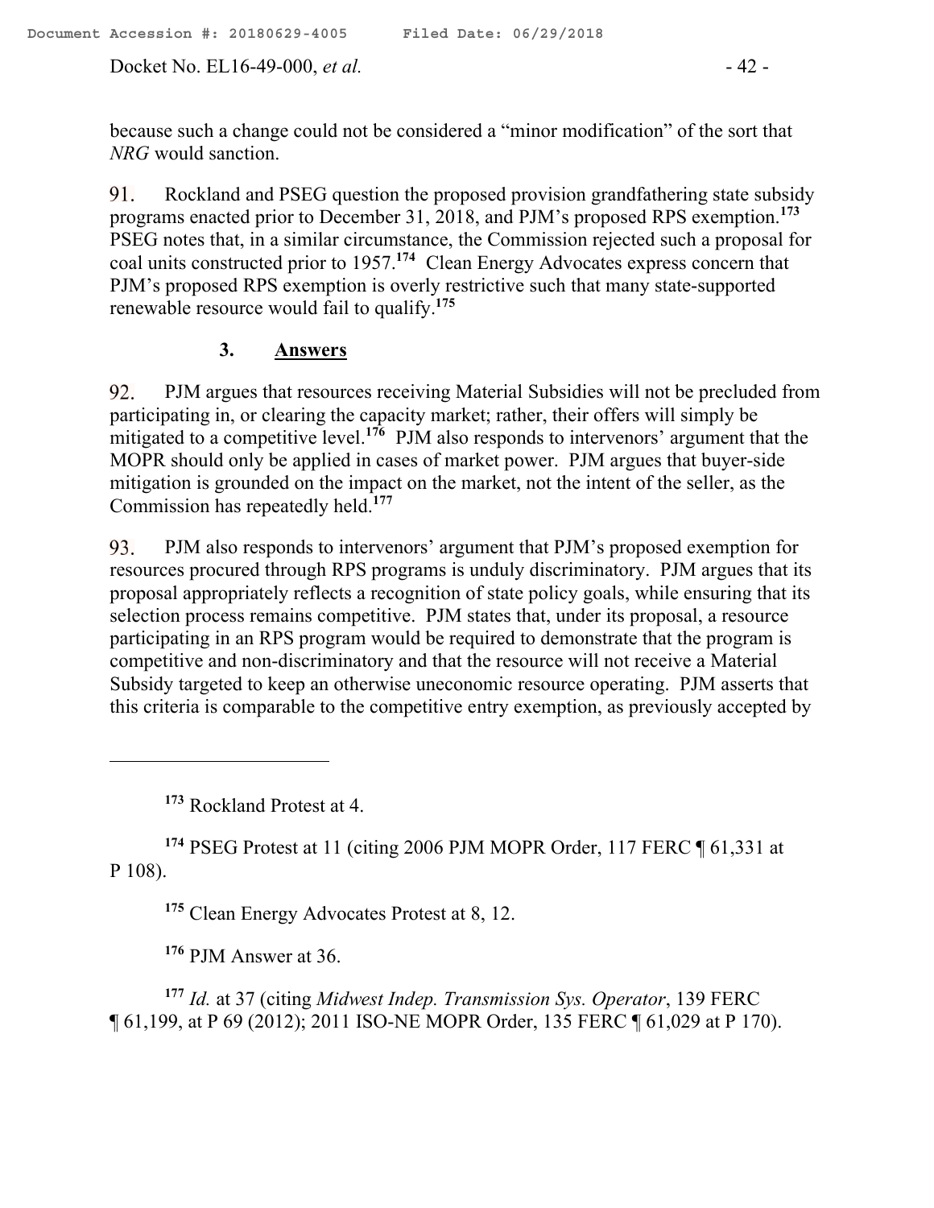because such a change could not be considered a "minor modification" of the sort that *NRG* would sanction.

91. Rockland and PSEG question the proposed provision grandfathering state subsidy programs enacted prior to December 31, 2018, and PJM's proposed RPS exemption.[173] PSEG notes that, in a similar circumstance, the Commission rejected such a proposal for coal units constructed prior to 1957.[174] Clean Energy Advocates express concern that PJM's proposed RPS exemption is overly restrictive such that many state-supported renewable resource would fail to qualify.[175]

### 3. Answers

92. PJM argues that resources receiving Material Subsidies will not be precluded from participating in, or clearing the capacity market; rather, their offers will simply be mitigated to a competitive level.[176] PJM also responds to intervenors' argument that the MOPR should only be applied in cases of market power. PJM argues that buyer-side mitigation is grounded on the impact on the market, not the intent of the seller, as the Commission has repeatedly held.[177]

93. PJM also responds to intervenors' argument that PJM's proposed exemption for resources procured through RPS programs is unduly discriminatory. PJM argues that its proposal appropriately reflects a recognition of state policy goals, while ensuring that its selection process remains competitive. PJM states that, under its proposal, a resource participating in an RPS program would be required to demonstrate that the program is competitive and non-discriminatory and that the resource will not receive a Material Subsidy targeted to keep an otherwise uneconomic resource operating. PJM asserts that this criteria is comparable to the competitive entry exemption, as previously accepted by

---

[173] Rockland Protest at 4.

[174] PSEG Protest at 11 (citing 2006 PJM MOPR Order, 117 FERC ¶ 61,331 at P 108).

[175] Clean Energy Advocates Protest at 8, 12.

[176] PJM Answer at 36.

[177] *Id.* at 37 (citing *Midwest Indep. Transmission Sys. Operator*, 139 FERC ¶ 61,199, at P 69 (2012); 2011 ISO-NE MOPR Order, 135 FERC ¶ 61,029 at P 170).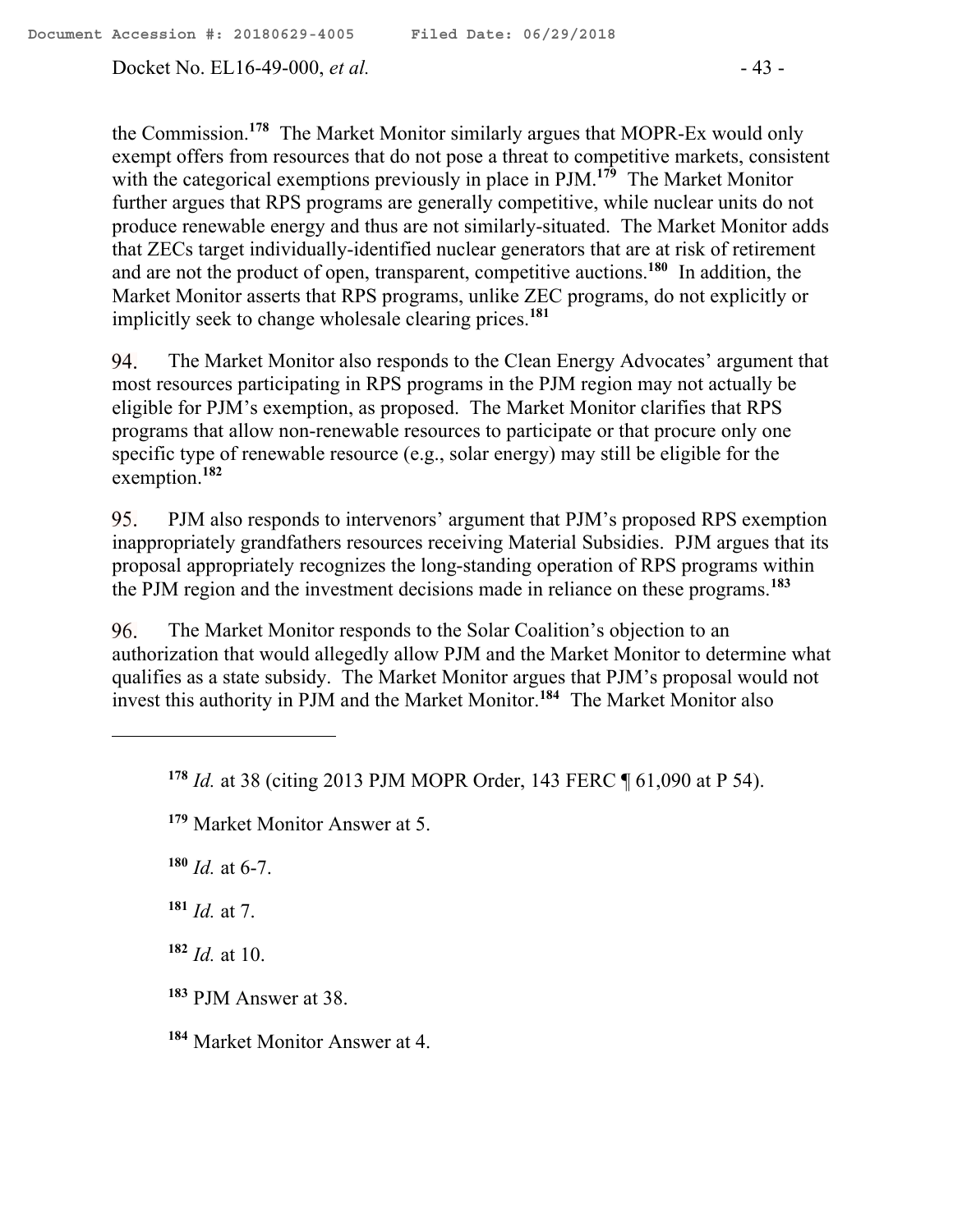the Commission.[178] The Market Monitor similarly argues that MOPR-Ex would only exempt offers from resources that do not pose a threat to competitive markets, consistent with the categorical exemptions previously in place in PJM.[179] The Market Monitor further argues that RPS programs are generally competitive, while nuclear units do not produce renewable energy and thus are not similarly-situated. The Market Monitor adds that ZECs target individually-identified nuclear generators that are at risk of retirement and are not the product of open, transparent, competitive auctions.[180] In addition, the Market Monitor asserts that RPS programs, unlike ZEC programs, do not explicitly or implicitly seek to change wholesale clearing prices.[181]

94. The Market Monitor also responds to the Clean Energy Advocates' argument that most resources participating in RPS programs in the PJM region may not actually be eligible for PJM's exemption, as proposed. The Market Monitor clarifies that RPS programs that allow non-renewable resources to participate or that procure only one specific type of renewable resource (e.g., solar energy) may still be eligible for the exemption.[182]

95. PJM also responds to intervenors' argument that PJM's proposed RPS exemption inappropriately grandfathers resources receiving Material Subsidies. PJM argues that its proposal appropriately recognizes the long-standing operation of RPS programs within the PJM region and the investment decisions made in reliance on these programs.[183]

96. The Market Monitor responds to the Solar Coalition's objection to an authorization that would allegedly allow PJM and the Market Monitor to determine what qualifies as a state subsidy. The Market Monitor argues that PJM's proposal would not invest this authority in PJM and the Market Monitor.[184] The Market Monitor also

---

[178] *Id.* at 38 (citing 2013 PJM MOPR Order, 143 FERC ¶ 61,090 at P 54).

[179] Market Monitor Answer at 5.

[180] *Id.* at 6-7.

[181] *Id.* at 7.

[182] *Id.* at 10.

[183] PJM Answer at 38.

[184] Market Monitor Answer at 4.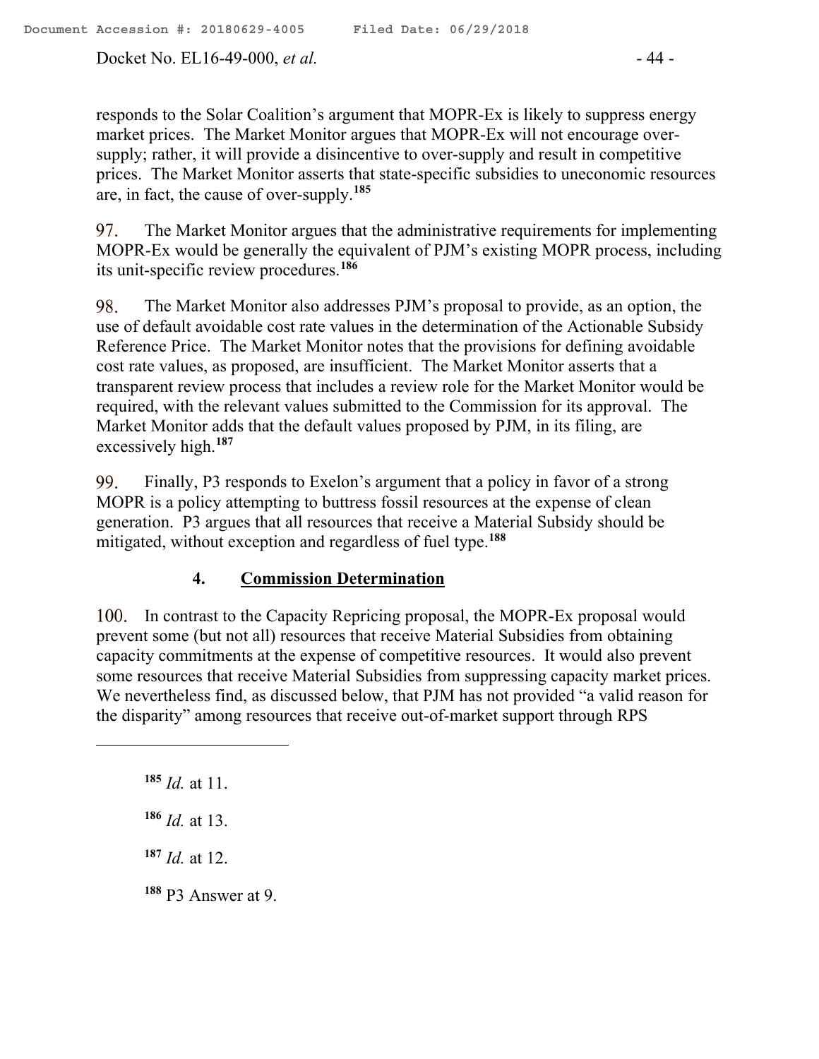responds to the Solar Coalition's argument that MOPR-Ex is likely to suppress energy market prices. The Market Monitor argues that MOPR-Ex will not encourage over-supply; rather, it will provide a disincentive to over-supply and result in competitive prices. The Market Monitor asserts that state-specific subsidies to uneconomic resources are, in fact, the cause of over-supply.[185]

97. The Market Monitor argues that the administrative requirements for implementing MOPR-Ex would be generally the equivalent of PJM's existing MOPR process, including its unit-specific review procedures.[186]

98. The Market Monitor also addresses PJM's proposal to provide, as an option, the use of default avoidable cost rate values in the determination of the Actionable Subsidy Reference Price. The Market Monitor notes that the provisions for defining avoidable cost rate values, as proposed, are insufficient. The Market Monitor asserts that a transparent review process that includes a review role for the Market Monitor would be required, with the relevant values submitted to the Commission for its approval. The Market Monitor adds that the default values proposed by PJM, in its filing, are excessively high.[187]

99. Finally, P3 responds to Exelon's argument that a policy in favor of a strong MOPR is a policy attempting to buttress fossil resources at the expense of clean generation. P3 argues that all resources that receive a Material Subsidy should be mitigated, without exception and regardless of fuel type.[188]

### 4. Commission Determination

100. In contrast to the Capacity Repricing proposal, the MOPR-Ex proposal would prevent some (but not all) resources that receive Material Subsidies from obtaining capacity commitments at the expense of competitive resources. It would also prevent some resources that receive Material Subsidies from suppressing capacity market prices. We nevertheless find, as discussed below, that PJM has not provided "a valid reason for the disparity" among resources that receive out-of-market support through RPS

---

[185] *Id.* at 11.

[186] *Id.* at 13.

[187] *Id.* at 12.

[188] P3 Answer at 9.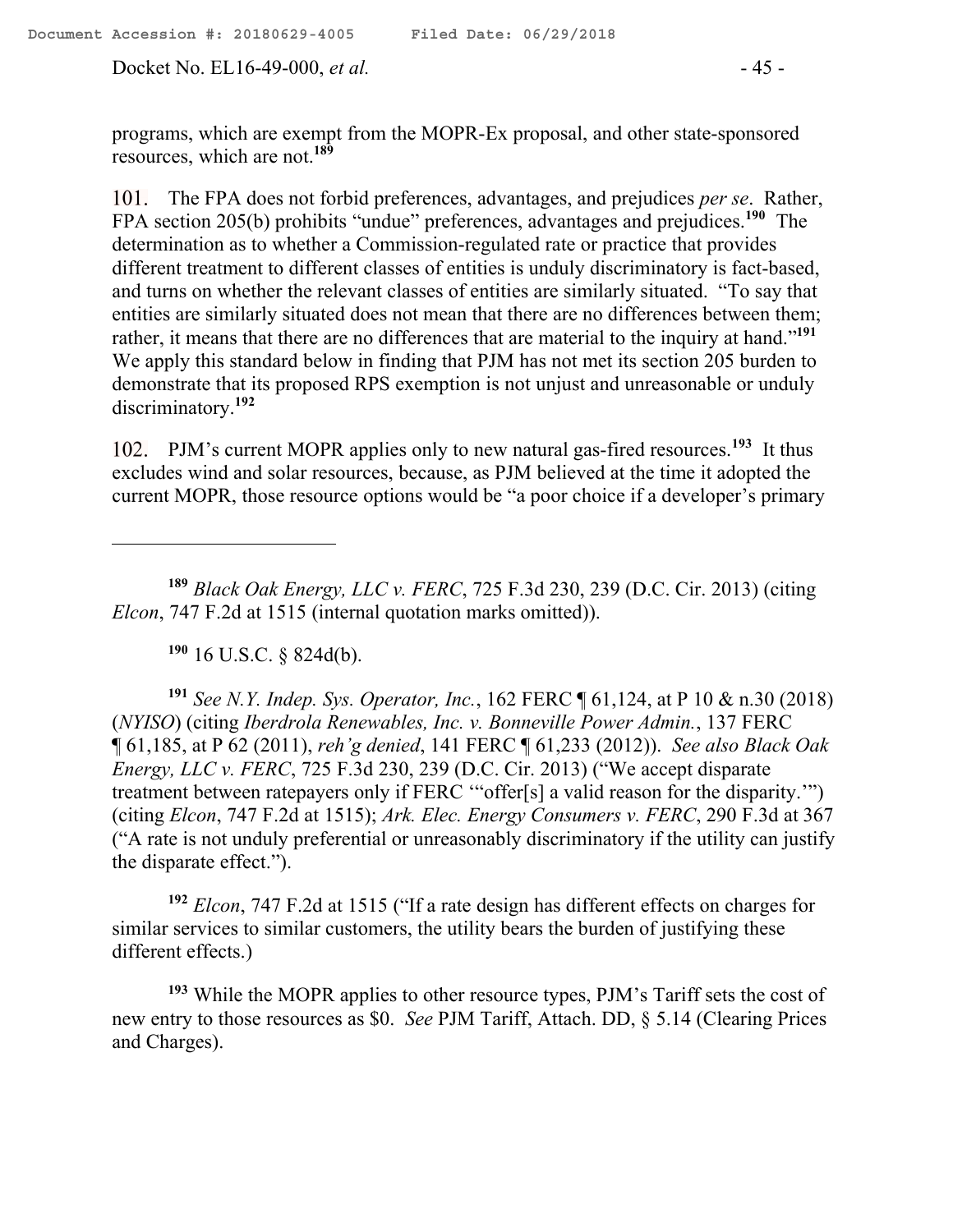programs, which are exempt from the MOPR-Ex proposal, and other state-sponsored resources, which are not.[189]

101. The FPA does not forbid preferences, advantages, and prejudices *per se*. Rather, FPA section 205(b) prohibits "undue" preferences, advantages and prejudices.[190] The determination as to whether a Commission-regulated rate or practice that provides different treatment to different classes of entities is unduly discriminatory is fact-based, and turns on whether the relevant classes of entities are similarly situated. "To say that entities are similarly situated does not mean that there are no differences between them; rather, it means that there are no differences that are material to the inquiry at hand."[191] We apply this standard below in finding that PJM has not met its section 205 burden to demonstrate that its proposed RPS exemption is not unjust and unreasonable or unduly discriminatory.[192]

102. PJM's current MOPR applies only to new natural gas-fired resources.[193] It thus excludes wind and solar resources, because, as PJM believed at the time it adopted the current MOPR, those resource options would be "a poor choice if a developer's primary

---

[189] *Black Oak Energy, LLC v. FERC*, 725 F.3d 230, 239 (D.C. Cir. 2013) (citing *Elcon*, 747 F.2d at 1515 (internal quotation marks omitted)).

[190] 16 U.S.C. § 824d(b).

[191] *See N.Y. Indep. Sys. Operator, Inc.*, 162 FERC ¶ 61,124, at P 10 & n.30 (2018) (*NYISO*) (citing *Iberdrola Renewables, Inc. v. Bonneville Power Admin.*, 137 FERC ¶ 61,185, at P 62 (2011), *reh'g denied*, 141 FERC ¶ 61,233 (2012)). *See also Black Oak Energy, LLC v. FERC*, 725 F.3d 230, 239 (D.C. Cir. 2013) ("We accept disparate treatment between ratepayers only if FERC '"offer[s] a valid reason for the disparity.'") (citing *Elcon*, 747 F.2d at 1515); *Ark. Elec. Energy Consumers v. FERC*, 290 F.3d at 367 ("A rate is not unduly preferential or unreasonably discriminatory if the utility can justify the disparate effect.").

[192] *Elcon*, 747 F.2d at 1515 ("If a rate design has different effects on charges for similar services to similar customers, the utility bears the burden of justifying these different effects.)

[193] While the MOPR applies to other resource types, PJM's Tariff sets the cost of new entry to those resources as $0. *See* PJM Tariff, Attach. DD, § 5.14 (Clearing Prices and Charges).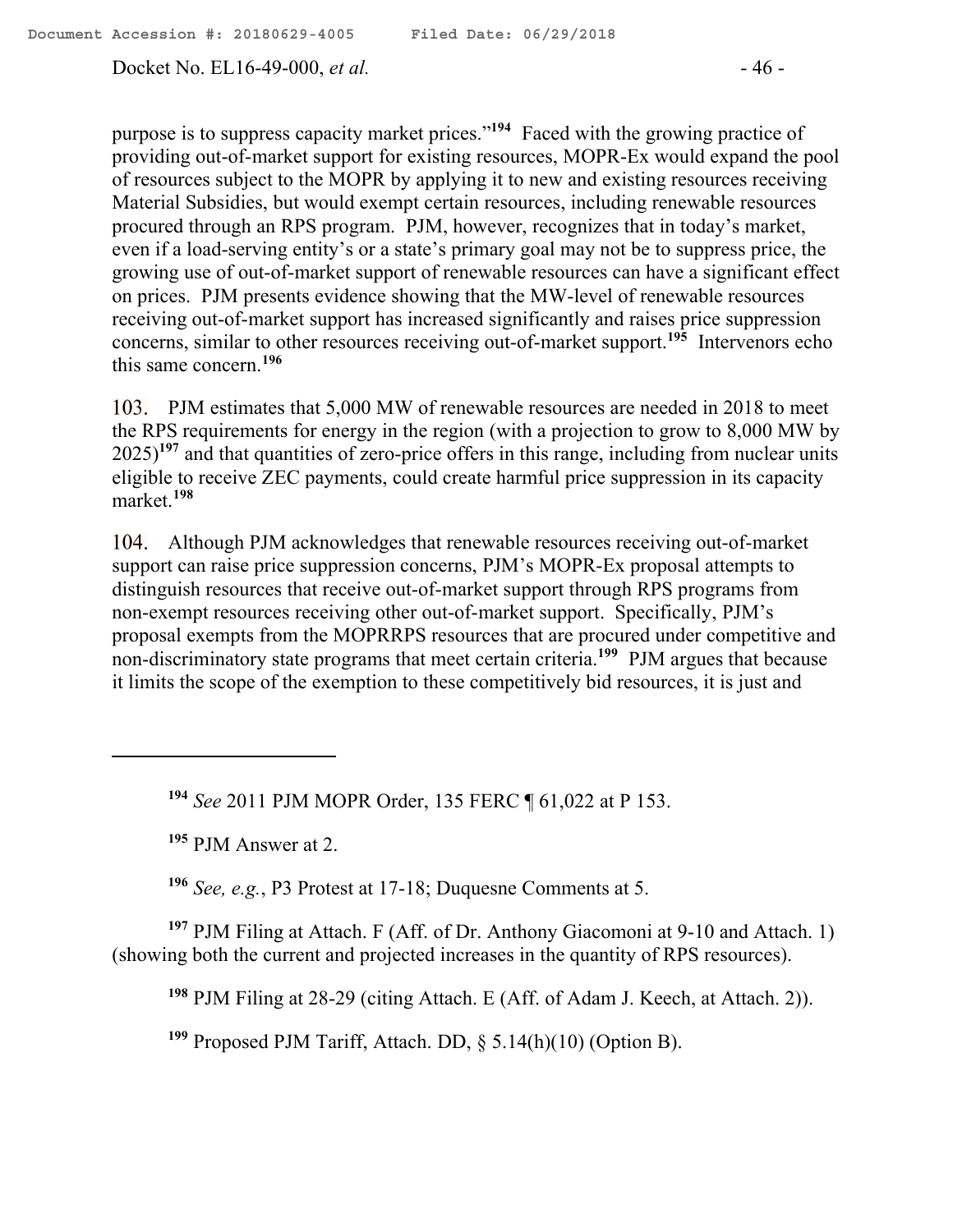purpose is to suppress capacity market prices."[194] Faced with the growing practice of providing out-of-market support for existing resources, MOPR-Ex would expand the pool of resources subject to the MOPR by applying it to new and existing resources receiving Material Subsidies, but would exempt certain resources, including renewable resources procured through an RPS program. PJM, however, recognizes that in today's market, even if a load-serving entity's or a state's primary goal may not be to suppress price, the growing use of out-of-market support of renewable resources can have a significant effect on prices. PJM presents evidence showing that the MW-level of renewable resources receiving out-of-market support has increased significantly and raises price suppression concerns, similar to other resources receiving out-of-market support.[195] Intervenors echo this same concern.[196]

103. PJM estimates that 5,000 MW of renewable resources are needed in 2018 to meet the RPS requirements for energy in the region (with a projection to grow to 8,000 MW by 2025)[197] and that quantities of zero-price offers in this range, including from nuclear units eligible to receive ZEC payments, could create harmful price suppression in its capacity market.[198]

104. Although PJM acknowledges that renewable resources receiving out-of-market support can raise price suppression concerns, PJM's MOPR-Ex proposal attempts to distinguish resources that receive out-of-market support through RPS programs from non-exempt resources receiving other out-of-market support. Specifically, PJM's proposal exempts from the MOPRRPS resources that are procured under competitive and non-discriminatory state programs that meet certain criteria.[199] PJM argues that because it limits the scope of the exemption to these competitively bid resources, it is just and

---

[194] *See* 2011 PJM MOPR Order, 135 FERC ¶ 61,022 at P 153.

[195] PJM Answer at 2.

[196] *See, e.g.*, P3 Protest at 17-18; Duquesne Comments at 5.

[197] PJM Filing at Attach. F (Aff. of Dr. Anthony Giacomoni at 9-10 and Attach. 1) (showing both the current and projected increases in the quantity of RPS resources).

[198] PJM Filing at 28-29 (citing Attach. E (Aff. of Adam J. Keech, at Attach. 2)).

[199] Proposed PJM Tariff, Attach. DD, § 5.14(h)(10) (Option B).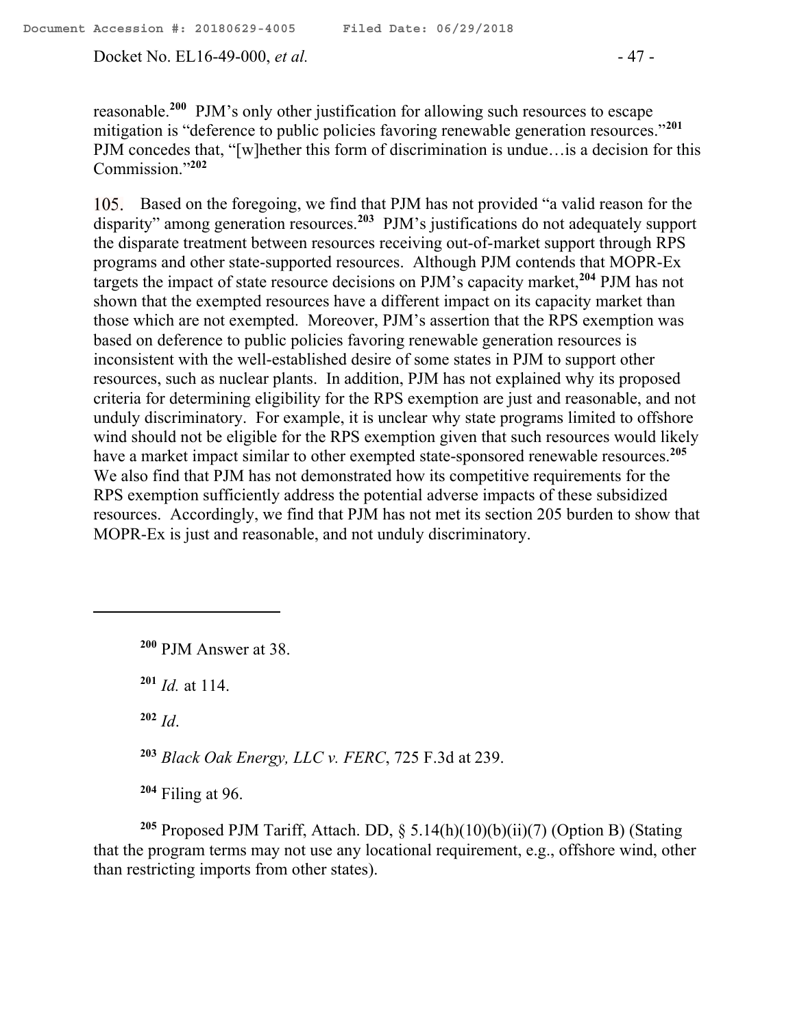reasonable.[200] PJM's only other justification for allowing such resources to escape mitigation is "deference to public policies favoring renewable generation resources."[201] PJM concedes that, "[w]hether this form of discrimination is undue…is a decision for this Commission."[202]

105. Based on the foregoing, we find that PJM has not provided "a valid reason for the disparity" among generation resources.[203] PJM's justifications do not adequately support the disparate treatment between resources receiving out-of-market support through RPS programs and other state-supported resources. Although PJM contends that MOPR-Ex targets the impact of state resource decisions on PJM's capacity market,[204] PJM has not shown that the exempted resources have a different impact on its capacity market than those which are not exempted. Moreover, PJM's assertion that the RPS exemption was based on deference to public policies favoring renewable generation resources is inconsistent with the well-established desire of some states in PJM to support other resources, such as nuclear plants. In addition, PJM has not explained why its proposed criteria for determining eligibility for the RPS exemption are just and reasonable, and not unduly discriminatory. For example, it is unclear why state programs limited to offshore wind should not be eligible for the RPS exemption given that such resources would likely have a market impact similar to other exempted state-sponsored renewable resources.[205] We also find that PJM has not demonstrated how its competitive requirements for the RPS exemption sufficiently address the potential adverse impacts of these subsidized resources. Accordingly, we find that PJM has not met its section 205 burden to show that MOPR-Ex is just and reasonable, and not unduly discriminatory.

---

[200] PJM Answer at 38.

[201] *Id.* at 114.

[202] *Id*.

[203] *Black Oak Energy, LLC v. FERC*, 725 F.3d at 239.

[204] Filing at 96.

[205] Proposed PJM Tariff, Attach. DD, § 5.14(h)(10)(b)(ii)(7) (Option B) (Stating that the program terms may not use any locational requirement, e.g., offshore wind, other than restricting imports from other states).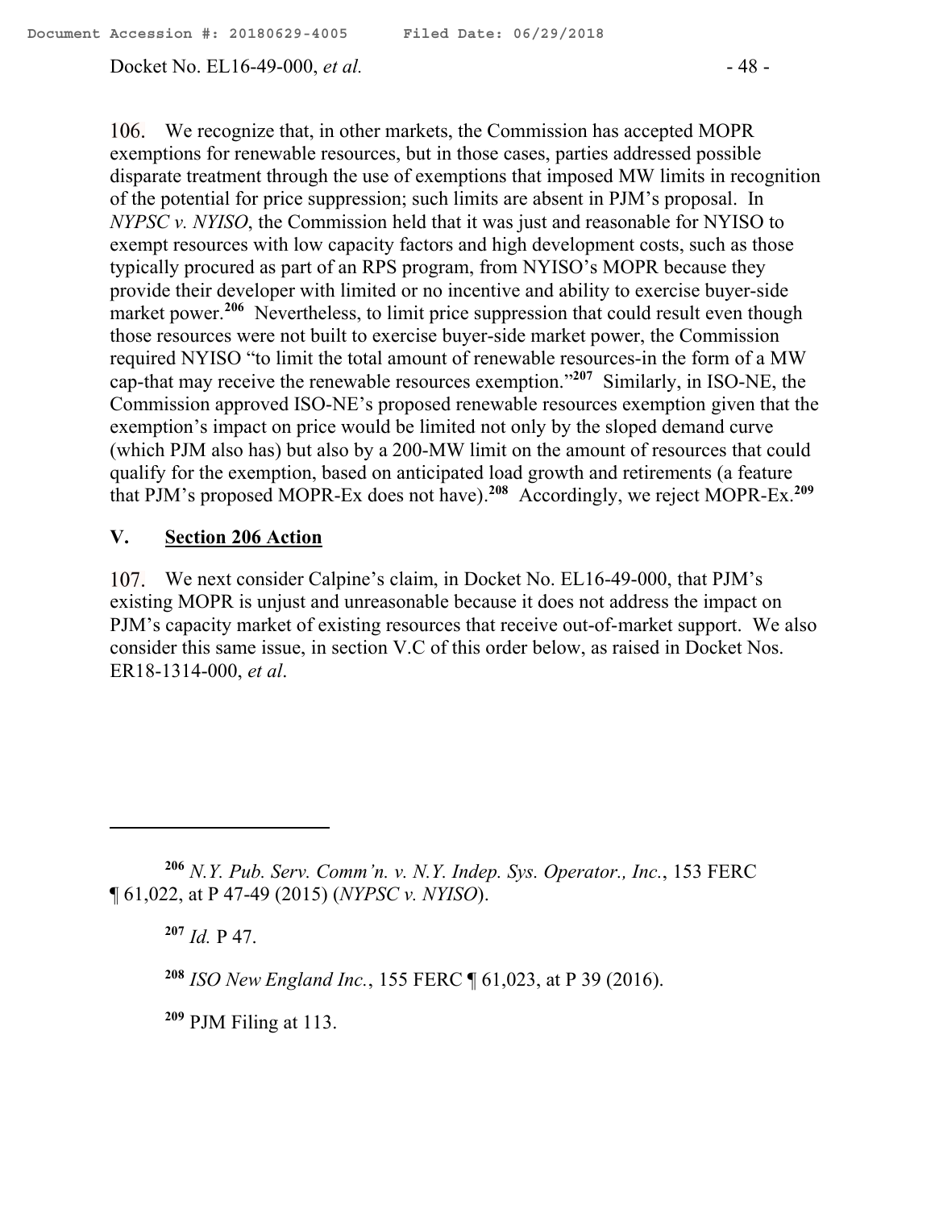106. We recognize that, in other markets, the Commission has accepted MOPR exemptions for renewable resources, but in those cases, parties addressed possible disparate treatment through the use of exemptions that imposed MW limits in recognition of the potential for price suppression; such limits are absent in PJM's proposal. In *NYPSC v. NYISO*, the Commission held that it was just and reasonable for NYISO to exempt resources with low capacity factors and high development costs, such as those typically procured as part of an RPS program, from NYISO's MOPR because they provide their developer with limited or no incentive and ability to exercise buyer-side market power.[206] Nevertheless, to limit price suppression that could result even though those resources were not built to exercise buyer-side market power, the Commission required NYISO "to limit the total amount of renewable resources-in the form of a MW cap-that may receive the renewable resources exemption."[207] Similarly, in ISO-NE, the Commission approved ISO-NE's proposed renewable resources exemption given that the exemption's impact on price would be limited not only by the sloped demand curve (which PJM also has) but also by a 200-MW limit on the amount of resources that could qualify for the exemption, based on anticipated load growth and retirements (a feature that PJM's proposed MOPR-Ex does not have).[208] Accordingly, we reject MOPR-Ex.[209]

## V. Section 206 Action

107. We next consider Calpine's claim, in Docket No. EL16-49-000, that PJM's existing MOPR is unjust and unreasonable because it does not address the impact on PJM's capacity market of existing resources that receive out-of-market support. We also consider this same issue, in section V.C of this order below, as raised in Docket Nos. ER18-1314-000, *et al*.

---

[206] *N.Y. Pub. Serv. Comm'n. v. N.Y. Indep. Sys. Operator., Inc.*, 153 FERC ¶ 61,022, at P 47-49 (2015) (*NYPSC v. NYISO*).

[207] *Id.* P 47.

[208] *ISO New England Inc.*, 155 FERC ¶ 61,023, at P 39 (2016).

[209] PJM Filing at 113.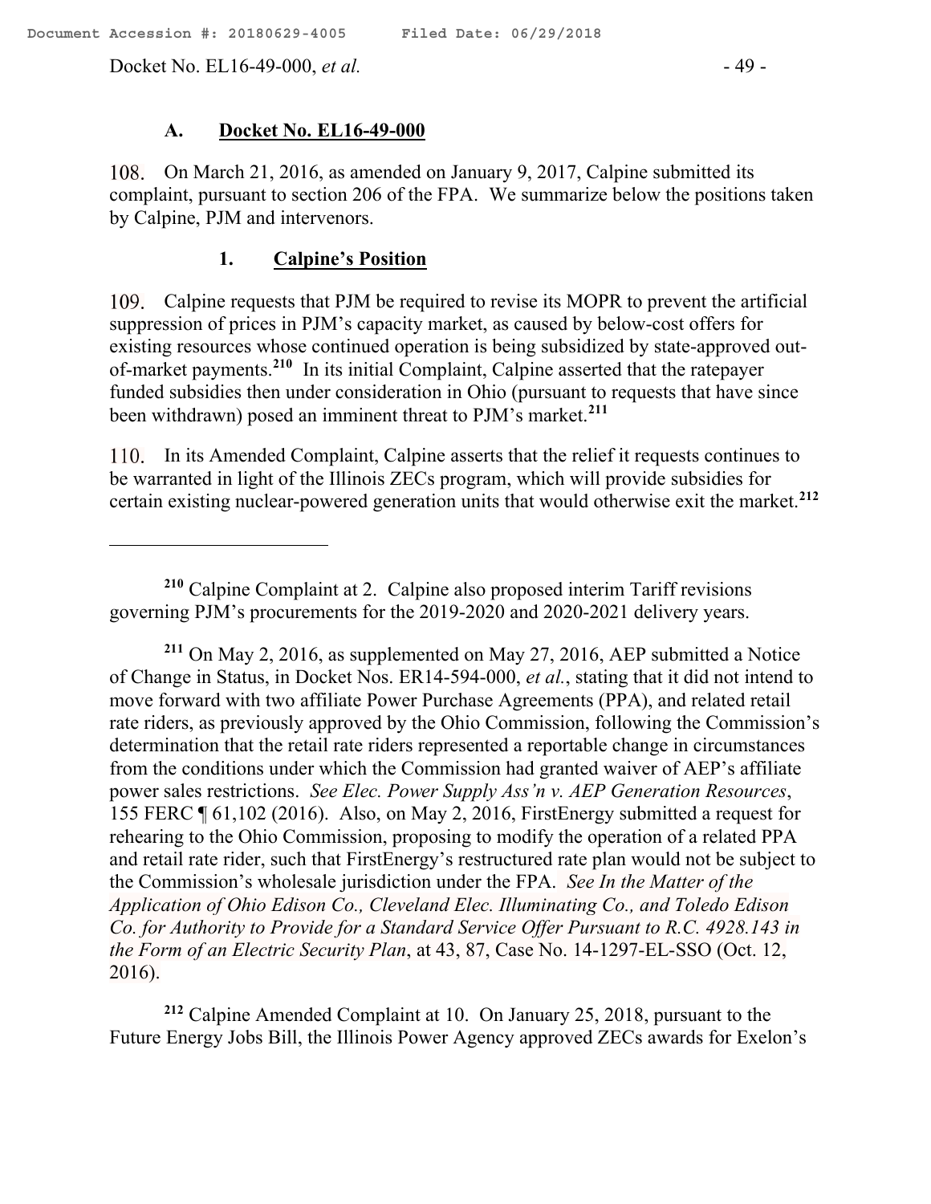### A. Docket No. EL16-49-000

108. On March 21, 2016, as amended on January 9, 2017, Calpine submitted its complaint, pursuant to section 206 of the FPA. We summarize below the positions taken by Calpine, PJM and intervenors.

#### 1. Calpine's Position

109. Calpine requests that PJM be required to revise its MOPR to prevent the artificial suppression of prices in PJM's capacity market, as caused by below-cost offers for existing resources whose continued operation is being subsidized by state-approved out-of-market payments.[210] In its initial Complaint, Calpine asserted that the ratepayer funded subsidies then under consideration in Ohio (pursuant to requests that have since been withdrawn) posed an imminent threat to PJM's market.[211]

110. In its Amended Complaint, Calpine asserts that the relief it requests continues to be warranted in light of the Illinois ZECs program, which will provide subsidies for certain existing nuclear-powered generation units that would otherwise exit the market.[212]

---

[210] Calpine Complaint at 2. Calpine also proposed interim Tariff revisions governing PJM's procurements for the 2019-2020 and 2020-2021 delivery years.

[211] On May 2, 2016, as supplemented on May 27, 2016, AEP submitted a Notice of Change in Status, in Docket Nos. ER14-594-000, *et al.*, stating that it did not intend to move forward with two affiliate Power Purchase Agreements (PPA), and related retail rate riders, as previously approved by the Ohio Commission, following the Commission's determination that the retail rate riders represented a reportable change in circumstances from the conditions under which the Commission had granted waiver of AEP's affiliate power sales restrictions. *See Elec. Power Supply Ass'n v. AEP Generation Resources*, 155 FERC ¶ 61,102 (2016). Also, on May 2, 2016, FirstEnergy submitted a request for rehearing to the Ohio Commission, proposing to modify the operation of a related PPA and retail rate rider, such that FirstEnergy's restructured rate plan would not be subject to the Commission's wholesale jurisdiction under the FPA. *See In the Matter of the Application of Ohio Edison Co., Cleveland Elec. Illuminating Co., and Toledo Edison Co. for Authority to Provide for a Standard Service Offer Pursuant to R.C. 4928.143 in the Form of an Electric Security Plan*, at 43, 87, Case No. 14-1297-EL-SSO (Oct. 12, 2016).

[212] Calpine Amended Complaint at 10. On January 25, 2018, pursuant to the Future Energy Jobs Bill, the Illinois Power Agency approved ZECs awards for Exelon's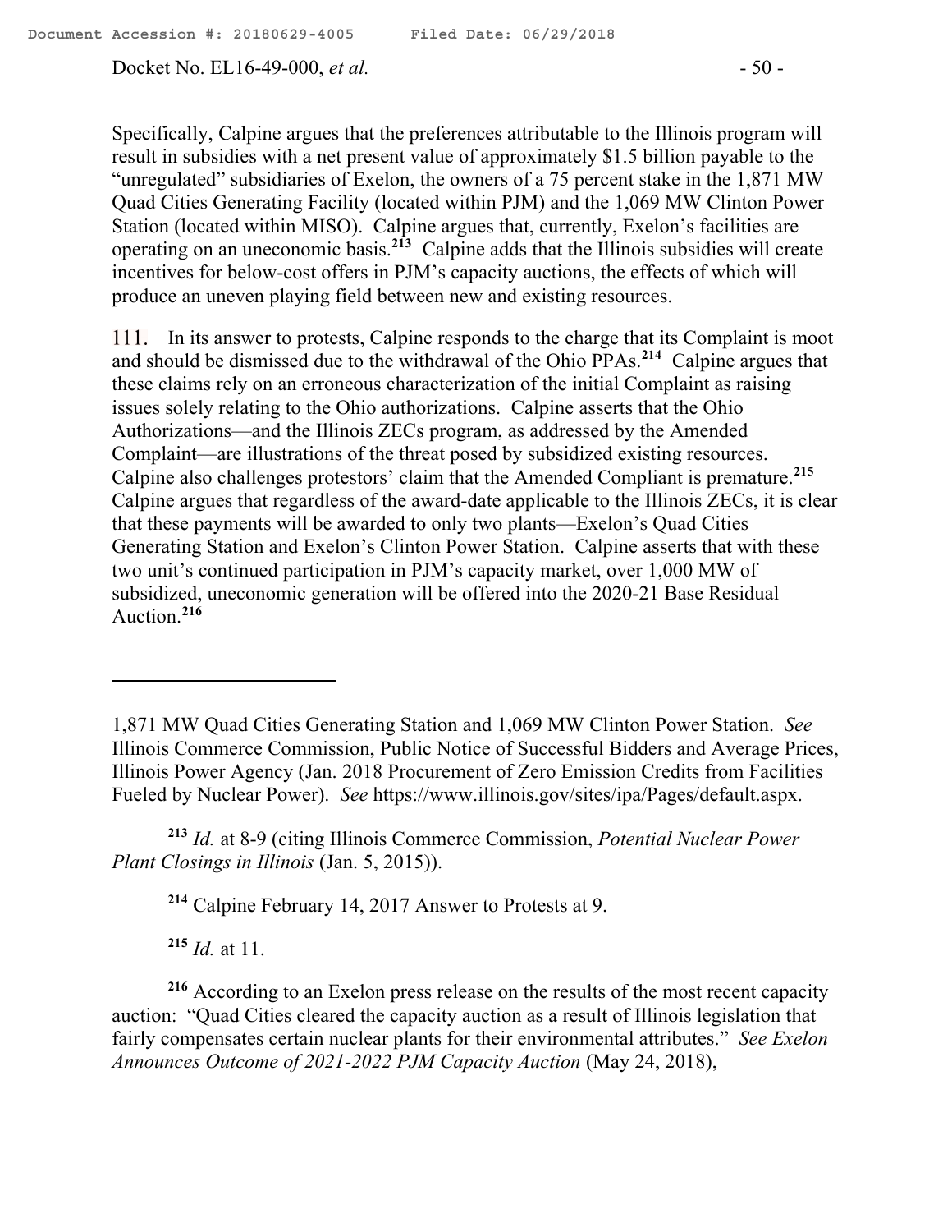Specifically, Calpine argues that the preferences attributable to the Illinois program will result in subsidies with a net present value of approximately $1.5 billion payable to the "unregulated" subsidiaries of Exelon, the owners of a 75 percent stake in the 1,871 MW Quad Cities Generating Facility (located within PJM) and the 1,069 MW Clinton Power Station (located within MISO). Calpine argues that, currently, Exelon's facilities are operating on an uneconomic basis.[213] Calpine adds that the Illinois subsidies will create incentives for below-cost offers in PJM's capacity auctions, the effects of which will produce an uneven playing field between new and existing resources.

111. In its answer to protests, Calpine responds to the charge that its Complaint is moot and should be dismissed due to the withdrawal of the Ohio PPAs.[214] Calpine argues that these claims rely on an erroneous characterization of the initial Complaint as raising issues solely relating to the Ohio authorizations. Calpine asserts that the Ohio Authorizations—and the Illinois ZECs program, as addressed by the Amended Complaint—are illustrations of the threat posed by subsidized existing resources. Calpine also challenges protestors' claim that the Amended Compliant is premature.[215] Calpine argues that regardless of the award-date applicable to the Illinois ZECs, it is clear that these payments will be awarded to only two plants—Exelon's Quad Cities Generating Station and Exelon's Clinton Power Station. Calpine asserts that with these two unit's continued participation in PJM's capacity market, over 1,000 MW of subsidized, uneconomic generation will be offered into the 2020-21 Base Residual Auction.[216]

---

1,871 MW Quad Cities Generating Station and 1,069 MW Clinton Power Station. *See* Illinois Commerce Commission, Public Notice of Successful Bidders and Average Prices, Illinois Power Agency (Jan. 2018 Procurement of Zero Emission Credits from Facilities Fueled by Nuclear Power). *See* https://www.illinois.gov/sites/ipa/Pages/default.aspx.

[213] *Id.* at 8-9 (citing Illinois Commerce Commission, *Potential Nuclear Power Plant Closings in Illinois* (Jan. 5, 2015)).

[214] Calpine February 14, 2017 Answer to Protests at 9.

[215] *Id.* at 11.

[216] According to an Exelon press release on the results of the most recent capacity auction: "Quad Cities cleared the capacity auction as a result of Illinois legislation that fairly compensates certain nuclear plants for their environmental attributes." *See Exelon Announces Outcome of 2021-2022 PJM Capacity Auction* (May 24, 2018),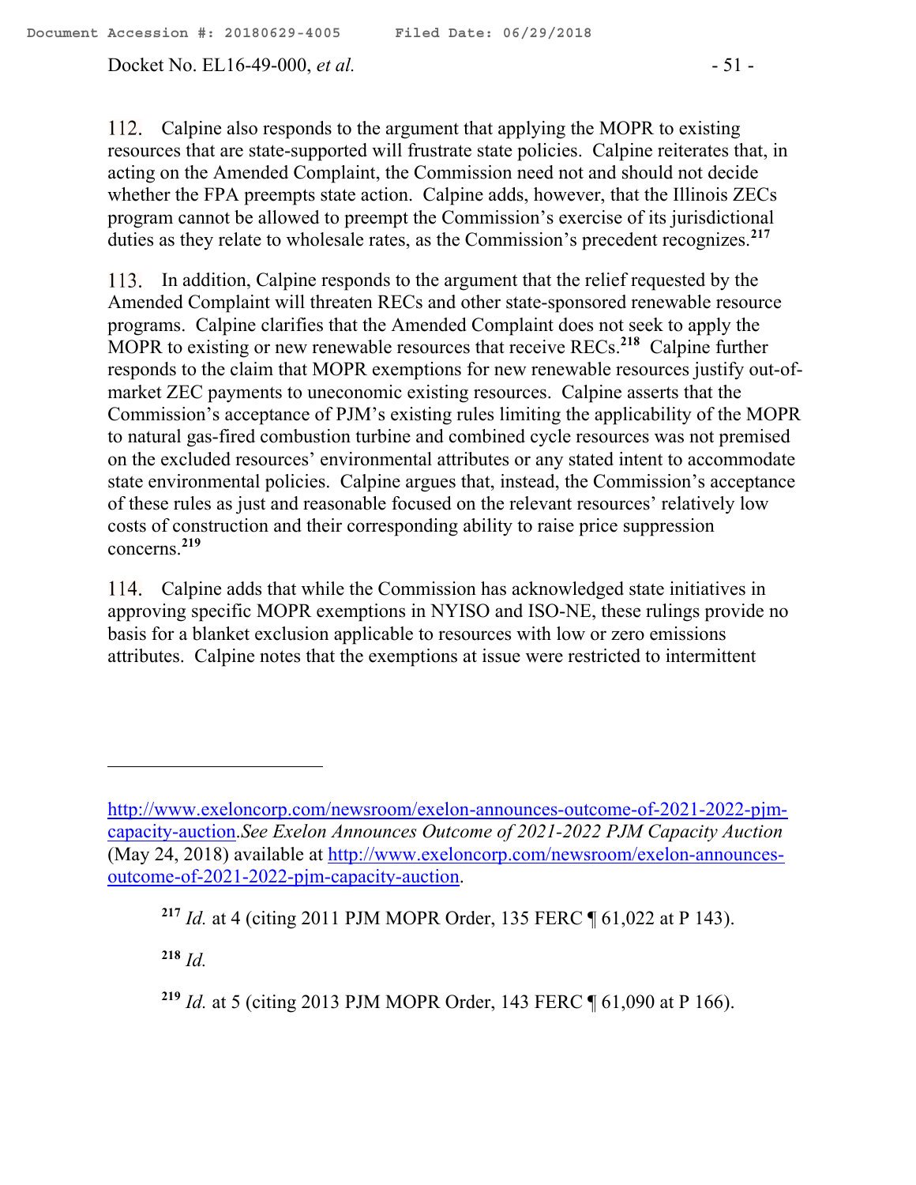112. Calpine also responds to the argument that applying the MOPR to existing resources that are state-supported will frustrate state policies. Calpine reiterates that, in acting on the Amended Complaint, the Commission need not and should not decide whether the FPA preempts state action. Calpine adds, however, that the Illinois ZECs program cannot be allowed to preempt the Commission's exercise of its jurisdictional duties as they relate to wholesale rates, as the Commission's precedent recognizes.[217]

113. In addition, Calpine responds to the argument that the relief requested by the Amended Complaint will threaten RECs and other state-sponsored renewable resource programs. Calpine clarifies that the Amended Complaint does not seek to apply the MOPR to existing or new renewable resources that receive RECs.[218] Calpine further responds to the claim that MOPR exemptions for new renewable resources justify out-of-market ZEC payments to uneconomic existing resources. Calpine asserts that the Commission's acceptance of PJM's existing rules limiting the applicability of the MOPR to natural gas-fired combustion turbine and combined cycle resources was not premised on the excluded resources' environmental attributes or any stated intent to accommodate state environmental policies. Calpine argues that, instead, the Commission's acceptance of these rules as just and reasonable focused on the relevant resources' relatively low costs of construction and their corresponding ability to raise price suppression concerns.[219]

114. Calpine adds that while the Commission has acknowledged state initiatives in approving specific MOPR exemptions in NYISO and ISO-NE, these rulings provide no basis for a blanket exclusion applicable to resources with low or zero emissions attributes. Calpine notes that the exemptions at issue were restricted to intermittent

---

http://www.exeloncorp.com/newsroom/exelon-announces-outcome-of-2021-2022-pjm-capacity-auction.*See Exelon Announces Outcome of 2021-2022 PJM Capacity Auction* (May 24, 2018) available at http://www.exeloncorp.com/newsroom/exelon-announces-outcome-of-2021-2022-pjm-capacity-auction.

[217] *Id.* at 4 (citing 2011 PJM MOPR Order, 135 FERC ¶ 61,022 at P 143).

[218] *Id.*

[219] *Id.* at 5 (citing 2013 PJM MOPR Order, 143 FERC ¶ 61,090 at P 166).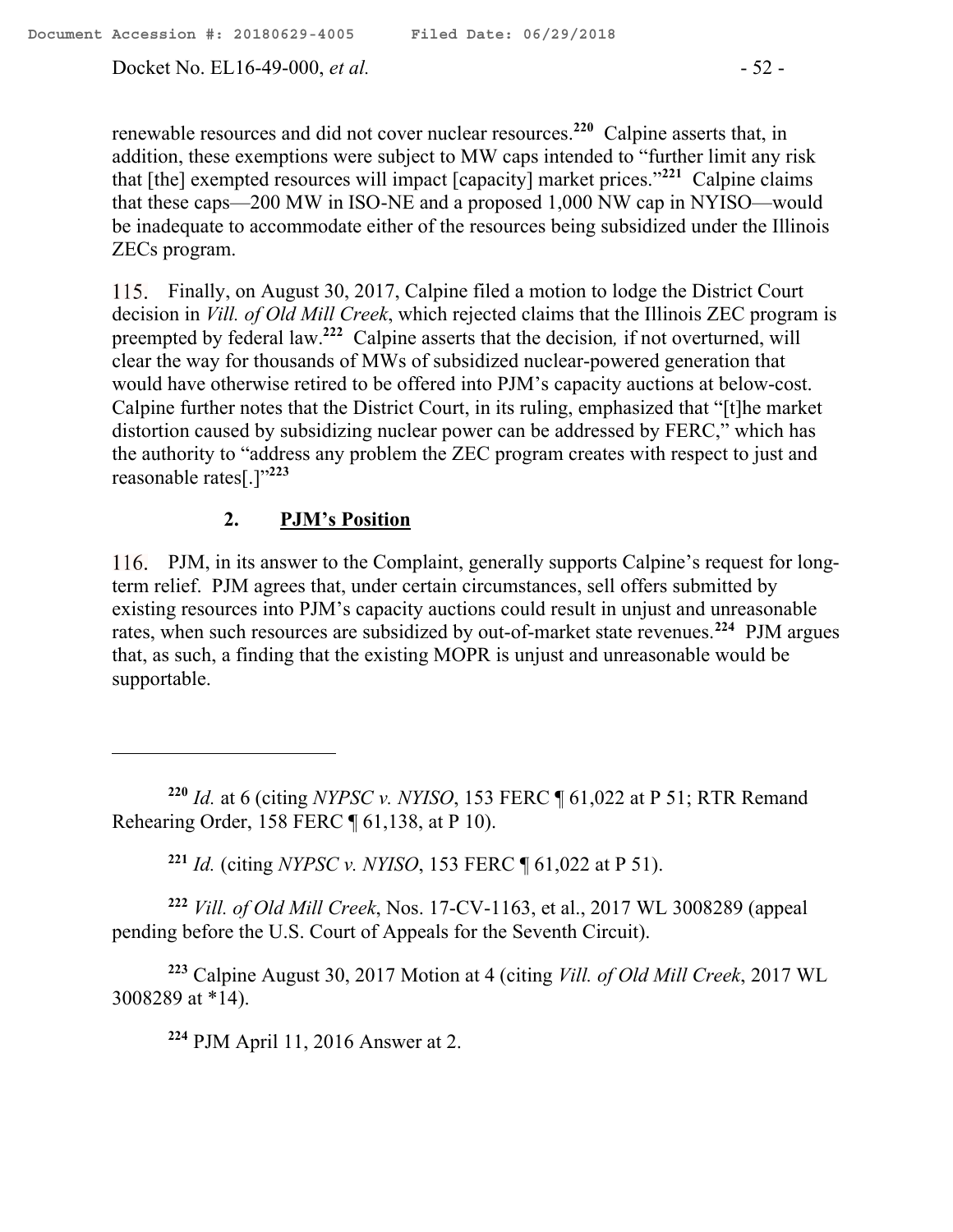renewable resources and did not cover nuclear resources.[220] Calpine asserts that, in addition, these exemptions were subject to MW caps intended to "further limit any risk that [the] exempted resources will impact [capacity] market prices."[221] Calpine claims that these caps—200 MW in ISO-NE and a proposed 1,000 NW cap in NYISO—would be inadequate to accommodate either of the resources being subsidized under the Illinois ZECs program.

115. Finally, on August 30, 2017, Calpine filed a motion to lodge the District Court decision in *Vill. of Old Mill Creek*, which rejected claims that the Illinois ZEC program is preempted by federal law.[222] Calpine asserts that the decision*,* if not overturned, will clear the way for thousands of MWs of subsidized nuclear-powered generation that would have otherwise retired to be offered into PJM's capacity auctions at below-cost. Calpine further notes that the District Court, in its ruling, emphasized that "[t]he market distortion caused by subsidizing nuclear power can be addressed by FERC," which has the authority to "address any problem the ZEC program creates with respect to just and reasonable rates[.]"[223]

## 2. PJM's Position

116. PJM, in its answer to the Complaint, generally supports Calpine's request for long-term relief. PJM agrees that, under certain circumstances, sell offers submitted by existing resources into PJM's capacity auctions could result in unjust and unreasonable rates, when such resources are subsidized by out-of-market state revenues.[224] PJM argues that, as such, a finding that the existing MOPR is unjust and unreasonable would be supportable.

---

[220] *Id.* at 6 (citing *NYPSC v. NYISO*, 153 FERC ¶ 61,022 at P 51; RTR Remand Rehearing Order, 158 FERC ¶ 61,138, at P 10).

[221] *Id.* (citing *NYPSC v. NYISO*, 153 FERC ¶ 61,022 at P 51).

[222] *Vill. of Old Mill Creek*, Nos. 17-CV-1163, et al., 2017 WL 3008289 (appeal pending before the U.S. Court of Appeals for the Seventh Circuit).

[223] Calpine August 30, 2017 Motion at 4 (citing *Vill. of Old Mill Creek*, 2017 WL 3008289 at *14).

[224] PJM April 11, 2016 Answer at 2.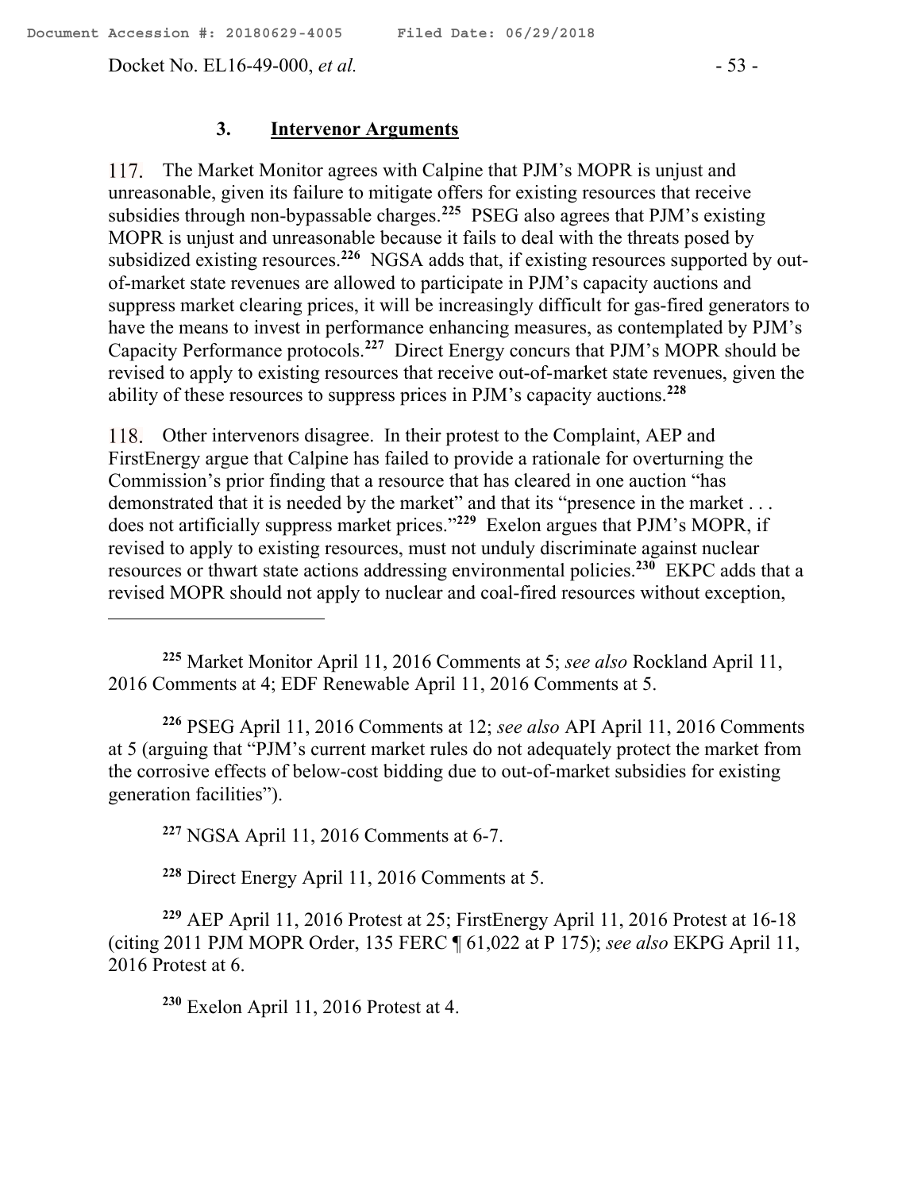### 3. **Intervenor Arguments**

117. The Market Monitor agrees with Calpine that PJM's MOPR is unjust and unreasonable, given its failure to mitigate offers for existing resources that receive subsidies through non-bypassable charges.[225] PSEG also agrees that PJM's existing MOPR is unjust and unreasonable because it fails to deal with the threats posed by subsidized existing resources.[226] NGSA adds that, if existing resources supported by out-of-market state revenues are allowed to participate in PJM's capacity auctions and suppress market clearing prices, it will be increasingly difficult for gas-fired generators to have the means to invest in performance enhancing measures, as contemplated by PJM's Capacity Performance protocols.[227] Direct Energy concurs that PJM's MOPR should be revised to apply to existing resources that receive out-of-market state revenues, given the ability of these resources to suppress prices in PJM's capacity auctions.[228]

118. Other intervenors disagree. In their protest to the Complaint, AEP and FirstEnergy argue that Calpine has failed to provide a rationale for overturning the Commission's prior finding that a resource that has cleared in one auction "has demonstrated that it is needed by the market" and that its "presence in the market . . . does not artificially suppress market prices."[229] Exelon argues that PJM's MOPR, if revised to apply to existing resources, must not unduly discriminate against nuclear resources or thwart state actions addressing environmental policies.[230] EKPC adds that a revised MOPR should not apply to nuclear and coal-fired resources without exception,

---

[225] Market Monitor April 11, 2016 Comments at 5; *see also* Rockland April 11, 2016 Comments at 4; EDF Renewable April 11, 2016 Comments at 5.

[226] PSEG April 11, 2016 Comments at 12; *see also* API April 11, 2016 Comments at 5 (arguing that "PJM's current market rules do not adequately protect the market from the corrosive effects of below-cost bidding due to out-of-market subsidies for existing generation facilities").

[227] NGSA April 11, 2016 Comments at 6-7.

[228] Direct Energy April 11, 2016 Comments at 5.

[229] AEP April 11, 2016 Protest at 25; FirstEnergy April 11, 2016 Protest at 16-18 (citing 2011 PJM MOPR Order, 135 FERC ¶ 61,022 at P 175); *see also* EKPG April 11, 2016 Protest at 6.

[230] Exelon April 11, 2016 Protest at 4.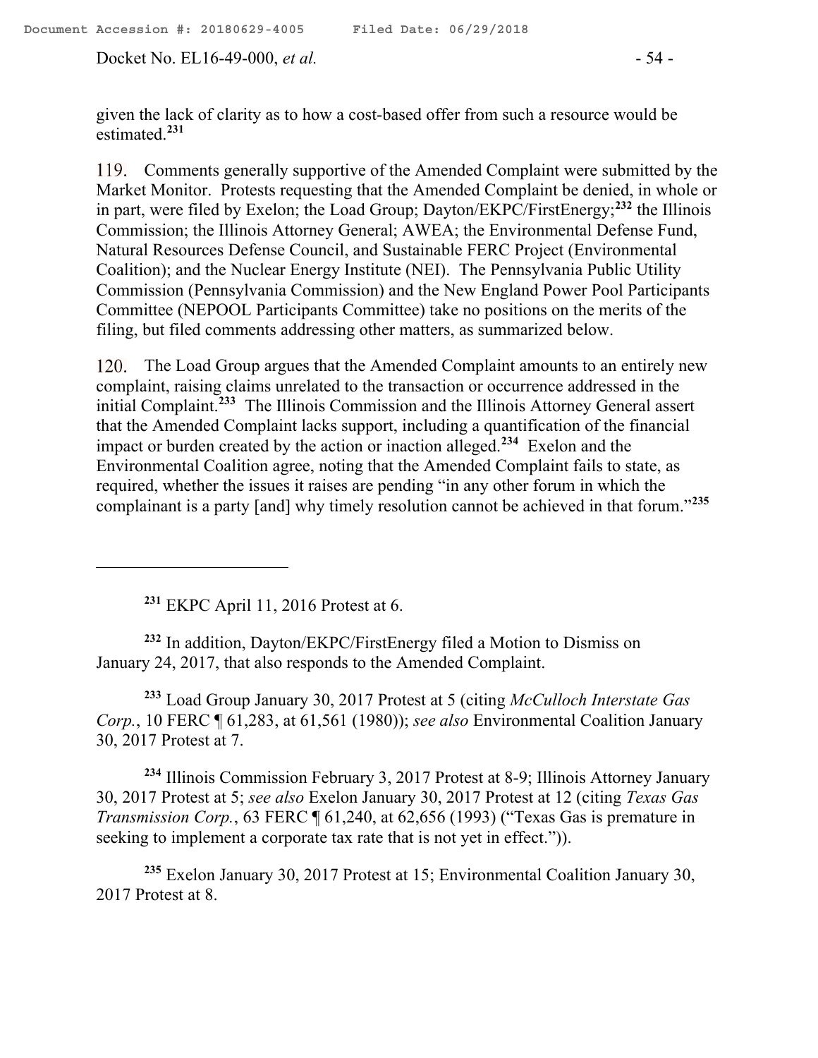given the lack of clarity as to how a cost-based offer from such a resource would be estimated.[231]

119. Comments generally supportive of the Amended Complaint were submitted by the Market Monitor. Protests requesting that the Amended Complaint be denied, in whole or in part, were filed by Exelon; the Load Group; Dayton/EKPC/FirstEnergy;[232] the Illinois Commission; the Illinois Attorney General; AWEA; the Environmental Defense Fund, Natural Resources Defense Council, and Sustainable FERC Project (Environmental Coalition); and the Nuclear Energy Institute (NEI). The Pennsylvania Public Utility Commission (Pennsylvania Commission) and the New England Power Pool Participants Committee (NEPOOL Participants Committee) take no positions on the merits of the filing, but filed comments addressing other matters, as summarized below.

120. The Load Group argues that the Amended Complaint amounts to an entirely new complaint, raising claims unrelated to the transaction or occurrence addressed in the initial Complaint.[233] The Illinois Commission and the Illinois Attorney General assert that the Amended Complaint lacks support, including a quantification of the financial impact or burden created by the action or inaction alleged.[234] Exelon and the Environmental Coalition agree, noting that the Amended Complaint fails to state, as required, whether the issues it raises are pending "in any other forum in which the complainant is a party [and] why timely resolution cannot be achieved in that forum."[235]

---

[231] EKPC April 11, 2016 Protest at 6.

[232] In addition, Dayton/EKPC/FirstEnergy filed a Motion to Dismiss on January 24, 2017, that also responds to the Amended Complaint.

[233] Load Group January 30, 2017 Protest at 5 (citing *McCulloch Interstate Gas Corp.*, 10 FERC ¶ 61,283, at 61,561 (1980)); *see also* Environmental Coalition January 30, 2017 Protest at 7.

[234] Illinois Commission February 3, 2017 Protest at 8-9; Illinois Attorney January 30, 2017 Protest at 5; *see also* Exelon January 30, 2017 Protest at 12 (citing *Texas Gas Transmission Corp.*, 63 FERC ¶ 61,240, at 62,656 (1993) ("Texas Gas is premature in seeking to implement a corporate tax rate that is not yet in effect.")).

[235] Exelon January 30, 2017 Protest at 15; Environmental Coalition January 30, 2017 Protest at 8.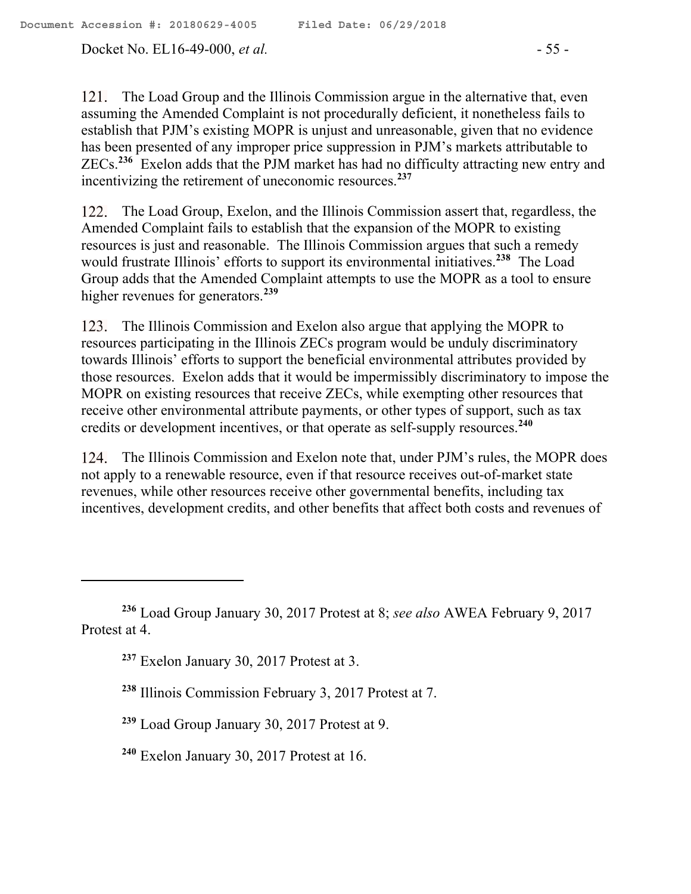121. The Load Group and the Illinois Commission argue in the alternative that, even assuming the Amended Complaint is not procedurally deficient, it nonetheless fails to establish that PJM's existing MOPR is unjust and unreasonable, given that no evidence has been presented of any improper price suppression in PJM's markets attributable to ZECs.[236] Exelon adds that the PJM market has had no difficulty attracting new entry and incentivizing the retirement of uneconomic resources.[237]

122. The Load Group, Exelon, and the Illinois Commission assert that, regardless, the Amended Complaint fails to establish that the expansion of the MOPR to existing resources is just and reasonable. The Illinois Commission argues that such a remedy would frustrate Illinois' efforts to support its environmental initiatives.[238] The Load Group adds that the Amended Complaint attempts to use the MOPR as a tool to ensure higher revenues for generators.[239]

123. The Illinois Commission and Exelon also argue that applying the MOPR to resources participating in the Illinois ZECs program would be unduly discriminatory towards Illinois' efforts to support the beneficial environmental attributes provided by those resources. Exelon adds that it would be impermissibly discriminatory to impose the MOPR on existing resources that receive ZECs, while exempting other resources that receive other environmental attribute payments, or other types of support, such as tax credits or development incentives, or that operate as self-supply resources.[240]

124. The Illinois Commission and Exelon note that, under PJM's rules, the MOPR does not apply to a renewable resource, even if that resource receives out-of-market state revenues, while other resources receive other governmental benefits, including tax incentives, development credits, and other benefits that affect both costs and revenues of

---

[236] Load Group January 30, 2017 Protest at 8; *see also* AWEA February 9, 2017 Protest at 4.

[237] Exelon January 30, 2017 Protest at 3.

[238] Illinois Commission February 3, 2017 Protest at 7.

[239] Load Group January 30, 2017 Protest at 9.

[240] Exelon January 30, 2017 Protest at 16.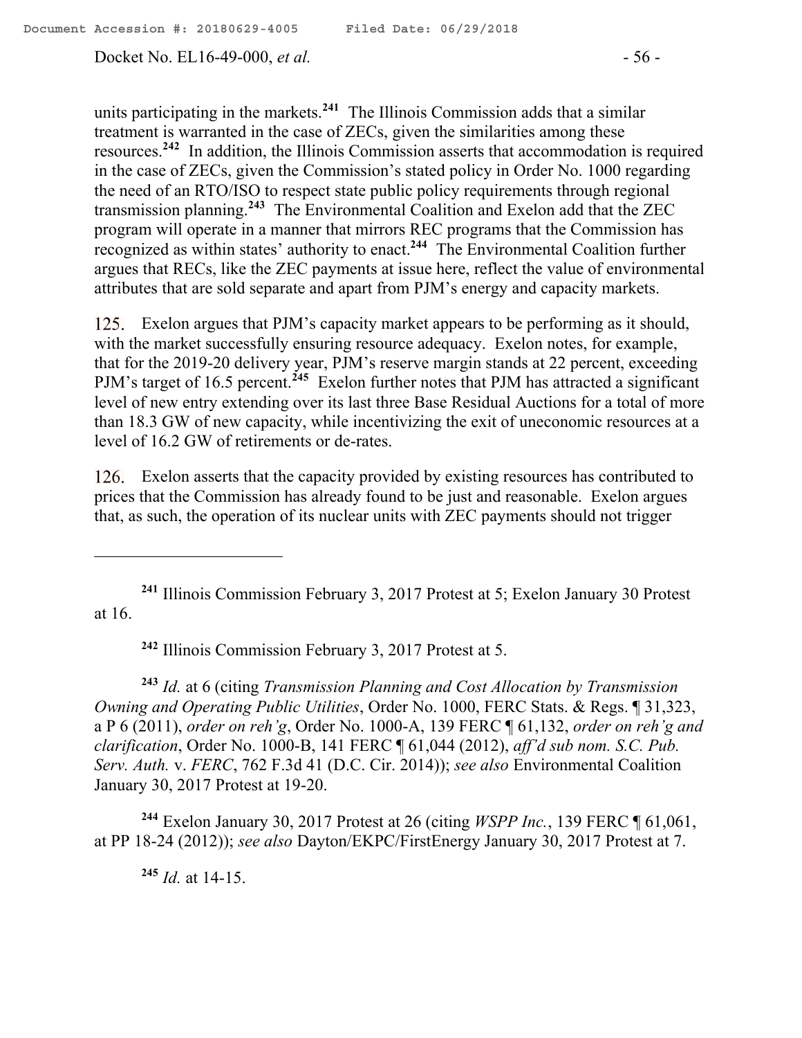units participating in the markets.[241] The Illinois Commission adds that a similar treatment is warranted in the case of ZECs, given the similarities among these resources.[242] In addition, the Illinois Commission asserts that accommodation is required in the case of ZECs, given the Commission's stated policy in Order No. 1000 regarding the need of an RTO/ISO to respect state public policy requirements through regional transmission planning.[243] The Environmental Coalition and Exelon add that the ZEC program will operate in a manner that mirrors REC programs that the Commission has recognized as within states' authority to enact.[244] The Environmental Coalition further argues that RECs, like the ZEC payments at issue here, reflect the value of environmental attributes that are sold separate and apart from PJM's energy and capacity markets.

125. Exelon argues that PJM's capacity market appears to be performing as it should, with the market successfully ensuring resource adequacy. Exelon notes, for example, that for the 2019-20 delivery year, PJM's reserve margin stands at 22 percent, exceeding PJM's target of 16.5 percent.[245] Exelon further notes that PJM has attracted a significant level of new entry extending over its last three Base Residual Auctions for a total of more than 18.3 GW of new capacity, while incentivizing the exit of uneconomic resources at a level of 16.2 GW of retirements or de-rates.

126. Exelon asserts that the capacity provided by existing resources has contributed to prices that the Commission has already found to be just and reasonable. Exelon argues that, as such, the operation of its nuclear units with ZEC payments should not trigger

---

[241] Illinois Commission February 3, 2017 Protest at 5; Exelon January 30 Protest at 16.

[242] Illinois Commission February 3, 2017 Protest at 5.

[243] *Id.* at 6 (citing *Transmission Planning and Cost Allocation by Transmission Owning and Operating Public Utilities*, Order No. 1000, FERC Stats. & Regs. ¶ 31,323, a P 6 (2011), *order on reh'g*, Order No. 1000-A, 139 FERC ¶ 61,132, *order on reh'g and clarification*, Order No. 1000-B, 141 FERC ¶ 61,044 (2012), *aff'd sub nom. S.C. Pub. Serv. Auth.* v. *FERC*, 762 F.3d 41 (D.C. Cir. 2014)); *see also* Environmental Coalition January 30, 2017 Protest at 19-20.

[244] Exelon January 30, 2017 Protest at 26 (citing *WSPP Inc.*, 139 FERC ¶ 61,061, at PP 18-24 (2012)); *see also* Dayton/EKPC/FirstEnergy January 30, 2017 Protest at 7.

[245] *Id.* at 14-15.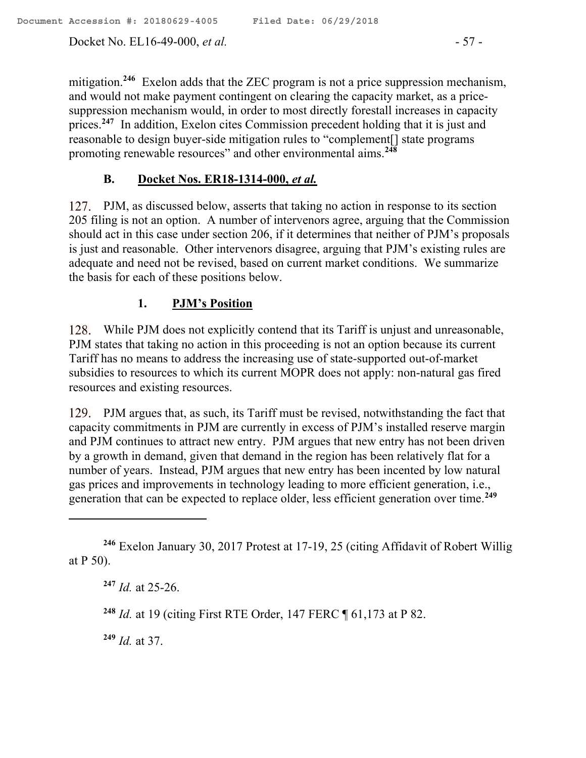mitigation.[246] Exelon adds that the ZEC program is not a price suppression mechanism, and would not make payment contingent on clearing the capacity market, as a price-suppression mechanism would, in order to most directly forestall increases in capacity prices.[247] In addition, Exelon cites Commission precedent holding that it is just and reasonable to design buyer-side mitigation rules to "complement[] state programs promoting renewable resources" and other environmental aims.[248]

## B. Docket Nos. ER18-1314-000, *et al.*

127. PJM, as discussed below, asserts that taking no action in response to its section 205 filing is not an option. A number of intervenors agree, arguing that the Commission should act in this case under section 206, if it determines that neither of PJM's proposals is just and reasonable. Other intervenors disagree, arguing that PJM's existing rules are adequate and need not be revised, based on current market conditions. We summarize the basis for each of these positions below.

### 1. PJM's Position

128. While PJM does not explicitly contend that its Tariff is unjust and unreasonable, PJM states that taking no action in this proceeding is not an option because its current Tariff has no means to address the increasing use of state-supported out-of-market subsidies to resources to which its current MOPR does not apply: non-natural gas fired resources and existing resources.

129. PJM argues that, as such, its Tariff must be revised, notwithstanding the fact that capacity commitments in PJM are currently in excess of PJM's installed reserve margin and PJM continues to attract new entry. PJM argues that new entry has not been driven by a growth in demand, given that demand in the region has been relatively flat for a number of years. Instead, PJM argues that new entry has been incented by low natural gas prices and improvements in technology leading to more efficient generation, i.e., generation that can be expected to replace older, less efficient generation over time.[249]

---

[246] Exelon January 30, 2017 Protest at 17-19, 25 (citing Affidavit of Robert Willig at P 50).

[247] *Id.* at 25-26.

[248] *Id.* at 19 (citing First RTE Order, 147 FERC ¶ 61,173 at P 82.

[249] *Id.* at 37.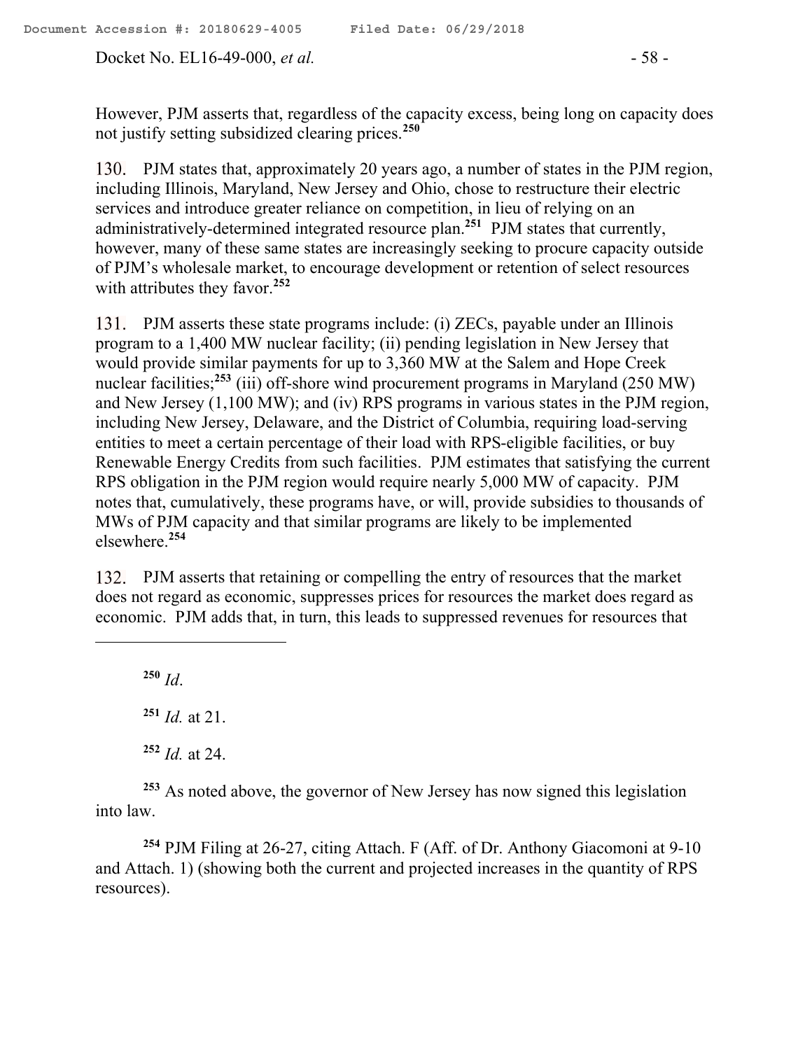However, PJM asserts that, regardless of the capacity excess, being long on capacity does not justify setting subsidized clearing prices.[250]

130. PJM states that, approximately 20 years ago, a number of states in the PJM region, including Illinois, Maryland, New Jersey and Ohio, chose to restructure their electric services and introduce greater reliance on competition, in lieu of relying on an administratively-determined integrated resource plan.[251] PJM states that currently, however, many of these same states are increasingly seeking to procure capacity outside of PJM's wholesale market, to encourage development or retention of select resources with attributes they favor.[252]

131. PJM asserts these state programs include: (i) ZECs, payable under an Illinois program to a 1,400 MW nuclear facility; (ii) pending legislation in New Jersey that would provide similar payments for up to 3,360 MW at the Salem and Hope Creek nuclear facilities;[253] (iii) off-shore wind procurement programs in Maryland (250 MW) and New Jersey (1,100 MW); and (iv) RPS programs in various states in the PJM region, including New Jersey, Delaware, and the District of Columbia, requiring load-serving entities to meet a certain percentage of their load with RPS-eligible facilities, or buy Renewable Energy Credits from such facilities. PJM estimates that satisfying the current RPS obligation in the PJM region would require nearly 5,000 MW of capacity. PJM notes that, cumulatively, these programs have, or will, provide subsidies to thousands of MWs of PJM capacity and that similar programs are likely to be implemented elsewhere.[254]

132. PJM asserts that retaining or compelling the entry of resources that the market does not regard as economic, suppresses prices for resources the market does regard as economic. PJM adds that, in turn, this leads to suppressed revenues for resources that

---

[250] *Id*.

[251] *Id.* at 21.

[252] *Id.* at 24.

[253] As noted above, the governor of New Jersey has now signed this legislation into law.

[254] PJM Filing at 26-27, citing Attach. F (Aff. of Dr. Anthony Giacomoni at 9-10 and Attach. 1) (showing both the current and projected increases in the quantity of RPS resources).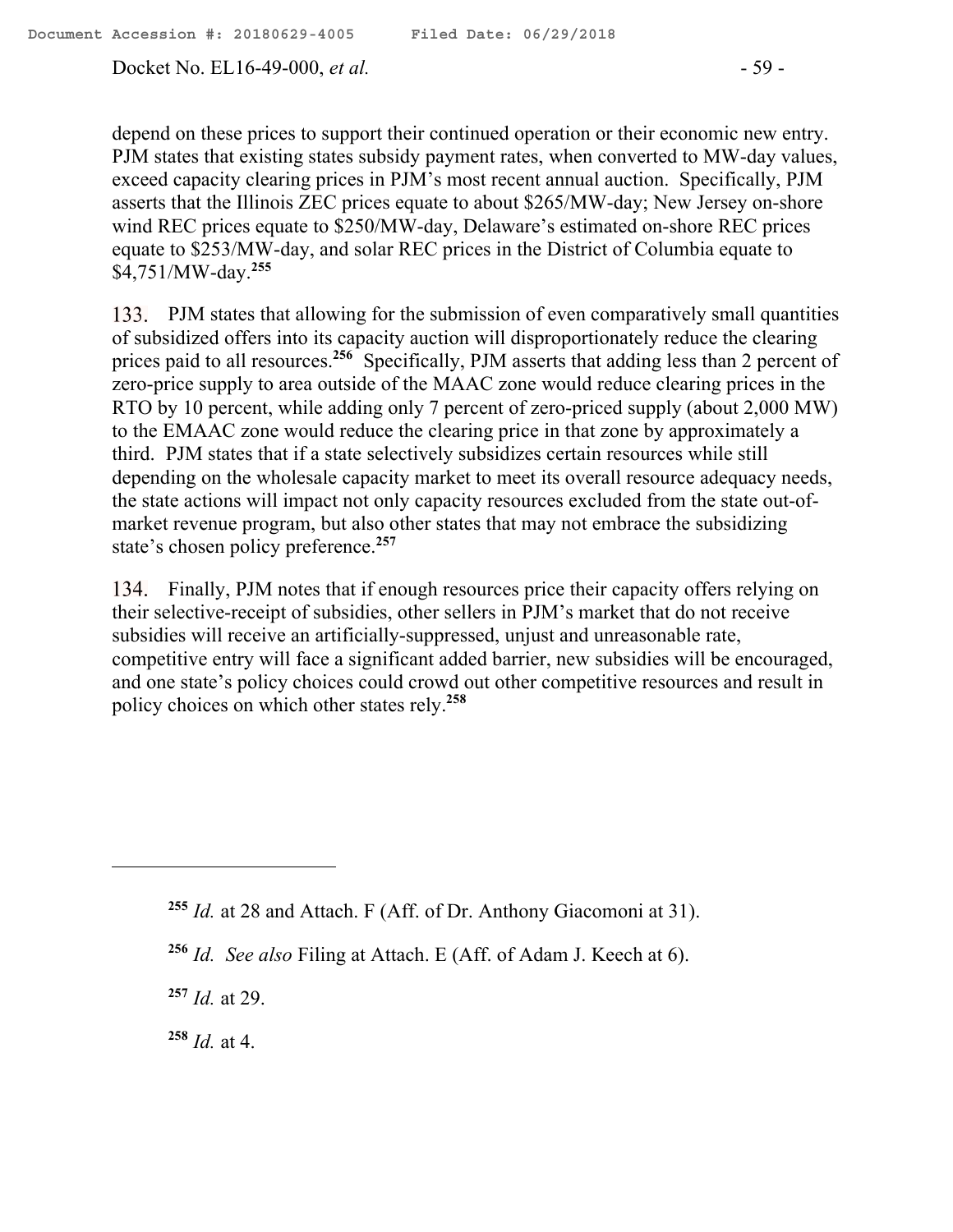depend on these prices to support their continued operation or their economic new entry. PJM states that existing states subsidy payment rates, when converted to MW-day values, exceed capacity clearing prices in PJM's most recent annual auction. Specifically, PJM asserts that the Illinois ZEC prices equate to about $265/MW-day; New Jersey on-shore wind REC prices equate to $250/MW-day, Delaware's estimated on-shore REC prices equate to $253/MW-day, and solar REC prices in the District of Columbia equate to $4,751/MW-day.[255]

133. PJM states that allowing for the submission of even comparatively small quantities of subsidized offers into its capacity auction will disproportionately reduce the clearing prices paid to all resources.[256] Specifically, PJM asserts that adding less than 2 percent of zero-price supply to area outside of the MAAC zone would reduce clearing prices in the RTO by 10 percent, while adding only 7 percent of zero-priced supply (about 2,000 MW) to the EMAAC zone would reduce the clearing price in that zone by approximately a third. PJM states that if a state selectively subsidizes certain resources while still depending on the wholesale capacity market to meet its overall resource adequacy needs, the state actions will impact not only capacity resources excluded from the state out-of-market revenue program, but also other states that may not embrace the subsidizing state's chosen policy preference.[257]

134. Finally, PJM notes that if enough resources price their capacity offers relying on their selective-receipt of subsidies, other sellers in PJM's market that do not receive subsidies will receive an artificially-suppressed, unjust and unreasonable rate, competitive entry will face a significant added barrier, new subsidies will be encouraged, and one state's policy choices could crowd out other competitive resources and result in policy choices on which other states rely.[258]

---

[255] *Id.* at 28 and Attach. F (Aff. of Dr. Anthony Giacomoni at 31).

[256] *Id. See also* Filing at Attach. E (Aff. of Adam J. Keech at 6).

[257] *Id.* at 29.

[258] *Id.* at 4.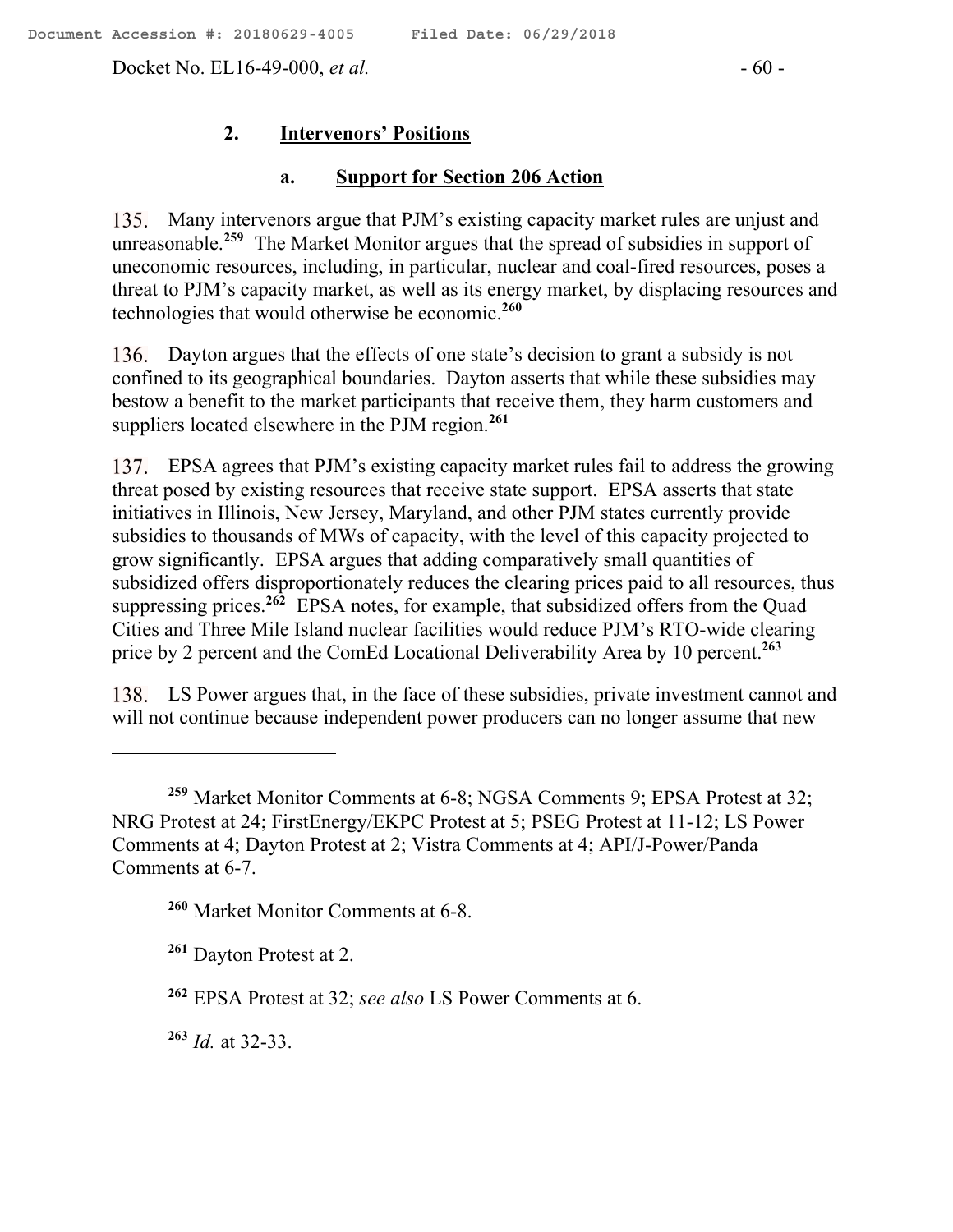### 2. Intervenors' Positions

#### a. Support for Section 206 Action

135. Many intervenors argue that PJM's existing capacity market rules are unjust and unreasonable.[259] The Market Monitor argues that the spread of subsidies in support of uneconomic resources, including, in particular, nuclear and coal-fired resources, poses a threat to PJM's capacity market, as well as its energy market, by displacing resources and technologies that would otherwise be economic.[260]

136. Dayton argues that the effects of one state's decision to grant a subsidy is not confined to its geographical boundaries. Dayton asserts that while these subsidies may bestow a benefit to the market participants that receive them, they harm customers and suppliers located elsewhere in the PJM region.[261]

137. EPSA agrees that PJM's existing capacity market rules fail to address the growing threat posed by existing resources that receive state support. EPSA asserts that state initiatives in Illinois, New Jersey, Maryland, and other PJM states currently provide subsidies to thousands of MWs of capacity, with the level of this capacity projected to grow significantly. EPSA argues that adding comparatively small quantities of subsidized offers disproportionately reduces the clearing prices paid to all resources, thus suppressing prices.[262] EPSA notes, for example, that subsidized offers from the Quad Cities and Three Mile Island nuclear facilities would reduce PJM's RTO-wide clearing price by 2 percent and the ComEd Locational Deliverability Area by 10 percent.[263]

138. LS Power argues that, in the face of these subsidies, private investment cannot and will not continue because independent power producers can no longer assume that new

---

[259] Market Monitor Comments at 6-8; NGSA Comments 9; EPSA Protest at 32; NRG Protest at 24; FirstEnergy/EKPC Protest at 5; PSEG Protest at 11-12; LS Power Comments at 4; Dayton Protest at 2; Vistra Comments at 4; API/J-Power/Panda Comments at 6-7.

[260] Market Monitor Comments at 6-8.

[261] Dayton Protest at 2.

[262] EPSA Protest at 32; *see also* LS Power Comments at 6.

[263] *Id.* at 32-33.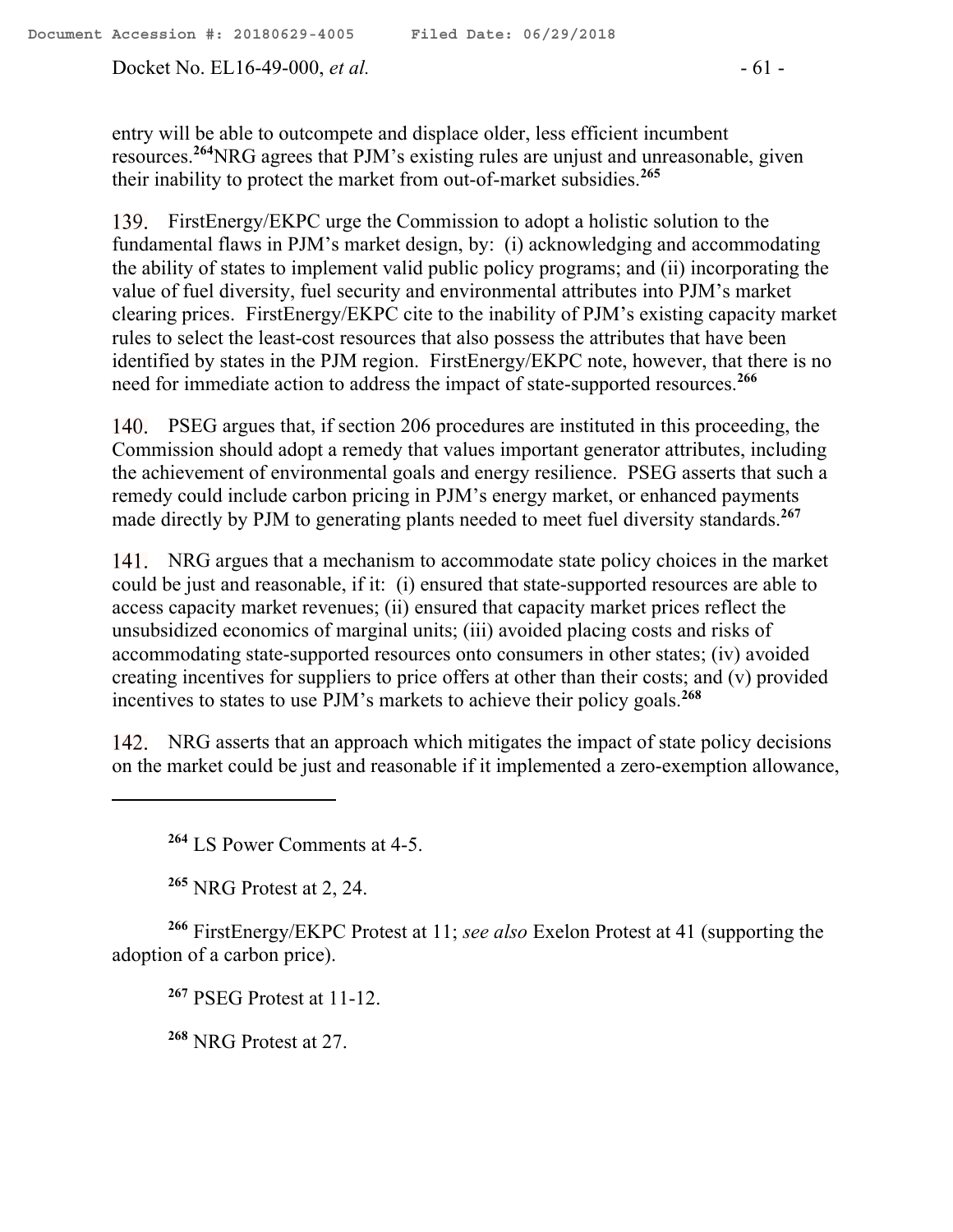entry will be able to outcompete and displace older, less efficient incumbent resources.[264] NRG agrees that PJM's existing rules are unjust and unreasonable, given their inability to protect the market from out-of-market subsidies.[265]

139. FirstEnergy/EKPC urge the Commission to adopt a holistic solution to the fundamental flaws in PJM's market design, by: (i) acknowledging and accommodating the ability of states to implement valid public policy programs; and (ii) incorporating the value of fuel diversity, fuel security and environmental attributes into PJM's market clearing prices. FirstEnergy/EKPC cite to the inability of PJM's existing capacity market rules to select the least-cost resources that also possess the attributes that have been identified by states in the PJM region. FirstEnergy/EKPC note, however, that there is no need for immediate action to address the impact of state-supported resources.[266]

140. PSEG argues that, if section 206 procedures are instituted in this proceeding, the Commission should adopt a remedy that values important generator attributes, including the achievement of environmental goals and energy resilience. PSEG asserts that such a remedy could include carbon pricing in PJM's energy market, or enhanced payments made directly by PJM to generating plants needed to meet fuel diversity standards.[267]

141. NRG argues that a mechanism to accommodate state policy choices in the market could be just and reasonable, if it: (i) ensured that state-supported resources are able to access capacity market revenues; (ii) ensured that capacity market prices reflect the unsubsidized economics of marginal units; (iii) avoided placing costs and risks of accommodating state-supported resources onto consumers in other states; (iv) avoided creating incentives for suppliers to price offers at other than their costs; and (v) provided incentives to states to use PJM's markets to achieve their policy goals.[268]

142. NRG asserts that an approach which mitigates the impact of state policy decisions on the market could be just and reasonable if it implemented a zero-exemption allowance,

---

[264] LS Power Comments at 4-5.

[265] NRG Protest at 2, 24.

[266] FirstEnergy/EKPC Protest at 11; *see also* Exelon Protest at 41 (supporting the adoption of a carbon price).

[267] PSEG Protest at 11-12.

[268] NRG Protest at 27.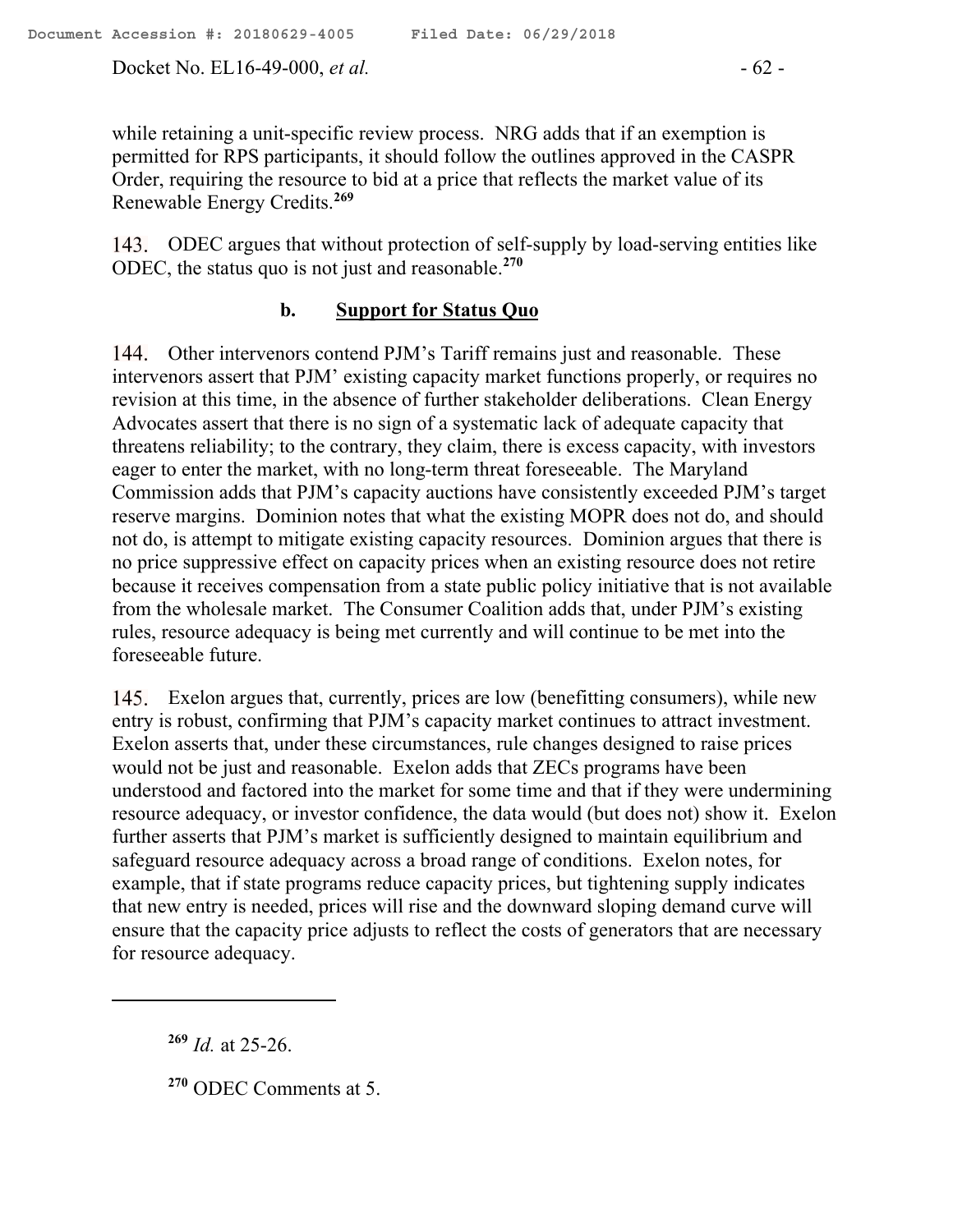while retaining a unit-specific review process. NRG adds that if an exemption is permitted for RPS participants, it should follow the outlines approved in the CASPR Order, requiring the resource to bid at a price that reflects the market value of its Renewable Energy Credits.[269]

143. ODEC argues that without protection of self-supply by load-serving entities like ODEC, the status quo is not just and reasonable.[270]

### b. Support for Status Quo

144. Other intervenors contend PJM's Tariff remains just and reasonable. These intervenors assert that PJM' existing capacity market functions properly, or requires no revision at this time, in the absence of further stakeholder deliberations. Clean Energy Advocates assert that there is no sign of a systematic lack of adequate capacity that threatens reliability; to the contrary, they claim, there is excess capacity, with investors eager to enter the market, with no long-term threat foreseeable. The Maryland Commission adds that PJM's capacity auctions have consistently exceeded PJM's target reserve margins. Dominion notes that what the existing MOPR does not do, and should not do, is attempt to mitigate existing capacity resources. Dominion argues that there is no price suppressive effect on capacity prices when an existing resource does not retire because it receives compensation from a state public policy initiative that is not available from the wholesale market. The Consumer Coalition adds that, under PJM's existing rules, resource adequacy is being met currently and will continue to be met into the foreseeable future.

145. Exelon argues that, currently, prices are low (benefitting consumers), while new entry is robust, confirming that PJM's capacity market continues to attract investment. Exelon asserts that, under these circumstances, rule changes designed to raise prices would not be just and reasonable. Exelon adds that ZECs programs have been understood and factored into the market for some time and that if they were undermining resource adequacy, or investor confidence, the data would (but does not) show it. Exelon further asserts that PJM's market is sufficiently designed to maintain equilibrium and safeguard resource adequacy across a broad range of conditions. Exelon notes, for example, that if state programs reduce capacity prices, but tightening supply indicates that new entry is needed, prices will rise and the downward sloping demand curve will ensure that the capacity price adjusts to reflect the costs of generators that are necessary for resource adequacy.

---

[269] *Id.* at 25-26.

[270] ODEC Comments at 5.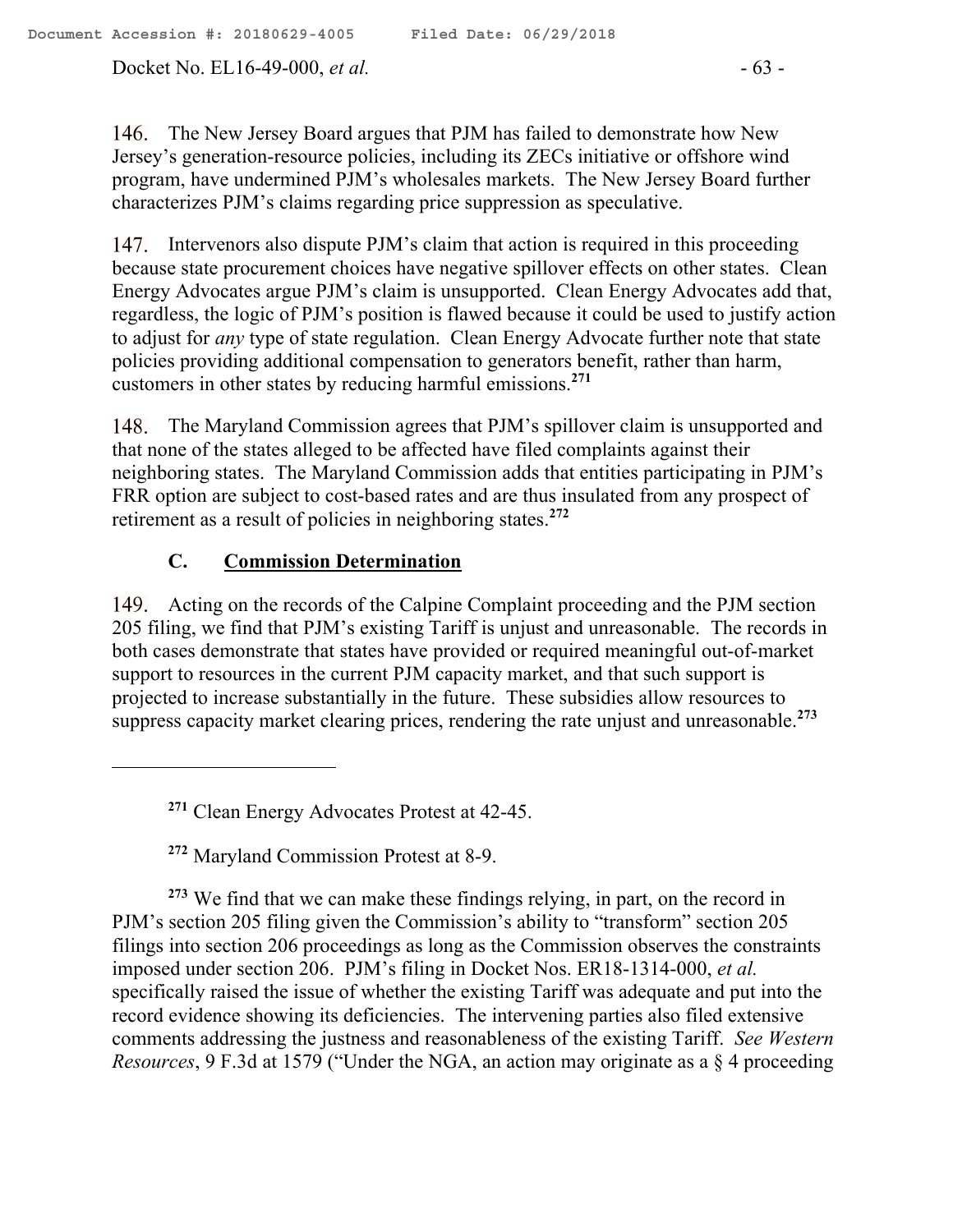146. The New Jersey Board argues that PJM has failed to demonstrate how New Jersey's generation-resource policies, including its ZECs initiative or offshore wind program, have undermined PJM's wholesales markets. The New Jersey Board further characterizes PJM's claims regarding price suppression as speculative.

147. Intervenors also dispute PJM's claim that action is required in this proceeding because state procurement choices have negative spillover effects on other states. Clean Energy Advocates argue PJM's claim is unsupported. Clean Energy Advocates add that, regardless, the logic of PJM's position is flawed because it could be used to justify action to adjust for *any* type of state regulation. Clean Energy Advocate further note that state policies providing additional compensation to generators benefit, rather than harm, customers in other states by reducing harmful emissions.[271]

148. The Maryland Commission agrees that PJM's spillover claim is unsupported and that none of the states alleged to be affected have filed complaints against their neighboring states. The Maryland Commission adds that entities participating in PJM's FRR option are subject to cost-based rates and are thus insulated from any prospect of retirement as a result of policies in neighboring states.[272]

### C. Commission Determination

149. Acting on the records of the Calpine Complaint proceeding and the PJM section 205 filing, we find that PJM's existing Tariff is unjust and unreasonable. The records in both cases demonstrate that states have provided or required meaningful out-of-market support to resources in the current PJM capacity market, and that such support is projected to increase substantially in the future. These subsidies allow resources to suppress capacity market clearing prices, rendering the rate unjust and unreasonable.[273]

---

[271] Clean Energy Advocates Protest at 42-45.

[272] Maryland Commission Protest at 8-9.

[273] We find that we can make these findings relying, in part, on the record in PJM's section 205 filing given the Commission's ability to "transform" section 205 filings into section 206 proceedings as long as the Commission observes the constraints imposed under section 206. PJM's filing in Docket Nos. ER18-1314-000, *et al.* specifically raised the issue of whether the existing Tariff was adequate and put into the record evidence showing its deficiencies. The intervening parties also filed extensive comments addressing the justness and reasonableness of the existing Tariff. *See Western Resources*, 9 F.3d at 1579 ("Under the NGA, an action may originate as a § 4 proceeding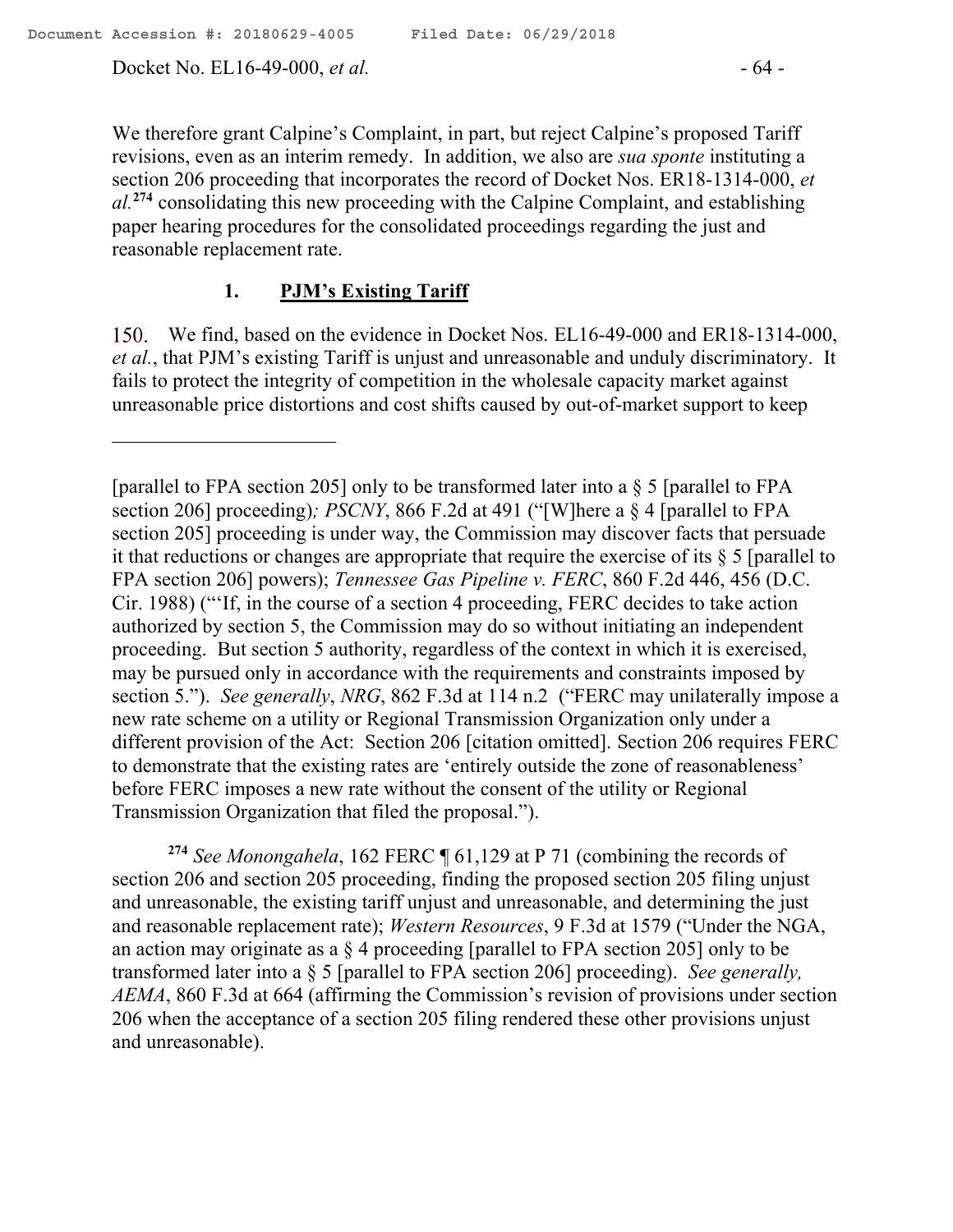We therefore grant Calpine's Complaint, in part, but reject Calpine's proposed Tariff revisions, even as an interim remedy. In addition, we also are *sua sponte* instituting a section 206 proceeding that incorporates the record of Docket Nos. ER18-1314-000, *et al.*[274] consolidating this new proceeding with the Calpine Complaint, and establishing paper hearing procedures for the consolidated proceedings regarding the just and reasonable replacement rate.

### 1. PJM's Existing Tariff

150. We find, based on the evidence in Docket Nos. EL16-49-000 and ER18-1314-000, *et al.*, that PJM's existing Tariff is unjust and unreasonable and unduly discriminatory. It fails to protect the integrity of competition in the wholesale capacity market against unreasonable price distortions and cost shifts caused by out-of-market support to keep

---

[parallel to FPA section 205] only to be transformed later into a § 5 [parallel to FPA section 206] proceeding); *PSCNY*, 866 F.2d at 491 ("[W]here a § 4 [parallel to FPA section 205] proceeding is under way, the Commission may discover facts that persuade it that reductions or changes are appropriate that require the exercise of its § 5 [parallel to FPA section 206] powers); *Tennessee Gas Pipeline v. FERC*, 860 F.2d 446, 456 (D.C. Cir. 1988) ("'If, in the course of a section 4 proceeding, FERC decides to take action authorized by section 5, the Commission may do so without initiating an independent proceeding. But section 5 authority, regardless of the context in which it is exercised, may be pursued only in accordance with the requirements and constraints imposed by section 5."). *See generally*, *NRG*, 862 F.3d at 114 n.2 ("FERC may unilaterally impose a new rate scheme on a utility or Regional Transmission Organization only under a different provision of the Act: Section 206 [citation omitted]. Section 206 requires FERC to demonstrate that the existing rates are 'entirely outside the zone of reasonableness' before FERC imposes a new rate without the consent of the utility or Regional Transmission Organization that filed the proposal.").

[274] *See Monongahela*, 162 FERC ¶ 61,129 at P 71 (combining the records of section 206 and section 205 proceeding, finding the proposed section 205 filing unjust and unreasonable, the existing tariff unjust and unreasonable, and determining the just and reasonable replacement rate); *Western Resources*, 9 F.3d at 1579 ("Under the NGA, an action may originate as a § 4 proceeding [parallel to FPA section 205] only to be transformed later into a § 5 [parallel to FPA section 206] proceeding). *See generally, AEMA*, 860 F.3d at 664 (affirming the Commission's revision of provisions under section 206 when the acceptance of a section 205 filing rendered these other provisions unjust and unreasonable).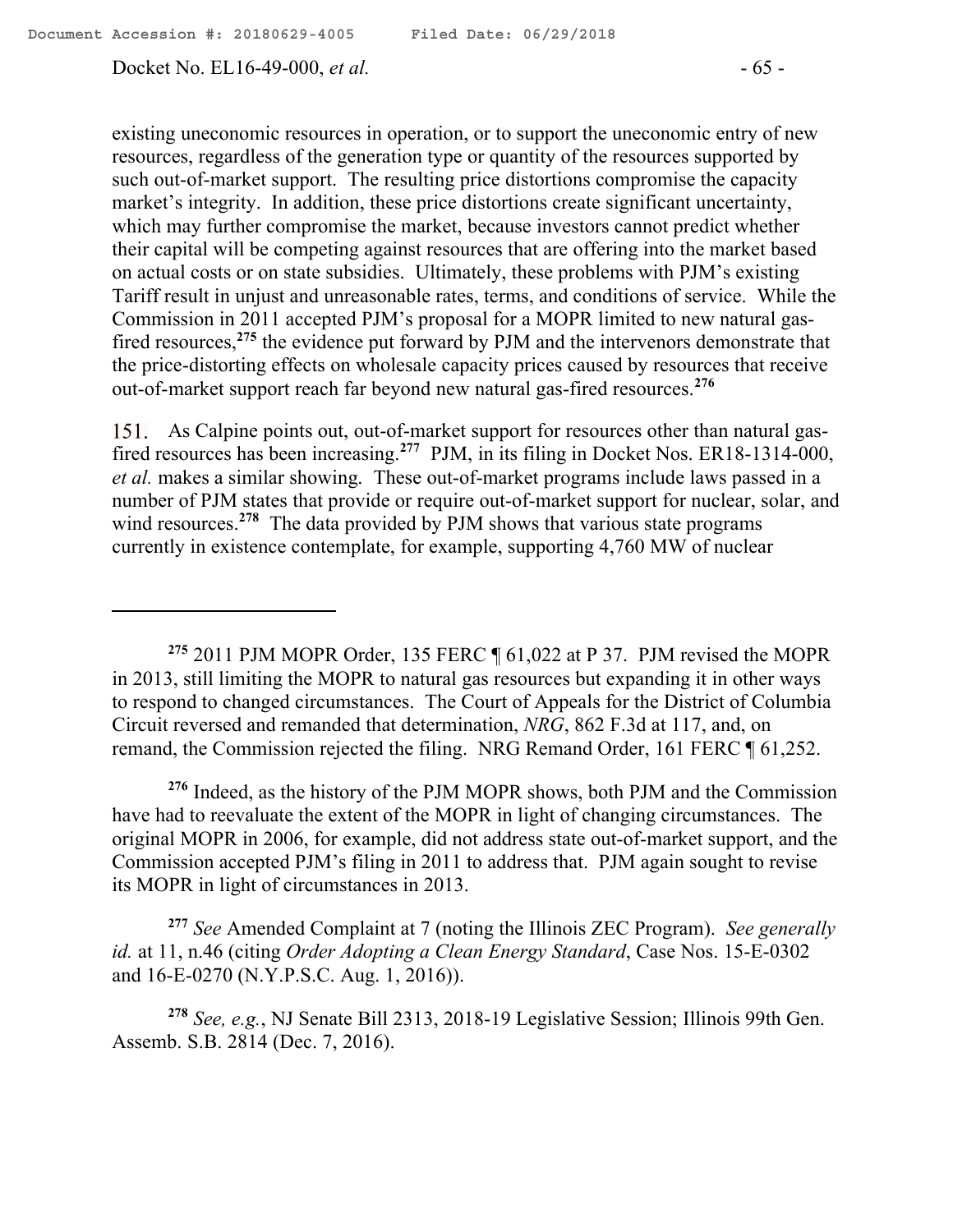existing uneconomic resources in operation, or to support the uneconomic entry of new resources, regardless of the generation type or quantity of the resources supported by such out-of-market support. The resulting price distortions compromise the capacity market's integrity. In addition, these price distortions create significant uncertainty, which may further compromise the market, because investors cannot predict whether their capital will be competing against resources that are offering into the market based on actual costs or on state subsidies. Ultimately, these problems with PJM's existing Tariff result in unjust and unreasonable rates, terms, and conditions of service. While the Commission in 2011 accepted PJM's proposal for a MOPR limited to new natural gas-fired resources,[275] the evidence put forward by PJM and the intervenors demonstrate that the price-distorting effects on wholesale capacity prices caused by resources that receive out-of-market support reach far beyond new natural gas-fired resources.[276]

151. As Calpine points out, out-of-market support for resources other than natural gas-fired resources has been increasing.[277] PJM, in its filing in Docket Nos. ER18-1314-000, *et al.* makes a similar showing. These out-of-market programs include laws passed in a number of PJM states that provide or require out-of-market support for nuclear, solar, and wind resources.[278] The data provided by PJM shows that various state programs currently in existence contemplate, for example, supporting 4,760 MW of nuclear

---

[275] 2011 PJM MOPR Order, 135 FERC ¶ 61,022 at P 37. PJM revised the MOPR in 2013, still limiting the MOPR to natural gas resources but expanding it in other ways to respond to changed circumstances. The Court of Appeals for the District of Columbia Circuit reversed and remanded that determination, *NRG*, 862 F.3d at 117, and, on remand, the Commission rejected the filing. NRG Remand Order, 161 FERC ¶ 61,252.

[276] Indeed, as the history of the PJM MOPR shows, both PJM and the Commission have had to reevaluate the extent of the MOPR in light of changing circumstances. The original MOPR in 2006, for example, did not address state out-of-market support, and the Commission accepted PJM's filing in 2011 to address that. PJM again sought to revise its MOPR in light of circumstances in 2013.

[277] *See* Amended Complaint at 7 (noting the Illinois ZEC Program). *See generally id.* at 11, n.46 (citing *Order Adopting a Clean Energy Standard*, Case Nos. 15-E-0302 and 16-E-0270 (N.Y.P.S.C. Aug. 1, 2016)).

[278] *See, e.g.*, NJ Senate Bill 2313, 2018-19 Legislative Session; Illinois 99th Gen. Assemb. S.B. 2814 (Dec. 7, 2016).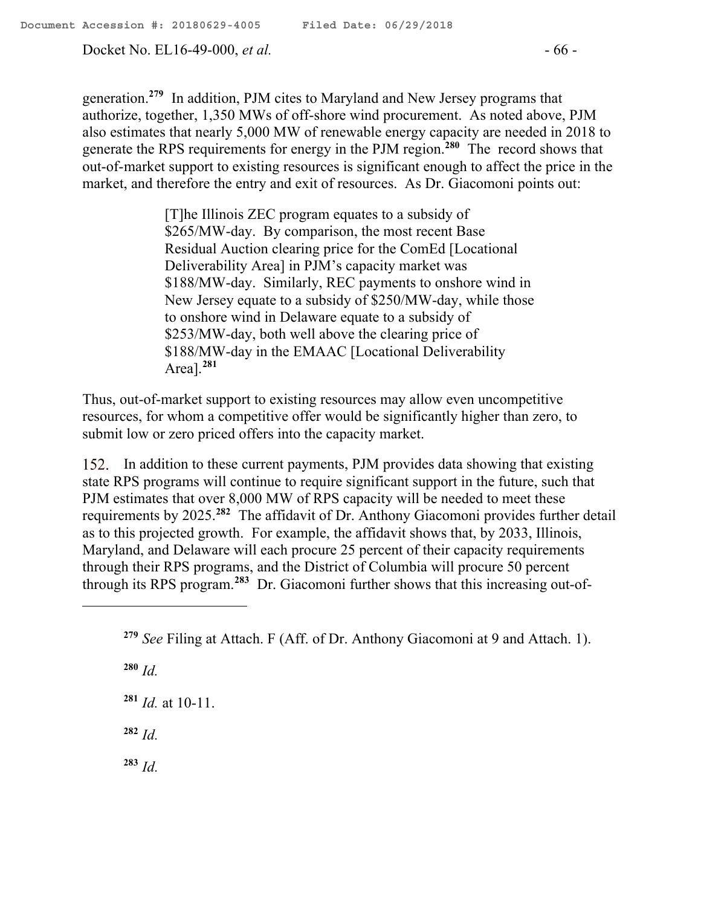generation.[279] In addition, PJM cites to Maryland and New Jersey programs that authorize, together, 1,350 MWs of off-shore wind procurement. As noted above, PJM also estimates that nearly 5,000 MW of renewable energy capacity are needed in 2018 to generate the RPS requirements for energy in the PJM region.[280] The record shows that out-of-market support to existing resources is significant enough to affect the price in the market, and therefore the entry and exit of resources. As Dr. Giacomoni points out:

> [T]he Illinois ZEC program equates to a subsidy of $265/MW-day. By comparison, the most recent Base Residual Auction clearing price for the ComEd [Locational Deliverability Area] in PJM's capacity market was $188/MW-day. Similarly, REC payments to onshore wind in New Jersey equate to a subsidy of $250/MW-day, while those to onshore wind in Delaware equate to a subsidy of $253/MW-day, both well above the clearing price of $188/MW-day in the EMAAC [Locational Deliverability Area].[281]

Thus, out-of-market support to existing resources may allow even uncompetitive resources, for whom a competitive offer would be significantly higher than zero, to submit low or zero priced offers into the capacity market.

152. In addition to these current payments, PJM provides data showing that existing state RPS programs will continue to require significant support in the future, such that PJM estimates that over 8,000 MW of RPS capacity will be needed to meet these requirements by 2025.[282] The affidavit of Dr. Anthony Giacomoni provides further detail as to this projected growth. For example, the affidavit shows that, by 2033, Illinois, Maryland, and Delaware will each procure 25 percent of their capacity requirements through their RPS programs, and the District of Columbia will procure 50 percent through its RPS program.[283] Dr. Giacomoni further shows that this increasing out-of-

---

[279] *See* Filing at Attach. F (Aff. of Dr. Anthony Giacomoni at 9 and Attach. 1).

[280] *Id.*

[281] *Id.* at 10-11.

[282] *Id.*

[283] *Id.*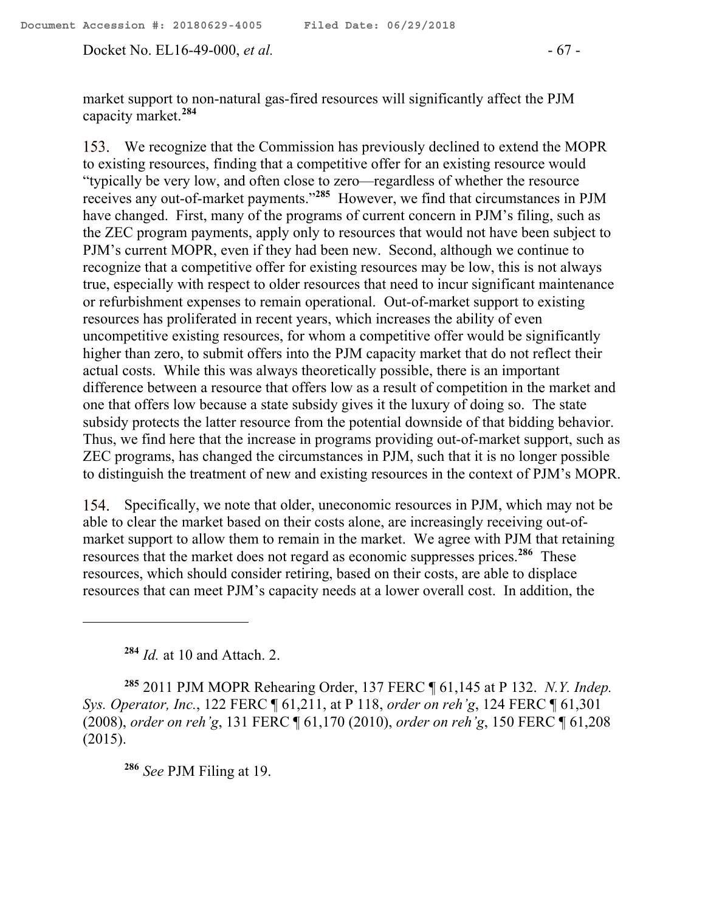market support to non-natural gas-fired resources will significantly affect the PJM capacity market.[284]

153. We recognize that the Commission has previously declined to extend the MOPR to existing resources, finding that a competitive offer for an existing resource would "typically be very low, and often close to zero—regardless of whether the resource receives any out-of-market payments."[285] However, we find that circumstances in PJM have changed. First, many of the programs of current concern in PJM's filing, such as the ZEC program payments, apply only to resources that would not have been subject to PJM's current MOPR, even if they had been new. Second, although we continue to recognize that a competitive offer for existing resources may be low, this is not always true, especially with respect to older resources that need to incur significant maintenance or refurbishment expenses to remain operational. Out-of-market support to existing resources has proliferated in recent years, which increases the ability of even uncompetitive existing resources, for whom a competitive offer would be significantly higher than zero, to submit offers into the PJM capacity market that do not reflect their actual costs. While this was always theoretically possible, there is an important difference between a resource that offers low as a result of competition in the market and one that offers low because a state subsidy gives it the luxury of doing so. The state subsidy protects the latter resource from the potential downside of that bidding behavior. Thus, we find here that the increase in programs providing out-of-market support, such as ZEC programs, has changed the circumstances in PJM, such that it is no longer possible to distinguish the treatment of new and existing resources in the context of PJM's MOPR.

154. Specifically, we note that older, uneconomic resources in PJM, which may not be able to clear the market based on their costs alone, are increasingly receiving out-of-market support to allow them to remain in the market. We agree with PJM that retaining resources that the market does not regard as economic suppresses prices.[286] These resources, which should consider retiring, based on their costs, are able to displace resources that can meet PJM's capacity needs at a lower overall cost. In addition, the

---

[284] *Id.* at 10 and Attach. 2.

[285] 2011 PJM MOPR Rehearing Order, 137 FERC ¶ 61,145 at P 132. *N.Y. Indep. Sys. Operator, Inc.*, 122 FERC ¶ 61,211, at P 118, *order on reh'g*, 124 FERC ¶ 61,301 (2008), *order on reh'g*, 131 FERC ¶ 61,170 (2010), *order on reh'g*, 150 FERC ¶ 61,208 (2015).

[286] *See* PJM Filing at 19.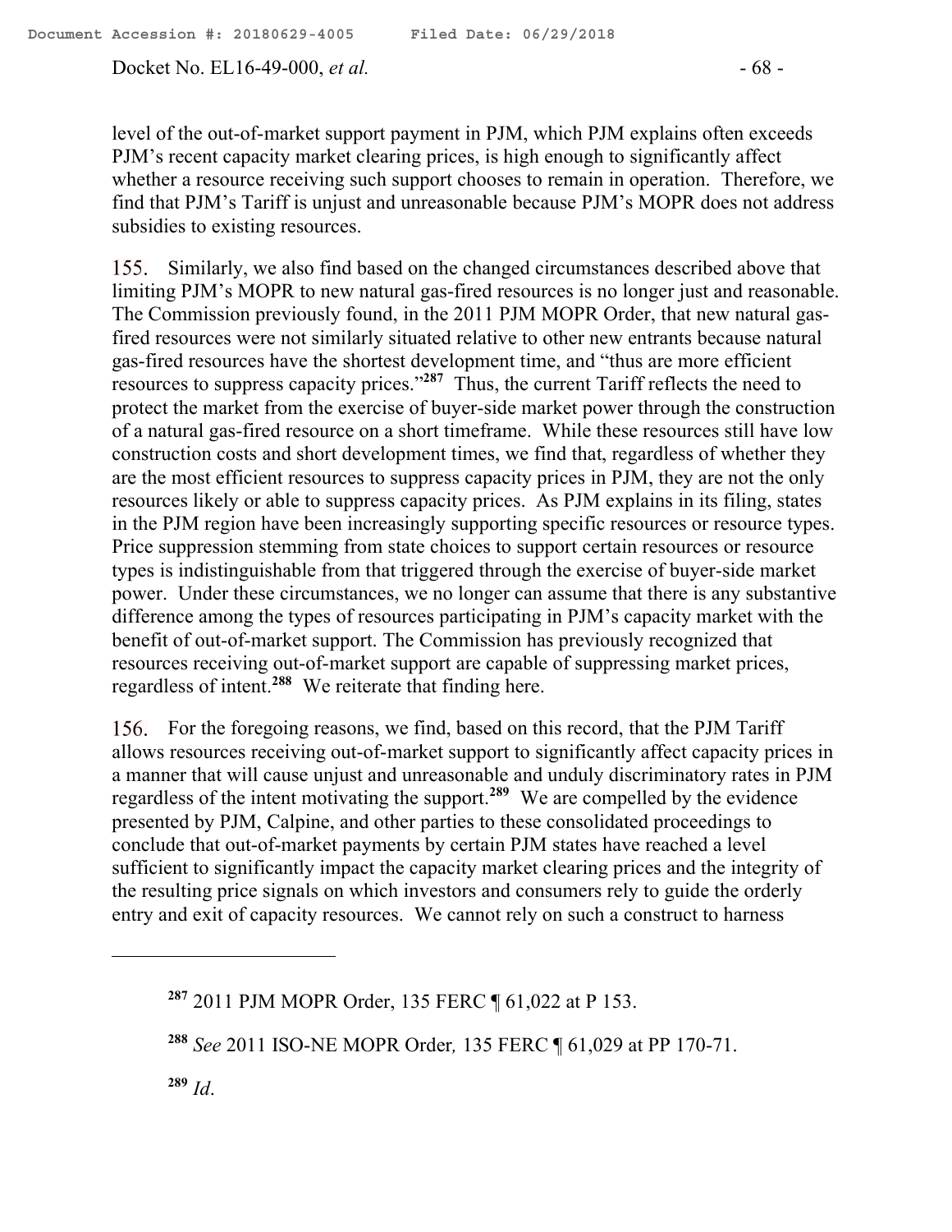level of the out-of-market support payment in PJM, which PJM explains often exceeds PJM's recent capacity market clearing prices, is high enough to significantly affect whether a resource receiving such support chooses to remain in operation. Therefore, we find that PJM's Tariff is unjust and unreasonable because PJM's MOPR does not address subsidies to existing resources.

155. Similarly, we also find based on the changed circumstances described above that limiting PJM's MOPR to new natural gas-fired resources is no longer just and reasonable. The Commission previously found, in the 2011 PJM MOPR Order, that new natural gas-fired resources were not similarly situated relative to other new entrants because natural gas-fired resources have the shortest development time, and "thus are more efficient resources to suppress capacity prices."[287] Thus, the current Tariff reflects the need to protect the market from the exercise of buyer-side market power through the construction of a natural gas-fired resource on a short timeframe. While these resources still have low construction costs and short development times, we find that, regardless of whether they are the most efficient resources to suppress capacity prices in PJM, they are not the only resources likely or able to suppress capacity prices. As PJM explains in its filing, states in the PJM region have been increasingly supporting specific resources or resource types. Price suppression stemming from state choices to support certain resources or resource types is indistinguishable from that triggered through the exercise of buyer-side market power. Under these circumstances, we no longer can assume that there is any substantive difference among the types of resources participating in PJM's capacity market with the benefit of out-of-market support. The Commission has previously recognized that resources receiving out-of-market support are capable of suppressing market prices, regardless of intent.[288] We reiterate that finding here.

156. For the foregoing reasons, we find, based on this record, that the PJM Tariff allows resources receiving out-of-market support to significantly affect capacity prices in a manner that will cause unjust and unreasonable and unduly discriminatory rates in PJM regardless of the intent motivating the support.[289] We are compelled by the evidence presented by PJM, Calpine, and other parties to these consolidated proceedings to conclude that out-of-market payments by certain PJM states have reached a level sufficient to significantly impact the capacity market clearing prices and the integrity of the resulting price signals on which investors and consumers rely to guide the orderly entry and exit of capacity resources. We cannot rely on such a construct to harness

---

[287] 2011 PJM MOPR Order, 135 FERC ¶ 61,022 at P 153.

[288] *See* 2011 ISO-NE MOPR Order*,* 135 FERC ¶ 61,029 at PP 170-71.

[289] *Id*.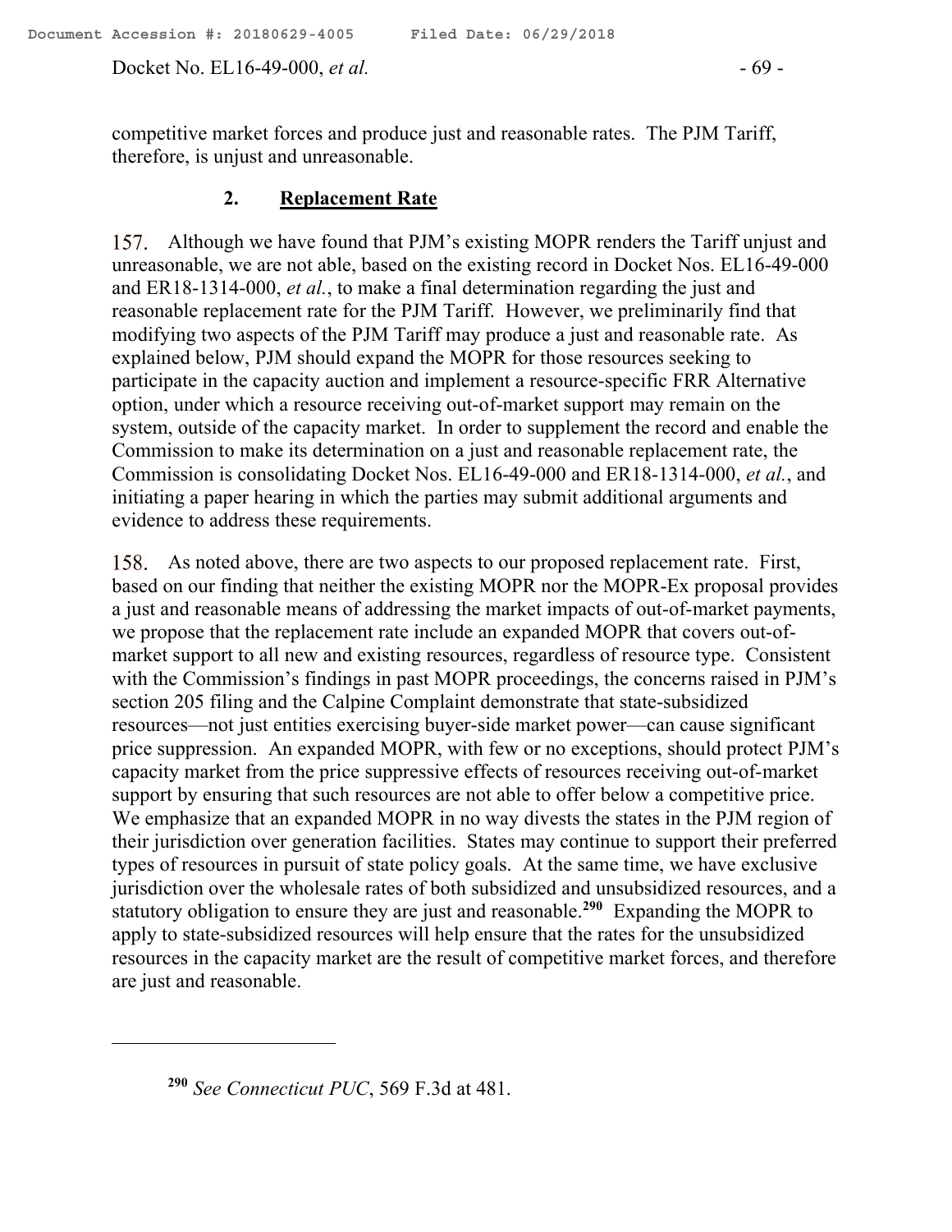competitive market forces and produce just and reasonable rates. The PJM Tariff, therefore, is unjust and unreasonable.

### 2. **Replacement Rate**

157. Although we have found that PJM's existing MOPR renders the Tariff unjust and unreasonable, we are not able, based on the existing record in Docket Nos. EL16-49-000 and ER18-1314-000, *et al.*, to make a final determination regarding the just and reasonable replacement rate for the PJM Tariff. However, we preliminarily find that modifying two aspects of the PJM Tariff may produce a just and reasonable rate. As explained below, PJM should expand the MOPR for those resources seeking to participate in the capacity auction and implement a resource-specific FRR Alternative option, under which a resource receiving out-of-market support may remain on the system, outside of the capacity market. In order to supplement the record and enable the Commission to make its determination on a just and reasonable replacement rate, the Commission is consolidating Docket Nos. EL16-49-000 and ER18-1314-000, *et al.*, and initiating a paper hearing in which the parties may submit additional arguments and evidence to address these requirements.

158. As noted above, there are two aspects to our proposed replacement rate. First, based on our finding that neither the existing MOPR nor the MOPR-Ex proposal provides a just and reasonable means of addressing the market impacts of out-of-market payments, we propose that the replacement rate include an expanded MOPR that covers out-of-market support to all new and existing resources, regardless of resource type. Consistent with the Commission's findings in past MOPR proceedings, the concerns raised in PJM's section 205 filing and the Calpine Complaint demonstrate that state-subsidized resources—not just entities exercising buyer-side market power—can cause significant price suppression. An expanded MOPR, with few or no exceptions, should protect PJM's capacity market from the price suppressive effects of resources receiving out-of-market support by ensuring that such resources are not able to offer below a competitive price. We emphasize that an expanded MOPR in no way divests the states in the PJM region of their jurisdiction over generation facilities. States may continue to support their preferred types of resources in pursuit of state policy goals. At the same time, we have exclusive jurisdiction over the wholesale rates of both subsidized and unsubsidized resources, and a statutory obligation to ensure they are just and reasonable.[290] Expanding the MOPR to apply to state-subsidized resources will help ensure that the rates for the unsubsidized resources in the capacity market are the result of competitive market forces, and therefore are just and reasonable.

---

[290] *See Connecticut PUC*, 569 F.3d at 481.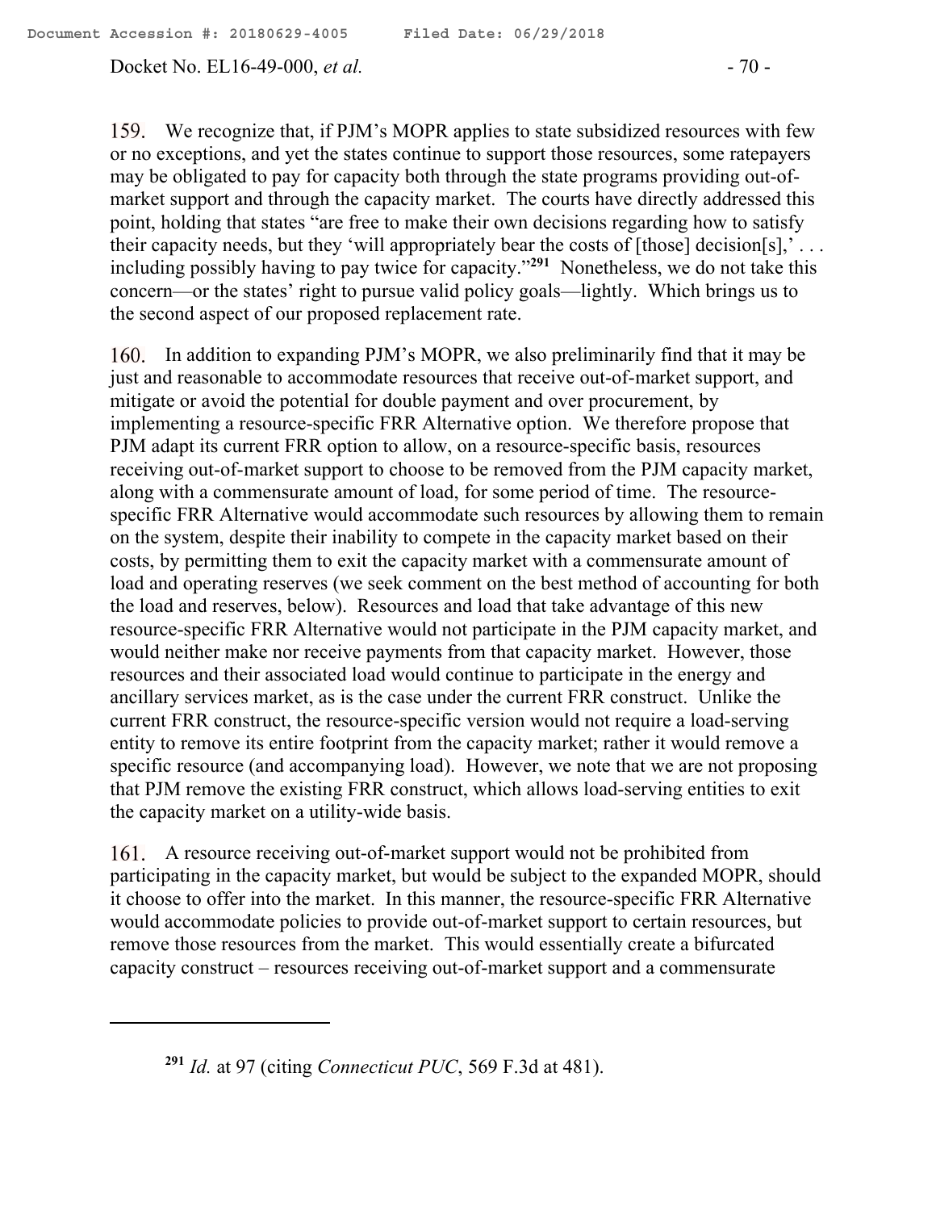159. We recognize that, if PJM's MOPR applies to state subsidized resources with few or no exceptions, and yet the states continue to support those resources, some ratepayers may be obligated to pay for capacity both through the state programs providing out-of-market support and through the capacity market. The courts have directly addressed this point, holding that states "are free to make their own decisions regarding how to satisfy their capacity needs, but they 'will appropriately bear the costs of [those] decision[s],' . . . including possibly having to pay twice for capacity."[291] Nonetheless, we do not take this concern—or the states' right to pursue valid policy goals—lightly. Which brings us to the second aspect of our proposed replacement rate.

160. In addition to expanding PJM's MOPR, we also preliminarily find that it may be just and reasonable to accommodate resources that receive out-of-market support, and mitigate or avoid the potential for double payment and over procurement, by implementing a resource-specific FRR Alternative option. We therefore propose that PJM adapt its current FRR option to allow, on a resource-specific basis, resources receiving out-of-market support to choose to be removed from the PJM capacity market, along with a commensurate amount of load, for some period of time. The resource-specific FRR Alternative would accommodate such resources by allowing them to remain on the system, despite their inability to compete in the capacity market based on their costs, by permitting them to exit the capacity market with a commensurate amount of load and operating reserves (we seek comment on the best method of accounting for both the load and reserves, below). Resources and load that take advantage of this new resource-specific FRR Alternative would not participate in the PJM capacity market, and would neither make nor receive payments from that capacity market. However, those resources and their associated load would continue to participate in the energy and ancillary services market, as is the case under the current FRR construct. Unlike the current FRR construct, the resource-specific version would not require a load-serving entity to remove its entire footprint from the capacity market; rather it would remove a specific resource (and accompanying load). However, we note that we are not proposing that PJM remove the existing FRR construct, which allows load-serving entities to exit the capacity market on a utility-wide basis.

161. A resource receiving out-of-market support would not be prohibited from participating in the capacity market, but would be subject to the expanded MOPR, should it choose to offer into the market. In this manner, the resource-specific FRR Alternative would accommodate policies to provide out-of-market support to certain resources, but remove those resources from the market. This would essentially create a bifurcated capacity construct – resources receiving out-of-market support and a commensurate

---

[291] *Id.* at 97 (citing *Connecticut PUC*, 569 F.3d at 481).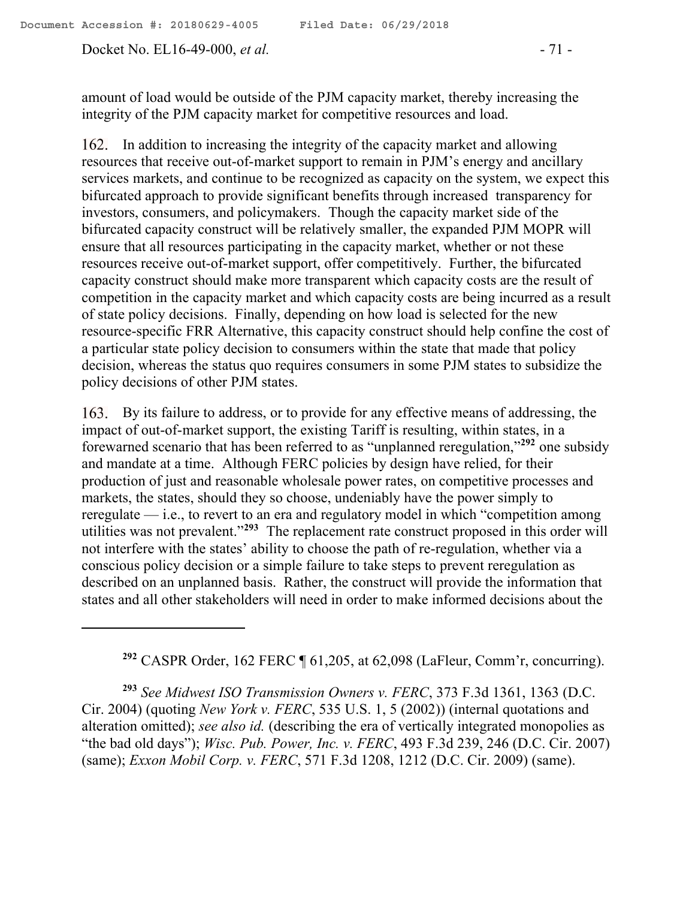amount of load would be outside of the PJM capacity market, thereby increasing the integrity of the PJM capacity market for competitive resources and load.

162. In addition to increasing the integrity of the capacity market and allowing resources that receive out-of-market support to remain in PJM's energy and ancillary services markets, and continue to be recognized as capacity on the system, we expect this bifurcated approach to provide significant benefits through increased transparency for investors, consumers, and policymakers. Though the capacity market side of the bifurcated capacity construct will be relatively smaller, the expanded PJM MOPR will ensure that all resources participating in the capacity market, whether or not these resources receive out-of-market support, offer competitively. Further, the bifurcated capacity construct should make more transparent which capacity costs are the result of competition in the capacity market and which capacity costs are being incurred as a result of state policy decisions. Finally, depending on how load is selected for the new resource-specific FRR Alternative, this capacity construct should help confine the cost of a particular state policy decision to consumers within the state that made that policy decision, whereas the status quo requires consumers in some PJM states to subsidize the policy decisions of other PJM states.

163. By its failure to address, or to provide for any effective means of addressing, the impact of out-of-market support, the existing Tariff is resulting, within states, in a forewarned scenario that has been referred to as "unplanned reregulation,"[292] one subsidy and mandate at a time. Although FERC policies by design have relied, for their production of just and reasonable wholesale power rates, on competitive processes and markets, the states, should they so choose, undeniably have the power simply to reregulate — i.e., to revert to an era and regulatory model in which "competition among utilities was not prevalent."[293] The replacement rate construct proposed in this order will not interfere with the states' ability to choose the path of re-regulation, whether via a conscious policy decision or a simple failure to take steps to prevent reregulation as described on an unplanned basis. Rather, the construct will provide the information that states and all other stakeholders will need in order to make informed decisions about the

---

[292] CASPR Order, 162 FERC ¶ 61,205, at 62,098 (LaFleur, Comm'r, concurring).

[293] *See Midwest ISO Transmission Owners v. FERC*, 373 F.3d 1361, 1363 (D.C. Cir. 2004) (quoting *New York v. FERC*, 535 U.S. 1, 5 (2002)) (internal quotations and alteration omitted); *see also id.* (describing the era of vertically integrated monopolies as "the bad old days"); *Wisc. Pub. Power, Inc. v. FERC*, 493 F.3d 239, 246 (D.C. Cir. 2007) (same); *Exxon Mobil Corp. v. FERC*, 571 F.3d 1208, 1212 (D.C. Cir. 2009) (same).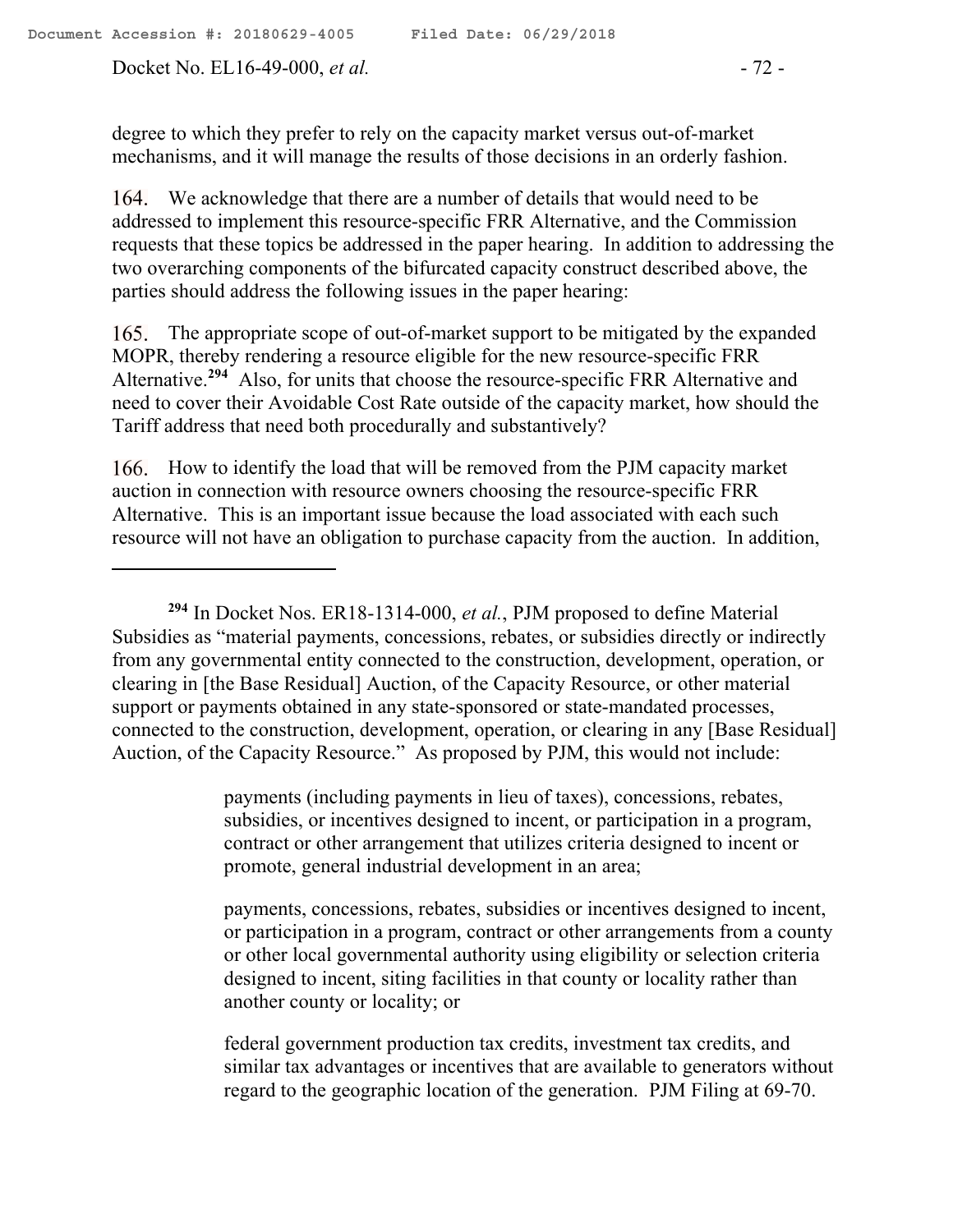degree to which they prefer to rely on the capacity market versus out-of-market mechanisms, and it will manage the results of those decisions in an orderly fashion.

164. We acknowledge that there are a number of details that would need to be addressed to implement this resource-specific FRR Alternative, and the Commission requests that these topics be addressed in the paper hearing. In addition to addressing the two overarching components of the bifurcated capacity construct described above, the parties should address the following issues in the paper hearing:

165. The appropriate scope of out-of-market support to be mitigated by the expanded MOPR, thereby rendering a resource eligible for the new resource-specific FRR Alternative.[294] Also, for units that choose the resource-specific FRR Alternative and need to cover their Avoidable Cost Rate outside of the capacity market, how should the Tariff address that need both procedurally and substantively?

166. How to identify the load that will be removed from the PJM capacity market auction in connection with resource owners choosing the resource-specific FRR Alternative. This is an important issue because the load associated with each such resource will not have an obligation to purchase capacity from the auction. In addition,

---

[294] In Docket Nos. ER18-1314-000, *et al.*, PJM proposed to define Material Subsidies as "material payments, concessions, rebates, or subsidies directly or indirectly from any governmental entity connected to the construction, development, operation, or clearing in [the Base Residual] Auction, of the Capacity Resource, or other material support or payments obtained in any state-sponsored or state-mandated processes, connected to the construction, development, operation, or clearing in any [Base Residual] Auction, of the Capacity Resource." As proposed by PJM, this would not include:

> payments (including payments in lieu of taxes), concessions, rebates, subsidies, or incentives designed to incent, or participation in a program, contract or other arrangement that utilizes criteria designed to incent or promote, general industrial development in an area;
>
> payments, concessions, rebates, subsidies or incentives designed to incent, or participation in a program, contract or other arrangements from a county or other local governmental authority using eligibility or selection criteria designed to incent, siting facilities in that county or locality rather than another county or locality; or
>
> federal government production tax credits, investment tax credits, and similar tax advantages or incentives that are available to generators without regard to the geographic location of the generation. PJM Filing at 69-70.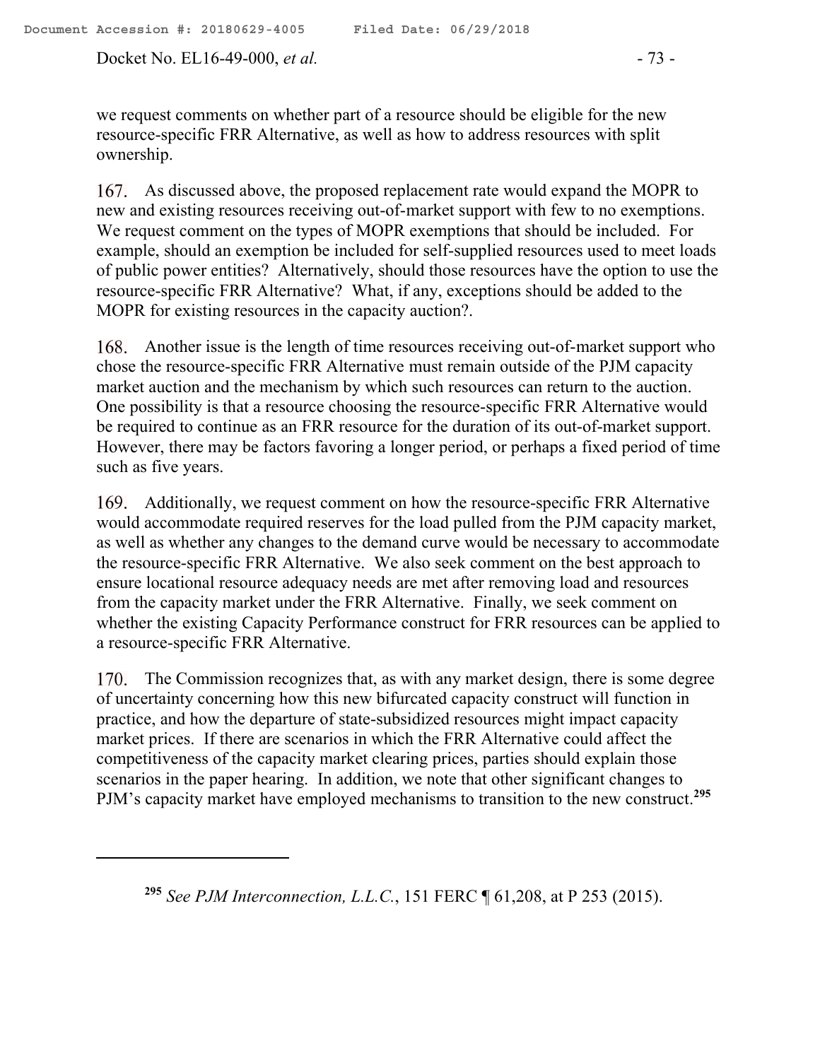we request comments on whether part of a resource should be eligible for the new resource-specific FRR Alternative, as well as how to address resources with split ownership.

167. As discussed above, the proposed replacement rate would expand the MOPR to new and existing resources receiving out-of-market support with few to no exemptions. We request comment on the types of MOPR exemptions that should be included. For example, should an exemption be included for self-supplied resources used to meet loads of public power entities? Alternatively, should those resources have the option to use the resource-specific FRR Alternative? What, if any, exceptions should be added to the MOPR for existing resources in the capacity auction?.

168. Another issue is the length of time resources receiving out-of-market support who chose the resource-specific FRR Alternative must remain outside of the PJM capacity market auction and the mechanism by which such resources can return to the auction. One possibility is that a resource choosing the resource-specific FRR Alternative would be required to continue as an FRR resource for the duration of its out-of-market support. However, there may be factors favoring a longer period, or perhaps a fixed period of time such as five years.

169. Additionally, we request comment on how the resource-specific FRR Alternative would accommodate required reserves for the load pulled from the PJM capacity market, as well as whether any changes to the demand curve would be necessary to accommodate the resource-specific FRR Alternative. We also seek comment on the best approach to ensure locational resource adequacy needs are met after removing load and resources from the capacity market under the FRR Alternative. Finally, we seek comment on whether the existing Capacity Performance construct for FRR resources can be applied to a resource-specific FRR Alternative.

170. The Commission recognizes that, as with any market design, there is some degree of uncertainty concerning how this new bifurcated capacity construct will function in practice, and how the departure of state-subsidized resources might impact capacity market prices. If there are scenarios in which the FRR Alternative could affect the competitiveness of the capacity market clearing prices, parties should explain those scenarios in the paper hearing. In addition, we note that other significant changes to PJM's capacity market have employed mechanisms to transition to the new construct.[295]

---

[295] *See PJM Interconnection, L.L.C.*, 151 FERC ¶ 61,208, at P 253 (2015).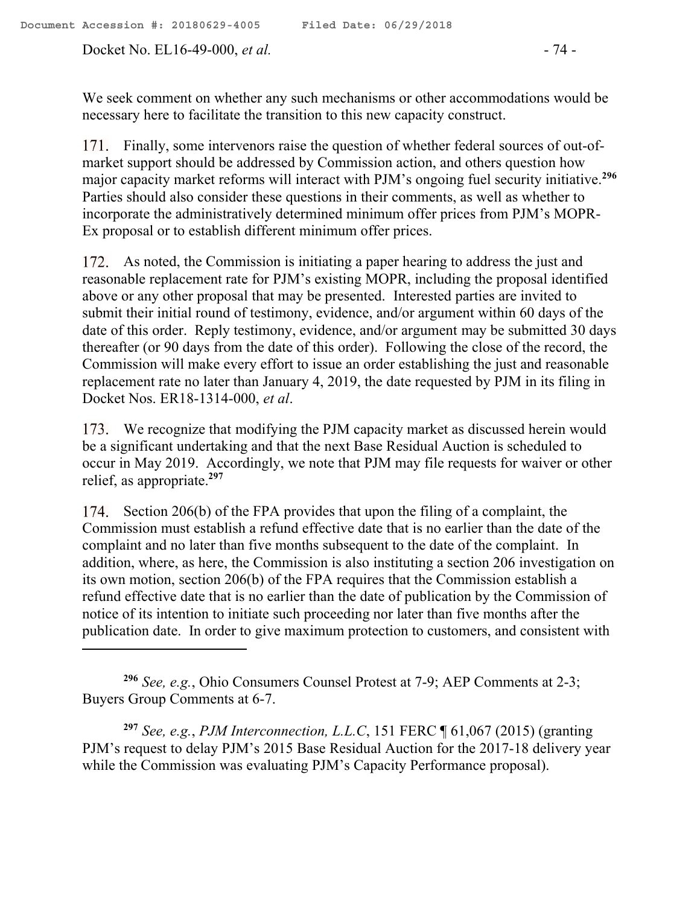We seek comment on whether any such mechanisms or other accommodations would be necessary here to facilitate the transition to this new capacity construct.

171. Finally, some intervenors raise the question of whether federal sources of out-of-market support should be addressed by Commission action, and others question how major capacity market reforms will interact with PJM's ongoing fuel security initiative.[296] Parties should also consider these questions in their comments, as well as whether to incorporate the administratively determined minimum offer prices from PJM's MOPR-Ex proposal or to establish different minimum offer prices.

172. As noted, the Commission is initiating a paper hearing to address the just and reasonable replacement rate for PJM's existing MOPR, including the proposal identified above or any other proposal that may be presented. Interested parties are invited to submit their initial round of testimony, evidence, and/or argument within 60 days of the date of this order. Reply testimony, evidence, and/or argument may be submitted 30 days thereafter (or 90 days from the date of this order). Following the close of the record, the Commission will make every effort to issue an order establishing the just and reasonable replacement rate no later than January 4, 2019, the date requested by PJM in its filing in Docket Nos. ER18-1314-000, *et al*.

173. We recognize that modifying the PJM capacity market as discussed herein would be a significant undertaking and that the next Base Residual Auction is scheduled to occur in May 2019. Accordingly, we note that PJM may file requests for waiver or other relief, as appropriate.[297]

174. Section 206(b) of the FPA provides that upon the filing of a complaint, the Commission must establish a refund effective date that is no earlier than the date of the complaint and no later than five months subsequent to the date of the complaint. In addition, where, as here, the Commission is also instituting a section 206 investigation on its own motion, section 206(b) of the FPA requires that the Commission establish a refund effective date that is no earlier than the date of publication by the Commission of notice of its intention to initiate such proceeding nor later than five months after the publication date. In order to give maximum protection to customers, and consistent with

---

[296] *See, e.g.*, Ohio Consumers Counsel Protest at 7-9; AEP Comments at 2-3; Buyers Group Comments at 6-7.

[297] *See, e.g.*, *PJM Interconnection, L.L.C*, 151 FERC ¶ 61,067 (2015) (granting PJM's request to delay PJM's 2015 Base Residual Auction for the 2017-18 delivery year while the Commission was evaluating PJM's Capacity Performance proposal).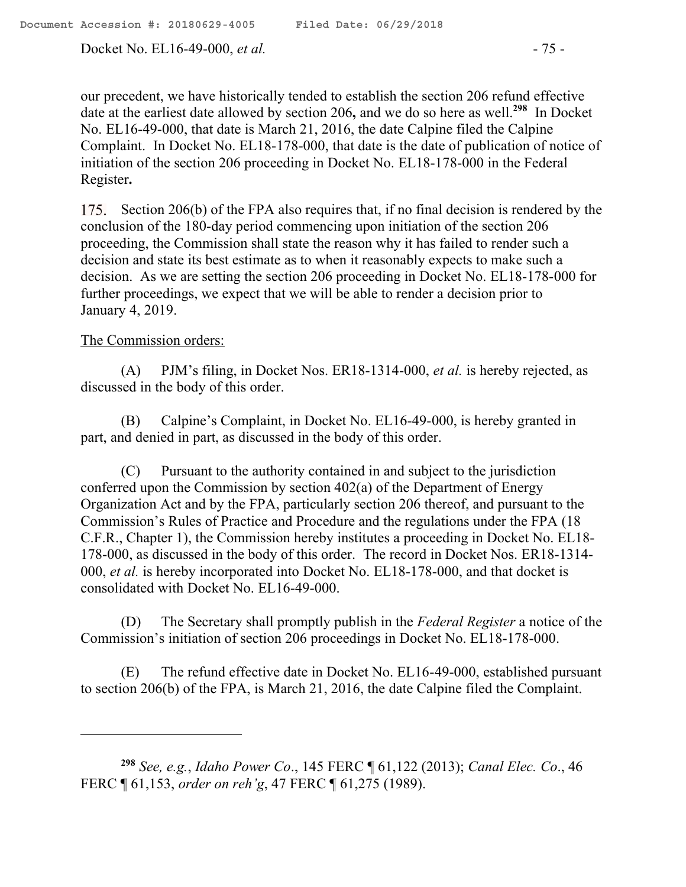our precedent, we have historically tended to establish the section 206 refund effective date at the earliest date allowed by section 206**,** and we do so here as well.[298] In Docket No. EL16-49-000, that date is March 21, 2016, the date Calpine filed the Calpine Complaint. In Docket No. EL18-178-000, that date is the date of publication of notice of initiation of the section 206 proceeding in Docket No. EL18-178-000 in the Federal Register**.**

175. Section 206(b) of the FPA also requires that, if no final decision is rendered by the conclusion of the 180-day period commencing upon initiation of the section 206 proceeding, the Commission shall state the reason why it has failed to render such a decision and state its best estimate as to when it reasonably expects to make such a decision. As we are setting the section 206 proceeding in Docket No. EL18-178-000 for further proceedings, we expect that we will be able to render a decision prior to January 4, 2019.

The Commission orders:

(A) PJM's filing, in Docket Nos. ER18-1314-000, *et al.* is hereby rejected, as discussed in the body of this order.

(B) Calpine's Complaint, in Docket No. EL16-49-000, is hereby granted in part, and denied in part, as discussed in the body of this order.

(C) Pursuant to the authority contained in and subject to the jurisdiction conferred upon the Commission by section 402(a) of the Department of Energy Organization Act and by the FPA, particularly section 206 thereof, and pursuant to the Commission's Rules of Practice and Procedure and the regulations under the FPA (18 C.F.R., Chapter 1), the Commission hereby institutes a proceeding in Docket No. EL18-178-000, as discussed in the body of this order. The record in Docket Nos. ER18-1314-000, *et al.* is hereby incorporated into Docket No. EL18-178-000, and that docket is consolidated with Docket No. EL16-49-000.

(D) The Secretary shall promptly publish in the *Federal Register* a notice of the Commission's initiation of section 206 proceedings in Docket No. EL18-178-000.

(E) The refund effective date in Docket No. EL16-49-000, established pursuant to section 206(b) of the FPA, is March 21, 2016, the date Calpine filed the Complaint.

---

[298] *See, e.g.*, *Idaho Power Co*., 145 FERC ¶ 61,122 (2013); *Canal Elec. Co*., 46 FERC ¶ 61,153, *order on reh'g*, 47 FERC ¶ 61,275 (1989).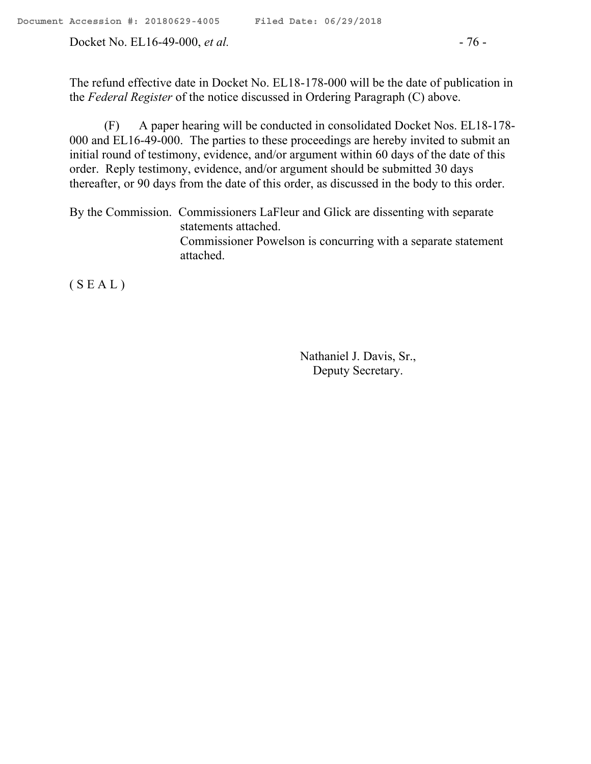The refund effective date in Docket No. EL18-178-000 will be the date of publication in the *Federal Register* of the notice discussed in Ordering Paragraph (C) above.

(F) A paper hearing will be conducted in consolidated Docket Nos. EL18-178-000 and EL16-49-000. The parties to these proceedings are hereby invited to submit an initial round of testimony, evidence, and/or argument within 60 days of the date of this order. Reply testimony, evidence, and/or argument should be submitted 30 days thereafter, or 90 days from the date of this order, as discussed in the body to this order.

By the Commission. Commissioners LaFleur and Glick are dissenting with separate statements attached.
Commissioner Powelson is concurring with a separate statement attached.

( S E A L )

Nathaniel J. Davis, Sr.,
Deputy Secretary.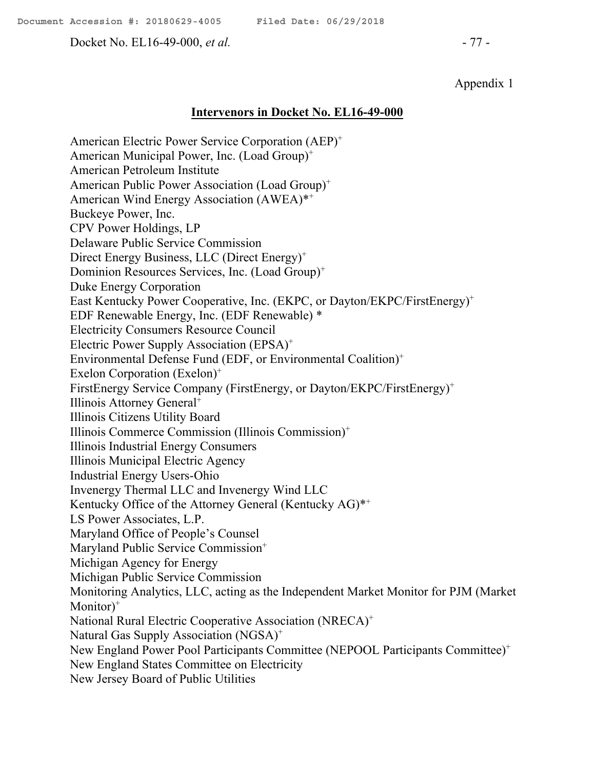Appendix 1

## Intervenors in Docket No. EL16-49-000

American Electric Power Service Corporation (AEP)+
American Municipal Power, Inc. (Load Group)+
American Petroleum Institute
American Public Power Association (Load Group)+
American Wind Energy Association (AWEA)*+
Buckeye Power, Inc.
CPV Power Holdings, LP
Delaware Public Service Commission
Direct Energy Business, LLC (Direct Energy)+
Dominion Resources Services, Inc. (Load Group)+
Duke Energy Corporation
East Kentucky Power Cooperative, Inc. (EKPC, or Dayton/EKPC/FirstEnergy)+
EDF Renewable Energy, Inc. (EDF Renewable) *
Electricity Consumers Resource Council
Electric Power Supply Association (EPSA)+
Environmental Defense Fund (EDF, or Environmental Coalition)+
Exelon Corporation (Exelon)+
FirstEnergy Service Company (FirstEnergy, or Dayton/EKPC/FirstEnergy)+
Illinois Attorney General+
Illinois Citizens Utility Board
Illinois Commerce Commission (Illinois Commission)+
Illinois Industrial Energy Consumers
Illinois Municipal Electric Agency
Industrial Energy Users-Ohio
Invenergy Thermal LLC and Invenergy Wind LLC
Kentucky Office of the Attorney General (Kentucky AG)*+
LS Power Associates, L.P.
Maryland Office of People's Counsel
Maryland Public Service Commission+
Michigan Agency for Energy
Michigan Public Service Commission
Monitoring Analytics, LLC, acting as the Independent Market Monitor for PJM (Market Monitor)+
National Rural Electric Cooperative Association (NRECA)+
Natural Gas Supply Association (NGSA)+
New England Power Pool Participants Committee (NEPOOL Participants Committee)+
New England States Committee on Electricity
New Jersey Board of Public Utilities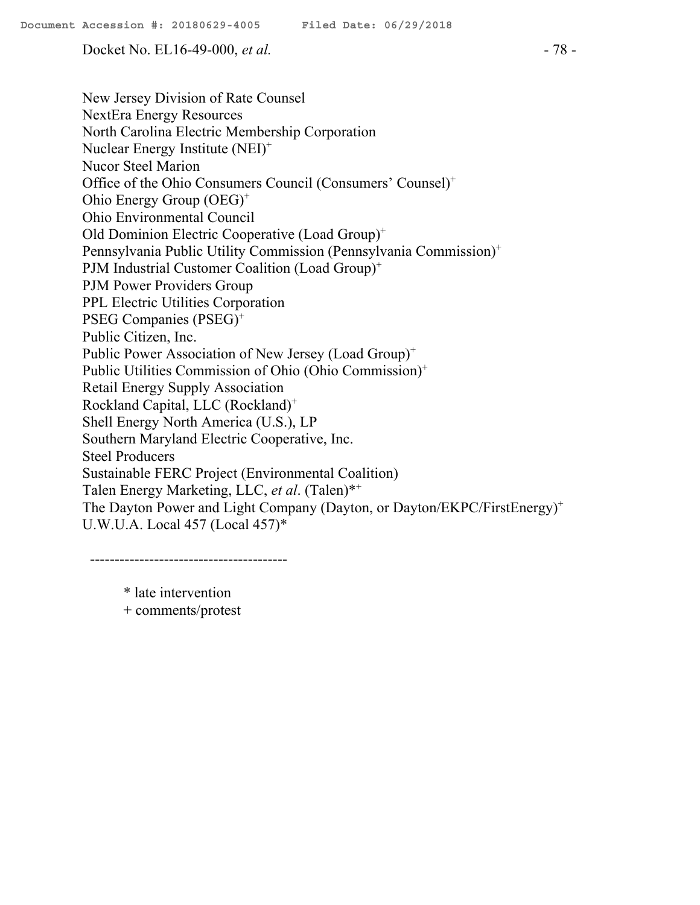New Jersey Division of Rate Counsel
NextEra Energy Resources
North Carolina Electric Membership Corporation
Nuclear Energy Institute (NEI)+
Nucor Steel Marion
Office of the Ohio Consumers Council (Consumers' Counsel)+
Ohio Energy Group (OEG)+
Ohio Environmental Council
Old Dominion Electric Cooperative (Load Group)+
Pennsylvania Public Utility Commission (Pennsylvania Commission)+
PJM Industrial Customer Coalition (Load Group)+
PJM Power Providers Group
PPL Electric Utilities Corporation
PSEG Companies (PSEG)+
Public Citizen, Inc.
Public Power Association of New Jersey (Load Group)+
Public Utilities Commission of Ohio (Ohio Commission)+
Retail Energy Supply Association
Rockland Capital, LLC (Rockland)+
Shell Energy North America (U.S.), LP
Southern Maryland Electric Cooperative, Inc.
Steel Producers
Sustainable FERC Project (Environmental Coalition)
Talen Energy Marketing, LLC, *et al*. (Talen)*+
The Dayton Power and Light Company (Dayton, or Dayton/EKPC/FirstEnergy)+
U.W.U.A. Local 457 (Local 457)*

----------------------------------------

\* late intervention
\+ comments/protest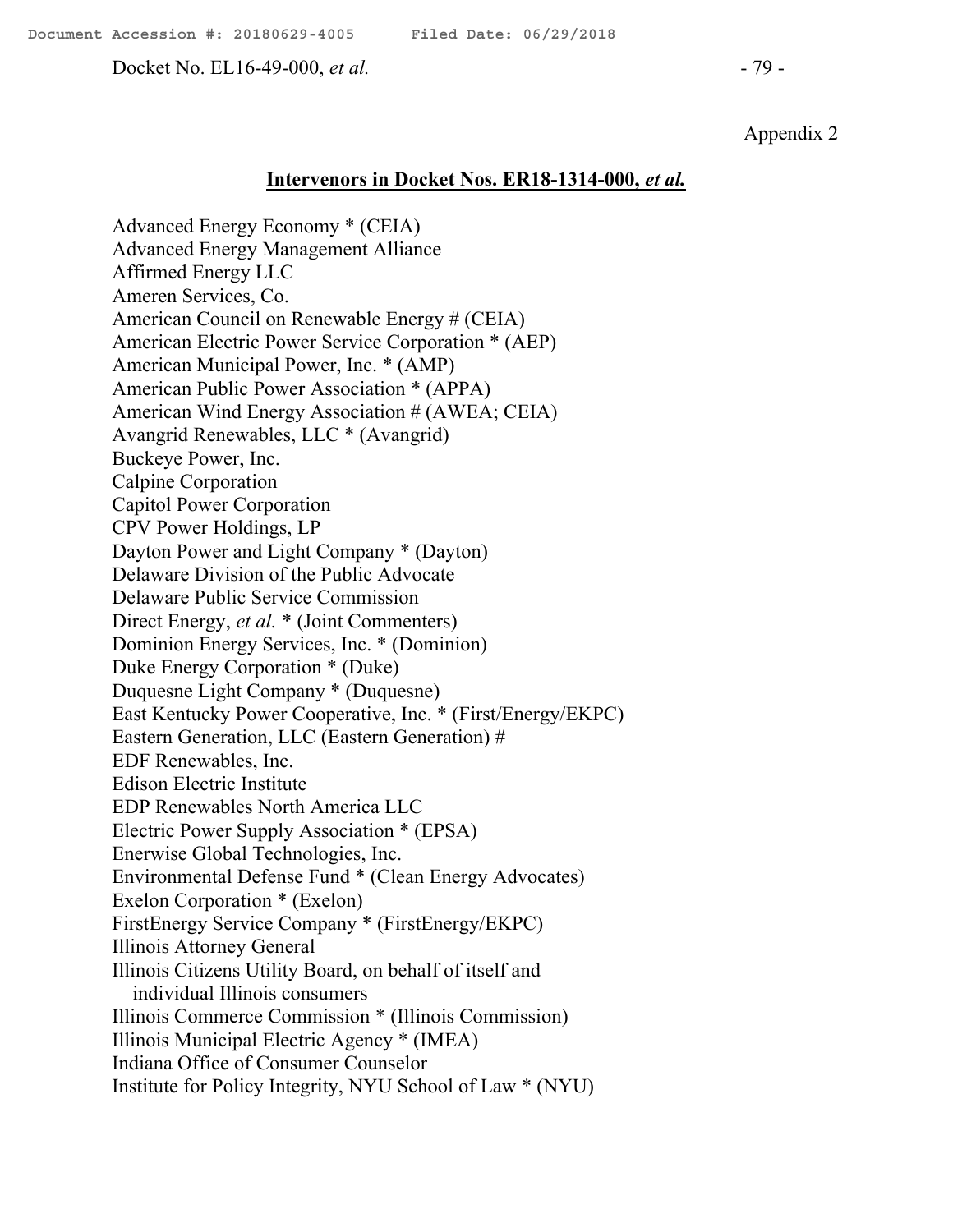Appendix 2

**Intervenors in Docket Nos. ER18-1314-000, *et al.***

Advanced Energy Economy * (CEIA)
Advanced Energy Management Alliance
Affirmed Energy LLC
Ameren Services, Co.
American Council on Renewable Energy # (CEIA)
American Electric Power Service Corporation * (AEP)
American Municipal Power, Inc. * (AMP)
American Public Power Association * (APPA)
American Wind Energy Association # (AWEA; CEIA)
Avangrid Renewables, LLC * (Avangrid)
Buckeye Power, Inc.
Calpine Corporation
Capitol Power Corporation
CPV Power Holdings, LP
Dayton Power and Light Company * (Dayton)
Delaware Division of the Public Advocate
Delaware Public Service Commission
Direct Energy, *et al.* * (Joint Commenters)
Dominion Energy Services, Inc. * (Dominion)
Duke Energy Corporation * (Duke)
Duquesne Light Company * (Duquesne)
East Kentucky Power Cooperative, Inc. * (First/Energy/EKPC)
Eastern Generation, LLC (Eastern Generation) #
EDF Renewables, Inc.
Edison Electric Institute
EDP Renewables North America LLC
Electric Power Supply Association * (EPSA)
Enerwise Global Technologies, Inc.
Environmental Defense Fund * (Clean Energy Advocates)
Exelon Corporation * (Exelon)
FirstEnergy Service Company * (FirstEnergy/EKPC)
Illinois Attorney General
Illinois Citizens Utility Board, on behalf of itself and
individual Illinois consumers
Illinois Commerce Commission * (Illinois Commission)
Illinois Municipal Electric Agency * (IMEA)
Indiana Office of Consumer Counselor
Institute for Policy Integrity, NYU School of Law * (NYU)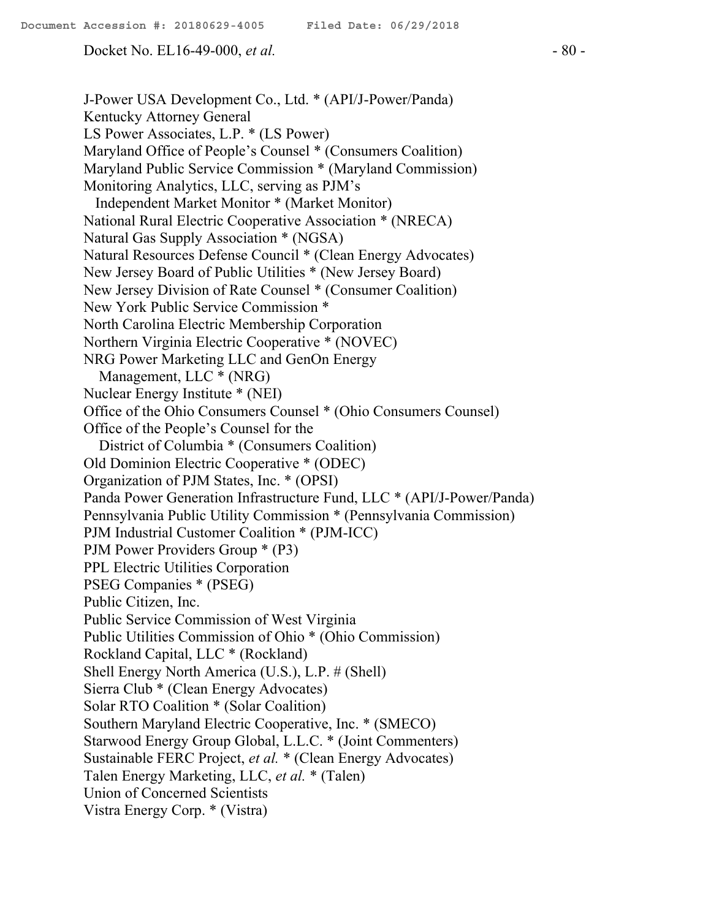J-Power USA Development Co., Ltd. * (API/J-Power/Panda)
Kentucky Attorney General
LS Power Associates, L.P. * (LS Power)
Maryland Office of People's Counsel * (Consumers Coalition)
Maryland Public Service Commission * (Maryland Commission)
Monitoring Analytics, LLC, serving as PJM's
   Independent Market Monitor * (Market Monitor)
National Rural Electric Cooperative Association * (NRECA)
Natural Gas Supply Association * (NGSA)
Natural Resources Defense Council * (Clean Energy Advocates)
New Jersey Board of Public Utilities * (New Jersey Board)
New Jersey Division of Rate Counsel * (Consumer Coalition)
New York Public Service Commission *
North Carolina Electric Membership Corporation
Northern Virginia Electric Cooperative * (NOVEC)
NRG Power Marketing LLC and GenOn Energy
   Management, LLC * (NRG)
Nuclear Energy Institute * (NEI)
Office of the Ohio Consumers Counsel * (Ohio Consumers Counsel)
Office of the People's Counsel for the
   District of Columbia * (Consumers Coalition)
Old Dominion Electric Cooperative * (ODEC)
Organization of PJM States, Inc. * (OPSI)
Panda Power Generation Infrastructure Fund, LLC * (API/J-Power/Panda)
Pennsylvania Public Utility Commission * (Pennsylvania Commission)
PJM Industrial Customer Coalition * (PJM-ICC)
PJM Power Providers Group * (P3)
PPL Electric Utilities Corporation
PSEG Companies * (PSEG)
Public Citizen, Inc.
Public Service Commission of West Virginia
Public Utilities Commission of Ohio * (Ohio Commission)
Rockland Capital, LLC * (Rockland)
Shell Energy North America (U.S.), L.P. # (Shell)
Sierra Club * (Clean Energy Advocates)
Solar RTO Coalition * (Solar Coalition)
Southern Maryland Electric Cooperative, Inc. * (SMECO)
Starwood Energy Group Global, L.L.C. * (Joint Commenters)
Sustainable FERC Project, *et al.* * (Clean Energy Advocates)
Talen Energy Marketing, LLC, *et al.* * (Talen)
Union of Concerned Scientists
Vistra Energy Corp. * (Vistra)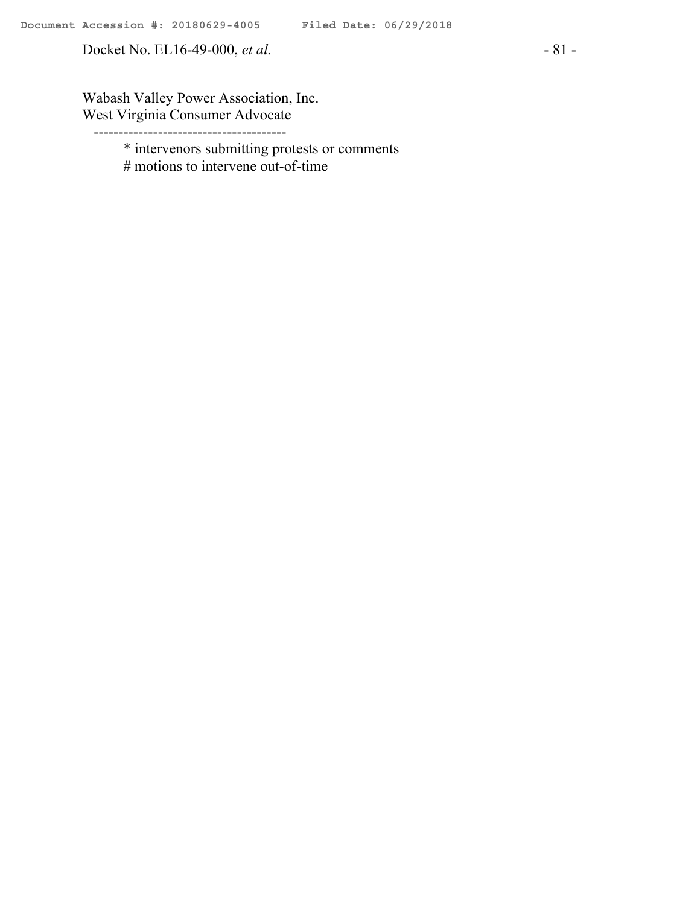Wabash Valley Power Association, Inc.
West Virginia Consumer Advocate

---------------------------------------

* intervenors submitting protests or comments
# motions to intervene out-of-time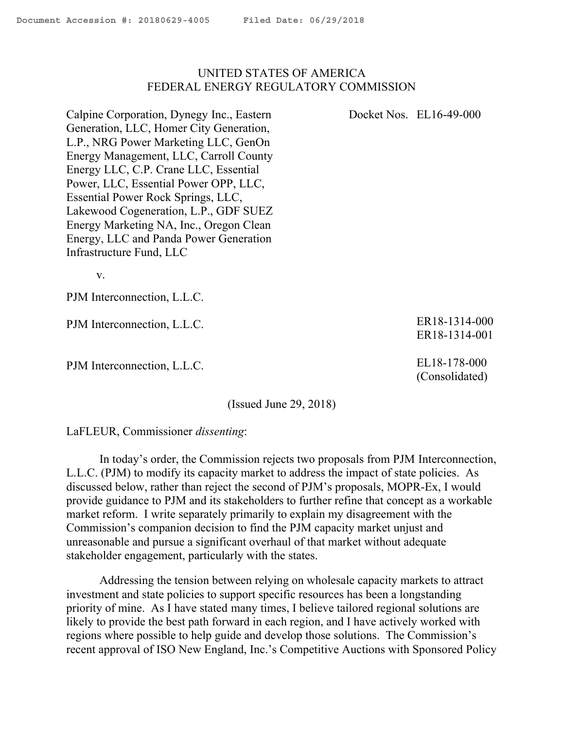UNITED STATES OF AMERICA
FEDERAL ENERGY REGULATORY COMMISSION

| | |
|---|---|
| Calpine Corporation, Dynegy Inc., Eastern Generation, LLC, Homer City Generation, L.P., NRG Power Marketing LLC, GenOn Energy Management, LLC, Carroll County Energy LLC, C.P. Crane LLC, Essential Power, LLC, Essential Power OPP, LLC, Essential Power Rock Springs, LLC, Lakewood Cogeneration, L.P., GDF SUEZ Energy Marketing NA, Inc., Oregon Clean Energy, LLC and Panda Power Generation Infrastructure Fund, LLC | Docket Nos. EL16-49-000 |
| v. | |
| PJM Interconnection, L.L.C. | |
| PJM Interconnection, L.L.C. | ER18-1314-000<br>ER18-1314-001 |
| PJM Interconnection, L.L.C. | EL18-178-000<br>(Consolidated) |

(Issued June 29, 2018)

LaFLEUR, Commissioner *dissenting*:

In today's order, the Commission rejects two proposals from PJM Interconnection, L.L.C. (PJM) to modify its capacity market to address the impact of state policies. As discussed below, rather than reject the second of PJM's proposals, MOPR-Ex, I would provide guidance to PJM and its stakeholders to further refine that concept as a workable market reform. I write separately primarily to explain my disagreement with the Commission's companion decision to find the PJM capacity market unjust and unreasonable and pursue a significant overhaul of that market without adequate stakeholder engagement, particularly with the states.

Addressing the tension between relying on wholesale capacity markets to attract investment and state policies to support specific resources has been a longstanding priority of mine. As I have stated many times, I believe tailored regional solutions are likely to provide the best path forward in each region, and I have actively worked with regions where possible to help guide and develop those solutions. The Commission's recent approval of ISO New England, Inc.'s Competitive Auctions with Sponsored Policy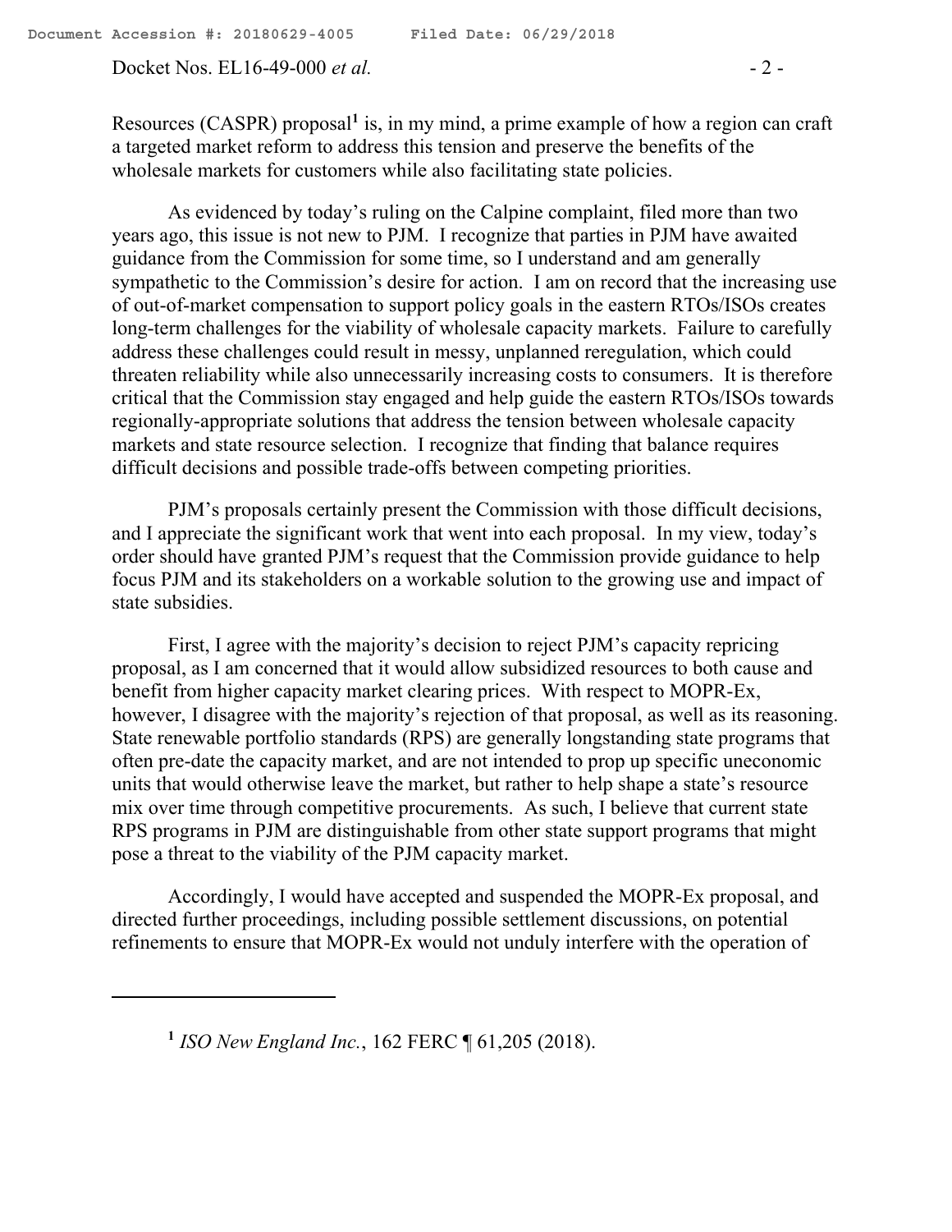Resources (CASPR) proposal[1] is, in my mind, a prime example of how a region can craft a targeted market reform to address this tension and preserve the benefits of the wholesale markets for customers while also facilitating state policies.

As evidenced by today's ruling on the Calpine complaint, filed more than two years ago, this issue is not new to PJM. I recognize that parties in PJM have awaited guidance from the Commission for some time, so I understand and am generally sympathetic to the Commission's desire for action. I am on record that the increasing use of out-of-market compensation to support policy goals in the eastern RTOs/ISOs creates long-term challenges for the viability of wholesale capacity markets. Failure to carefully address these challenges could result in messy, unplanned reregulation, which could threaten reliability while also unnecessarily increasing costs to consumers. It is therefore critical that the Commission stay engaged and help guide the eastern RTOs/ISOs towards regionally-appropriate solutions that address the tension between wholesale capacity markets and state resource selection. I recognize that finding that balance requires difficult decisions and possible trade-offs between competing priorities.

PJM's proposals certainly present the Commission with those difficult decisions, and I appreciate the significant work that went into each proposal. In my view, today's order should have granted PJM's request that the Commission provide guidance to help focus PJM and its stakeholders on a workable solution to the growing use and impact of state subsidies.

First, I agree with the majority's decision to reject PJM's capacity repricing proposal, as I am concerned that it would allow subsidized resources to both cause and benefit from higher capacity market clearing prices. With respect to MOPR-Ex, however, I disagree with the majority's rejection of that proposal, as well as its reasoning. State renewable portfolio standards (RPS) are generally longstanding state programs that often pre-date the capacity market, and are not intended to prop up specific uneconomic units that would otherwise leave the market, but rather to help shape a state's resource mix over time through competitive procurements. As such, I believe that current state RPS programs in PJM are distinguishable from other state support programs that might pose a threat to the viability of the PJM capacity market.

Accordingly, I would have accepted and suspended the MOPR-Ex proposal, and directed further proceedings, including possible settlement discussions, on potential refinements to ensure that MOPR-Ex would not unduly interfere with the operation of

---

[1] *ISO New England Inc.*, 162 FERC ¶ 61,205 (2018).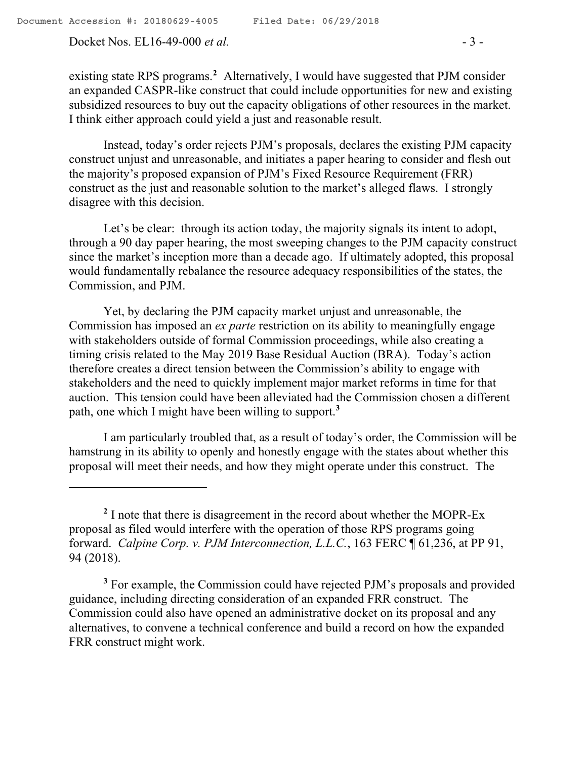existing state RPS programs.[2] Alternatively, I would have suggested that PJM consider an expanded CASPR-like construct that could include opportunities for new and existing subsidized resources to buy out the capacity obligations of other resources in the market. I think either approach could yield a just and reasonable result.

Instead, today's order rejects PJM's proposals, declares the existing PJM capacity construct unjust and unreasonable, and initiates a paper hearing to consider and flesh out the majority's proposed expansion of PJM's Fixed Resource Requirement (FRR) construct as the just and reasonable solution to the market's alleged flaws. I strongly disagree with this decision.

Let's be clear: through its action today, the majority signals its intent to adopt, through a 90 day paper hearing, the most sweeping changes to the PJM capacity construct since the market's inception more than a decade ago. If ultimately adopted, this proposal would fundamentally rebalance the resource adequacy responsibilities of the states, the Commission, and PJM.

Yet, by declaring the PJM capacity market unjust and unreasonable, the Commission has imposed an *ex parte* restriction on its ability to meaningfully engage with stakeholders outside of formal Commission proceedings, while also creating a timing crisis related to the May 2019 Base Residual Auction (BRA). Today's action therefore creates a direct tension between the Commission's ability to engage with stakeholders and the need to quickly implement major market reforms in time for that auction. This tension could have been alleviated had the Commission chosen a different path, one which I might have been willing to support.[3]

I am particularly troubled that, as a result of today's order, the Commission will be hamstrung in its ability to openly and honestly engage with the states about whether this proposal will meet their needs, and how they might operate under this construct. The

---

[2] I note that there is disagreement in the record about whether the MOPR-Ex proposal as filed would interfere with the operation of those RPS programs going forward. *Calpine Corp. v. PJM Interconnection, L.L.C.*, 163 FERC ¶ 61,236, at PP 91, 94 (2018).

[3] For example, the Commission could have rejected PJM's proposals and provided guidance, including directing consideration of an expanded FRR construct. The Commission could also have opened an administrative docket on its proposal and any alternatives, to convene a technical conference and build a record on how the expanded FRR construct might work.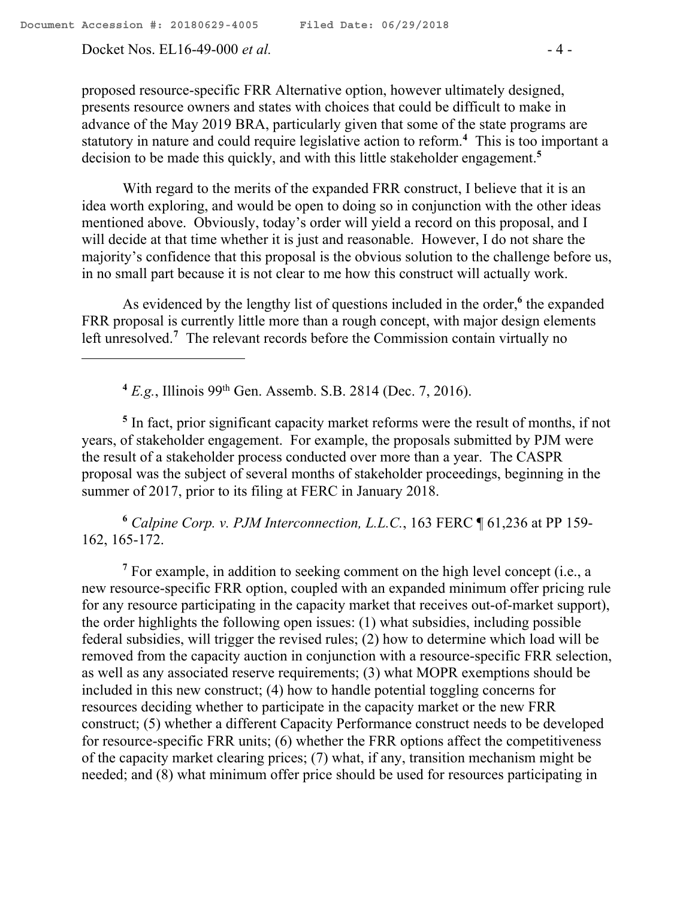proposed resource-specific FRR Alternative option, however ultimately designed, presents resource owners and states with choices that could be difficult to make in advance of the May 2019 BRA, particularly given that some of the state programs are statutory in nature and could require legislative action to reform.[4] This is too important a decision to be made this quickly, and with this little stakeholder engagement.[5]

With regard to the merits of the expanded FRR construct, I believe that it is an idea worth exploring, and would be open to doing so in conjunction with the other ideas mentioned above. Obviously, today's order will yield a record on this proposal, and I will decide at that time whether it is just and reasonable. However, I do not share the majority's confidence that this proposal is the obvious solution to the challenge before us, in no small part because it is not clear to me how this construct will actually work.

As evidenced by the lengthy list of questions included in the order,[6] the expanded FRR proposal is currently little more than a rough concept, with major design elements left unresolved.[7] The relevant records before the Commission contain virtually no

---

[4] *E.g.*, Illinois 99th Gen. Assemb. S.B. 2814 (Dec. 7, 2016).

[5] In fact, prior significant capacity market reforms were the result of months, if not years, of stakeholder engagement. For example, the proposals submitted by PJM were the result of a stakeholder process conducted over more than a year. The CASPR proposal was the subject of several months of stakeholder proceedings, beginning in the summer of 2017, prior to its filing at FERC in January 2018.

[6] *Calpine Corp. v. PJM Interconnection, L.L.C.*, 163 FERC ¶ 61,236 at PP 159-162, 165-172.

[7] For example, in addition to seeking comment on the high level concept (i.e., a new resource-specific FRR option, coupled with an expanded minimum offer pricing rule for any resource participating in the capacity market that receives out-of-market support), the order highlights the following open issues: (1) what subsidies, including possible federal subsidies, will trigger the revised rules; (2) how to determine which load will be removed from the capacity auction in conjunction with a resource-specific FRR selection, as well as any associated reserve requirements; (3) what MOPR exemptions should be included in this new construct; (4) how to handle potential toggling concerns for resources deciding whether to participate in the capacity market or the new FRR construct; (5) whether a different Capacity Performance construct needs to be developed for resource-specific FRR units; (6) whether the FRR options affect the competitiveness of the capacity market clearing prices; (7) what, if any, transition mechanism might be needed; and (8) what minimum offer price should be used for resources participating in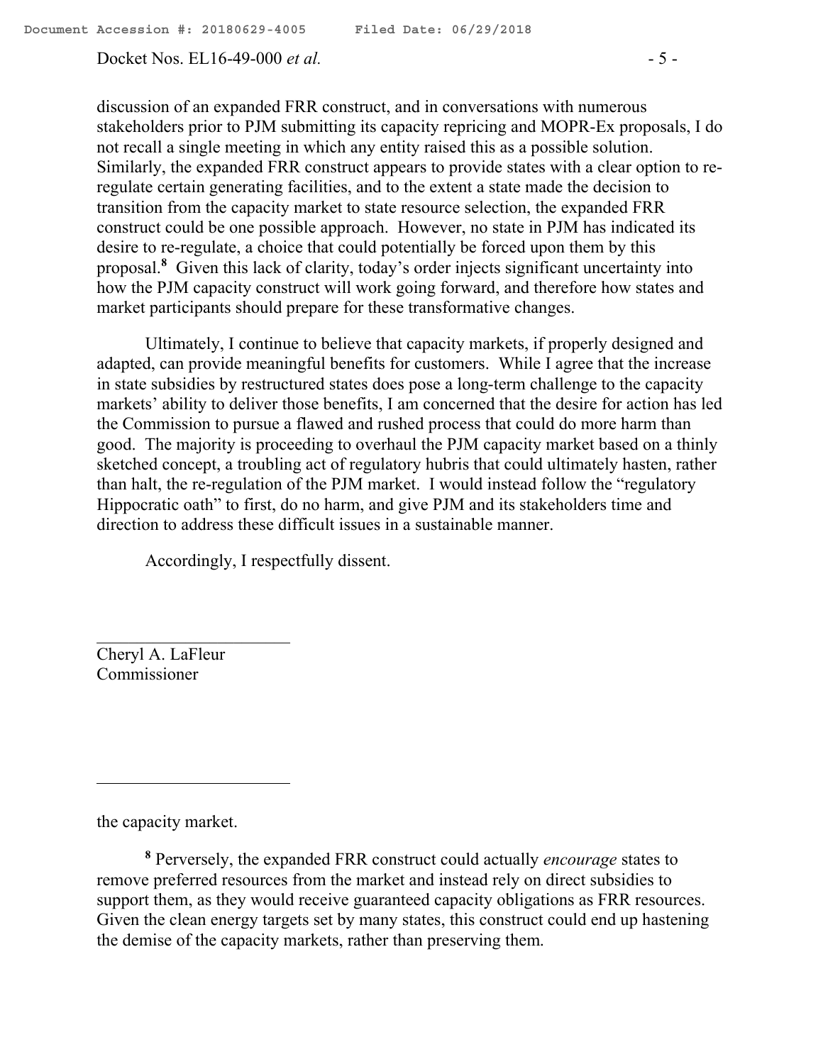discussion of an expanded FRR construct, and in conversations with numerous stakeholders prior to PJM submitting its capacity repricing and MOPR-Ex proposals, I do not recall a single meeting in which any entity raised this as a possible solution. Similarly, the expanded FRR construct appears to provide states with a clear option to re-regulate certain generating facilities, and to the extent a state made the decision to transition from the capacity market to state resource selection, the expanded FRR construct could be one possible approach. However, no state in PJM has indicated its desire to re-regulate, a choice that could potentially be forced upon them by this proposal.[8] Given this lack of clarity, today's order injects significant uncertainty into how the PJM capacity construct will work going forward, and therefore how states and market participants should prepare for these transformative changes.

Ultimately, I continue to believe that capacity markets, if properly designed and adapted, can provide meaningful benefits for customers. While I agree that the increase in state subsidies by restructured states does pose a long-term challenge to the capacity markets' ability to deliver those benefits, I am concerned that the desire for action has led the Commission to pursue a flawed and rushed process that could do more harm than good. The majority is proceeding to overhaul the PJM capacity market based on a thinly sketched concept, a troubling act of regulatory hubris that could ultimately hasten, rather than halt, the re-regulation of the PJM market. I would instead follow the "regulatory Hippocratic oath" to first, do no harm, and give PJM and its stakeholders time and direction to address these difficult issues in a sustainable manner.

Accordingly, I respectfully dissent.

______________________
Cheryl A. LaFleur
Commissioner

---

the capacity market.

[8] Perversely, the expanded FRR construct could actually *encourage* states to remove preferred resources from the market and instead rely on direct subsidies to support them, as they would receive guaranteed capacity obligations as FRR resources. Given the clean energy targets set by many states, this construct could end up hastening the demise of the capacity markets, rather than preserving them.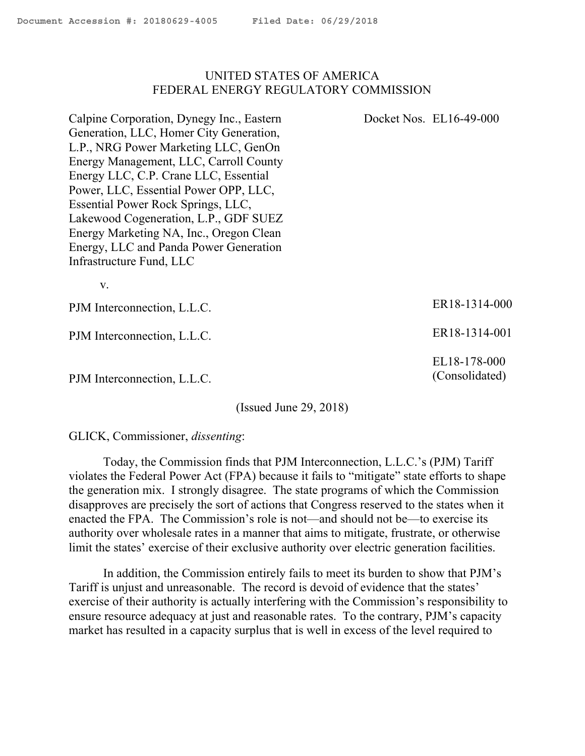UNITED STATES OF AMERICA
FEDERAL ENERGY REGULATORY COMMISSION

| | |
|---|---|
| Calpine Corporation, Dynegy Inc., Eastern Generation, LLC, Homer City Generation, L.P., NRG Power Marketing LLC, GenOn Energy Management, LLC, Carroll County Energy LLC, C.P. Crane LLC, Essential Power, LLC, Essential Power OPP, LLC, Essential Power Rock Springs, LLC, Lakewood Cogeneration, L.P., GDF SUEZ Energy Marketing NA, Inc., Oregon Clean Energy, LLC and Panda Power Generation Infrastructure Fund, LLC | Docket Nos. EL16-49-000 |
| v. | |
| PJM Interconnection, L.L.C. | ER18-1314-000 |
| PJM Interconnection, L.L.C. | ER18-1314-001 |
| PJM Interconnection, L.L.C. | EL18-178-000 (Consolidated) |

(Issued June 29, 2018)

GLICK, Commissioner, *dissenting*:

Today, the Commission finds that PJM Interconnection, L.L.C.'s (PJM) Tariff violates the Federal Power Act (FPA) because it fails to "mitigate" state efforts to shape the generation mix. I strongly disagree. The state programs of which the Commission disapproves are precisely the sort of actions that Congress reserved to the states when it enacted the FPA. The Commission's role is not—and should not be—to exercise its authority over wholesale rates in a manner that aims to mitigate, frustrate, or otherwise limit the states' exercise of their exclusive authority over electric generation facilities.

In addition, the Commission entirely fails to meet its burden to show that PJM's Tariff is unjust and unreasonable. The record is devoid of evidence that the states' exercise of their authority is actually interfering with the Commission's responsibility to ensure resource adequacy at just and reasonable rates. To the contrary, PJM's capacity market has resulted in a capacity surplus that is well in excess of the level required to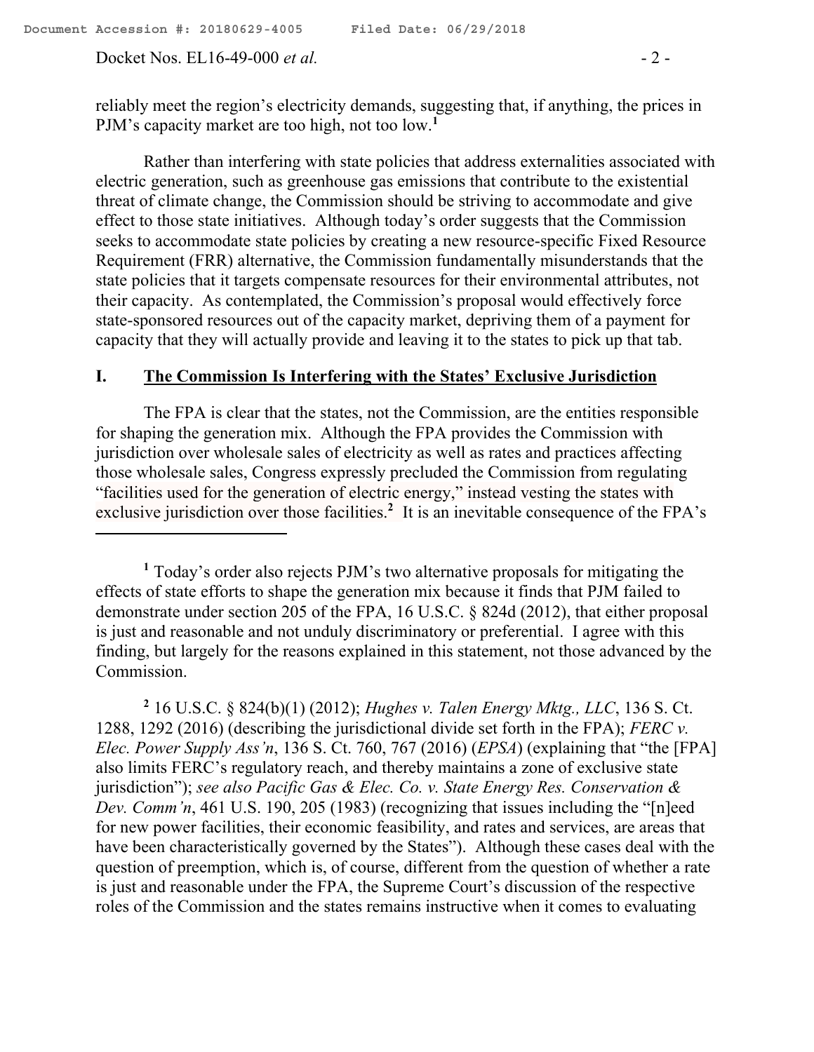reliably meet the region's electricity demands, suggesting that, if anything, the prices in PJM's capacity market are too high, not too low.[1]

Rather than interfering with state policies that address externalities associated with electric generation, such as greenhouse gas emissions that contribute to the existential threat of climate change, the Commission should be striving to accommodate and give effect to those state initiatives. Although today's order suggests that the Commission seeks to accommodate state policies by creating a new resource-specific Fixed Resource Requirement (FRR) alternative, the Commission fundamentally misunderstands that the state policies that it targets compensate resources for their environmental attributes, not their capacity. As contemplated, the Commission's proposal would effectively force state-sponsored resources out of the capacity market, depriving them of a payment for capacity that they will actually provide and leaving it to the states to pick up that tab.

## I. The Commission Is Interfering with the States' Exclusive Jurisdiction

The FPA is clear that the states, not the Commission, are the entities responsible for shaping the generation mix. Although the FPA provides the Commission with jurisdiction over wholesale sales of electricity as well as rates and practices affecting those wholesale sales, Congress expressly precluded the Commission from regulating "facilities used for the generation of electric energy," instead vesting the states with exclusive jurisdiction over those facilities.[2] It is an inevitable consequence of the FPA's

---

[1] Today's order also rejects PJM's two alternative proposals for mitigating the effects of state efforts to shape the generation mix because it finds that PJM failed to demonstrate under section 205 of the FPA, 16 U.S.C. § 824d (2012), that either proposal is just and reasonable and not unduly discriminatory or preferential. I agree with this finding, but largely for the reasons explained in this statement, not those advanced by the Commission.

[2] 16 U.S.C. § 824(b)(1) (2012); *Hughes v. Talen Energy Mktg., LLC*, 136 S. Ct. 1288, 1292 (2016) (describing the jurisdictional divide set forth in the FPA); *FERC v. Elec. Power Supply Ass'n*, 136 S. Ct. 760, 767 (2016) (*EPSA*) (explaining that "the [FPA] also limits FERC's regulatory reach, and thereby maintains a zone of exclusive state jurisdiction"); *see also Pacific Gas & Elec. Co. v. State Energy Res. Conservation & Dev. Comm'n*, 461 U.S. 190, 205 (1983) (recognizing that issues including the "[n]eed for new power facilities, their economic feasibility, and rates and services, are areas that have been characteristically governed by the States"). Although these cases deal with the question of preemption, which is, of course, different from the question of whether a rate is just and reasonable under the FPA, the Supreme Court's discussion of the respective roles of the Commission and the states remains instructive when it comes to evaluating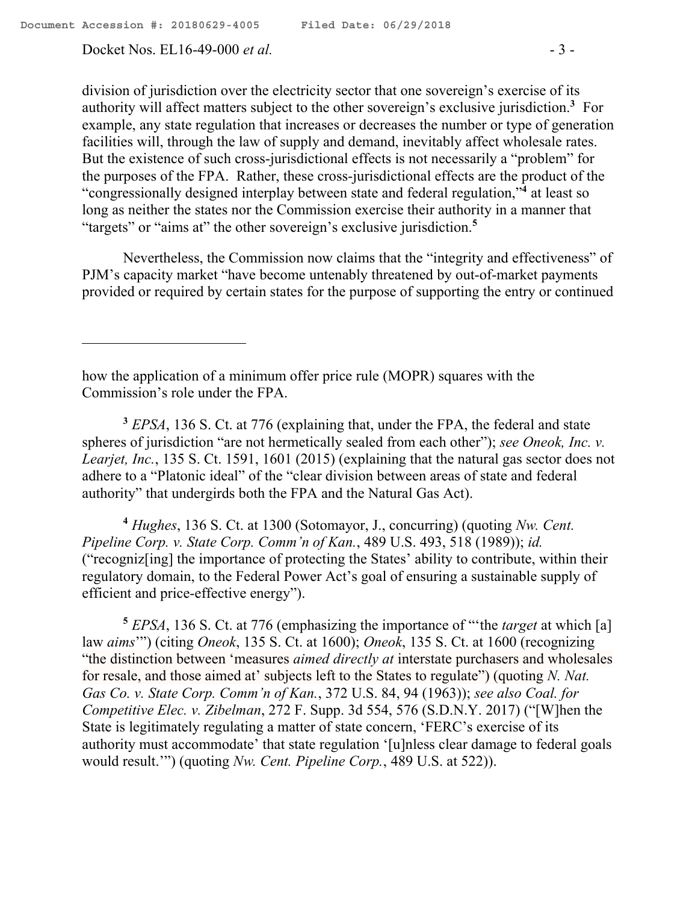division of jurisdiction over the electricity sector that one sovereign's exercise of its authority will affect matters subject to the other sovereign's exclusive jurisdiction.[3] For example, any state regulation that increases or decreases the number or type of generation facilities will, through the law of supply and demand, inevitably affect wholesale rates. But the existence of such cross-jurisdictional effects is not necessarily a "problem" for the purposes of the FPA. Rather, these cross-jurisdictional effects are the product of the "congressionally designed interplay between state and federal regulation,"[4] at least so long as neither the states nor the Commission exercise their authority in a manner that "targets" or "aims at" the other sovereign's exclusive jurisdiction.[5]

Nevertheless, the Commission now claims that the "integrity and effectiveness" of PJM's capacity market "have become untenably threatened by out-of-market payments provided or required by certain states for the purpose of supporting the entry or continued

---

how the application of a minimum offer price rule (MOPR) squares with the Commission's role under the FPA.

[3] *EPSA*, 136 S. Ct. at 776 (explaining that, under the FPA, the federal and state spheres of jurisdiction "are not hermetically sealed from each other"); *see Oneok, Inc. v. Learjet, Inc.*, 135 S. Ct. 1591, 1601 (2015) (explaining that the natural gas sector does not adhere to a "Platonic ideal" of the "clear division between areas of state and federal authority" that undergirds both the FPA and the Natural Gas Act).

[4] *Hughes*, 136 S. Ct. at 1300 (Sotomayor, J., concurring) (quoting *Nw. Cent. Pipeline Corp. v. State Corp. Comm'n of Kan.*, 489 U.S. 493, 518 (1989)); *id.* ("recogniz[ing] the importance of protecting the States' ability to contribute, within their regulatory domain, to the Federal Power Act's goal of ensuring a sustainable supply of efficient and price-effective energy").

[5] *EPSA*, 136 S. Ct. at 776 (emphasizing the importance of "'the *target* at which [a] law *aims*'") (citing *Oneok*, 135 S. Ct. at 1600); *Oneok*, 135 S. Ct. at 1600 (recognizing "the distinction between 'measures *aimed directly at* interstate purchasers and wholesales for resale, and those aimed at' subjects left to the States to regulate") (quoting *N. Nat. Gas Co. v. State Corp. Comm'n of Kan.*, 372 U.S. 84, 94 (1963)); *see also Coal. for Competitive Elec. v. Zibelman*, 272 F. Supp. 3d 554, 576 (S.D.N.Y. 2017) ("[W]hen the State is legitimately regulating a matter of state concern, 'FERC's exercise of its authority must accommodate' that state regulation '[u]nless clear damage to federal goals would result.'") (quoting *Nw. Cent. Pipeline Corp.*, 489 U.S. at 522)).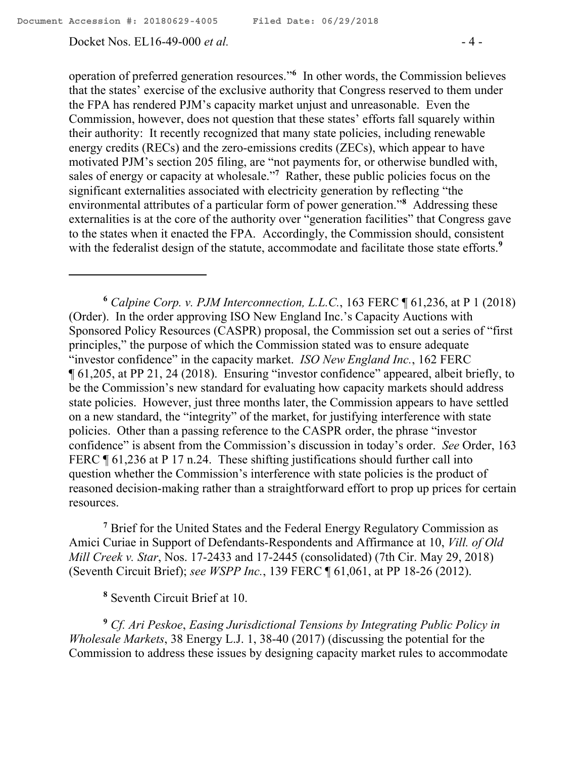operation of preferred generation resources."[6] In other words, the Commission believes that the states' exercise of the exclusive authority that Congress reserved to them under the FPA has rendered PJM's capacity market unjust and unreasonable. Even the Commission, however, does not question that these states' efforts fall squarely within their authority: It recently recognized that many state policies, including renewable energy credits (RECs) and the zero-emissions credits (ZECs), which appear to have motivated PJM's section 205 filing, are "not payments for, or otherwise bundled with, sales of energy or capacity at wholesale."[7] Rather, these public policies focus on the significant externalities associated with electricity generation by reflecting "the environmental attributes of a particular form of power generation."[8] Addressing these externalities is at the core of the authority over "generation facilities" that Congress gave to the states when it enacted the FPA. Accordingly, the Commission should, consistent with the federalist design of the statute, accommodate and facilitate those state efforts.[9]

---

[6] *Calpine Corp. v. PJM Interconnection, L.L.C.*, 163 FERC ¶ 61,236, at P 1 (2018) (Order). In the order approving ISO New England Inc.'s Capacity Auctions with Sponsored Policy Resources (CASPR) proposal, the Commission set out a series of "first principles," the purpose of which the Commission stated was to ensure adequate "investor confidence" in the capacity market. *ISO New England Inc.*, 162 FERC ¶ 61,205, at PP 21, 24 (2018). Ensuring "investor confidence" appeared, albeit briefly, to be the Commission's new standard for evaluating how capacity markets should address state policies. However, just three months later, the Commission appears to have settled on a new standard, the "integrity" of the market, for justifying interference with state policies. Other than a passing reference to the CASPR order, the phrase "investor confidence" is absent from the Commission's discussion in today's order. *See* Order, 163 FERC ¶ 61,236 at P 17 n.24. These shifting justifications should further call into question whether the Commission's interference with state policies is the product of reasoned decision-making rather than a straightforward effort to prop up prices for certain resources.

[7] Brief for the United States and the Federal Energy Regulatory Commission as Amici Curiae in Support of Defendants-Respondents and Affirmance at 10, *Vill. of Old Mill Creek v. Star*, Nos. 17-2433 and 17-2445 (consolidated) (7th Cir. May 29, 2018) (Seventh Circuit Brief); *see WSPP Inc.*, 139 FERC ¶ 61,061, at PP 18-26 (2012).

[8] Seventh Circuit Brief at 10.

[9] *Cf. Ari Peskoe*, *Easing Jurisdictional Tensions by Integrating Public Policy in Wholesale Markets*, 38 Energy L.J. 1, 38-40 (2017) (discussing the potential for the Commission to address these issues by designing capacity market rules to accommodate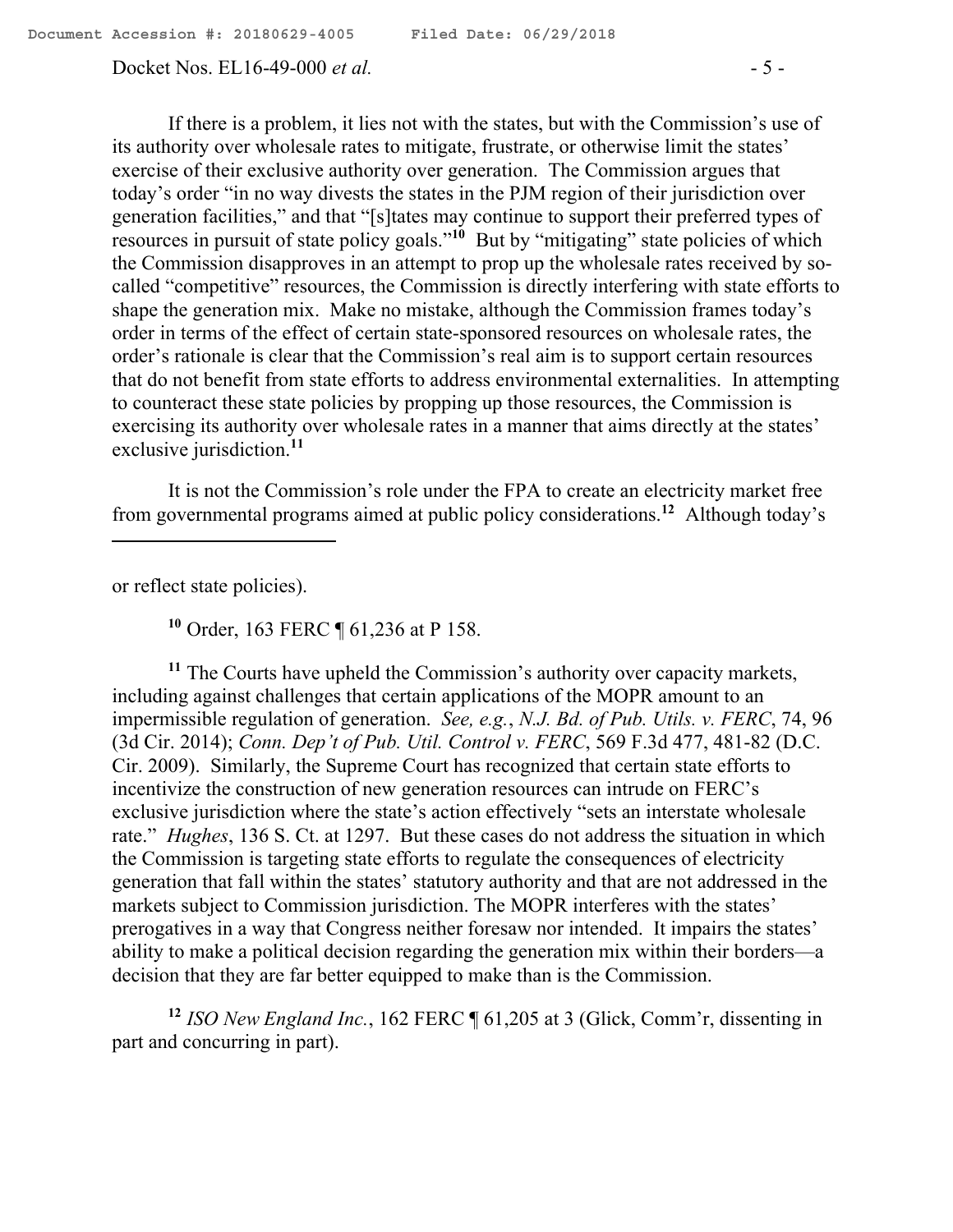If there is a problem, it lies not with the states, but with the Commission's use of its authority over wholesale rates to mitigate, frustrate, or otherwise limit the states' exercise of their exclusive authority over generation. The Commission argues that today's order "in no way divests the states in the PJM region of their jurisdiction over generation facilities," and that "[s]tates may continue to support their preferred types of resources in pursuit of state policy goals."[10] But by "mitigating" state policies of which the Commission disapproves in an attempt to prop up the wholesale rates received by so-called "competitive" resources, the Commission is directly interfering with state efforts to shape the generation mix. Make no mistake, although the Commission frames today's order in terms of the effect of certain state-sponsored resources on wholesale rates, the order's rationale is clear that the Commission's real aim is to support certain resources that do not benefit from state efforts to address environmental externalities. In attempting to counteract these state policies by propping up those resources, the Commission is exercising its authority over wholesale rates in a manner that aims directly at the states' exclusive jurisdiction.[11]

It is not the Commission's role under the FPA to create an electricity market free from governmental programs aimed at public policy considerations.[12] Although today's

---

or reflect state policies).

[10] Order, 163 FERC ¶ 61,236 at P 158.

[11] The Courts have upheld the Commission's authority over capacity markets, including against challenges that certain applications of the MOPR amount to an impermissible regulation of generation. *See, e.g.*, *N.J. Bd. of Pub. Utils. v. FERC*, 74, 96 (3d Cir. 2014); *Conn. Dep't of Pub. Util. Control v. FERC*, 569 F.3d 477, 481-82 (D.C. Cir. 2009). Similarly, the Supreme Court has recognized that certain state efforts to incentivize the construction of new generation resources can intrude on FERC's exclusive jurisdiction where the state's action effectively "sets an interstate wholesale rate." *Hughes*, 136 S. Ct. at 1297. But these cases do not address the situation in which the Commission is targeting state efforts to regulate the consequences of electricity generation that fall within the states' statutory authority and that are not addressed in the markets subject to Commission jurisdiction. The MOPR interferes with the states' prerogatives in a way that Congress neither foresaw nor intended. It impairs the states' ability to make a political decision regarding the generation mix within their borders—a decision that they are far better equipped to make than is the Commission.

[12] *ISO New England Inc.*, 162 FERC ¶ 61,205 at 3 (Glick, Comm'r, dissenting in part and concurring in part).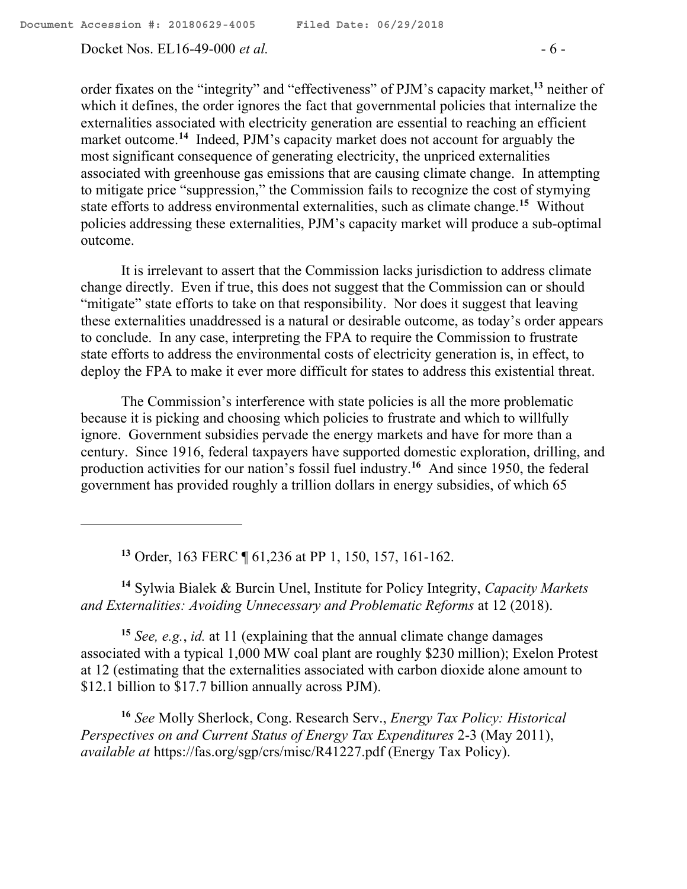order fixates on the "integrity" and "effectiveness" of PJM's capacity market,[13] neither of which it defines, the order ignores the fact that governmental policies that internalize the externalities associated with electricity generation are essential to reaching an efficient market outcome.[14] Indeed, PJM's capacity market does not account for arguably the most significant consequence of generating electricity, the unpriced externalities associated with greenhouse gas emissions that are causing climate change. In attempting to mitigate price "suppression," the Commission fails to recognize the cost of stymying state efforts to address environmental externalities, such as climate change.[15] Without policies addressing these externalities, PJM's capacity market will produce a sub-optimal outcome.

It is irrelevant to assert that the Commission lacks jurisdiction to address climate change directly. Even if true, this does not suggest that the Commission can or should "mitigate" state efforts to take on that responsibility. Nor does it suggest that leaving these externalities unaddressed is a natural or desirable outcome, as today's order appears to conclude. In any case, interpreting the FPA to require the Commission to frustrate state efforts to address the environmental costs of electricity generation is, in effect, to deploy the FPA to make it ever more difficult for states to address this existential threat.

The Commission's interference with state policies is all the more problematic because it is picking and choosing which policies to frustrate and which to willfully ignore. Government subsidies pervade the energy markets and have for more than a century. Since 1916, federal taxpayers have supported domestic exploration, drilling, and production activities for our nation's fossil fuel industry.[16] And since 1950, the federal government has provided roughly a trillion dollars in energy subsidies, of which 65

---

[13] Order, 163 FERC ¶ 61,236 at PP 1, 150, 157, 161-162.

[14] Sylwia Bialek & Burcin Unel, Institute for Policy Integrity, *Capacity Markets and Externalities: Avoiding Unnecessary and Problematic Reforms* at 12 (2018).

[15] *See, e.g.*, *id.* at 11 (explaining that the annual climate change damages associated with a typical 1,000 MW coal plant are roughly $230 million); Exelon Protest at 12 (estimating that the externalities associated with carbon dioxide alone amount to $12.1 billion to $17.7 billion annually across PJM).

[16] *See* Molly Sherlock, Cong. Research Serv., *Energy Tax Policy: Historical Perspectives on and Current Status of Energy Tax Expenditures* 2-3 (May 2011), *available at* https://fas.org/sgp/crs/misc/R41227.pdf (Energy Tax Policy).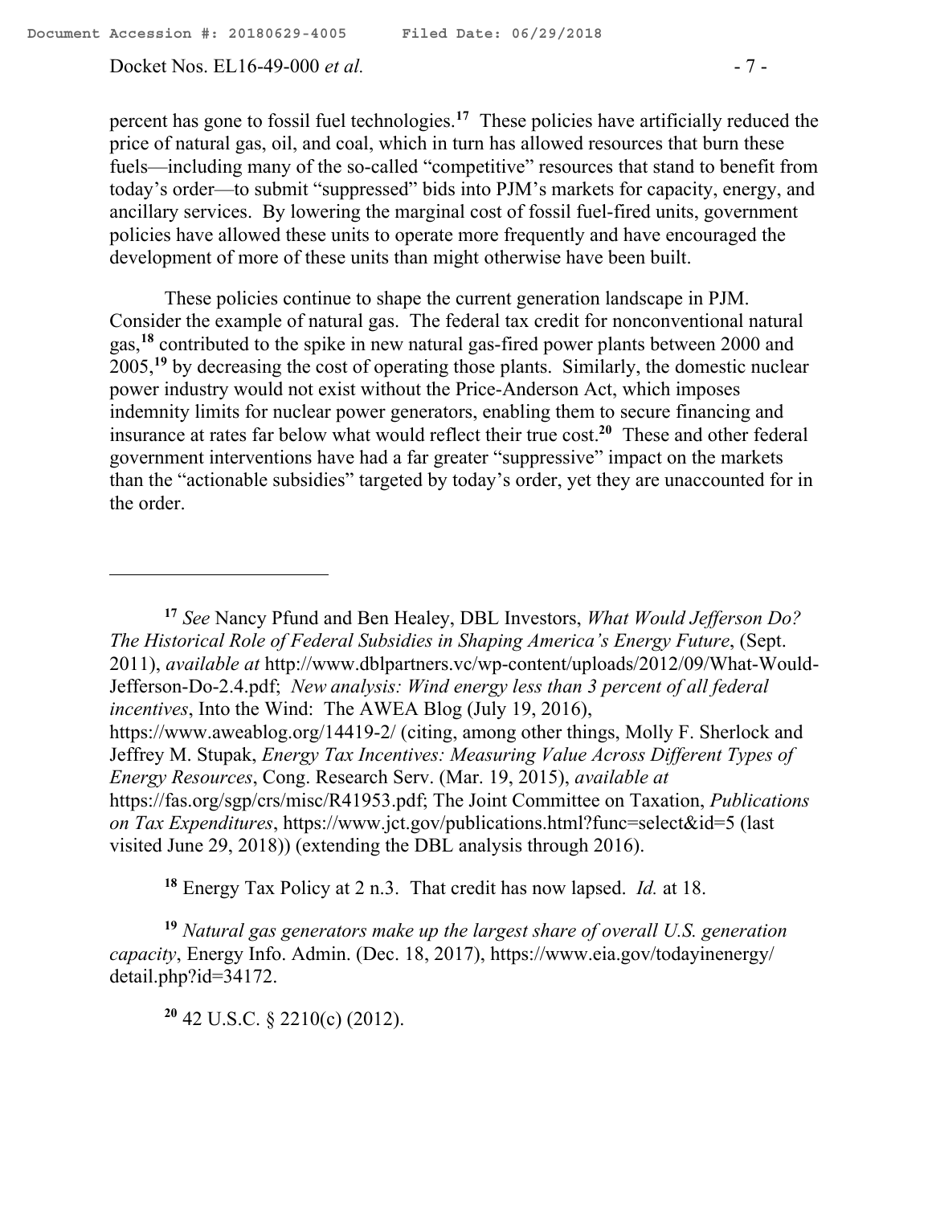percent has gone to fossil fuel technologies.[17] These policies have artificially reduced the price of natural gas, oil, and coal, which in turn has allowed resources that burn these fuels—including many of the so-called "competitive" resources that stand to benefit from today's order—to submit "suppressed" bids into PJM's markets for capacity, energy, and ancillary services. By lowering the marginal cost of fossil fuel-fired units, government policies have allowed these units to operate more frequently and have encouraged the development of more of these units than might otherwise have been built.

These policies continue to shape the current generation landscape in PJM. Consider the example of natural gas. The federal tax credit for nonconventional natural gas,[18] contributed to the spike in new natural gas-fired power plants between 2000 and 2005,[19] by decreasing the cost of operating those plants. Similarly, the domestic nuclear power industry would not exist without the Price-Anderson Act, which imposes indemnity limits for nuclear power generators, enabling them to secure financing and insurance at rates far below what would reflect their true cost.[20] These and other federal government interventions have had a far greater "suppressive" impact on the markets than the "actionable subsidies" targeted by today's order, yet they are unaccounted for in the order.

---

[17] *See* Nancy Pfund and Ben Healey, DBL Investors, *What Would Jefferson Do? The Historical Role of Federal Subsidies in Shaping America's Energy Future*, (Sept. 2011), *available at* http://www.dblpartners.vc/wp-content/uploads/2012/09/What-Would-Jefferson-Do-2.4.pdf; *New analysis: Wind energy less than 3 percent of all federal incentives*, Into the Wind: The AWEA Blog (July 19, 2016), https://www.aweablog.org/14419-2/ (citing, among other things, Molly F. Sherlock and Jeffrey M. Stupak, *Energy Tax Incentives: Measuring Value Across Different Types of Energy Resources*, Cong. Research Serv. (Mar. 19, 2015), *available at* https://fas.org/sgp/crs/misc/R41953.pdf; The Joint Committee on Taxation, *Publications on Tax Expenditures*, https://www.jct.gov/publications.html?func=select&id=5 (last visited June 29, 2018)) (extending the DBL analysis through 2016).

[18] Energy Tax Policy at 2 n.3. That credit has now lapsed. *Id.* at 18.

[19] *Natural gas generators make up the largest share of overall U.S. generation capacity*, Energy Info. Admin. (Dec. 18, 2017), https://www.eia.gov/todayinenergy/detail.php?id=34172.

[20] 42 U.S.C. § 2210(c) (2012).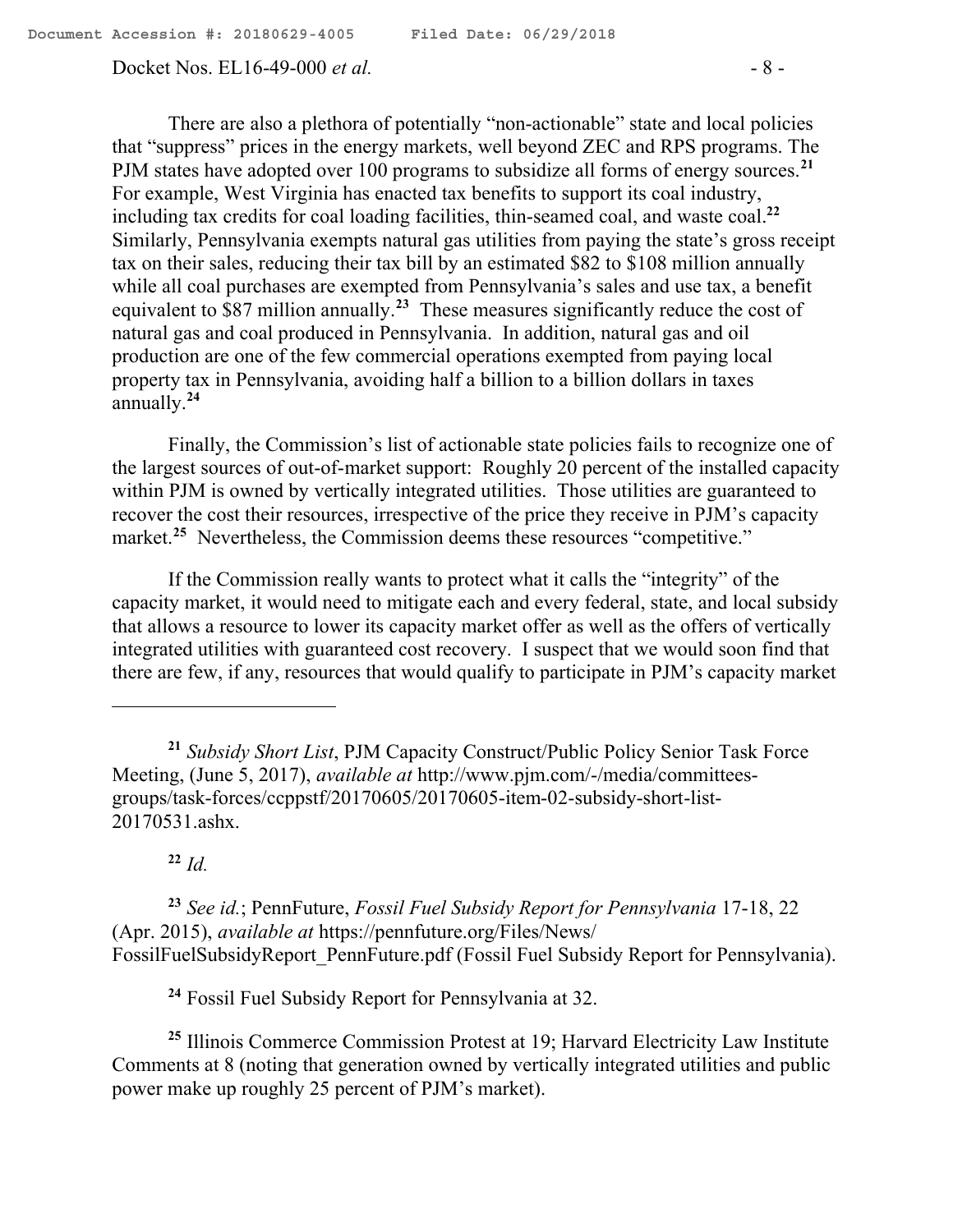There are also a plethora of potentially "non-actionable" state and local policies that "suppress" prices in the energy markets, well beyond ZEC and RPS programs. The PJM states have adopted over 100 programs to subsidize all forms of energy sources.[21] For example, West Virginia has enacted tax benefits to support its coal industry, including tax credits for coal loading facilities, thin-seamed coal, and waste coal.[22] Similarly, Pennsylvania exempts natural gas utilities from paying the state's gross receipt tax on their sales, reducing their tax bill by an estimated $82 to $108 million annually while all coal purchases are exempted from Pennsylvania's sales and use tax, a benefit equivalent to $87 million annually.[23] These measures significantly reduce the cost of natural gas and coal produced in Pennsylvania. In addition, natural gas and oil production are one of the few commercial operations exempted from paying local property tax in Pennsylvania, avoiding half a billion to a billion dollars in taxes annually.[24]

Finally, the Commission's list of actionable state policies fails to recognize one of the largest sources of out-of-market support: Roughly 20 percent of the installed capacity within PJM is owned by vertically integrated utilities. Those utilities are guaranteed to recover the cost their resources, irrespective of the price they receive in PJM's capacity market.[25] Nevertheless, the Commission deems these resources "competitive."

If the Commission really wants to protect what it calls the "integrity" of the capacity market, it would need to mitigate each and every federal, state, and local subsidy that allows a resource to lower its capacity market offer as well as the offers of vertically integrated utilities with guaranteed cost recovery. I suspect that we would soon find that there are few, if any, resources that would qualify to participate in PJM's capacity market

---

[21] *Subsidy Short List*, PJM Capacity Construct/Public Policy Senior Task Force Meeting, (June 5, 2017), *available at* http://www.pjm.com/-/media/committees-groups/task-forces/ccppstf/20170605/20170605-item-02-subsidy-short-list-20170531.ashx.

[22] *Id.*

[23] *See id.*; PennFuture, *Fossil Fuel Subsidy Report for Pennsylvania* 17-18, 22 (Apr. 2015), *available at* https://pennfuture.org/Files/News/FossilFuelSubsidyReport_PennFuture.pdf (Fossil Fuel Subsidy Report for Pennsylvania).

[24] Fossil Fuel Subsidy Report for Pennsylvania at 32.

[25] Illinois Commerce Commission Protest at 19; Harvard Electricity Law Institute Comments at 8 (noting that generation owned by vertically integrated utilities and public power make up roughly 25 percent of PJM's market).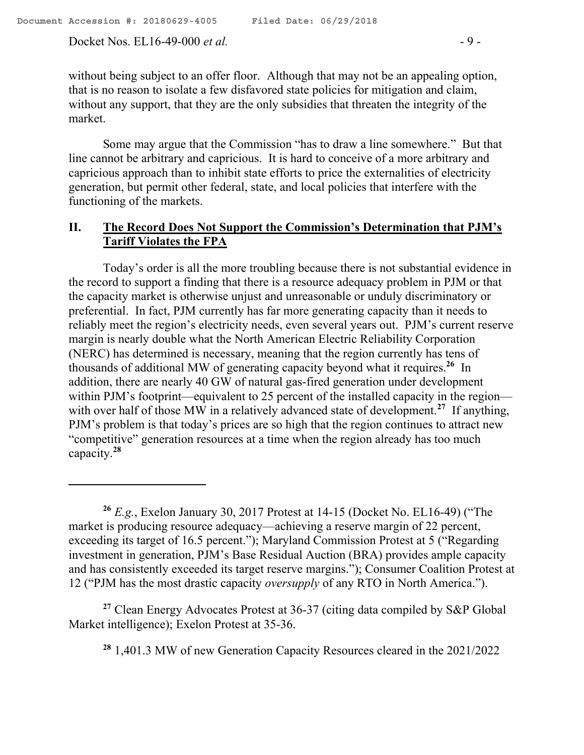without being subject to an offer floor. Although that may not be an appealing option, that is no reason to isolate a few disfavored state policies for mitigation and claim, without any support, that they are the only subsidies that threaten the integrity of the market.

Some may argue that the Commission "has to draw a line somewhere." But that line cannot be arbitrary and capricious. It is hard to conceive of a more arbitrary and capricious approach than to inhibit state efforts to price the externalities of electricity generation, but permit other federal, state, and local policies that interfere with the functioning of the markets.

## II. <u>The Record Does Not Support the Commission's Determination that PJM's Tariff Violates the FPA</u>

Today's order is all the more troubling because there is not substantial evidence in the record to support a finding that there is a resource adequacy problem in PJM or that the capacity market is otherwise unjust and unreasonable or unduly discriminatory or preferential. In fact, PJM currently has far more generating capacity than it needs to reliably meet the region's electricity needs, even several years out. PJM's current reserve margin is nearly double what the North American Electric Reliability Corporation (NERC) has determined is necessary, meaning that the region currently has tens of thousands of additional MW of generating capacity beyond what it requires.[26] In addition, there are nearly 40 GW of natural gas-fired generation under development within PJM's footprint—equivalent to 25 percent of the installed capacity in the region—with over half of those MW in a relatively advanced state of development.[27] If anything, PJM's problem is that today's prices are so high that the region continues to attract new "competitive" generation resources at a time when the region already has too much capacity.[28]

---

[26] *E.g.*, Exelon January 30, 2017 Protest at 14-15 (Docket No. EL16-49) ("The market is producing resource adequacy—achieving a reserve margin of 22 percent, exceeding its target of 16.5 percent."); Maryland Commission Protest at 5 ("Regarding investment in generation, PJM's Base Residual Auction (BRA) provides ample capacity and has consistently exceeded its target reserve margins."); Consumer Coalition Protest at 12 ("PJM has the most drastic capacity *oversupply* of any RTO in North America.").

[27] Clean Energy Advocates Protest at 36-37 (citing data compiled by S&P Global Market intelligence); Exelon Protest at 35-36.

[28] 1,401.3 MW of new Generation Capacity Resources cleared in the 2021/2022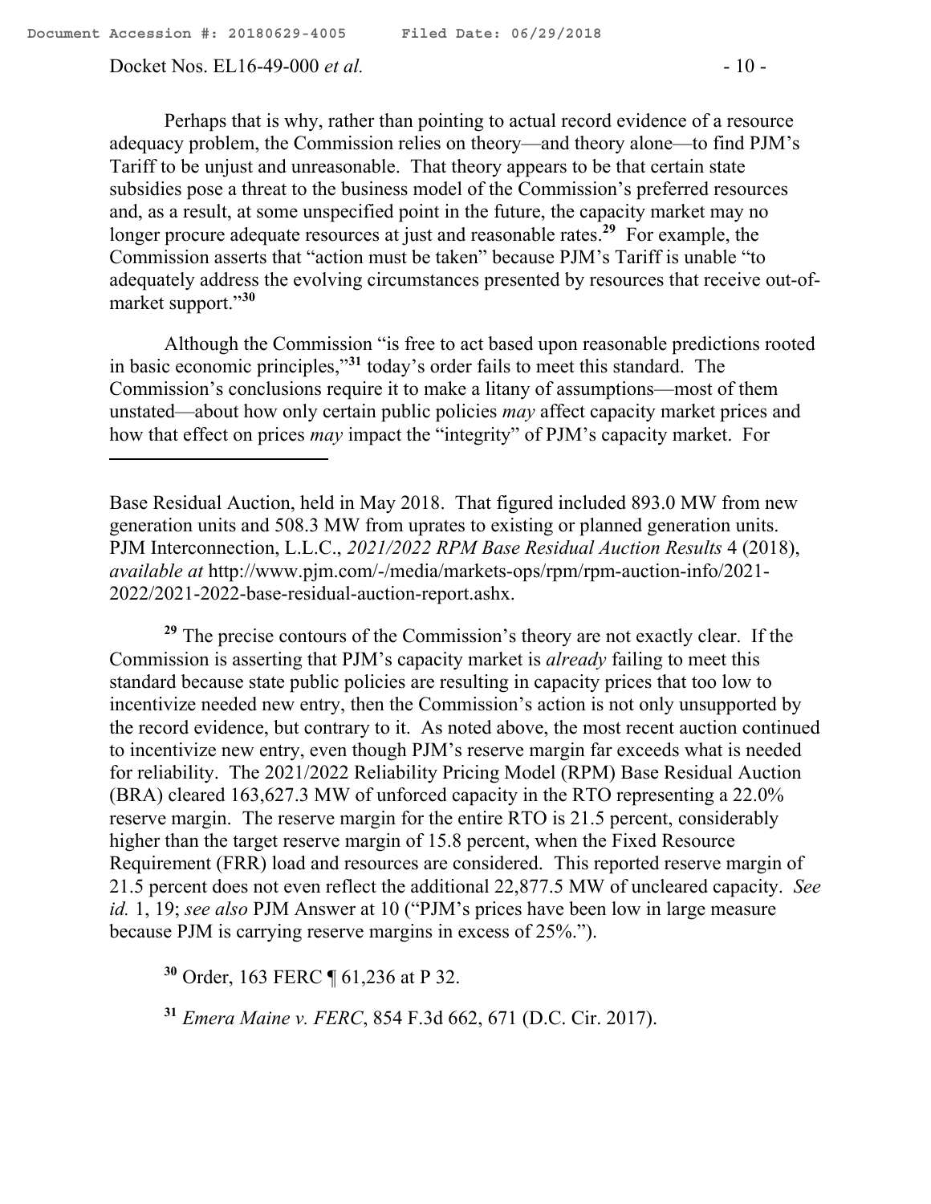Perhaps that is why, rather than pointing to actual record evidence of a resource adequacy problem, the Commission relies on theory—and theory alone—to find PJM's Tariff to be unjust and unreasonable. That theory appears to be that certain state subsidies pose a threat to the business model of the Commission's preferred resources and, as a result, at some unspecified point in the future, the capacity market may no longer procure adequate resources at just and reasonable rates.[29] For example, the Commission asserts that "action must be taken" because PJM's Tariff is unable "to adequately address the evolving circumstances presented by resources that receive out-of-market support."[30]

Although the Commission "is free to act based upon reasonable predictions rooted in basic economic principles,"[31] today's order fails to meet this standard. The Commission's conclusions require it to make a litany of assumptions—most of them unstated—about how only certain public policies *may* affect capacity market prices and how that effect on prices *may* impact the "integrity" of PJM's capacity market. For

---

Base Residual Auction, held in May 2018. That figured included 893.0 MW from new generation units and 508.3 MW from uprates to existing or planned generation units. PJM Interconnection, L.L.C., *2021/2022 RPM Base Residual Auction Results* 4 (2018), *available at* http://www.pjm.com/-/media/markets-ops/rpm/rpm-auction-info/2021-2022/2021-2022-base-residual-auction-report.ashx.

[29] The precise contours of the Commission's theory are not exactly clear. If the Commission is asserting that PJM's capacity market is *already* failing to meet this standard because state public policies are resulting in capacity prices that too low to incentivize needed new entry, then the Commission's action is not only unsupported by the record evidence, but contrary to it. As noted above, the most recent auction continued to incentivize new entry, even though PJM's reserve margin far exceeds what is needed for reliability. The 2021/2022 Reliability Pricing Model (RPM) Base Residual Auction (BRA) cleared 163,627.3 MW of unforced capacity in the RTO representing a 22.0% reserve margin. The reserve margin for the entire RTO is 21.5 percent, considerably higher than the target reserve margin of 15.8 percent, when the Fixed Resource Requirement (FRR) load and resources are considered. This reported reserve margin of 21.5 percent does not even reflect the additional 22,877.5 MW of uncleared capacity. *See id.* 1, 19; *see also* PJM Answer at 10 ("PJM's prices have been low in large measure because PJM is carrying reserve margins in excess of 25%.").

[30] Order, 163 FERC ¶ 61,236 at P 32.

[31] *Emera Maine v. FERC*, 854 F.3d 662, 671 (D.C. Cir. 2017).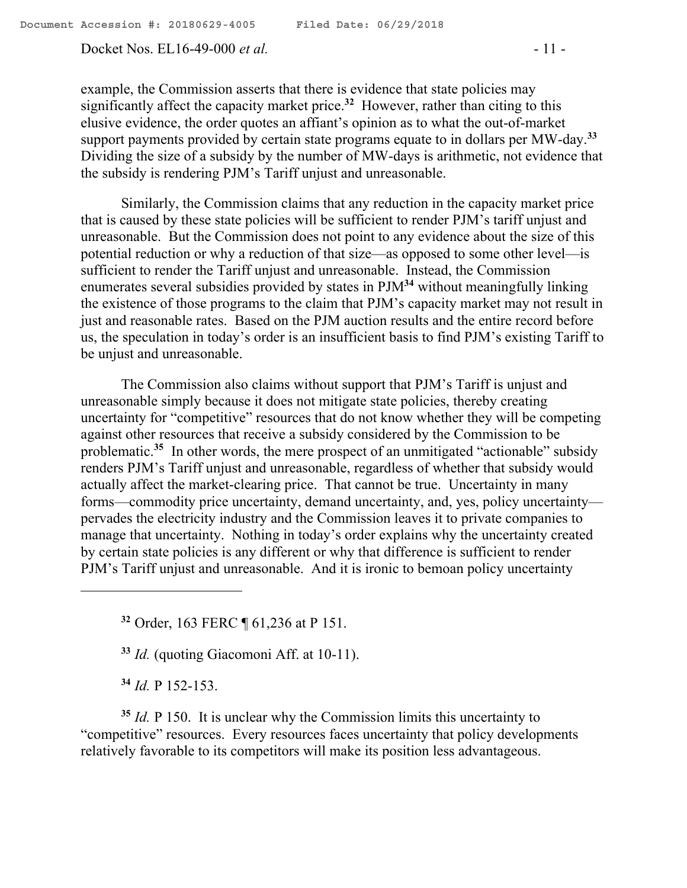example, the Commission asserts that there is evidence that state policies may significantly affect the capacity market price.[32] However, rather than citing to this elusive evidence, the order quotes an affiant's opinion as to what the out-of-market support payments provided by certain state programs equate to in dollars per MW-day.[33] Dividing the size of a subsidy by the number of MW-days is arithmetic, not evidence that the subsidy is rendering PJM's Tariff unjust and unreasonable.

Similarly, the Commission claims that any reduction in the capacity market price that is caused by these state policies will be sufficient to render PJM's tariff unjust and unreasonable. But the Commission does not point to any evidence about the size of this potential reduction or why a reduction of that size—as opposed to some other level—is sufficient to render the Tariff unjust and unreasonable. Instead, the Commission enumerates several subsidies provided by states in PJM[34] without meaningfully linking the existence of those programs to the claim that PJM's capacity market may not result in just and reasonable rates. Based on the PJM auction results and the entire record before us, the speculation in today's order is an insufficient basis to find PJM's existing Tariff to be unjust and unreasonable.

The Commission also claims without support that PJM's Tariff is unjust and unreasonable simply because it does not mitigate state policies, thereby creating uncertainty for "competitive" resources that do not know whether they will be competing against other resources that receive a subsidy considered by the Commission to be problematic.[35] In other words, the mere prospect of an unmitigated "actionable" subsidy renders PJM's Tariff unjust and unreasonable, regardless of whether that subsidy would actually affect the market-clearing price. That cannot be true. Uncertainty in many forms—commodity price uncertainty, demand uncertainty, and, yes, policy uncertainty—pervades the electricity industry and the Commission leaves it to private companies to manage that uncertainty. Nothing in today's order explains why the uncertainty created by certain state policies is any different or why that difference is sufficient to render PJM's Tariff unjust and unreasonable. And it is ironic to bemoan policy uncertainty

---

[32] Order, 163 FERC ¶ 61,236 at P 151.

[33] *Id.* (quoting Giacomoni Aff. at 10-11).

[34] *Id.* P 152-153.

[35] *Id.* P 150. It is unclear why the Commission limits this uncertainty to "competitive" resources. Every resources faces uncertainty that policy developments relatively favorable to its competitors will make its position less advantageous.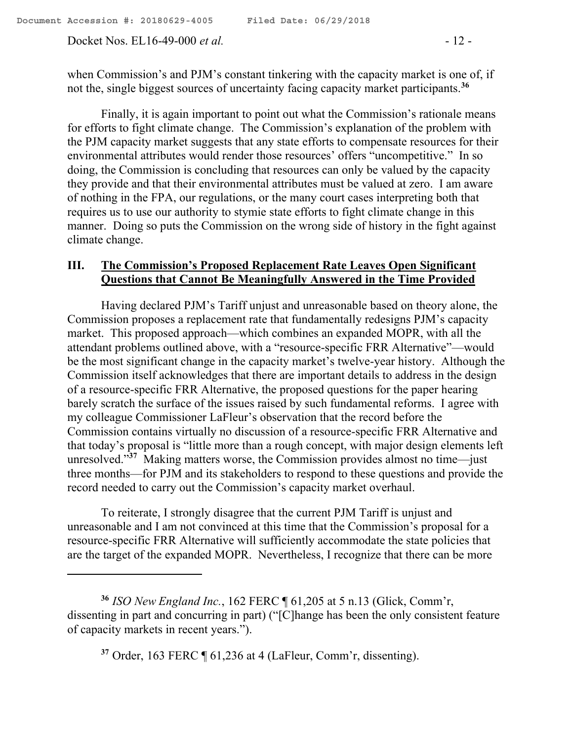when Commission's and PJM's constant tinkering with the capacity market is one of, if not the, single biggest sources of uncertainty facing capacity market participants.[36]

Finally, it is again important to point out what the Commission's rationale means for efforts to fight climate change. The Commission's explanation of the problem with the PJM capacity market suggests that any state efforts to compensate resources for their environmental attributes would render those resources' offers "uncompetitive." In so doing, the Commission is concluding that resources can only be valued by the capacity they provide and that their environmental attributes must be valued at zero. I am aware of nothing in the FPA, our regulations, or the many court cases interpreting both that requires us to use our authority to stymie state efforts to fight climate change in this manner. Doing so puts the Commission on the wrong side of history in the fight against climate change.

## III. The Commission's Proposed Replacement Rate Leaves Open Significant Questions that Cannot Be Meaningfully Answered in the Time Provided

Having declared PJM's Tariff unjust and unreasonable based on theory alone, the Commission proposes a replacement rate that fundamentally redesigns PJM's capacity market. This proposed approach—which combines an expanded MOPR, with all the attendant problems outlined above, with a "resource-specific FRR Alternative"—would be the most significant change in the capacity market's twelve-year history. Although the Commission itself acknowledges that there are important details to address in the design of a resource-specific FRR Alternative, the proposed questions for the paper hearing barely scratch the surface of the issues raised by such fundamental reforms. I agree with my colleague Commissioner LaFleur's observation that the record before the Commission contains virtually no discussion of a resource-specific FRR Alternative and that today's proposal is "little more than a rough concept, with major design elements left unresolved."[37] Making matters worse, the Commission provides almost no time—just three months—for PJM and its stakeholders to respond to these questions and provide the record needed to carry out the Commission's capacity market overhaul.

To reiterate, I strongly disagree that the current PJM Tariff is unjust and unreasonable and I am not convinced at this time that the Commission's proposal for a resource-specific FRR Alternative will sufficiently accommodate the state policies that are the target of the expanded MOPR. Nevertheless, I recognize that there can be more

---

[36] *ISO New England Inc.*, 162 FERC ¶ 61,205 at 5 n.13 (Glick, Comm'r, dissenting in part and concurring in part) ("[C]hange has been the only consistent feature of capacity markets in recent years.").

[37] Order, 163 FERC ¶ 61,236 at 4 (LaFleur, Comm'r, dissenting).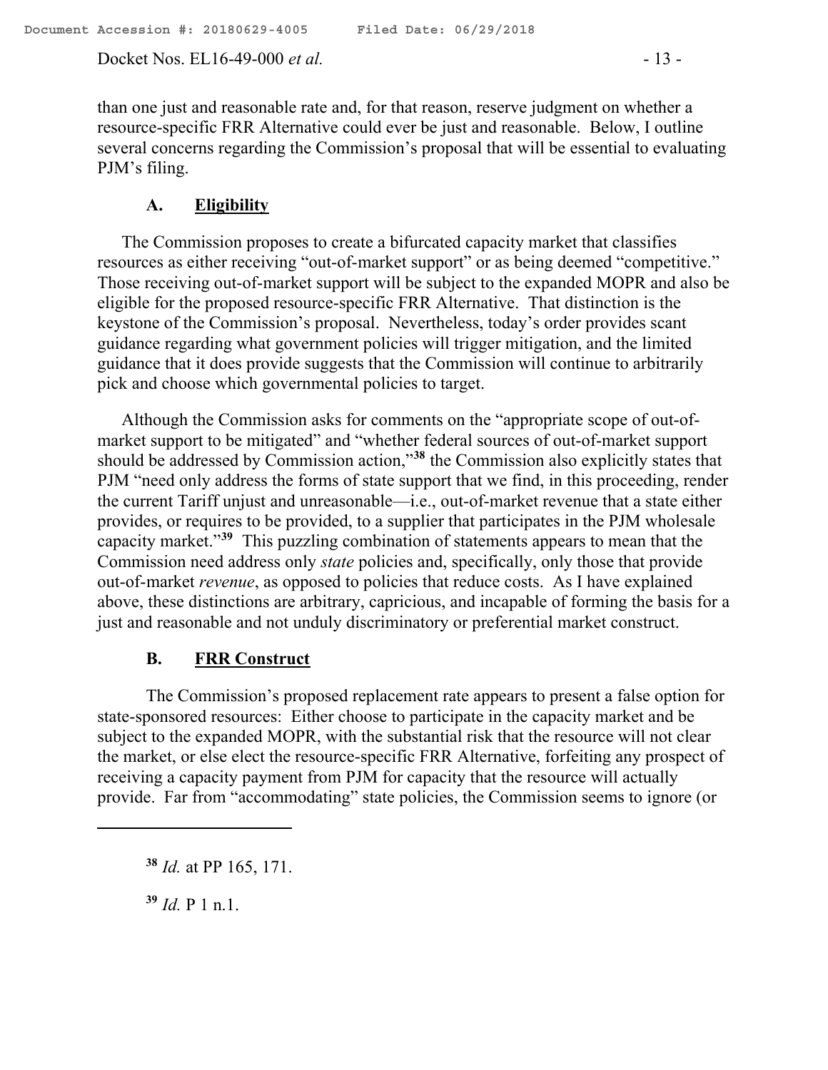than one just and reasonable rate and, for that reason, reserve judgment on whether a resource-specific FRR Alternative could ever be just and reasonable. Below, I outline several concerns regarding the Commission's proposal that will be essential to evaluating PJM's filing.

### A. **Eligibility**

The Commission proposes to create a bifurcated capacity market that classifies resources as either receiving "out-of-market support" or as being deemed "competitive." Those receiving out-of-market support will be subject to the expanded MOPR and also be eligible for the proposed resource-specific FRR Alternative. That distinction is the keystone of the Commission's proposal. Nevertheless, today's order provides scant guidance regarding what government policies will trigger mitigation, and the limited guidance that it does provide suggests that the Commission will continue to arbitrarily pick and choose which governmental policies to target.

Although the Commission asks for comments on the "appropriate scope of out-of-market support to be mitigated" and "whether federal sources of out-of-market support should be addressed by Commission action,"[38] the Commission also explicitly states that PJM "need only address the forms of state support that we find, in this proceeding, render the current Tariff unjust and unreasonable—i.e., out-of-market revenue that a state either provides, or requires to be provided, to a supplier that participates in the PJM wholesale capacity market."[39] This puzzling combination of statements appears to mean that the Commission need address only *state* policies and, specifically, only those that provide out-of-market *revenue*, as opposed to policies that reduce costs. As I have explained above, these distinctions are arbitrary, capricious, and incapable of forming the basis for a just and reasonable and not unduly discriminatory or preferential market construct.

### B. **FRR Construct**

The Commission's proposed replacement rate appears to present a false option for state-sponsored resources: Either choose to participate in the capacity market and be subject to the expanded MOPR, with the substantial risk that the resource will not clear the market, or else elect the resource-specific FRR Alternative, forfeiting any prospect of receiving a capacity payment from PJM for capacity that the resource will actually provide. Far from "accommodating" state policies, the Commission seems to ignore (or

---

[38] *Id.* at PP 165, 171.

[39] *Id.* P 1 n.1.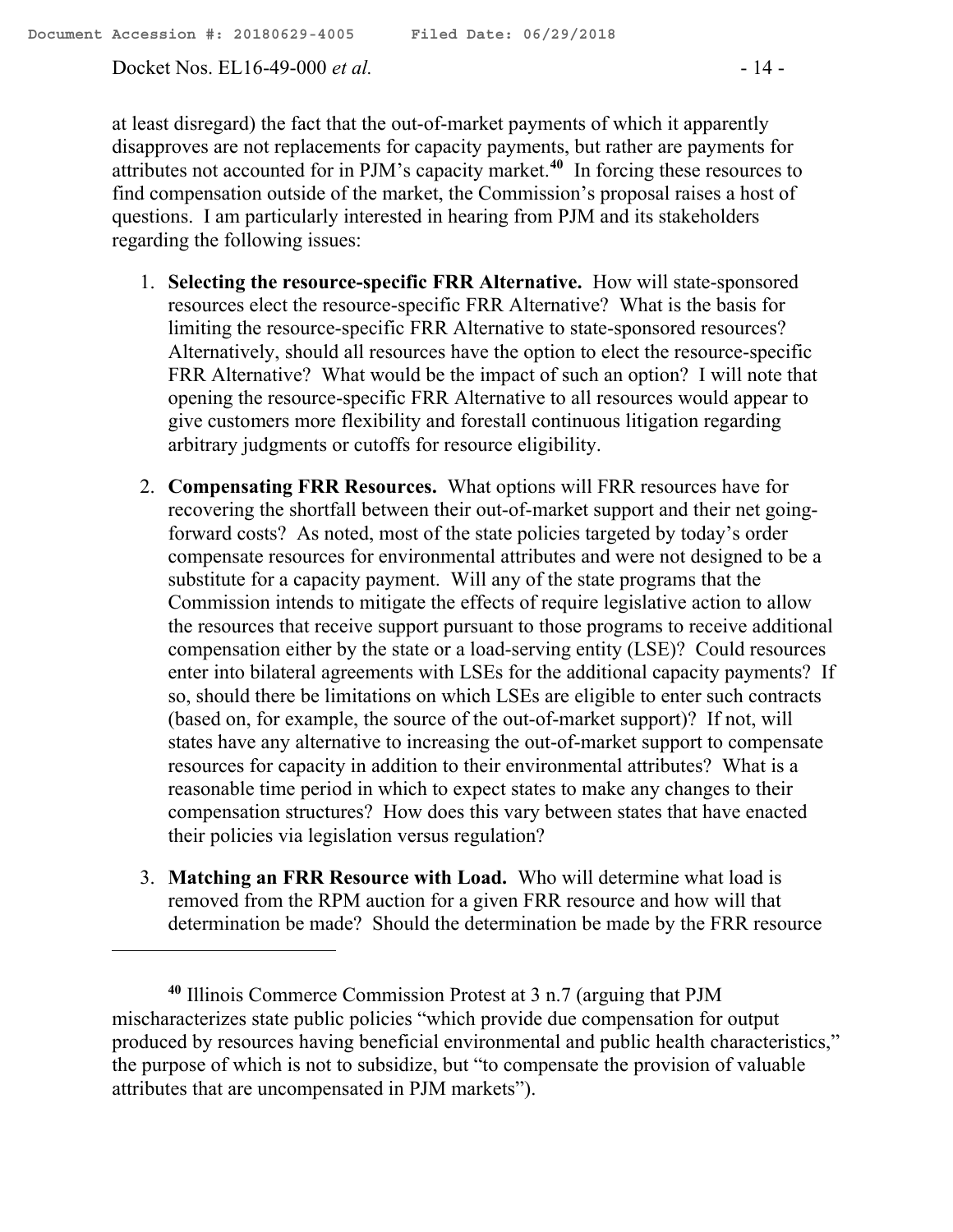at least disregard) the fact that the out-of-market payments of which it apparently disapproves are not replacements for capacity payments, but rather are payments for attributes not accounted for in PJM's capacity market.[40] In forcing these resources to find compensation outside of the market, the Commission's proposal raises a host of questions. I am particularly interested in hearing from PJM and its stakeholders regarding the following issues:

1. **Selecting the resource-specific FRR Alternative.** How will state-sponsored resources elect the resource-specific FRR Alternative? What is the basis for limiting the resource-specific FRR Alternative to state-sponsored resources? Alternatively, should all resources have the option to elect the resource-specific FRR Alternative? What would be the impact of such an option? I will note that opening the resource-specific FRR Alternative to all resources would appear to give customers more flexibility and forestall continuous litigation regarding arbitrary judgments or cutoffs for resource eligibility.

2. **Compensating FRR Resources.** What options will FRR resources have for recovering the shortfall between their out-of-market support and their net going-forward costs? As noted, most of the state policies targeted by today's order compensate resources for environmental attributes and were not designed to be a substitute for a capacity payment. Will any of the state programs that the Commission intends to mitigate the effects of require legislative action to allow the resources that receive support pursuant to those programs to receive additional compensation either by the state or a load-serving entity (LSE)? Could resources enter into bilateral agreements with LSEs for the additional capacity payments? If so, should there be limitations on which LSEs are eligible to enter such contracts (based on, for example, the source of the out-of-market support)? If not, will states have any alternative to increasing the out-of-market support to compensate resources for capacity in addition to their environmental attributes? What is a reasonable time period in which to expect states to make any changes to their compensation structures? How does this vary between states that have enacted their policies via legislation versus regulation?

3. **Matching an FRR Resource with Load.** Who will determine what load is removed from the RPM auction for a given FRR resource and how will that determination be made? Should the determination be made by the FRR resource

[40] Illinois Commerce Commission Protest at 3 n.7 (arguing that PJM mischaracterizes state public policies "which provide due compensation for output produced by resources having beneficial environmental and public health characteristics," the purpose of which is not to subsidize, but "to compensate the provision of valuable attributes that are uncompensated in PJM markets").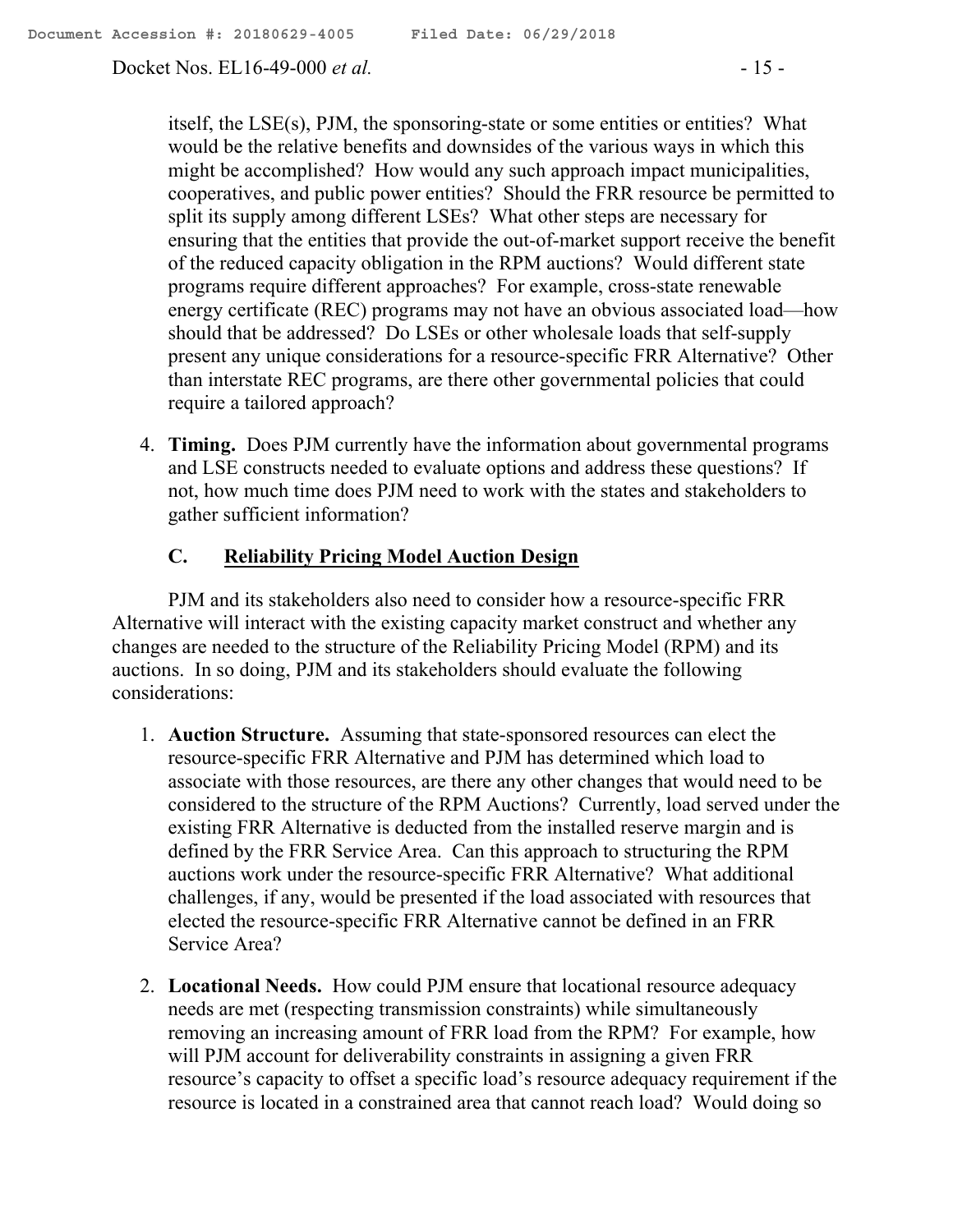itself, the LSE(s), PJM, the sponsoring-state or some entities or entities? What would be the relative benefits and downsides of the various ways in which this might be accomplished? How would any such approach impact municipalities, cooperatives, and public power entities? Should the FRR resource be permitted to split its supply among different LSEs? What other steps are necessary for ensuring that the entities that provide the out-of-market support receive the benefit of the reduced capacity obligation in the RPM auctions? Would different state programs require different approaches? For example, cross-state renewable energy certificate (REC) programs may not have an obvious associated load—how should that be addressed? Do LSEs or other wholesale loads that self-supply present any unique considerations for a resource-specific FRR Alternative? Other than interstate REC programs, are there other governmental policies that could require a tailored approach?

4. **Timing.** Does PJM currently have the information about governmental programs and LSE constructs needed to evaluate options and address these questions? If not, how much time does PJM need to work with the states and stakeholders to gather sufficient information?

### C. Reliability Pricing Model Auction Design

PJM and its stakeholders also need to consider how a resource-specific FRR Alternative will interact with the existing capacity market construct and whether any changes are needed to the structure of the Reliability Pricing Model (RPM) and its auctions. In so doing, PJM and its stakeholders should evaluate the following considerations:

1. **Auction Structure.** Assuming that state-sponsored resources can elect the resource-specific FRR Alternative and PJM has determined which load to associate with those resources, are there any other changes that would need to be considered to the structure of the RPM Auctions? Currently, load served under the existing FRR Alternative is deducted from the installed reserve margin and is defined by the FRR Service Area. Can this approach to structuring the RPM auctions work under the resource-specific FRR Alternative? What additional challenges, if any, would be presented if the load associated with resources that elected the resource-specific FRR Alternative cannot be defined in an FRR Service Area?

2. **Locational Needs.** How could PJM ensure that locational resource adequacy needs are met (respecting transmission constraints) while simultaneously removing an increasing amount of FRR load from the RPM? For example, how will PJM account for deliverability constraints in assigning a given FRR resource's capacity to offset a specific load's resource adequacy requirement if the resource is located in a constrained area that cannot reach load? Would doing so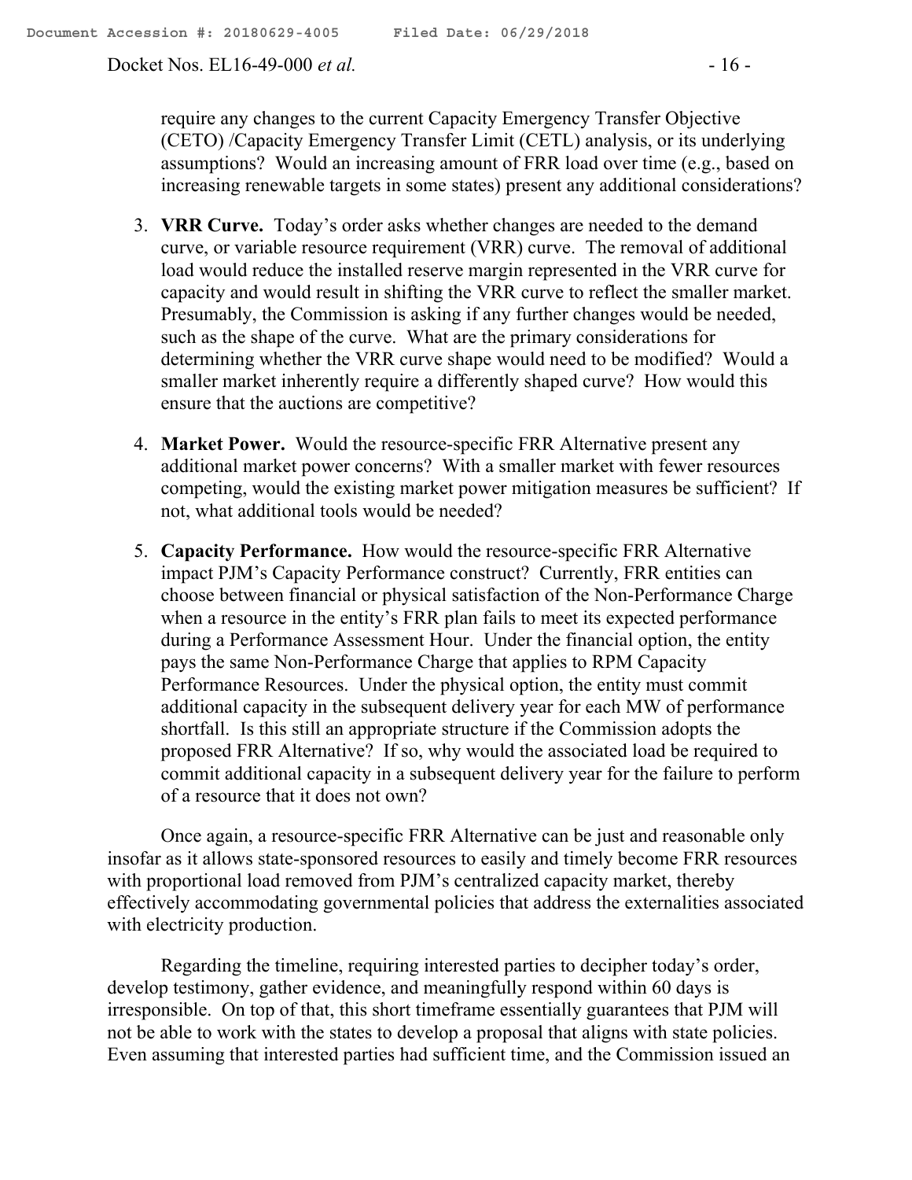require any changes to the current Capacity Emergency Transfer Objective (CETO) /Capacity Emergency Transfer Limit (CETL) analysis, or its underlying assumptions? Would an increasing amount of FRR load over time (e.g., based on increasing renewable targets in some states) present any additional considerations?

3. **VRR Curve.** Today's order asks whether changes are needed to the demand curve, or variable resource requirement (VRR) curve. The removal of additional load would reduce the installed reserve margin represented in the VRR curve for capacity and would result in shifting the VRR curve to reflect the smaller market. Presumably, the Commission is asking if any further changes would be needed, such as the shape of the curve. What are the primary considerations for determining whether the VRR curve shape would need to be modified? Would a smaller market inherently require a differently shaped curve? How would this ensure that the auctions are competitive?

4. **Market Power.** Would the resource-specific FRR Alternative present any additional market power concerns? With a smaller market with fewer resources competing, would the existing market power mitigation measures be sufficient? If not, what additional tools would be needed?

5. **Capacity Performance.** How would the resource-specific FRR Alternative impact PJM's Capacity Performance construct? Currently, FRR entities can choose between financial or physical satisfaction of the Non-Performance Charge when a resource in the entity's FRR plan fails to meet its expected performance during a Performance Assessment Hour. Under the financial option, the entity pays the same Non-Performance Charge that applies to RPM Capacity Performance Resources. Under the physical option, the entity must commit additional capacity in the subsequent delivery year for each MW of performance shortfall. Is this still an appropriate structure if the Commission adopts the proposed FRR Alternative? If so, why would the associated load be required to commit additional capacity in a subsequent delivery year for the failure to perform of a resource that it does not own?

Once again, a resource-specific FRR Alternative can be just and reasonable only insofar as it allows state-sponsored resources to easily and timely become FRR resources with proportional load removed from PJM's centralized capacity market, thereby effectively accommodating governmental policies that address the externalities associated with electricity production.

Regarding the timeline, requiring interested parties to decipher today's order, develop testimony, gather evidence, and meaningfully respond within 60 days is irresponsible. On top of that, this short timeframe essentially guarantees that PJM will not be able to work with the states to develop a proposal that aligns with state policies. Even assuming that interested parties had sufficient time, and the Commission issued an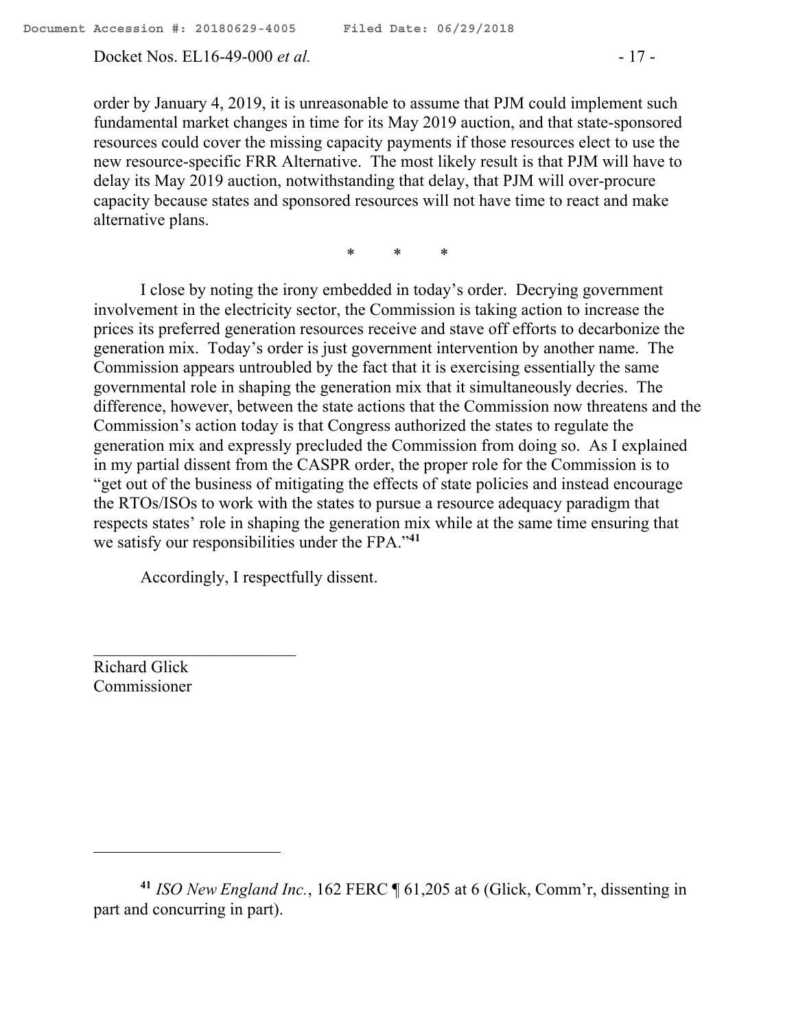order by January 4, 2019, it is unreasonable to assume that PJM could implement such fundamental market changes in time for its May 2019 auction, and that state-sponsored resources could cover the missing capacity payments if those resources elect to use the new resource-specific FRR Alternative. The most likely result is that PJM will have to delay its May 2019 auction, notwithstanding that delay, that PJM will over-procure capacity because states and sponsored resources will not have time to react and make alternative plans.

\* \* \*

I close by noting the irony embedded in today's order. Decrying government involvement in the electricity sector, the Commission is taking action to increase the prices its preferred generation resources receive and stave off efforts to decarbonize the generation mix. Today's order is just government intervention by another name. The Commission appears untroubled by the fact that it is exercising essentially the same governmental role in shaping the generation mix that it simultaneously decries. The difference, however, between the state actions that the Commission now threatens and the Commission's action today is that Congress authorized the states to regulate the generation mix and expressly precluded the Commission from doing so. As I explained in my partial dissent from the CASPR order, the proper role for the Commission is to "get out of the business of mitigating the effects of state policies and instead encourage the RTOs/ISOs to work with the states to pursue a resource adequacy paradigm that respects states' role in shaping the generation mix while at the same time ensuring that we satisfy our responsibilities under the FPA."[41]

Accordingly, I respectfully dissent.

\_\_\_\_\_\_\_\_\_\_\_\_\_\_\_\_\_\_\_\_\_\_\_\_

Richard Glick
Commissioner

---

[41] *ISO New England Inc.*, 162 FERC ¶ 61,205 at 6 (Glick, Comm'r, dissenting in part and concurring in part).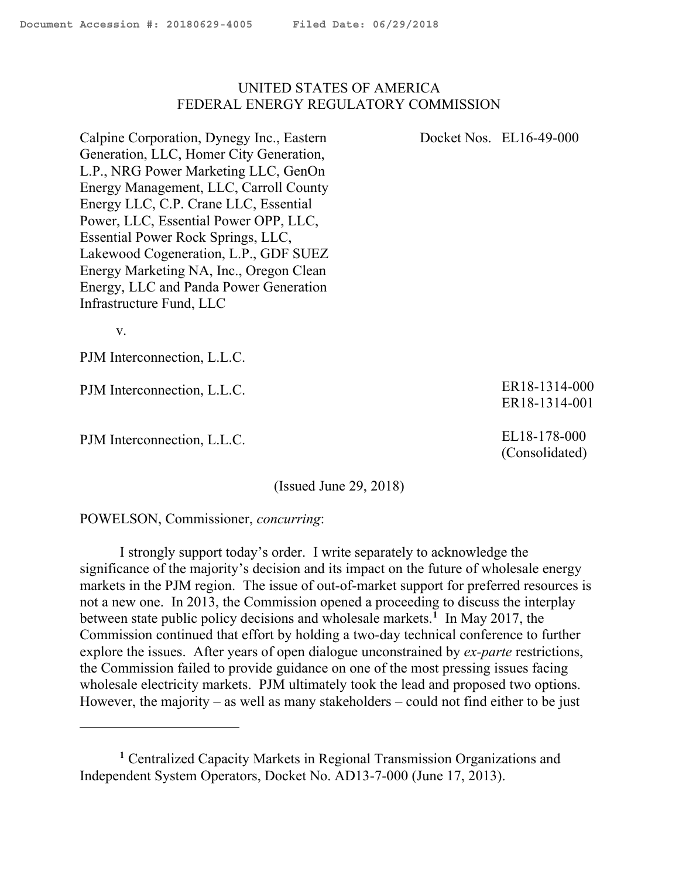UNITED STATES OF AMERICA
FEDERAL ENERGY REGULATORY COMMISSION

Calpine Corporation, Dynegy Inc., Eastern Generation, LLC, Homer City Generation, L.P., NRG Power Marketing LLC, GenOn Energy Management, LLC, Carroll County Energy LLC, C.P. Crane LLC, Essential Power, LLC, Essential Power OPP, LLC, Essential Power Rock Springs, LLC, Lakewood Cogeneration, L.P., GDF SUEZ Energy Marketing NA, Inc., Oregon Clean Energy, LLC and Panda Power Generation Infrastructure Fund, LLC

v.

PJM Interconnection, L.L.C. — Docket Nos. EL16-49-000

PJM Interconnection, L.L.C. — ER18-1314-000, ER18-1314-001

PJM Interconnection, L.L.C. — EL18-178-000 (Consolidated)

(Issued June 29, 2018)

POWELSON, Commissioner, *concurring*:

I strongly support today's order. I write separately to acknowledge the significance of the majority's decision and its impact on the future of wholesale energy markets in the PJM region. The issue of out-of-market support for preferred resources is not a new one. In 2013, the Commission opened a proceeding to discuss the interplay between state public policy decisions and wholesale markets.[1] In May 2017, the Commission continued that effort by holding a two-day technical conference to further explore the issues. After years of open dialogue unconstrained by *ex-parte* restrictions, the Commission failed to provide guidance on one of the most pressing issues facing wholesale electricity markets. PJM ultimately took the lead and proposed two options. However, the majority – as well as many stakeholders – could not find either to be just

---

[1] Centralized Capacity Markets in Regional Transmission Organizations and Independent System Operators, Docket No. AD13-7-000 (June 17, 2013).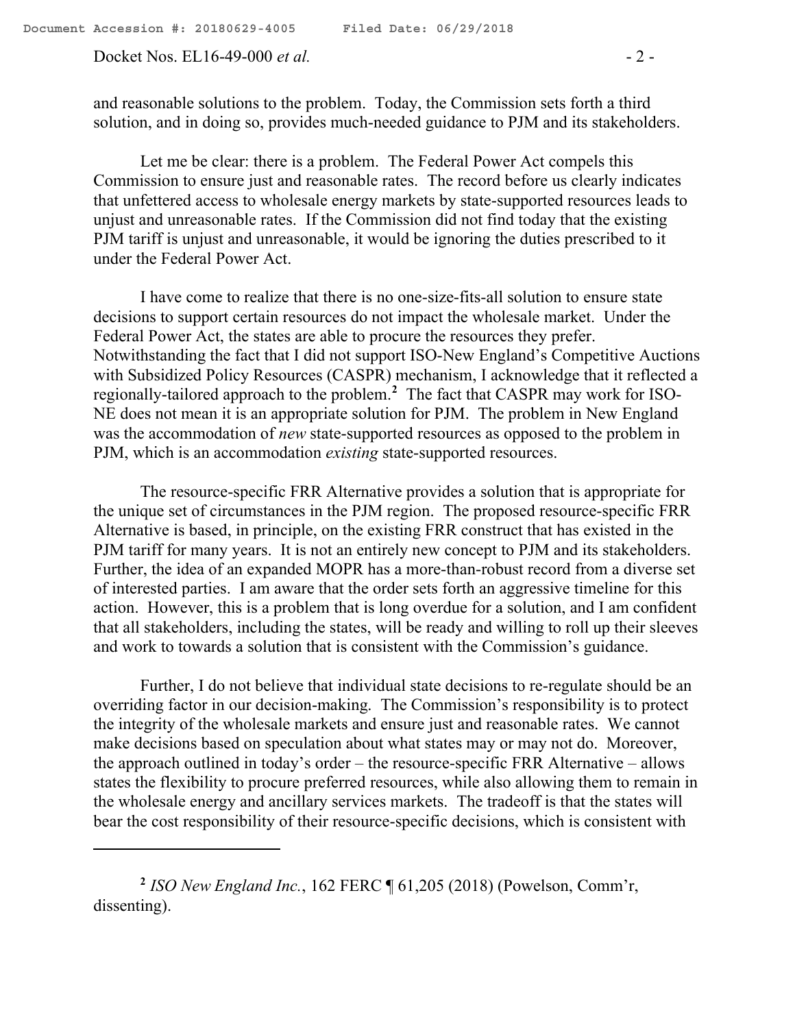and reasonable solutions to the problem. Today, the Commission sets forth a third solution, and in doing so, provides much-needed guidance to PJM and its stakeholders.

Let me be clear: there is a problem. The Federal Power Act compels this Commission to ensure just and reasonable rates. The record before us clearly indicates that unfettered access to wholesale energy markets by state-supported resources leads to unjust and unreasonable rates. If the Commission did not find today that the existing PJM tariff is unjust and unreasonable, it would be ignoring the duties prescribed to it under the Federal Power Act.

I have come to realize that there is no one-size-fits-all solution to ensure state decisions to support certain resources do not impact the wholesale market. Under the Federal Power Act, the states are able to procure the resources they prefer. Notwithstanding the fact that I did not support ISO-New England's Competitive Auctions with Subsidized Policy Resources (CASPR) mechanism, I acknowledge that it reflected a regionally-tailored approach to the problem.[2] The fact that CASPR may work for ISO-NE does not mean it is an appropriate solution for PJM. The problem in New England was the accommodation of *new* state-supported resources as opposed to the problem in PJM, which is an accommodation *existing* state-supported resources.

The resource-specific FRR Alternative provides a solution that is appropriate for the unique set of circumstances in the PJM region. The proposed resource-specific FRR Alternative is based, in principle, on the existing FRR construct that has existed in the PJM tariff for many years. It is not an entirely new concept to PJM and its stakeholders. Further, the idea of an expanded MOPR has a more-than-robust record from a diverse set of interested parties. I am aware that the order sets forth an aggressive timeline for this action. However, this is a problem that is long overdue for a solution, and I am confident that all stakeholders, including the states, will be ready and willing to roll up their sleeves and work to towards a solution that is consistent with the Commission's guidance.

Further, I do not believe that individual state decisions to re-regulate should be an overriding factor in our decision-making. The Commission's responsibility is to protect the integrity of the wholesale markets and ensure just and reasonable rates. We cannot make decisions based on speculation about what states may or may not do. Moreover, the approach outlined in today's order – the resource-specific FRR Alternative – allows states the flexibility to procure preferred resources, while also allowing them to remain in the wholesale energy and ancillary services markets. The tradeoff is that the states will bear the cost responsibility of their resource-specific decisions, which is consistent with

---

[2] *ISO New England Inc.*, 162 FERC ¶ 61,205 (2018) (Powelson, Comm'r, dissenting).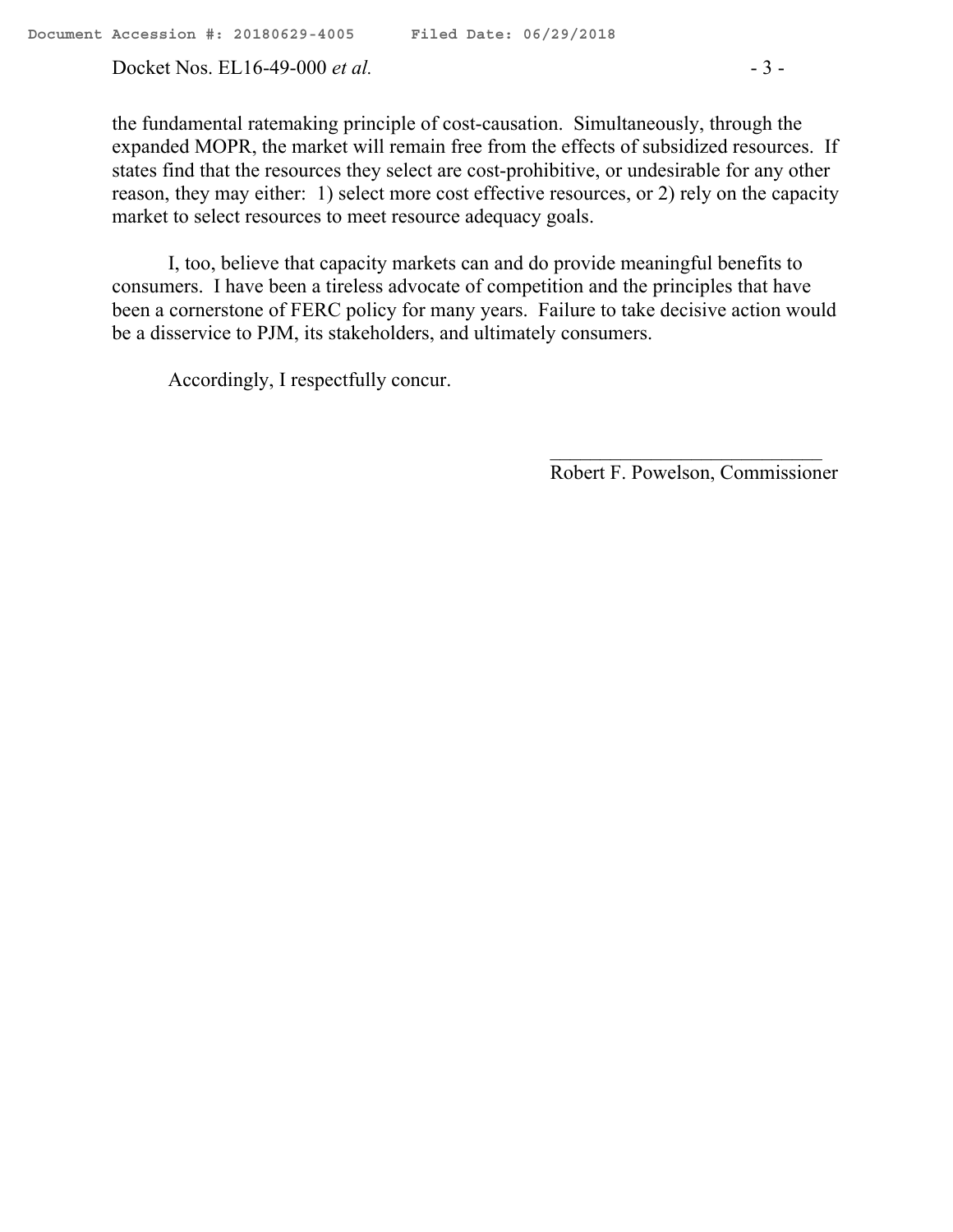the fundamental ratemaking principle of cost-causation. Simultaneously, through the expanded MOPR, the market will remain free from the effects of subsidized resources. If states find that the resources they select are cost-prohibitive, or undesirable for any other reason, they may either: 1) select more cost effective resources, or 2) rely on the capacity market to select resources to meet resource adequacy goals.

I, too, believe that capacity markets can and do provide meaningful benefits to consumers. I have been a tireless advocate of competition and the principles that have been a cornerstone of FERC policy for many years. Failure to take decisive action would be a disservice to PJM, its stakeholders, and ultimately consumers.

Accordingly, I respectfully concur.

\_\_\_\_\_\_\_\_\_\_\_\_\_\_\_\_\_\_\_\_\_\_\_\_\_\_\_\_

Robert F. Powelson, Commissioner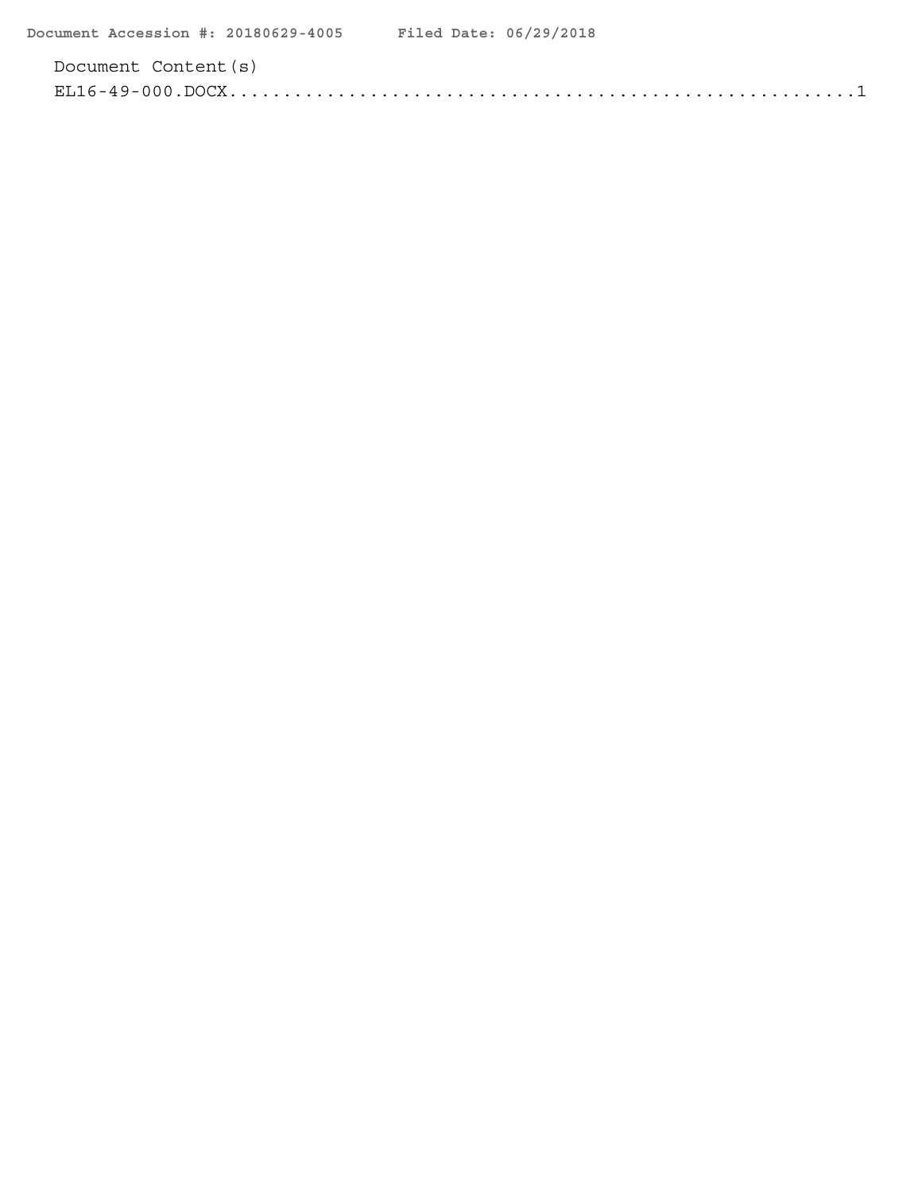Document Accession #: 20180629-4005 Filed Date: 06/29/2018

Document Content(s)

EL16-49-000.DOCX.....................................................1